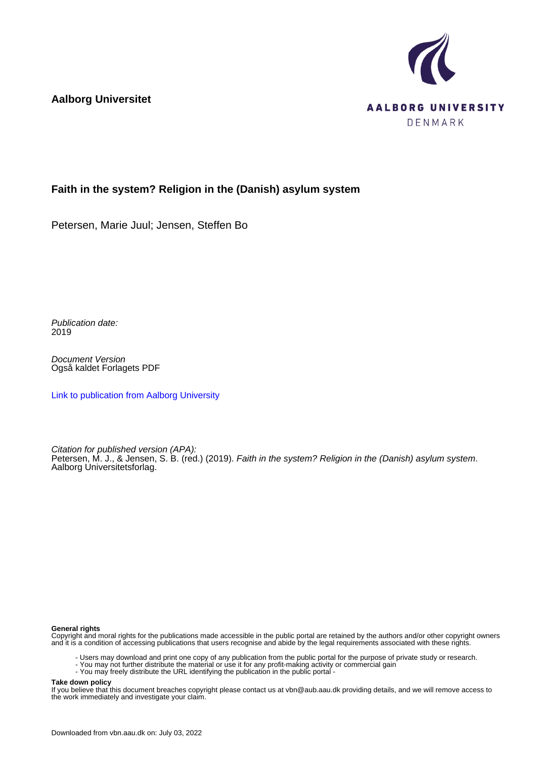**Aalborg Universitet**

AALBORG UNIVERSITY
DENMARK

## Faith in the system? Religion in the (Danish) asylum system

Petersen, Marie Juul; Jensen, Steffen Bo

*Publication date:*
2019

*Document Version*
Også kaldet Forlagets PDF

Link to publication from Aalborg University

*Citation for published version (APA):*
Petersen, M. J., & Jensen, S. B. (red.) (2019). *Faith in the system? Religion in the (Danish) asylum system*. Aalborg Universitetsforlag.

**General rights**
Copyright and moral rights for the publications made accessible in the public portal are retained by the authors and/or other copyright owners and it is a condition of accessing publications that users recognise and abide by the legal requirements associated with these rights.

- Users may download and print one copy of any publication from the public portal for the purpose of private study or research.
- You may not further distribute the material or use it for any profit-making activity or commercial gain
- You may freely distribute the URL identifying the publication in the public portal -

**Take down policy**
If you believe that this document breaches copyright please contact us at vbn@aub.aau.dk providing details, and we will remove access to the work immediately and investigate your claim.

Downloaded from vbn.aau.dk on: July 03, 2022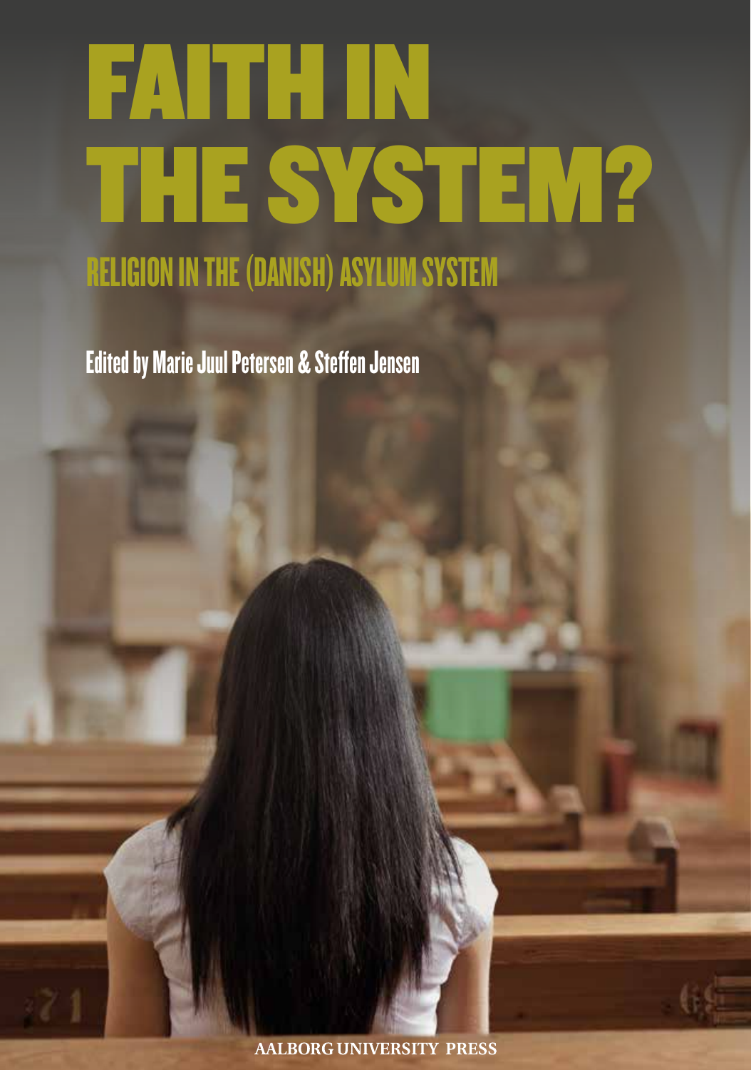# FAITH IN THE SYSTEM?

## RELIGION IN THE (DANISH) ASYLUM SYSTEM

**Edited by Marie Juul Petersen & Steffen Jensen**

AALBORG UNIVERSITY PRESS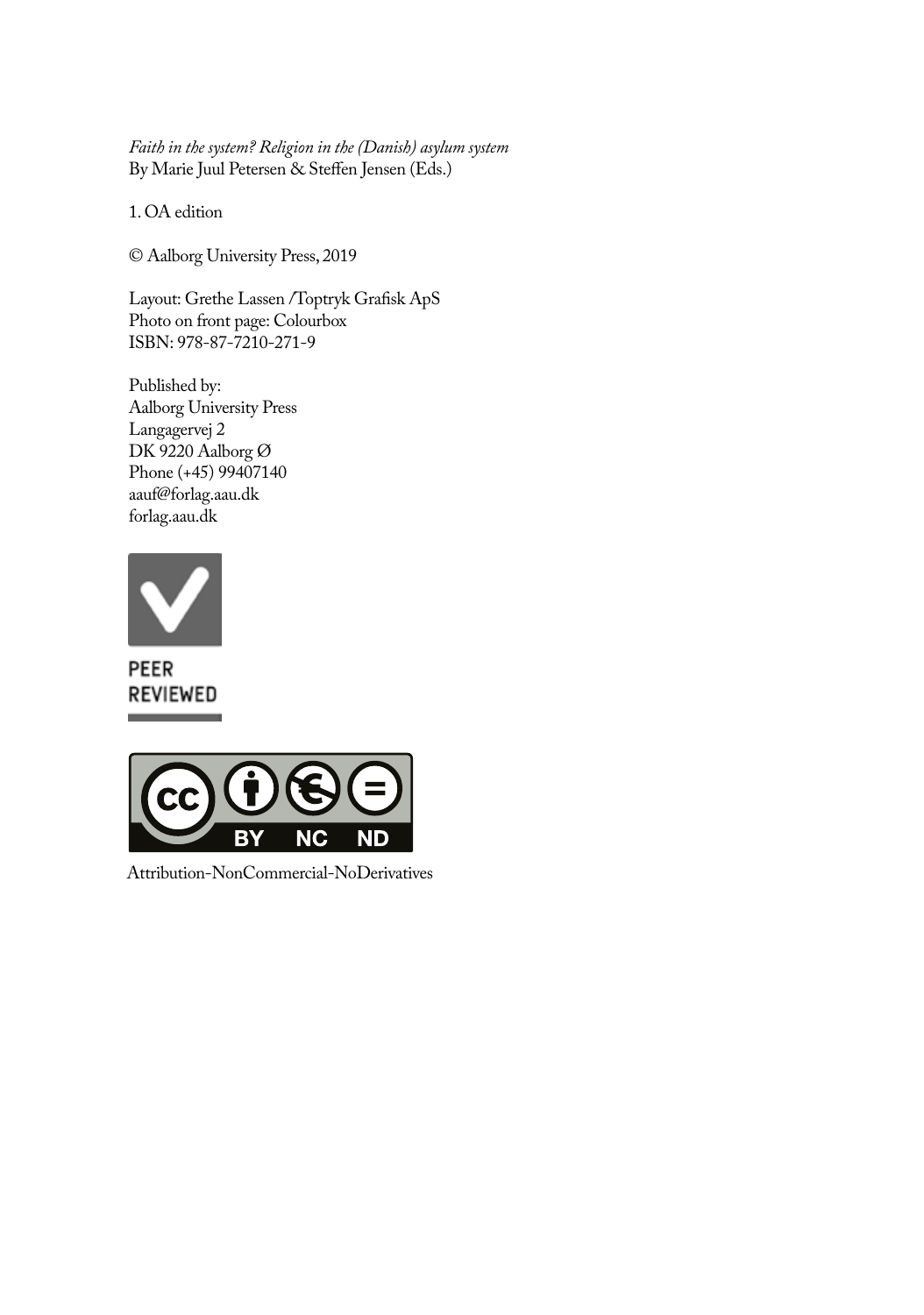*Faith in the system? Religion in the (Danish) asylum system*
By Marie Juul Petersen & Steffen Jensen (Eds.)

1. OA edition

© Aalborg University Press, 2019

Layout: Grethe Lassen /Toptryk Grafisk ApS
Photo on front page: Colourbox
ISBN: 978-87-7210-271-9

Published by:
Aalborg University Press
Langagervej 2
DK 9220 Aalborg Ø
Phone (+45) 99407140
aauf@forlag.aau.dk
forlag.aau.dk

PEER REVIEWED

Attribution-NonCommercial-NoDerivatives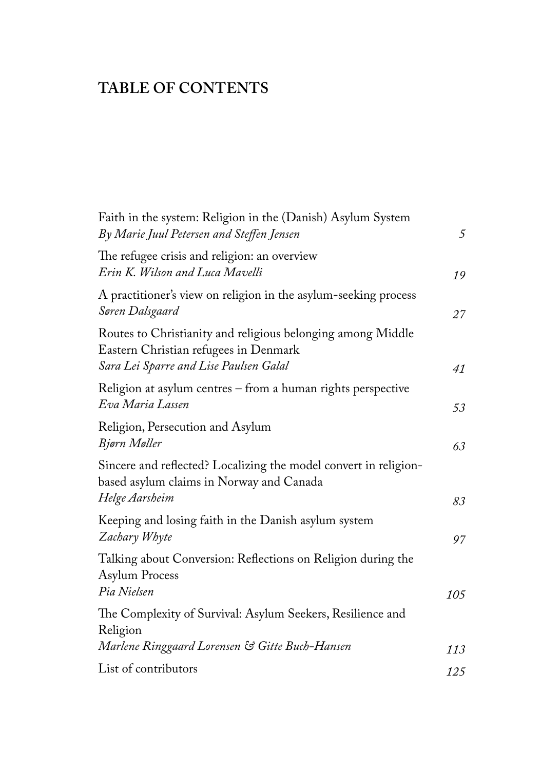# TABLE OF CONTENTS

Faith in the system: Religion in the (Danish) Asylum System
*By Marie Juul Petersen and Steffen Jensen* 5

The refugee crisis and religion: an overview
*Erin K. Wilson and Luca Mavelli* 19

A practitioner's view on religion in the asylum-seeking process
*Søren Dalsgaard* 27

Routes to Christianity and religious belonging among Middle Eastern Christian refugees in Denmark
*Sara Lei Sparre and Lise Paulsen Galal* 41

Religion at asylum centres – from a human rights perspective
*Eva Maria Lassen* 53

Religion, Persecution and Asylum
*Bjørn Møller* 63

Sincere and reflected? Localizing the model convert in religion-based asylum claims in Norway and Canada
*Helge Aarsheim* 83

Keeping and losing faith in the Danish asylum system
*Zachary Whyte* 97

Talking about Conversion: Reflections on Religion during the Asylum Process
*Pia Nielsen* 105

The Complexity of Survival: Asylum Seekers, Resilience and Religion
*Marlene Ringgaard Lorensen & Gitte Buch-Hansen* 113

List of contributors 125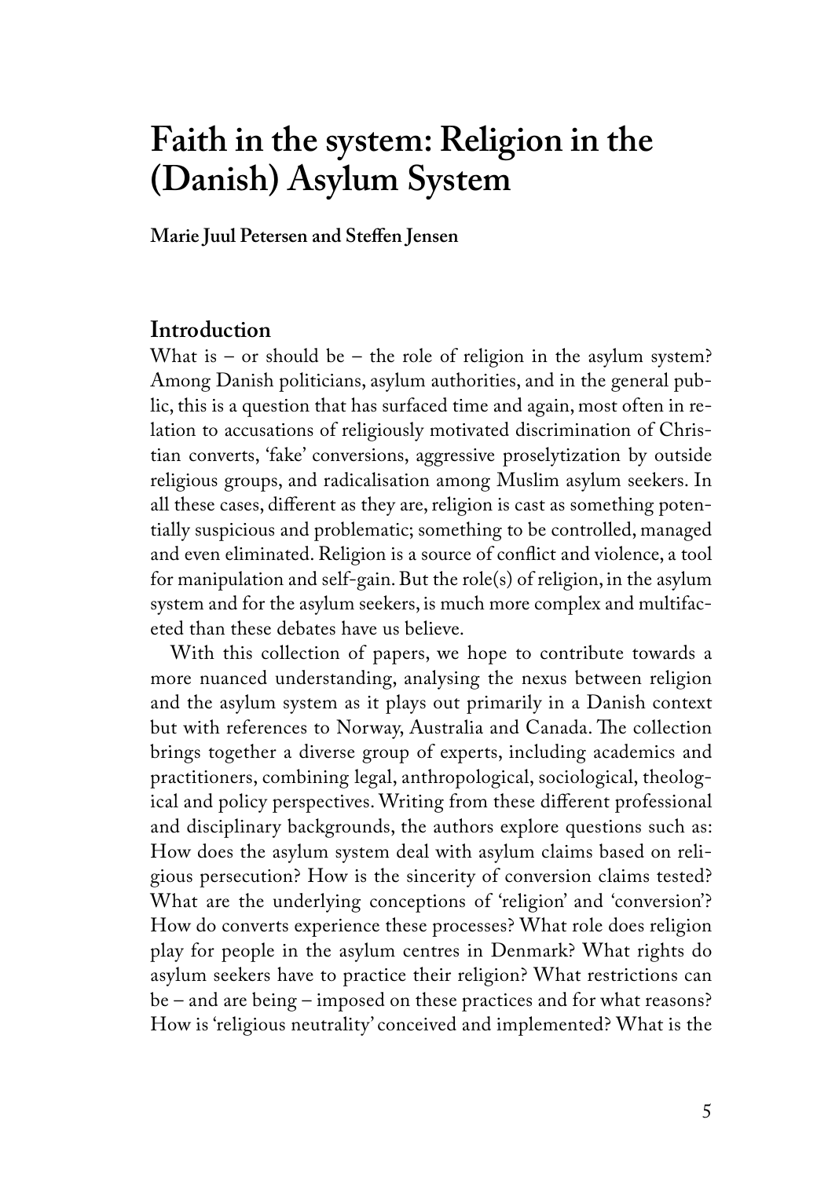# Faith in the system: Religion in the (Danish) Asylum System

**Marie Juul Petersen and Steffen Jensen**

## Introduction

What is – or should be – the role of religion in the asylum system? Among Danish politicians, asylum authorities, and in the general public, this is a question that has surfaced time and again, most often in relation to accusations of religiously motivated discrimination of Christian converts, 'fake' conversions, aggressive proselytization by outside religious groups, and radicalisation among Muslim asylum seekers. In all these cases, different as they are, religion is cast as something potentially suspicious and problematic; something to be controlled, managed and even eliminated. Religion is a source of conflict and violence, a tool for manipulation and self-gain. But the role(s) of religion, in the asylum system and for the asylum seekers, is much more complex and multifaceted than these debates have us believe.

With this collection of papers, we hope to contribute towards a more nuanced understanding, analysing the nexus between religion and the asylum system as it plays out primarily in a Danish context but with references to Norway, Australia and Canada. The collection brings together a diverse group of experts, including academics and practitioners, combining legal, anthropological, sociological, theological and policy perspectives. Writing from these different professional and disciplinary backgrounds, the authors explore questions such as: How does the asylum system deal with asylum claims based on religious persecution? How is the sincerity of conversion claims tested? What are the underlying conceptions of 'religion' and 'conversion'? How do converts experience these processes? What role does religion play for people in the asylum centres in Denmark? What rights do asylum seekers have to practice their religion? What restrictions can be – and are being – imposed on these practices and for what reasons? How is 'religious neutrality' conceived and implemented? What is the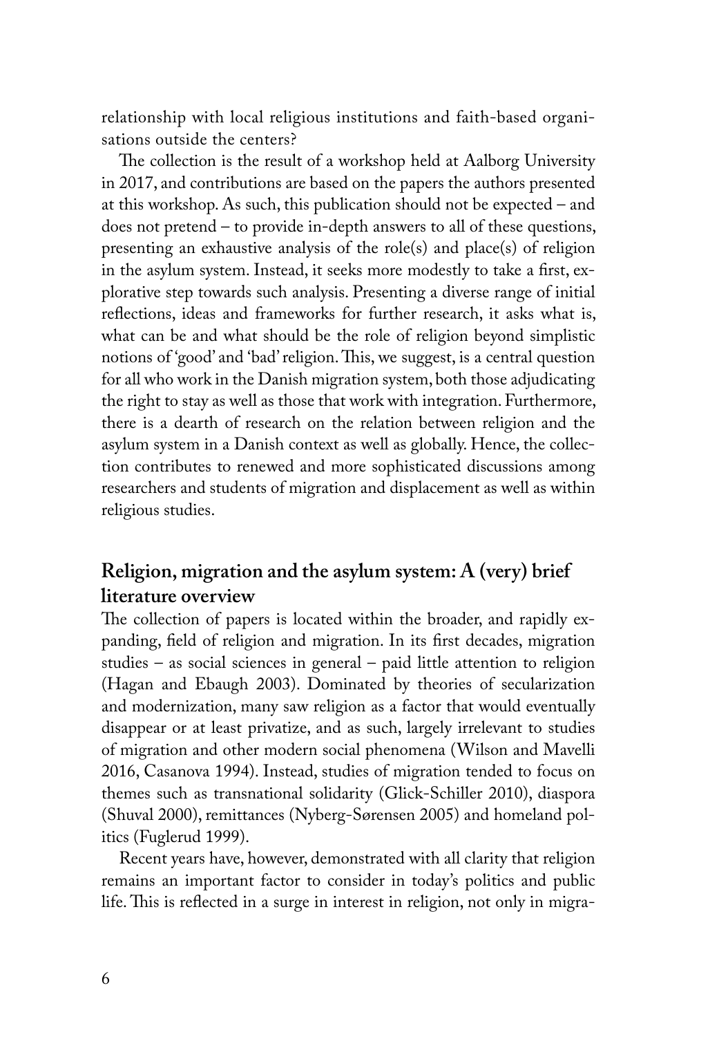relationship with local religious institutions and faith-based organisations outside the centers?

The collection is the result of a workshop held at Aalborg University in 2017, and contributions are based on the papers the authors presented at this workshop. As such, this publication should not be expected – and does not pretend – to provide in-depth answers to all of these questions, presenting an exhaustive analysis of the role(s) and place(s) of religion in the asylum system. Instead, it seeks more modestly to take a first, explorative step towards such analysis. Presenting a diverse range of initial reflections, ideas and frameworks for further research, it asks what is, what can be and what should be the role of religion beyond simplistic notions of 'good' and 'bad' religion. This, we suggest, is a central question for all who work in the Danish migration system, both those adjudicating the right to stay as well as those that work with integration. Furthermore, there is a dearth of research on the relation between religion and the asylum system in a Danish context as well as globally. Hence, the collection contributes to renewed and more sophisticated discussions among researchers and students of migration and displacement as well as within religious studies.

## Religion, migration and the asylum system: A (very) brief literature overview

The collection of papers is located within the broader, and rapidly expanding, field of religion and migration. In its first decades, migration studies – as social sciences in general – paid little attention to religion (Hagan and Ebaugh 2003). Dominated by theories of secularization and modernization, many saw religion as a factor that would eventually disappear or at least privatize, and as such, largely irrelevant to studies of migration and other modern social phenomena (Wilson and Mavelli 2016, Casanova 1994). Instead, studies of migration tended to focus on themes such as transnational solidarity (Glick-Schiller 2010), diaspora (Shuval 2000), remittances (Nyberg-Sørensen 2005) and homeland politics (Fuglerud 1999).

Recent years have, however, demonstrated with all clarity that religion remains an important factor to consider in today's politics and public life. This is reflected in a surge in interest in religion, not only in migra-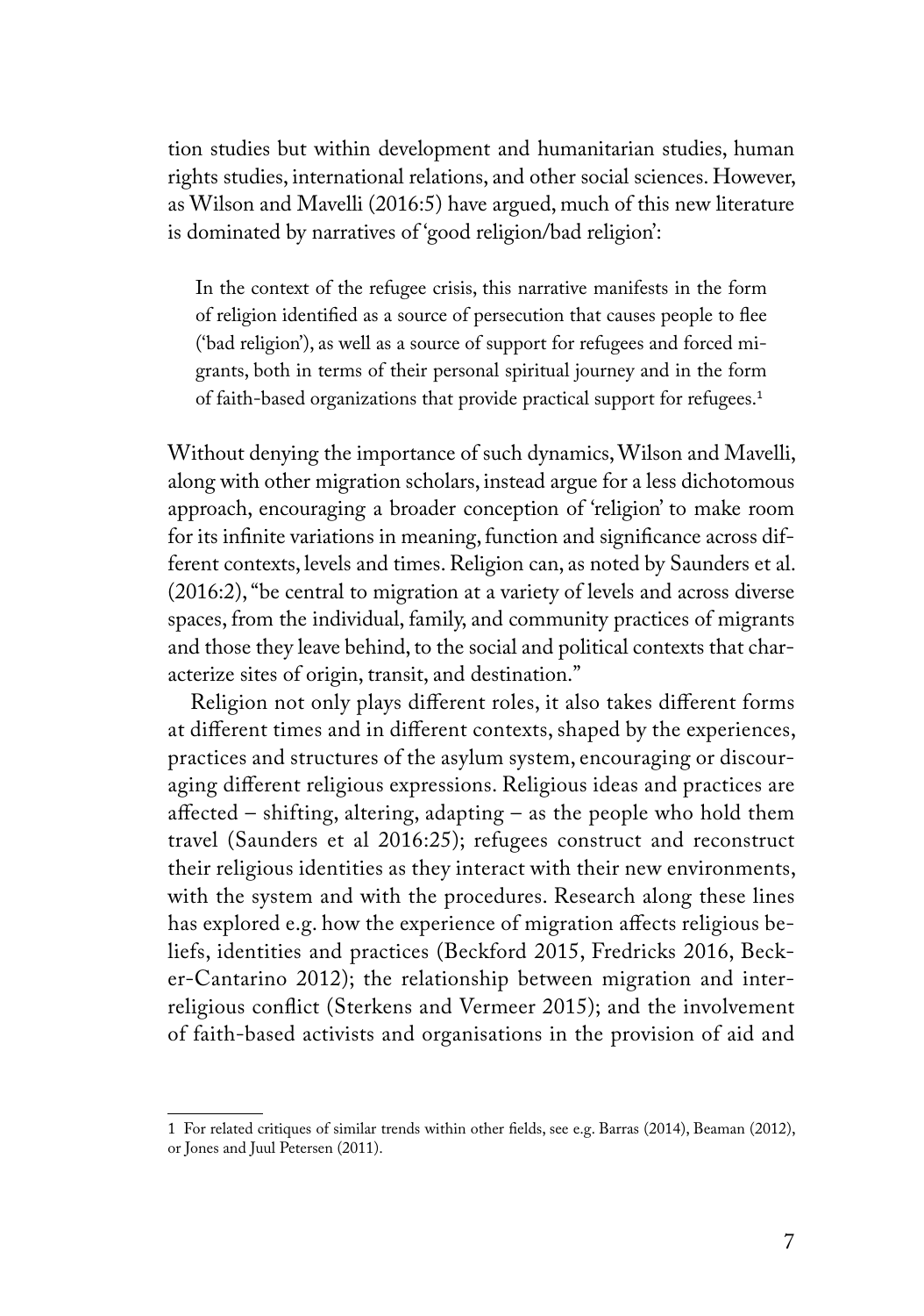tion studies but within development and humanitarian studies, human rights studies, international relations, and other social sciences. However, as Wilson and Mavelli (2016:5) have argued, much of this new literature is dominated by narratives of 'good religion/bad religion':

> In the context of the refugee crisis, this narrative manifests in the form of religion identified as a source of persecution that causes people to flee ('bad religion'), as well as a source of support for refugees and forced migrants, both in terms of their personal spiritual journey and in the form of faith-based organizations that provide practical support for refugees.[1]

Without denying the importance of such dynamics, Wilson and Mavelli, along with other migration scholars, instead argue for a less dichotomous approach, encouraging a broader conception of 'religion' to make room for its infinite variations in meaning, function and significance across different contexts, levels and times. Religion can, as noted by Saunders et al. (2016:2), "be central to migration at a variety of levels and across diverse spaces, from the individual, family, and community practices of migrants and those they leave behind, to the social and political contexts that characterize sites of origin, transit, and destination."

Religion not only plays different roles, it also takes different forms at different times and in different contexts, shaped by the experiences, practices and structures of the asylum system, encouraging or discouraging different religious expressions. Religious ideas and practices are affected – shifting, altering, adapting – as the people who hold them travel (Saunders et al 2016:25); refugees construct and reconstruct their religious identities as they interact with their new environments, with the system and with the procedures. Research along these lines has explored e.g. how the experience of migration affects religious beliefs, identities and practices (Beckford 2015, Fredricks 2016, Becker-Cantarino 2012); the relationship between migration and interreligious conflict (Sterkens and Vermeer 2015); and the involvement of faith-based activists and organisations in the provision of aid and

---

1 For related critiques of similar trends within other fields, see e.g. Barras (2014), Beaman (2012), or Jones and Juul Petersen (2011).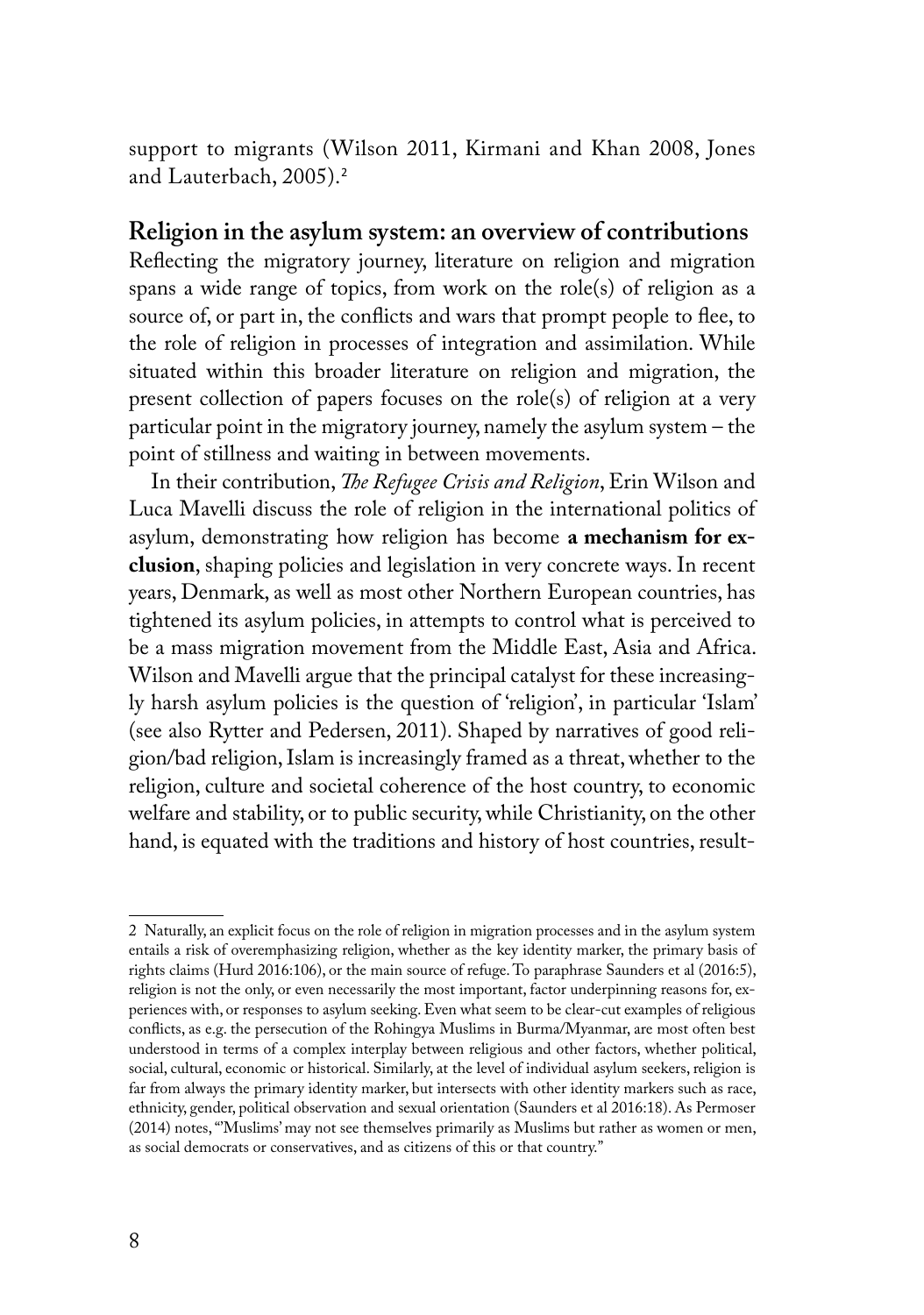support to migrants (Wilson 2011, Kirmani and Khan 2008, Jones and Lauterbach, 2005).[2]

## Religion in the asylum system: an overview of contributions

Reflecting the migratory journey, literature on religion and migration spans a wide range of topics, from work on the role(s) of religion as a source of, or part in, the conflicts and wars that prompt people to flee, to the role of religion in processes of integration and assimilation. While situated within this broader literature on religion and migration, the present collection of papers focuses on the role(s) of religion at a very particular point in the migratory journey, namely the asylum system – the point of stillness and waiting in between movements.

In their contribution, *The Refugee Crisis and Religion*, Erin Wilson and Luca Mavelli discuss the role of religion in the international politics of asylum, demonstrating how religion has become **a mechanism for exclusion**, shaping policies and legislation in very concrete ways. In recent years, Denmark, as well as most other Northern European countries, has tightened its asylum policies, in attempts to control what is perceived to be a mass migration movement from the Middle East, Asia and Africa. Wilson and Mavelli argue that the principal catalyst for these increasingly harsh asylum policies is the question of 'religion', in particular 'Islam' (see also Rytter and Pedersen, 2011). Shaped by narratives of good religion/bad religion, Islam is increasingly framed as a threat, whether to the religion, culture and societal coherence of the host country, to economic welfare and stability, or to public security, while Christianity, on the other hand, is equated with the traditions and history of host countries, result-

---

2 Naturally, an explicit focus on the role of religion in migration processes and in the asylum system entails a risk of overemphasizing religion, whether as the key identity marker, the primary basis of rights claims (Hurd 2016:106), or the main source of refuge. To paraphrase Saunders et al (2016:5), religion is not the only, or even necessarily the most important, factor underpinning reasons for, experiences with, or responses to asylum seeking. Even what seem to be clear-cut examples of religious conflicts, as e.g. the persecution of the Rohingya Muslims in Burma/Myanmar, are most often best understood in terms of a complex interplay between religious and other factors, whether political, social, cultural, economic or historical. Similarly, at the level of individual asylum seekers, religion is far from always the primary identity marker, but intersects with other identity markers such as race, ethnicity, gender, political observation and sexual orientation (Saunders et al 2016:18). As Permoser (2014) notes, "'Muslims' may not see themselves primarily as Muslims but rather as women or men, as social democrats or conservatives, and as citizens of this or that country."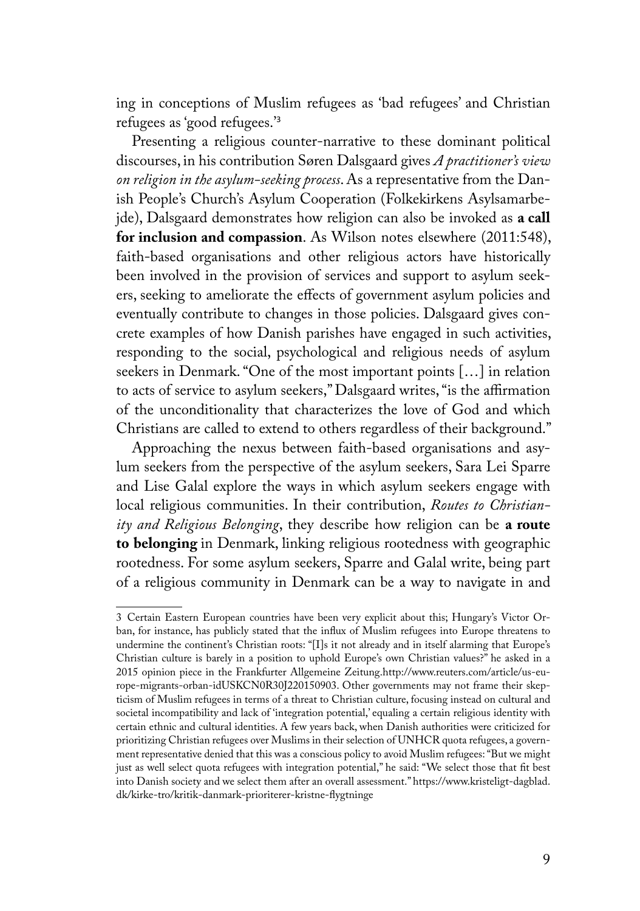ing in conceptions of Muslim refugees as 'bad refugees' and Christian refugees as 'good refugees.'[3]

Presenting a religious counter-narrative to these dominant political discourses, in his contribution Søren Dalsgaard gives *A practitioner's view on religion in the asylum-seeking process*. As a representative from the Danish People's Church's Asylum Cooperation (Folkekirkens Asylsamarbejde), Dalsgaard demonstrates how religion can also be invoked as **a call for inclusion and compassion**. As Wilson notes elsewhere (2011:548), faith-based organisations and other religious actors have historically been involved in the provision of services and support to asylum seekers, seeking to ameliorate the effects of government asylum policies and eventually contribute to changes in those policies. Dalsgaard gives concrete examples of how Danish parishes have engaged in such activities, responding to the social, psychological and religious needs of asylum seekers in Denmark. "One of the most important points […] in relation to acts of service to asylum seekers," Dalsgaard writes, "is the affirmation of the unconditionality that characterizes the love of God and which Christians are called to extend to others regardless of their background."

Approaching the nexus between faith-based organisations and asylum seekers from the perspective of the asylum seekers, Sara Lei Sparre and Lise Galal explore the ways in which asylum seekers engage with local religious communities. In their contribution, *Routes to Christianity and Religious Belonging*, they describe how religion can be **a route to belonging** in Denmark, linking religious rootedness with geographic rootedness. For some asylum seekers, Sparre and Galal write, being part of a religious community in Denmark can be a way to navigate in and

---

3 Certain Eastern European countries have been very explicit about this; Hungary's Victor Orban, for instance, has publicly stated that the influx of Muslim refugees into Europe threatens to undermine the continent's Christian roots: "[I]s it not already and in itself alarming that Europe's Christian culture is barely in a position to uphold Europe's own Christian values?" he asked in a 2015 opinion piece in the Frankfurter Allgemeine Zeitung.http://www.reuters.com/article/us-europe-migrants-orban-idUSKCN0R30J220150903. Other governments may not frame their skepticism of Muslim refugees in terms of a threat to Christian culture, focusing instead on cultural and societal incompatibility and lack of 'integration potential,' equaling a certain religious identity with certain ethnic and cultural identities. A few years back, when Danish authorities were criticized for prioritizing Christian refugees over Muslims in their selection of UNHCR quota refugees, a government representative denied that this was a conscious policy to avoid Muslim refugees: "But we might just as well select quota refugees with integration potential," he said: "We select those that fit best into Danish society and we select them after an overall assessment." https://www.kristeligt-dagblad.dk/kirke-tro/kritik-danmark-prioriterer-kristne-flygtninge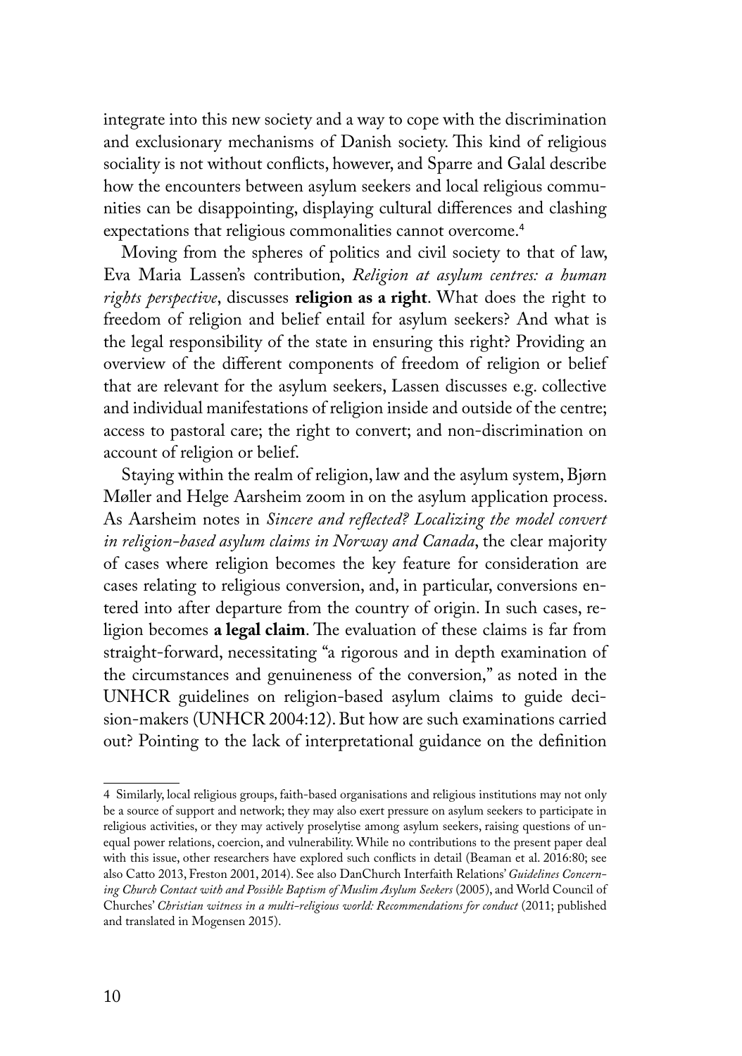integrate into this new society and a way to cope with the discrimination and exclusionary mechanisms of Danish society. This kind of religious sociality is not without conflicts, however, and Sparre and Galal describe how the encounters between asylum seekers and local religious communities can be disappointing, displaying cultural differences and clashing expectations that religious commonalities cannot overcome.[4]

Moving from the spheres of politics and civil society to that of law, Eva Maria Lassen's contribution, *Religion at asylum centres: a human rights perspective*, discusses **religion as a right**. What does the right to freedom of religion and belief entail for asylum seekers? And what is the legal responsibility of the state in ensuring this right? Providing an overview of the different components of freedom of religion or belief that are relevant for the asylum seekers, Lassen discusses e.g. collective and individual manifestations of religion inside and outside of the centre; access to pastoral care; the right to convert; and non-discrimination on account of religion or belief.

Staying within the realm of religion, law and the asylum system, Bjørn Møller and Helge Aarsheim zoom in on the asylum application process. As Aarsheim notes in *Sincere and reflected? Localizing the model convert in religion-based asylum claims in Norway and Canada*, the clear majority of cases where religion becomes the key feature for consideration are cases relating to religious conversion, and, in particular, conversions entered into after departure from the country of origin. In such cases, religion becomes **a legal claim**. The evaluation of these claims is far from straight-forward, necessitating "a rigorous and in depth examination of the circumstances and genuineness of the conversion," as noted in the UNHCR guidelines on religion-based asylum claims to guide decision-makers (UNHCR 2004:12). But how are such examinations carried out? Pointing to the lack of interpretational guidance on the definition

---

4 Similarly, local religious groups, faith-based organisations and religious institutions may not only be a source of support and network; they may also exert pressure on asylum seekers to participate in religious activities, or they may actively proselytise among asylum seekers, raising questions of unequal power relations, coercion, and vulnerability. While no contributions to the present paper deal with this issue, other researchers have explored such conflicts in detail (Beaman et al. 2016:80; see also Catto 2013, Freston 2001, 2014). See also DanChurch Interfaith Relations' *Guidelines Concerning Church Contact with and Possible Baptism of Muslim Asylum Seekers* (2005), and World Council of Churches' *Christian witness in a multi-religious world: Recommendations for conduct* (2011; published and translated in Mogensen 2015).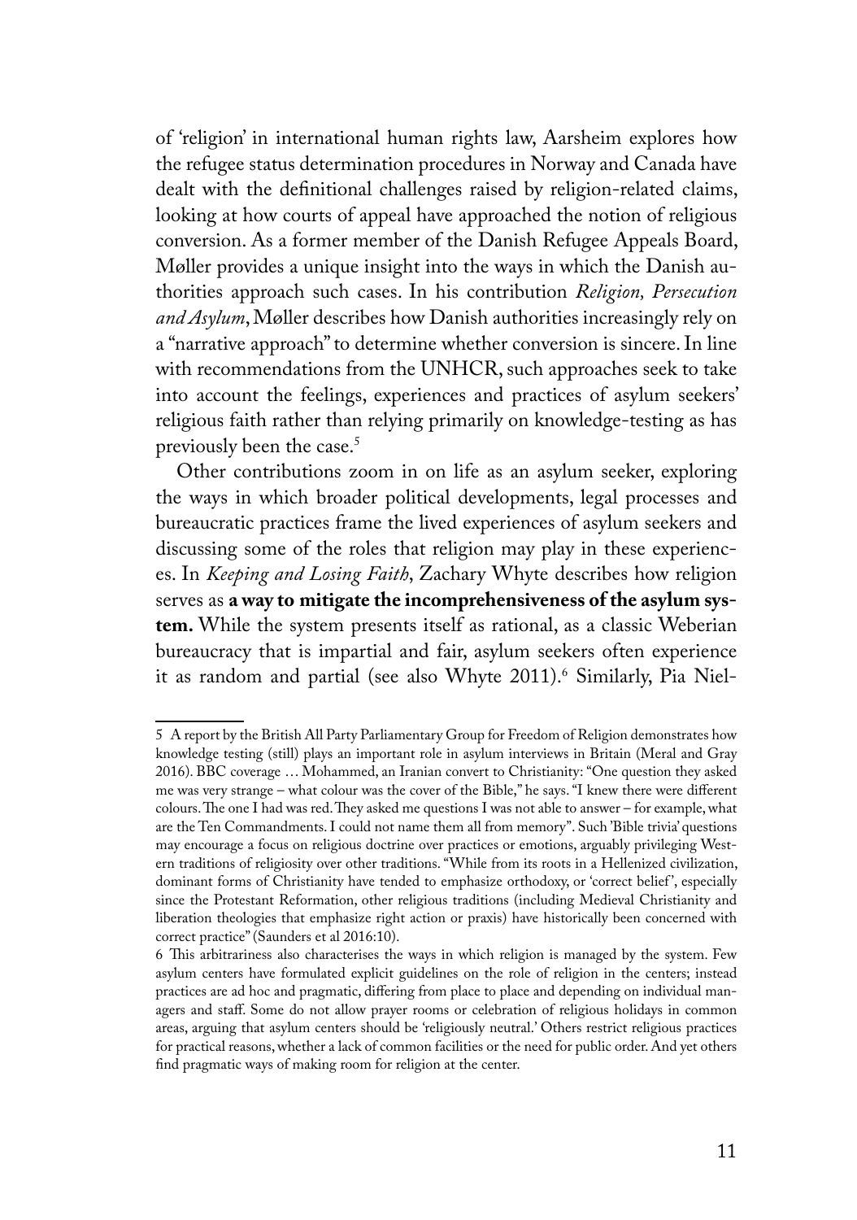of 'religion' in international human rights law, Aarsheim explores how the refugee status determination procedures in Norway and Canada have dealt with the definitional challenges raised by religion-related claims, looking at how courts of appeal have approached the notion of religious conversion. As a former member of the Danish Refugee Appeals Board, Møller provides a unique insight into the ways in which the Danish authorities approach such cases. In his contribution *Religion, Persecution and Asylum*, Møller describes how Danish authorities increasingly rely on a "narrative approach" to determine whether conversion is sincere. In line with recommendations from the UNHCR, such approaches seek to take into account the feelings, experiences and practices of asylum seekers' religious faith rather than relying primarily on knowledge-testing as has previously been the case.[5]

Other contributions zoom in on life as an asylum seeker, exploring the ways in which broader political developments, legal processes and bureaucratic practices frame the lived experiences of asylum seekers and discussing some of the roles that religion may play in these experiences. In *Keeping and Losing Faith*, Zachary Whyte describes how religion serves as **a way to mitigate the incomprehensiveness of the asylum system.** While the system presents itself as rational, as a classic Weberian bureaucracy that is impartial and fair, asylum seekers often experience it as random and partial (see also Whyte 2011).[6] Similarly, Pia Niel-

---

5 A report by the British All Party Parliamentary Group for Freedom of Religion demonstrates how knowledge testing (still) plays an important role in asylum interviews in Britain (Meral and Gray 2016). BBC coverage … Mohammed, an Iranian convert to Christianity: "One question they asked me was very strange – what colour was the cover of the Bible," he says. "I knew there were different colours. The one I had was red. They asked me questions I was not able to answer – for example, what are the Ten Commandments. I could not name them all from memory". Such 'Bible trivia' questions may encourage a focus on religious doctrine over practices or emotions, arguably privileging Western traditions of religiosity over other traditions. "While from its roots in a Hellenized civilization, dominant forms of Christianity have tended to emphasize orthodoxy, or 'correct belief', especially since the Protestant Reformation, other religious traditions (including Medieval Christianity and liberation theologies that emphasize right action or praxis) have historically been concerned with correct practice" (Saunders et al 2016:10).

6 This arbitrariness also characterises the ways in which religion is managed by the system. Few asylum centers have formulated explicit guidelines on the role of religion in the centers; instead practices are ad hoc and pragmatic, differing from place to place and depending on individual managers and staff. Some do not allow prayer rooms or celebration of religious holidays in common areas, arguing that asylum centers should be 'religiously neutral.' Others restrict religious practices for practical reasons, whether a lack of common facilities or the need for public order. And yet others find pragmatic ways of making room for religion at the center.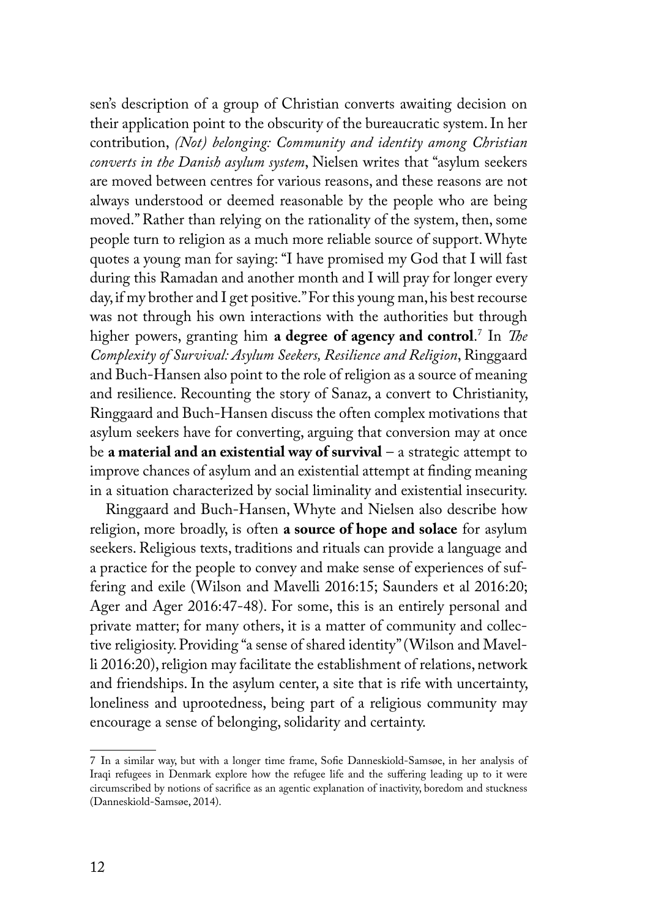sen's description of a group of Christian converts awaiting decision on their application point to the obscurity of the bureaucratic system. In her contribution, *(Not) belonging: Community and identity among Christian converts in the Danish asylum system*, Nielsen writes that "asylum seekers are moved between centres for various reasons, and these reasons are not always understood or deemed reasonable by the people who are being moved." Rather than relying on the rationality of the system, then, some people turn to religion as a much more reliable source of support. Whyte quotes a young man for saying: "I have promised my God that I will fast during this Ramadan and another month and I will pray for longer every day, if my brother and I get positive." For this young man, his best recourse was not through his own interactions with the authorities but through higher powers, granting him **a degree of agency and control**.[7] In *The Complexity of Survival: Asylum Seekers, Resilience and Religion*, Ringgaard and Buch-Hansen also point to the role of religion as a source of meaning and resilience. Recounting the story of Sanaz, a convert to Christianity, Ringgaard and Buch-Hansen discuss the often complex motivations that asylum seekers have for converting, arguing that conversion may at once be **a material and an existential way of survival** – a strategic attempt to improve chances of asylum and an existential attempt at finding meaning in a situation characterized by social liminality and existential insecurity.

Ringgaard and Buch-Hansen, Whyte and Nielsen also describe how religion, more broadly, is often **a source of hope and solace** for asylum seekers. Religious texts, traditions and rituals can provide a language and a practice for the people to convey and make sense of experiences of suffering and exile (Wilson and Mavelli 2016:15; Saunders et al 2016:20; Ager and Ager 2016:47-48). For some, this is an entirely personal and private matter; for many others, it is a matter of community and collective religiosity. Providing "a sense of shared identity" (Wilson and Mavelli 2016:20), religion may facilitate the establishment of relations, network and friendships. In the asylum center, a site that is rife with uncertainty, loneliness and uprootedness, being part of a religious community may encourage a sense of belonging, solidarity and certainty.

---

7 In a similar way, but with a longer time frame, Sofie Danneskiold-Samsøe, in her analysis of Iraqi refugees in Denmark explore how the refugee life and the suffering leading up to it were circumscribed by notions of sacrifice as an agentic explanation of inactivity, boredom and stuckness (Danneskiold-Samsøe, 2014).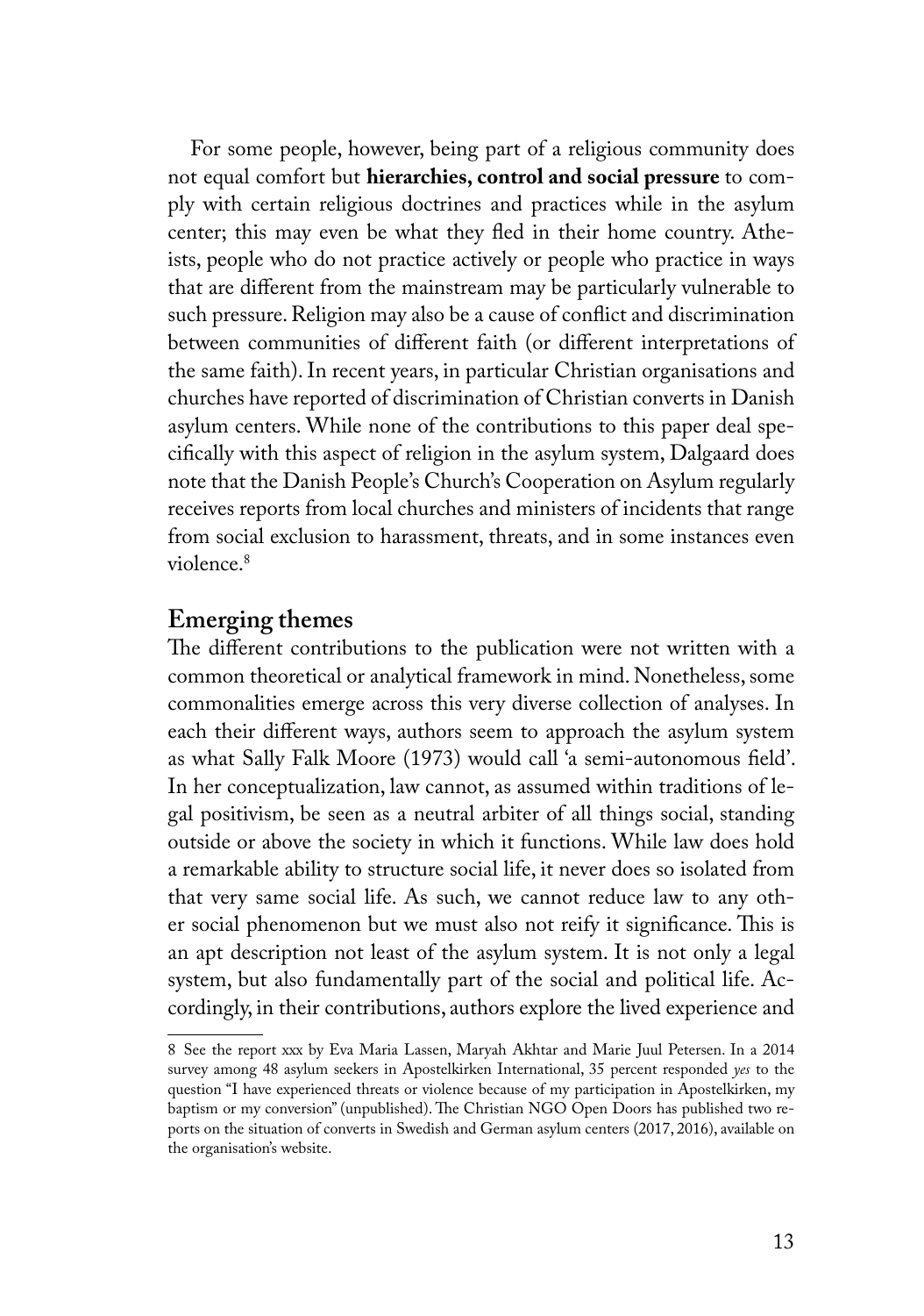For some people, however, being part of a religious community does not equal comfort but **hierarchies, control and social pressure** to comply with certain religious doctrines and practices while in the asylum center; this may even be what they fled in their home country. Atheists, people who do not practice actively or people who practice in ways that are different from the mainstream may be particularly vulnerable to such pressure. Religion may also be a cause of conflict and discrimination between communities of different faith (or different interpretations of the same faith). In recent years, in particular Christian organisations and churches have reported of discrimination of Christian converts in Danish asylum centers. While none of the contributions to this paper deal specifically with this aspect of religion in the asylum system, Dalgaard does note that the Danish People's Church's Cooperation on Asylum regularly receives reports from local churches and ministers of incidents that range from social exclusion to harassment, threats, and in some instances even violence.[8]

## Emerging themes

The different contributions to the publication were not written with a common theoretical or analytical framework in mind. Nonetheless, some commonalities emerge across this very diverse collection of analyses. In each their different ways, authors seem to approach the asylum system as what Sally Falk Moore (1973) would call 'a semi-autonomous field'. In her conceptualization, law cannot, as assumed within traditions of legal positivism, be seen as a neutral arbiter of all things social, standing outside or above the society in which it functions. While law does hold a remarkable ability to structure social life, it never does so isolated from that very same social life. As such, we cannot reduce law to any other social phenomenon but we must also not reify it significance. This is an apt description not least of the asylum system. It is not only a legal system, but also fundamentally part of the social and political life. Accordingly, in their contributions, authors explore the lived experience and

---

8 See the report xxx by Eva Maria Lassen, Maryah Akhtar and Marie Juul Petersen. In a 2014 survey among 48 asylum seekers in Apostelkirken International, 35 percent responded *yes* to the question "I have experienced threats or violence because of my participation in Apostelkirken, my baptism or my conversion" (unpublished). The Christian NGO Open Doors has published two reports on the situation of converts in Swedish and German asylum centers (2017, 2016), available on the organisation's website.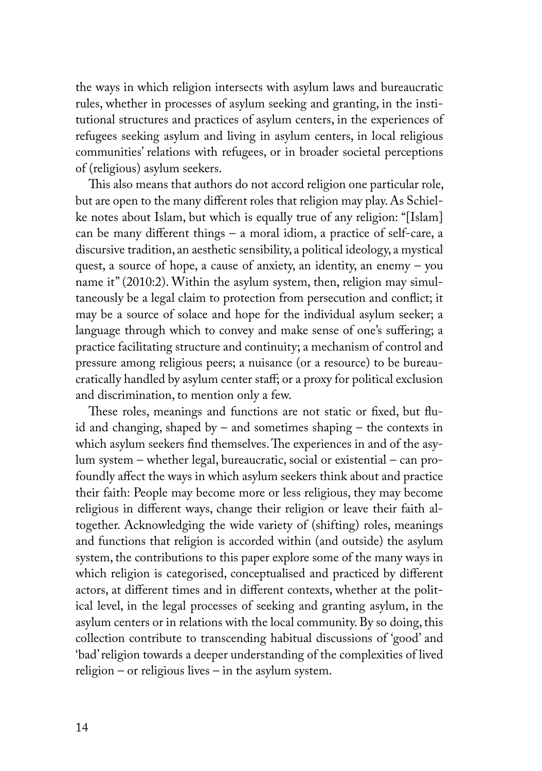the ways in which religion intersects with asylum laws and bureaucratic rules, whether in processes of asylum seeking and granting, in the institutional structures and practices of asylum centers, in the experiences of refugees seeking asylum and living in asylum centers, in local religious communities' relations with refugees, or in broader societal perceptions of (religious) asylum seekers.

This also means that authors do not accord religion one particular role, but are open to the many different roles that religion may play. As Schielke notes about Islam, but which is equally true of any religion: "[Islam] can be many different things – a moral idiom, a practice of self-care, a discursive tradition, an aesthetic sensibility, a political ideology, a mystical quest, a source of hope, a cause of anxiety, an identity, an enemy – you name it" (2010:2). Within the asylum system, then, religion may simultaneously be a legal claim to protection from persecution and conflict; it may be a source of solace and hope for the individual asylum seeker; a language through which to convey and make sense of one's suffering; a practice facilitating structure and continuity; a mechanism of control and pressure among religious peers; a nuisance (or a resource) to be bureaucratically handled by asylum center staff; or a proxy for political exclusion and discrimination, to mention only a few.

These roles, meanings and functions are not static or fixed, but fluid and changing, shaped by – and sometimes shaping – the contexts in which asylum seekers find themselves. The experiences in and of the asylum system – whether legal, bureaucratic, social or existential – can profoundly affect the ways in which asylum seekers think about and practice their faith: People may become more or less religious, they may become religious in different ways, change their religion or leave their faith altogether. Acknowledging the wide variety of (shifting) roles, meanings and functions that religion is accorded within (and outside) the asylum system, the contributions to this paper explore some of the many ways in which religion is categorised, conceptualised and practiced by different actors, at different times and in different contexts, whether at the political level, in the legal processes of seeking and granting asylum, in the asylum centers or in relations with the local community. By so doing, this collection contribute to transcending habitual discussions of 'good' and 'bad' religion towards a deeper understanding of the complexities of lived religion – or religious lives – in the asylum system.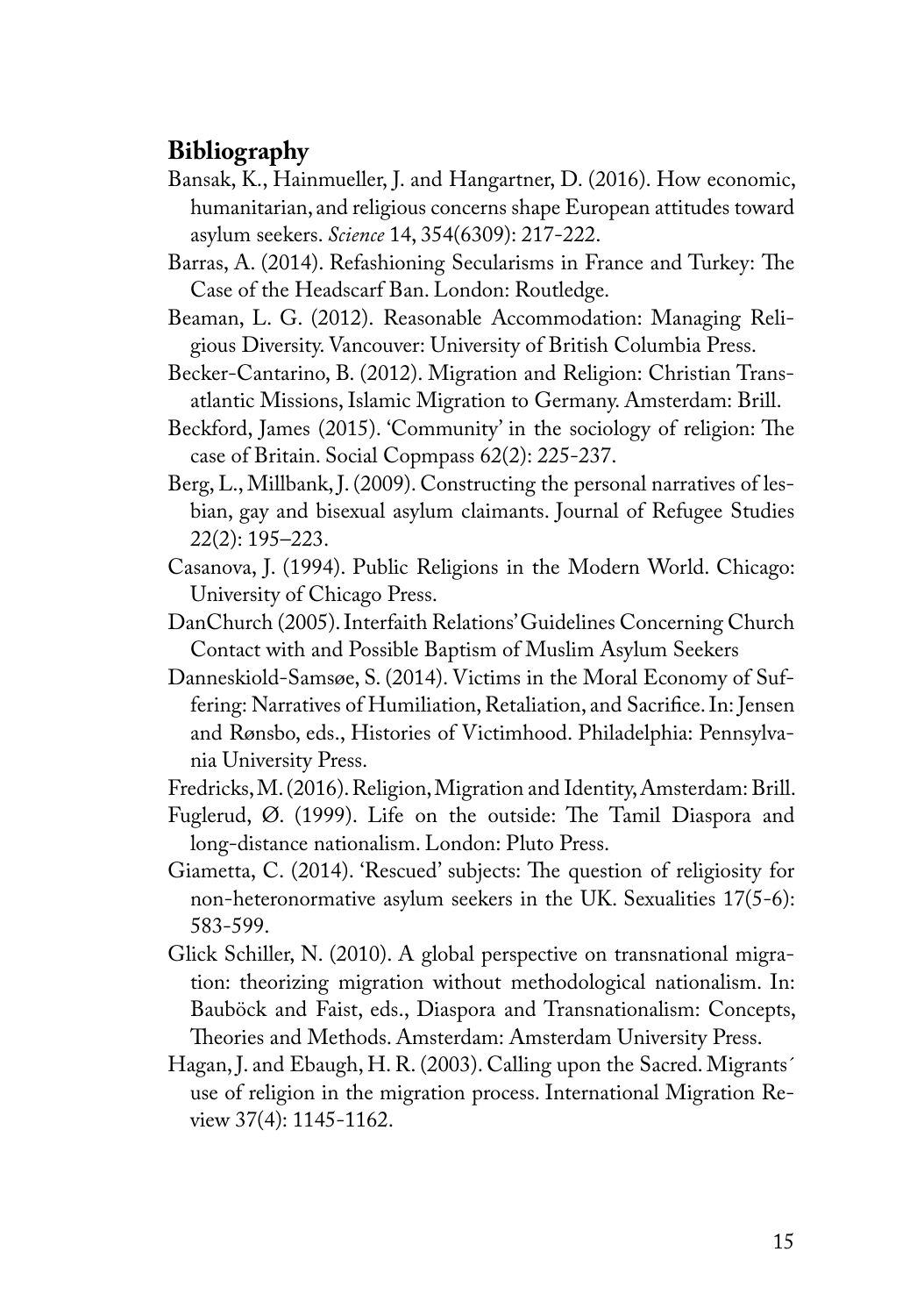## Bibliography

Bansak, K., Hainmueller, J. and Hangartner, D. (2016). How economic, humanitarian, and religious concerns shape European attitudes toward asylum seekers. *Science* 14, 354(6309): 217-222.

Barras, A. (2014). Refashioning Secularisms in France and Turkey: The Case of the Headscarf Ban. London: Routledge.

Beaman, L. G. (2012). Reasonable Accommodation: Managing Religious Diversity. Vancouver: University of British Columbia Press.

Becker-Cantarino, B. (2012). Migration and Religion: Christian Transatlantic Missions, Islamic Migration to Germany. Amsterdam: Brill.

Beckford, James (2015). 'Community' in the sociology of religion: The case of Britain. Social Copmpass 62(2): 225-237.

Berg, L., Millbank, J. (2009). Constructing the personal narratives of lesbian, gay and bisexual asylum claimants. Journal of Refugee Studies 22(2): 195–223.

Casanova, J. (1994). Public Religions in the Modern World. Chicago: University of Chicago Press.

DanChurch (2005). Interfaith Relations' Guidelines Concerning Church Contact with and Possible Baptism of Muslim Asylum Seekers

Danneskiold-Samsøe, S. (2014). Victims in the Moral Economy of Suffering: Narratives of Humiliation, Retaliation, and Sacrifice. In: Jensen and Rønsbo, eds., Histories of Victimhood. Philadelphia: Pennsylvania University Press.

Fredricks, M. (2016). Religion, Migration and Identity, Amsterdam: Brill.

Fuglerud, Ø. (1999). Life on the outside: The Tamil Diaspora and long-distance nationalism. London: Pluto Press.

Giametta, C. (2014). 'Rescued' subjects: The question of religiosity for non-heteronormative asylum seekers in the UK. Sexualities 17(5-6): 583-599.

Glick Schiller, N. (2010). A global perspective on transnational migration: theorizing migration without methodological nationalism. In: Bauböck and Faist, eds., Diaspora and Transnationalism: Concepts, Theories and Methods. Amsterdam: Amsterdam University Press.

Hagan, J. and Ebaugh, H. R. (2003). Calling upon the Sacred. Migrants´ use of religion in the migration process. International Migration Review 37(4): 1145-1162.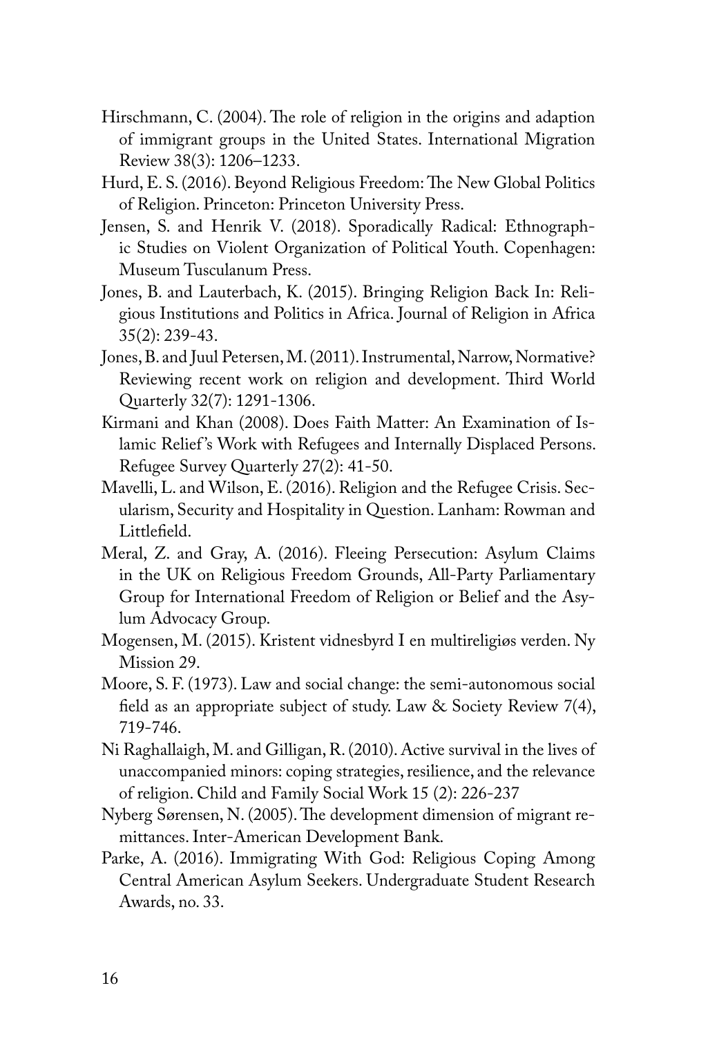Hirschmann, C. (2004). The role of religion in the origins and adaption of immigrant groups in the United States. International Migration Review 38(3): 1206–1233.

Hurd, E. S. (2016). Beyond Religious Freedom: The New Global Politics of Religion. Princeton: Princeton University Press.

Jensen, S. and Henrik V. (2018). Sporadically Radical: Ethnographic Studies on Violent Organization of Political Youth. Copenhagen: Museum Tusculanum Press.

Jones, B. and Lauterbach, K. (2015). Bringing Religion Back In: Religious Institutions and Politics in Africa. Journal of Religion in Africa 35(2): 239-43.

Jones, B. and Juul Petersen, M. (2011). Instrumental, Narrow, Normative? Reviewing recent work on religion and development. Third World Quarterly 32(7): 1291-1306.

Kirmani and Khan (2008). Does Faith Matter: An Examination of Islamic Relief's Work with Refugees and Internally Displaced Persons. Refugee Survey Quarterly 27(2): 41-50.

Mavelli, L. and Wilson, E. (2016). Religion and the Refugee Crisis. Secularism, Security and Hospitality in Question. Lanham: Rowman and Littlefield.

Meral, Z. and Gray, A. (2016). Fleeing Persecution: Asylum Claims in the UK on Religious Freedom Grounds, All-Party Parliamentary Group for International Freedom of Religion or Belief and the Asylum Advocacy Group.

Mogensen, M. (2015). Kristent vidnesbyrd I en multireligiøs verden. Ny Mission 29.

Moore, S. F. (1973). Law and social change: the semi-autonomous social field as an appropriate subject of study. Law & Society Review 7(4), 719-746.

Ni Raghallaigh, M. and Gilligan, R. (2010). Active survival in the lives of unaccompanied minors: coping strategies, resilience, and the relevance of religion. Child and Family Social Work 15 (2): 226-237

Nyberg Sørensen, N. (2005). The development dimension of migrant remittances. Inter-American Development Bank.

Parke, A. (2016). Immigrating With God: Religious Coping Among Central American Asylum Seekers. Undergraduate Student Research Awards, no. 33.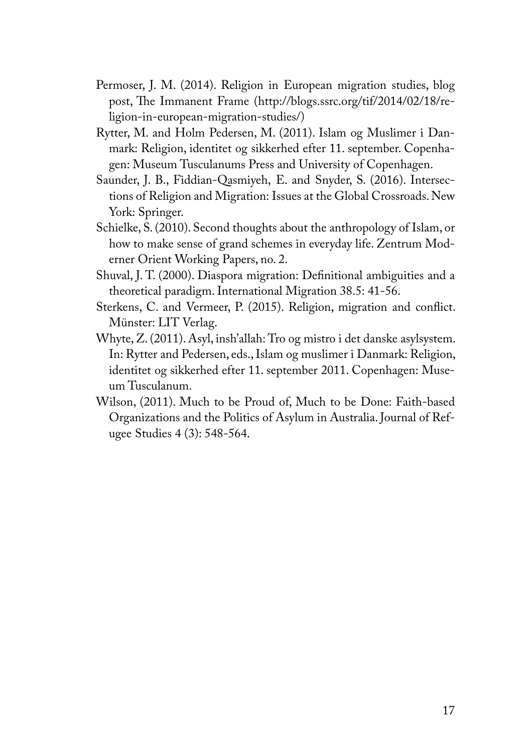Permoser, J. M. (2014). Religion in European migration studies, blog post, The Immanent Frame (http://blogs.ssrc.org/tif/2014/02/18/religion-in-european-migration-studies/)

Rytter, M. and Holm Pedersen, M. (2011). Islam og Muslimer i Danmark: Religion, identitet og sikkerhed efter 11. september. Copenhagen: Museum Tusculanums Press and University of Copenhagen.

Saunder, J. B., Fiddian-Qasmiyeh, E. and Snyder, S. (2016). Intersections of Religion and Migration: Issues at the Global Crossroads. New York: Springer.

Schielke, S. (2010). Second thoughts about the anthropology of Islam, or how to make sense of grand schemes in everyday life. Zentrum Moderner Orient Working Papers, no. 2.

Shuval, J. T. (2000). Diaspora migration: Definitional ambiguities and a theoretical paradigm. International Migration 38.5: 41-56.

Sterkens, C. and Vermeer, P. (2015). Religion, migration and conflict. Münster: LIT Verlag.

Whyte, Z. (2011). Asyl, insh'allah: Tro og mistro i det danske asylsystem. In: Rytter and Pedersen, eds., Islam og muslimer i Danmark: Religion, identitet og sikkerhed efter 11. september 2011. Copenhagen: Museum Tusculanum.

Wilson, (2011). Much to be Proud of, Much to be Done: Faith-based Organizations and the Politics of Asylum in Australia. Journal of Refugee Studies 4 (3): 548-564.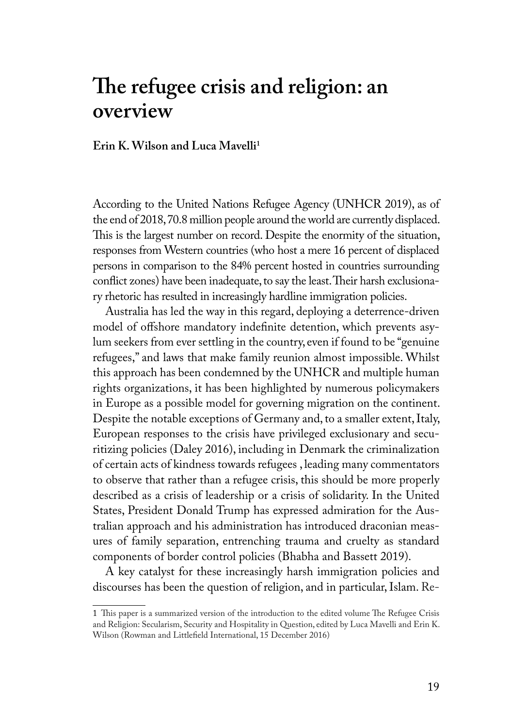# The refugee crisis and religion: an overview

**Erin K. Wilson and Luca Mavelli[1]**

According to the United Nations Refugee Agency (UNHCR 2019), as of the end of 2018, 70.8 million people around the world are currently displaced. This is the largest number on record. Despite the enormity of the situation, responses from Western countries (who host a mere 16 percent of displaced persons in comparison to the 84% percent hosted in countries surrounding conflict zones) have been inadequate, to say the least. Their harsh exclusionary rhetoric has resulted in increasingly hardline immigration policies.

Australia has led the way in this regard, deploying a deterrence-driven model of offshore mandatory indefinite detention, which prevents asylum seekers from ever settling in the country, even if found to be "genuine refugees," and laws that make family reunion almost impossible. Whilst this approach has been condemned by the UNHCR and multiple human rights organizations, it has been highlighted by numerous policymakers in Europe as a possible model for governing migration on the continent. Despite the notable exceptions of Germany and, to a smaller extent, Italy, European responses to the crisis have privileged exclusionary and securitizing policies (Daley 2016), including in Denmark the criminalization of certain acts of kindness towards refugees , leading many commentators to observe that rather than a refugee crisis, this should be more properly described as a crisis of leadership or a crisis of solidarity. In the United States, President Donald Trump has expressed admiration for the Australian approach and his administration has introduced draconian measures of family separation, entrenching trauma and cruelty as standard components of border control policies (Bhabha and Bassett 2019).

A key catalyst for these increasingly harsh immigration policies and discourses has been the question of religion, and in particular, Islam. Re-

[1] This paper is a summarized version of the introduction to the edited volume The Refugee Crisis and Religion: Secularism, Security and Hospitality in Question, edited by Luca Mavelli and Erin K. Wilson (Rowman and Littlefield International, 15 December 2016)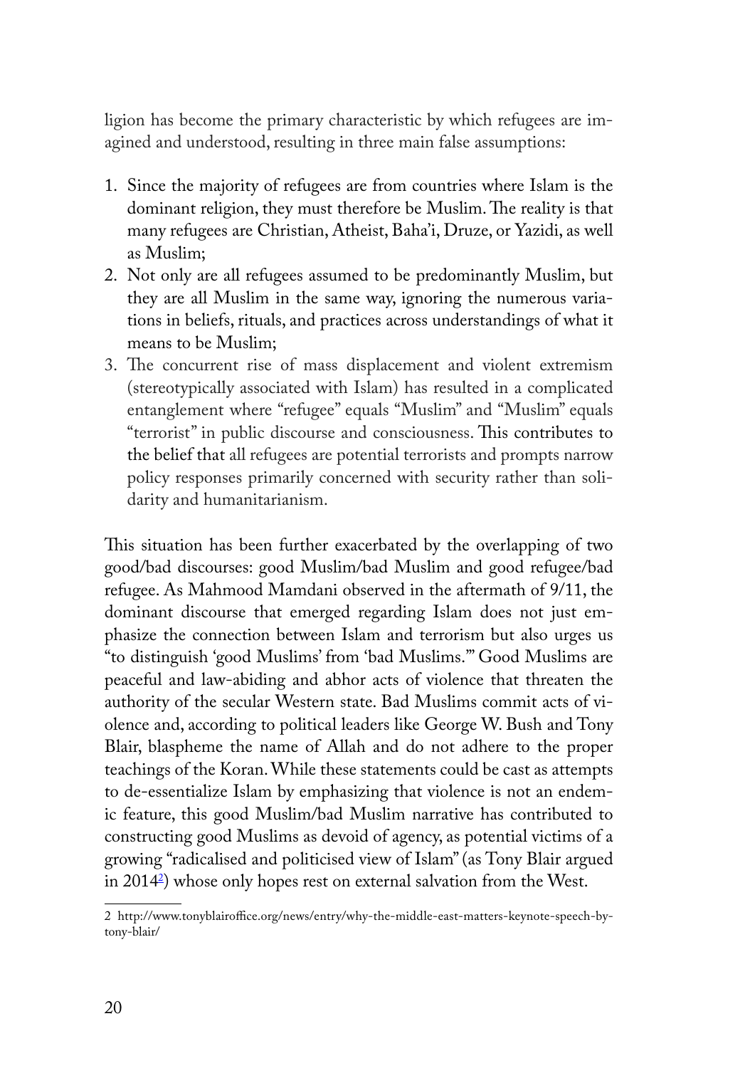ligion has become the primary characteristic by which refugees are imagined and understood, resulting in three main false assumptions:

1. Since the majority of refugees are from countries where Islam is the dominant religion, they must therefore be Muslim. The reality is that many refugees are Christian, Atheist, Baha'i, Druze, or Yazidi, as well as Muslim;
2. Not only are all refugees assumed to be predominantly Muslim, but they are all Muslim in the same way, ignoring the numerous variations in beliefs, rituals, and practices across understandings of what it means to be Muslim;
3. The concurrent rise of mass displacement and violent extremism (stereotypically associated with Islam) has resulted in a complicated entanglement where "refugee" equals "Muslim" and "Muslim" equals "terrorist" in public discourse and consciousness. This contributes to the belief that all refugees are potential terrorists and prompts narrow policy responses primarily concerned with security rather than solidarity and humanitarianism.

This situation has been further exacerbated by the overlapping of two good/bad discourses: good Muslim/bad Muslim and good refugee/bad refugee. As Mahmood Mamdani observed in the aftermath of 9/11, the dominant discourse that emerged regarding Islam does not just emphasize the connection between Islam and terrorism but also urges us "to distinguish 'good Muslims' from 'bad Muslims.'" Good Muslims are peaceful and law-abiding and abhor acts of violence that threaten the authority of the secular Western state. Bad Muslims commit acts of violence and, according to political leaders like George W. Bush and Tony Blair, blaspheme the name of Allah and do not adhere to the proper teachings of the Koran. While these statements could be cast as attempts to de-essentialize Islam by emphasizing that violence is not an endemic feature, this good Muslim/bad Muslim narrative has contributed to constructing good Muslims as devoid of agency, as potential victims of a growing "radicalised and politicised view of Islam" (as Tony Blair argued in 2014[2]) whose only hopes rest on external salvation from the West.

2 http://www.tonyblairoffice.org/news/entry/why-the-middle-east-matters-keynote-speech-by-tony-blair/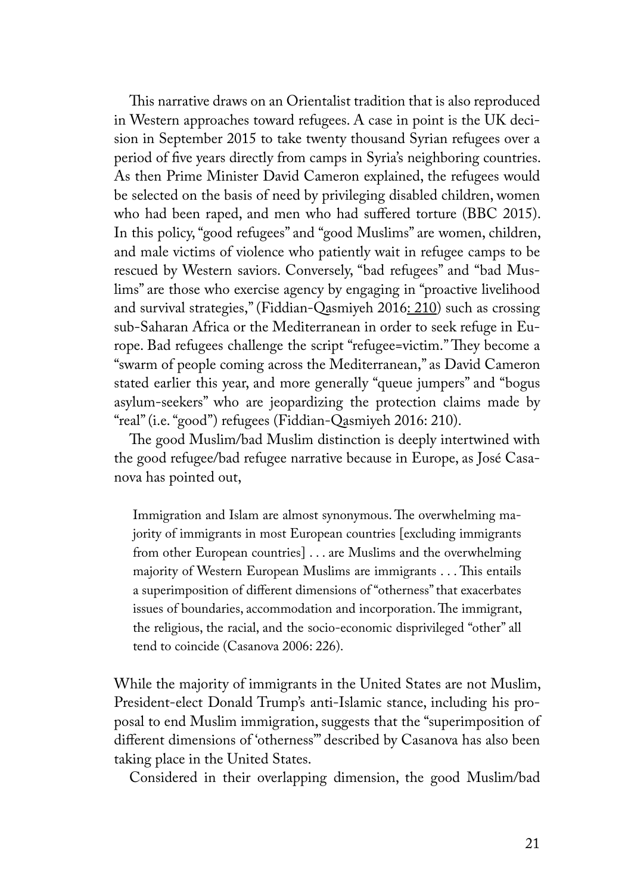This narrative draws on an Orientalist tradition that is also reproduced in Western approaches toward refugees. A case in point is the UK decision in September 2015 to take twenty thousand Syrian refugees over a period of five years directly from camps in Syria's neighboring countries. As then Prime Minister David Cameron explained, the refugees would be selected on the basis of need by privileging disabled children, women who had been raped, and men who had suffered torture (BBC 2015). In this policy, "good refugees" and "good Muslims" are women, children, and male victims of violence who patiently wait in refugee camps to be rescued by Western saviors. Conversely, "bad refugees" and "bad Muslims" are those who exercise agency by engaging in "proactive livelihood and survival strategies," (Fiddian-Qasmiyeh 2016: 210) such as crossing sub-Saharan Africa or the Mediterranean in order to seek refuge in Europe. Bad refugees challenge the script "refugee=victim." They become a "swarm of people coming across the Mediterranean," as David Cameron stated earlier this year, and more generally "queue jumpers" and "bogus asylum-seekers" who are jeopardizing the protection claims made by "real" (i.e. "good") refugees (Fiddian-Qasmiyeh 2016: 210).

The good Muslim/bad Muslim distinction is deeply intertwined with the good refugee/bad refugee narrative because in Europe, as José Casanova has pointed out,

> Immigration and Islam are almost synonymous. The overwhelming majority of immigrants in most European countries [excluding immigrants from other European countries] . . . are Muslims and the overwhelming majority of Western European Muslims are immigrants . . . This entails a superimposition of different dimensions of "otherness" that exacerbates issues of boundaries, accommodation and incorporation. The immigrant, the religious, the racial, and the socio-economic disprivileged "other" all tend to coincide (Casanova 2006: 226).

While the majority of immigrants in the United States are not Muslim, President-elect Donald Trump's anti-Islamic stance, including his proposal to end Muslim immigration, suggests that the "superimposition of different dimensions of 'otherness'" described by Casanova has also been taking place in the United States.

Considered in their overlapping dimension, the good Muslim/bad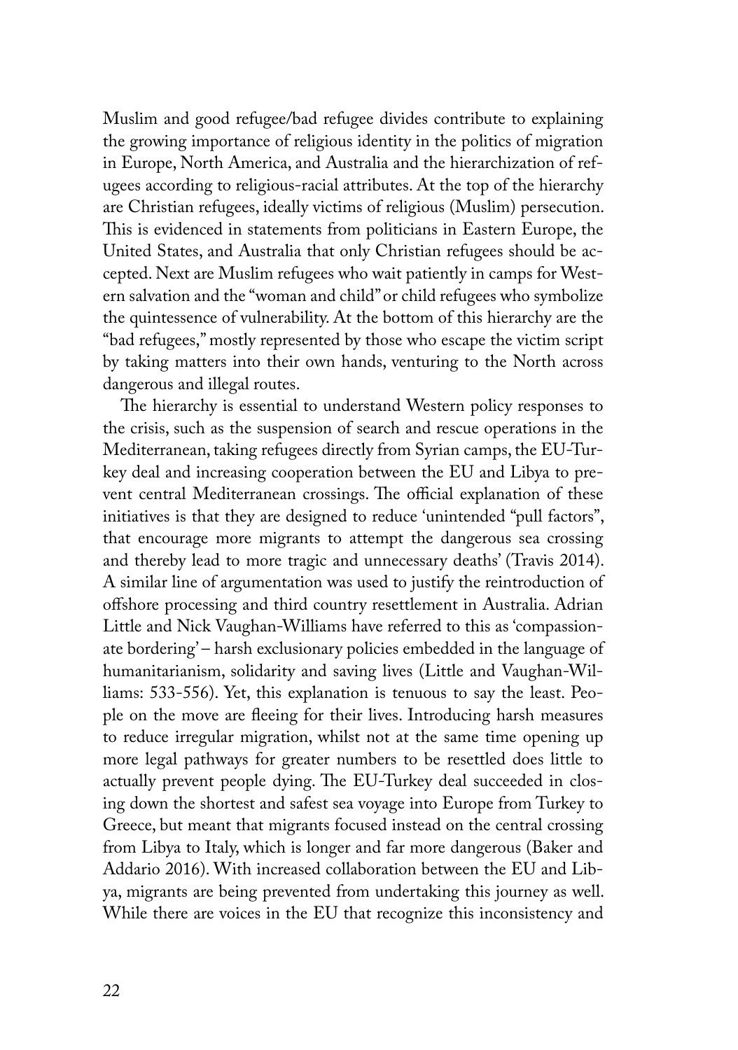Muslim and good refugee/bad refugee divides contribute to explaining the growing importance of religious identity in the politics of migration in Europe, North America, and Australia and the hierarchization of refugees according to religious-racial attributes. At the top of the hierarchy are Christian refugees, ideally victims of religious (Muslim) persecution. This is evidenced in statements from politicians in Eastern Europe, the United States, and Australia that only Christian refugees should be accepted. Next are Muslim refugees who wait patiently in camps for Western salvation and the "woman and child" or child refugees who symbolize the quintessence of vulnerability. At the bottom of this hierarchy are the "bad refugees," mostly represented by those who escape the victim script by taking matters into their own hands, venturing to the North across dangerous and illegal routes.

The hierarchy is essential to understand Western policy responses to the crisis, such as the suspension of search and rescue operations in the Mediterranean, taking refugees directly from Syrian camps, the EU-Turkey deal and increasing cooperation between the EU and Libya to prevent central Mediterranean crossings. The official explanation of these initiatives is that they are designed to reduce 'unintended "pull factors", that encourage more migrants to attempt the dangerous sea crossing and thereby lead to more tragic and unnecessary deaths' (Travis 2014). A similar line of argumentation was used to justify the reintroduction of offshore processing and third country resettlement in Australia. Adrian Little and Nick Vaughan-Williams have referred to this as 'compassionate bordering' – harsh exclusionary policies embedded in the language of humanitarianism, solidarity and saving lives (Little and Vaughan-Williams: 533-556). Yet, this explanation is tenuous to say the least. People on the move are fleeing for their lives. Introducing harsh measures to reduce irregular migration, whilst not at the same time opening up more legal pathways for greater numbers to be resettled does little to actually prevent people dying. The EU-Turkey deal succeeded in closing down the shortest and safest sea voyage into Europe from Turkey to Greece, but meant that migrants focused instead on the central crossing from Libya to Italy, which is longer and far more dangerous (Baker and Addario 2016). With increased collaboration between the EU and Libya, migrants are being prevented from undertaking this journey as well. While there are voices in the EU that recognize this inconsistency and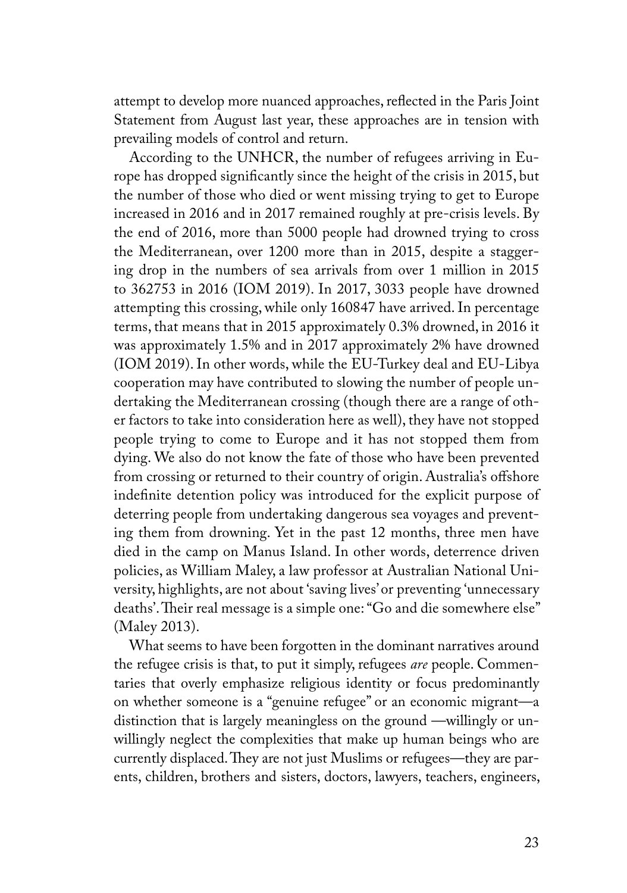attempt to develop more nuanced approaches, reflected in the Paris Joint Statement from August last year, these approaches are in tension with prevailing models of control and return.

According to the UNHCR, the number of refugees arriving in Europe has dropped significantly since the height of the crisis in 2015, but the number of those who died or went missing trying to get to Europe increased in 2016 and in 2017 remained roughly at pre-crisis levels. By the end of 2016, more than 5000 people had drowned trying to cross the Mediterranean, over 1200 more than in 2015, despite a staggering drop in the numbers of sea arrivals from over 1 million in 2015 to 362753 in 2016 (IOM 2019). In 2017, 3033 people have drowned attempting this crossing, while only 160847 have arrived. In percentage terms, that means that in 2015 approximately 0.3% drowned, in 2016 it was approximately 1.5% and in 2017 approximately 2% have drowned (IOM 2019). In other words, while the EU-Turkey deal and EU-Libya cooperation may have contributed to slowing the number of people undertaking the Mediterranean crossing (though there are a range of other factors to take into consideration here as well), they have not stopped people trying to come to Europe and it has not stopped them from dying. We also do not know the fate of those who have been prevented from crossing or returned to their country of origin. Australia's offshore indefinite detention policy was introduced for the explicit purpose of deterring people from undertaking dangerous sea voyages and preventing them from drowning. Yet in the past 12 months, three men have died in the camp on Manus Island. In other words, deterrence driven policies, as William Maley, a law professor at Australian National University, highlights, are not about 'saving lives' or preventing 'unnecessary deaths'. Their real message is a simple one: "Go and die somewhere else" (Maley 2013).

What seems to have been forgotten in the dominant narratives around the refugee crisis is that, to put it simply, refugees *are* people. Commentaries that overly emphasize religious identity or focus predominantly on whether someone is a "genuine refugee" or an economic migrant—a distinction that is largely meaningless on the ground —willingly or unwillingly neglect the complexities that make up human beings who are currently displaced. They are not just Muslims or refugees—they are parents, children, brothers and sisters, doctors, lawyers, teachers, engineers,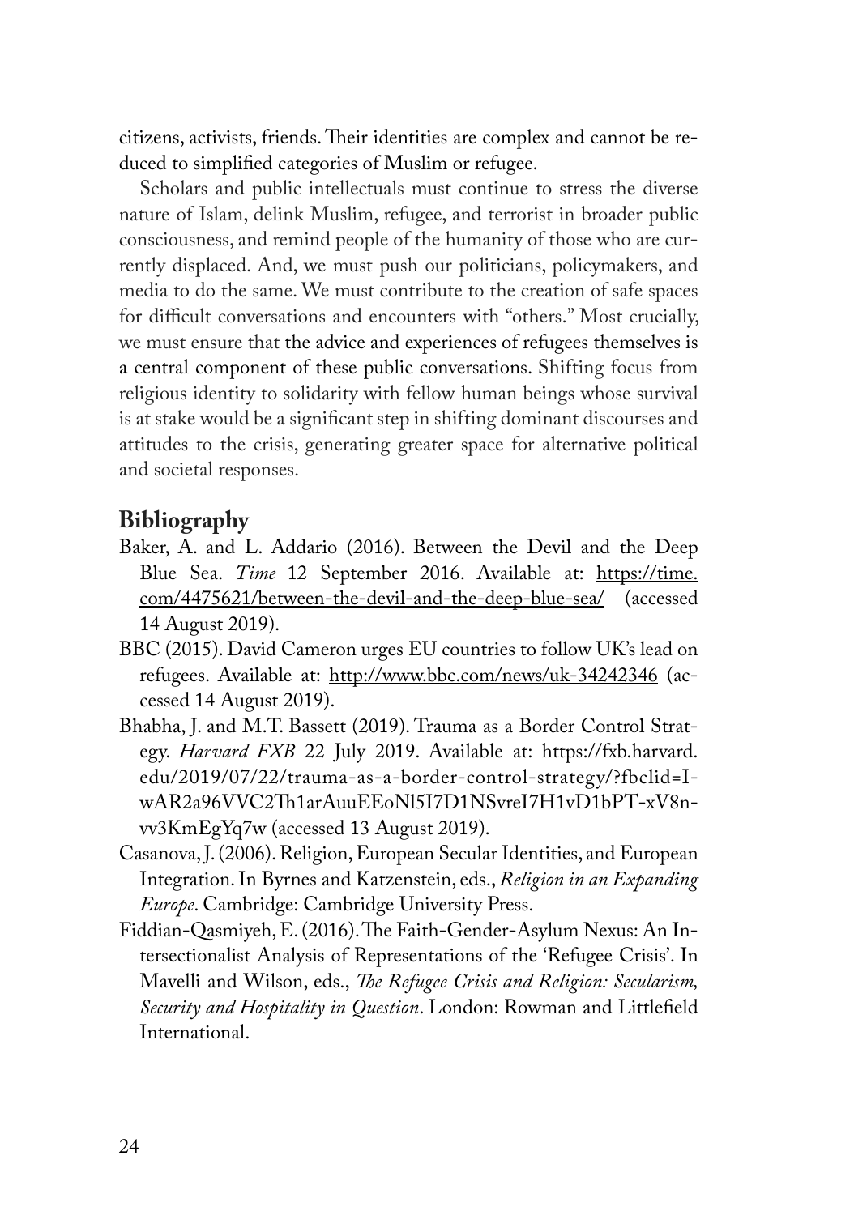citizens, activists, friends. Their identities are complex and cannot be reduced to simplified categories of Muslim or refugee.

Scholars and public intellectuals must continue to stress the diverse nature of Islam, delink Muslim, refugee, and terrorist in broader public consciousness, and remind people of the humanity of those who are currently displaced. And, we must push our politicians, policymakers, and media to do the same. We must contribute to the creation of safe spaces for difficult conversations and encounters with "others." Most crucially, we must ensure that the advice and experiences of refugees themselves is a central component of these public conversations. Shifting focus from religious identity to solidarity with fellow human beings whose survival is at stake would be a significant step in shifting dominant discourses and attitudes to the crisis, generating greater space for alternative political and societal responses.

## Bibliography

Baker, A. and L. Addario (2016). Between the Devil and the Deep Blue Sea. *Time* 12 September 2016. Available at: https://time.com/4475621/between-the-devil-and-the-deep-blue-sea/ (accessed 14 August 2019).

BBC (2015). David Cameron urges EU countries to follow UK's lead on refugees. Available at: http://www.bbc.com/news/uk-34242346 (accessed 14 August 2019).

Bhabha, J. and M.T. Bassett (2019). Trauma as a Border Control Strategy. *Harvard FXB* 22 July 2019. Available at: https://fxb.harvard.edu/2019/07/22/trauma-as-a-border-control-strategy/?fbclid=IwAR2a96VVC2Th1arAuuEEoNl5I7D1NSvreI7H1vD1bPT-xV8nvv3KmEgYq7w (accessed 13 August 2019).

Casanova, J. (2006). Religion, European Secular Identities, and European Integration. In Byrnes and Katzenstein, eds., *Religion in an Expanding Europe*. Cambridge: Cambridge University Press.

Fiddian-Qasmiyeh, E. (2016). The Faith-Gender-Asylum Nexus: An Intersectionalist Analysis of Representations of the 'Refugee Crisis'. In Mavelli and Wilson, eds., *The Refugee Crisis and Religion: Secularism, Security and Hospitality in Question*. London: Rowman and Littlefield International.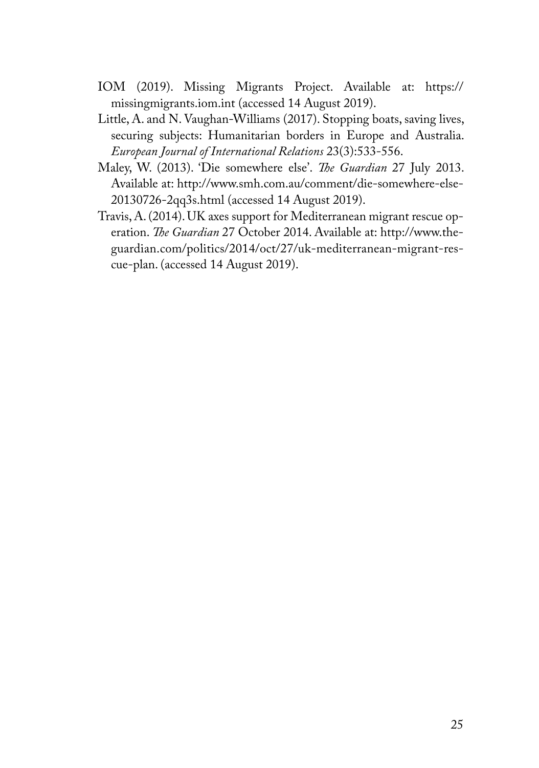IOM (2019). Missing Migrants Project. Available at: https://missingmigrants.iom.int (accessed 14 August 2019).

Little, A. and N. Vaughan-Williams (2017). Stopping boats, saving lives, securing subjects: Humanitarian borders in Europe and Australia. *European Journal of International Relations* 23(3):533-556.

Maley, W. (2013). 'Die somewhere else'. *The Guardian* 27 July 2013. Available at: http://www.smh.com.au/comment/die-somewhere-else-20130726-2qq3s.html (accessed 14 August 2019).

Travis, A. (2014). UK axes support for Mediterranean migrant rescue operation. *The Guardian* 27 October 2014. Available at: http://www.theguardian.com/politics/2014/oct/27/uk-mediterranean-migrant-rescue-plan. (accessed 14 August 2019).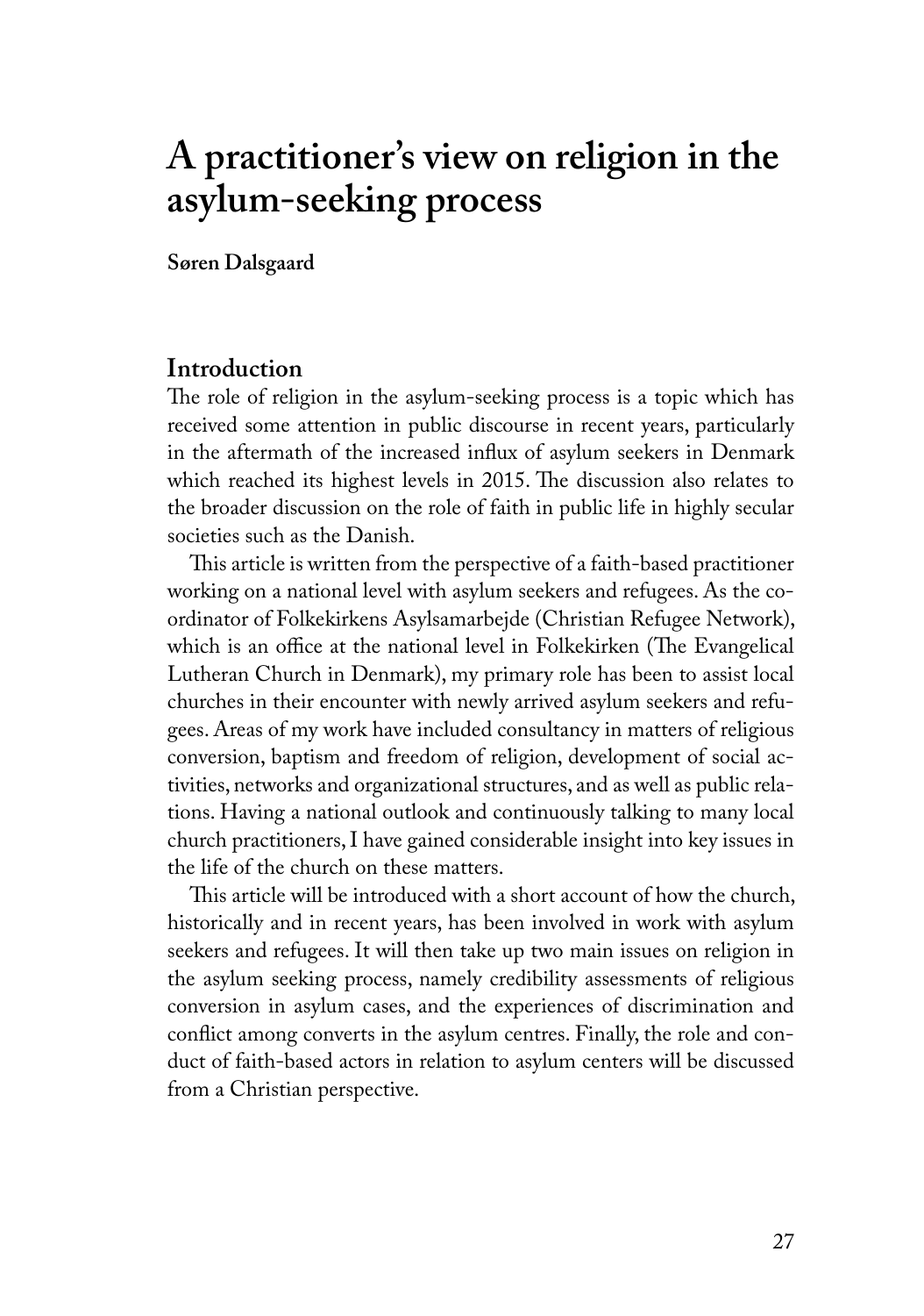# A practitioner's view on religion in the asylum-seeking process

**Søren Dalsgaard**

## Introduction

The role of religion in the asylum-seeking process is a topic which has received some attention in public discourse in recent years, particularly in the aftermath of the increased influx of asylum seekers in Denmark which reached its highest levels in 2015. The discussion also relates to the broader discussion on the role of faith in public life in highly secular societies such as the Danish.

This article is written from the perspective of a faith-based practitioner working on a national level with asylum seekers and refugees. As the coordinator of Folkekirkens Asylsamarbejde (Christian Refugee Network), which is an office at the national level in Folkekirken (The Evangelical Lutheran Church in Denmark), my primary role has been to assist local churches in their encounter with newly arrived asylum seekers and refugees. Areas of my work have included consultancy in matters of religious conversion, baptism and freedom of religion, development of social activities, networks and organizational structures, and as well as public relations. Having a national outlook and continuously talking to many local church practitioners, I have gained considerable insight into key issues in the life of the church on these matters.

This article will be introduced with a short account of how the church, historically and in recent years, has been involved in work with asylum seekers and refugees. It will then take up two main issues on religion in the asylum seeking process, namely credibility assessments of religious conversion in asylum cases, and the experiences of discrimination and conflict among converts in the asylum centres. Finally, the role and conduct of faith-based actors in relation to asylum centers will be discussed from a Christian perspective.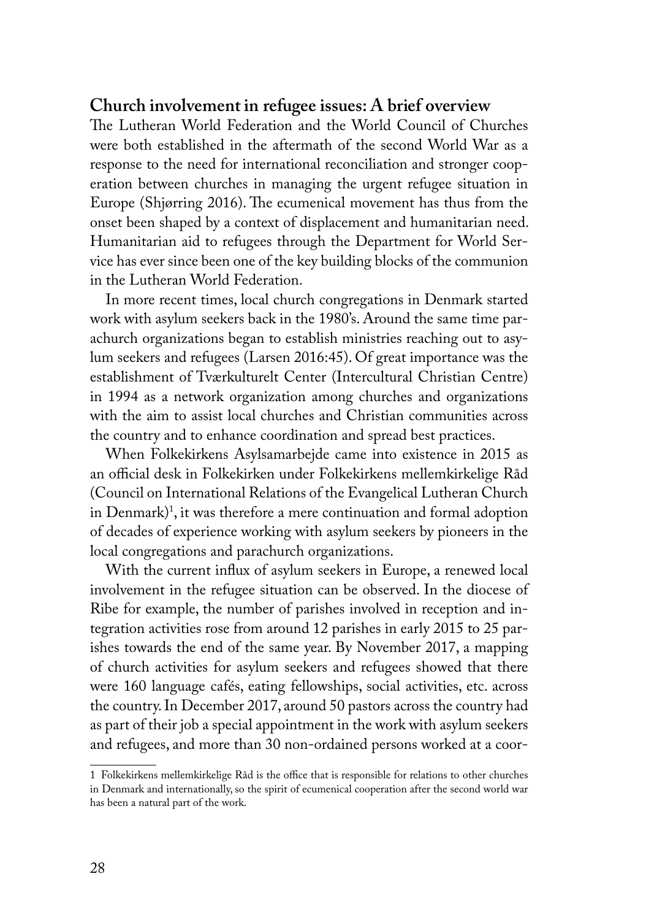## Church involvement in refugee issues: A brief overview

The Lutheran World Federation and the World Council of Churches were both established in the aftermath of the second World War as a response to the need for international reconciliation and stronger cooperation between churches in managing the urgent refugee situation in Europe (Shjørring 2016). The ecumenical movement has thus from the onset been shaped by a context of displacement and humanitarian need. Humanitarian aid to refugees through the Department for World Service has ever since been one of the key building blocks of the communion in the Lutheran World Federation.

In more recent times, local church congregations in Denmark started work with asylum seekers back in the 1980's. Around the same time parachurch organizations began to establish ministries reaching out to asylum seekers and refugees (Larsen 2016:45). Of great importance was the establishment of Tværkulturelt Center (Intercultural Christian Centre) in 1994 as a network organization among churches and organizations with the aim to assist local churches and Christian communities across the country and to enhance coordination and spread best practices.

When Folkekirkens Asylsamarbejde came into existence in 2015 as an official desk in Folkekirken under Folkekirkens mellemkirkelige Råd (Council on International Relations of the Evangelical Lutheran Church in Denmark)[1], it was therefore a mere continuation and formal adoption of decades of experience working with asylum seekers by pioneers in the local congregations and parachurch organizations.

With the current influx of asylum seekers in Europe, a renewed local involvement in the refugee situation can be observed. In the diocese of Ribe for example, the number of parishes involved in reception and integration activities rose from around 12 parishes in early 2015 to 25 parishes towards the end of the same year. By November 2017, a mapping of church activities for asylum seekers and refugees showed that there were 160 language cafés, eating fellowships, social activities, etc. across the country. In December 2017, around 50 pastors across the country had as part of their job a special appointment in the work with asylum seekers and refugees, and more than 30 non-ordained persons worked at a coor-

[1] Folkekirkens mellemkirkelige Råd is the office that is responsible for relations to other churches in Denmark and internationally, so the spirit of ecumenical cooperation after the second world war has been a natural part of the work.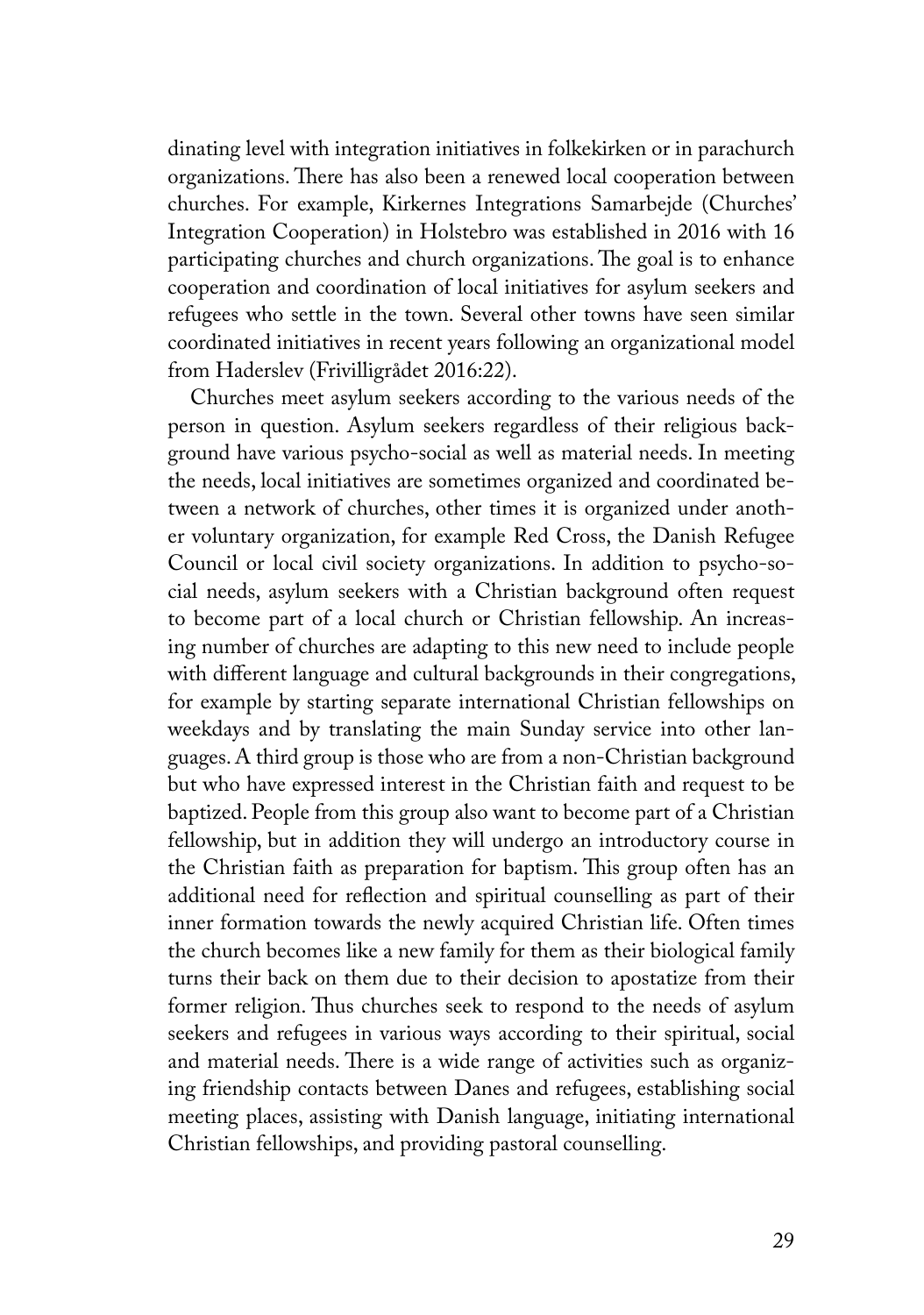dinating level with integration initiatives in folkekirken or in parachurch organizations. There has also been a renewed local cooperation between churches. For example, Kirkernes Integrations Samarbejde (Churches' Integration Cooperation) in Holstebro was established in 2016 with 16 participating churches and church organizations. The goal is to enhance cooperation and coordination of local initiatives for asylum seekers and refugees who settle in the town. Several other towns have seen similar coordinated initiatives in recent years following an organizational model from Haderslev (Frivilligrådet 2016:22).

Churches meet asylum seekers according to the various needs of the person in question. Asylum seekers regardless of their religious background have various psycho-social as well as material needs. In meeting the needs, local initiatives are sometimes organized and coordinated between a network of churches, other times it is organized under another voluntary organization, for example Red Cross, the Danish Refugee Council or local civil society organizations. In addition to psycho-social needs, asylum seekers with a Christian background often request to become part of a local church or Christian fellowship. An increasing number of churches are adapting to this new need to include people with different language and cultural backgrounds in their congregations, for example by starting separate international Christian fellowships on weekdays and by translating the main Sunday service into other languages. A third group is those who are from a non-Christian background but who have expressed interest in the Christian faith and request to be baptized. People from this group also want to become part of a Christian fellowship, but in addition they will undergo an introductory course in the Christian faith as preparation for baptism. This group often has an additional need for reflection and spiritual counselling as part of their inner formation towards the newly acquired Christian life. Often times the church becomes like a new family for them as their biological family turns their back on them due to their decision to apostatize from their former religion. Thus churches seek to respond to the needs of asylum seekers and refugees in various ways according to their spiritual, social and material needs. There is a wide range of activities such as organizing friendship contacts between Danes and refugees, establishing social meeting places, assisting with Danish language, initiating international Christian fellowships, and providing pastoral counselling.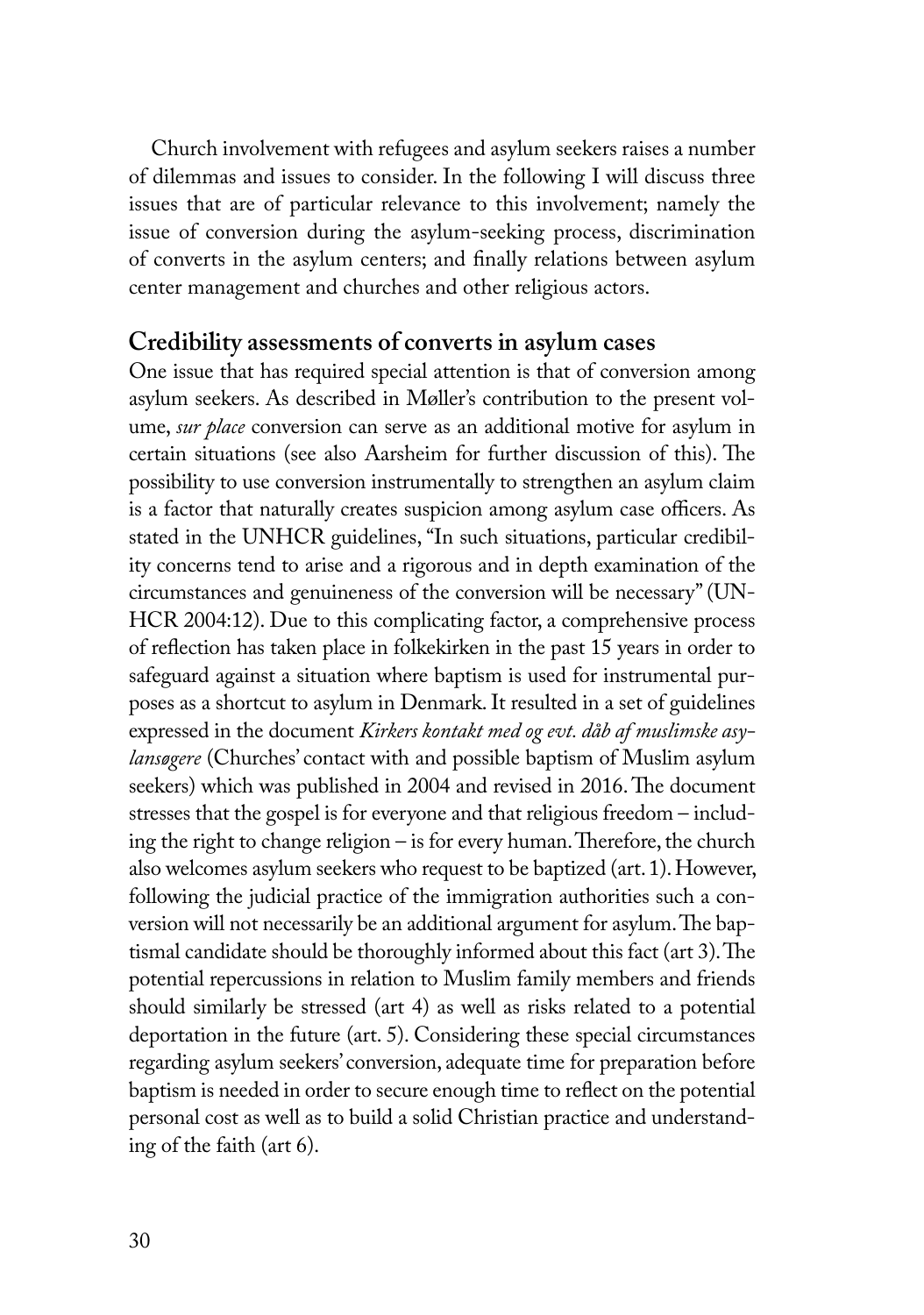Church involvement with refugees and asylum seekers raises a number of dilemmas and issues to consider. In the following I will discuss three issues that are of particular relevance to this involvement; namely the issue of conversion during the asylum-seeking process, discrimination of converts in the asylum centers; and finally relations between asylum center management and churches and other religious actors.

## Credibility assessments of converts in asylum cases

One issue that has required special attention is that of conversion among asylum seekers. As described in Møller's contribution to the present volume, *sur place* conversion can serve as an additional motive for asylum in certain situations (see also Aarsheim for further discussion of this). The possibility to use conversion instrumentally to strengthen an asylum claim is a factor that naturally creates suspicion among asylum case officers. As stated in the UNHCR guidelines, "In such situations, particular credibility concerns tend to arise and a rigorous and in depth examination of the circumstances and genuineness of the conversion will be necessary" (UNHCR 2004:12). Due to this complicating factor, a comprehensive process of reflection has taken place in folkekirken in the past 15 years in order to safeguard against a situation where baptism is used for instrumental purposes as a shortcut to asylum in Denmark. It resulted in a set of guidelines expressed in the document *Kirkers kontakt med og evt. dåb af muslimske asylansøgere* (Churches' contact with and possible baptism of Muslim asylum seekers) which was published in 2004 and revised in 2016. The document stresses that the gospel is for everyone and that religious freedom – including the right to change religion – is for every human. Therefore, the church also welcomes asylum seekers who request to be baptized (art. 1). However, following the judicial practice of the immigration authorities such a conversion will not necessarily be an additional argument for asylum. The baptismal candidate should be thoroughly informed about this fact (art 3). The potential repercussions in relation to Muslim family members and friends should similarly be stressed (art 4) as well as risks related to a potential deportation in the future (art. 5). Considering these special circumstances regarding asylum seekers' conversion, adequate time for preparation before baptism is needed in order to secure enough time to reflect on the potential personal cost as well as to build a solid Christian practice and understanding of the faith (art 6).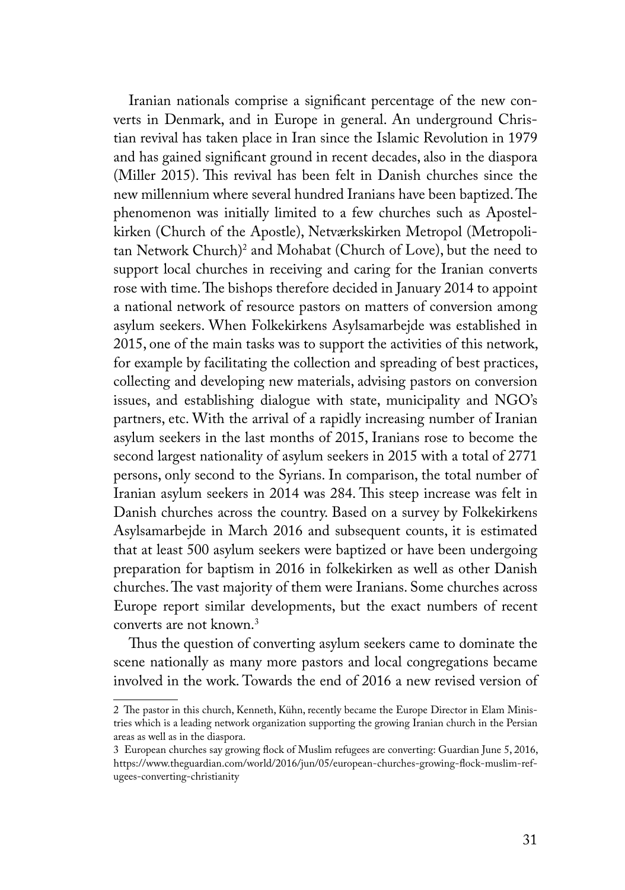Iranian nationals comprise a significant percentage of the new converts in Denmark, and in Europe in general. An underground Christian revival has taken place in Iran since the Islamic Revolution in 1979 and has gained significant ground in recent decades, also in the diaspora (Miller 2015). This revival has been felt in Danish churches since the new millennium where several hundred Iranians have been baptized. The phenomenon was initially limited to a few churches such as Apostelkirken (Church of the Apostle), Netværkskirken Metropol (Metropolitan Network Church)[2] and Mohabat (Church of Love), but the need to support local churches in receiving and caring for the Iranian converts rose with time. The bishops therefore decided in January 2014 to appoint a national network of resource pastors on matters of conversion among asylum seekers. When Folkekirkens Asylsamarbejde was established in 2015, one of the main tasks was to support the activities of this network, for example by facilitating the collection and spreading of best practices, collecting and developing new materials, advising pastors on conversion issues, and establishing dialogue with state, municipality and NGO's partners, etc. With the arrival of a rapidly increasing number of Iranian asylum seekers in the last months of 2015, Iranians rose to become the second largest nationality of asylum seekers in 2015 with a total of 2771 persons, only second to the Syrians. In comparison, the total number of Iranian asylum seekers in 2014 was 284. This steep increase was felt in Danish churches across the country. Based on a survey by Folkekirkens Asylsamarbejde in March 2016 and subsequent counts, it is estimated that at least 500 asylum seekers were baptized or have been undergoing preparation for baptism in 2016 in folkekirken as well as other Danish churches. The vast majority of them were Iranians. Some churches across Europe report similar developments, but the exact numbers of recent converts are not known.[3]

Thus the question of converting asylum seekers came to dominate the scene nationally as many more pastors and local congregations became involved in the work. Towards the end of 2016 a new revised version of

---

2 The pastor in this church, Kenneth, Kühn, recently became the Europe Director in Elam Ministries which is a leading network organization supporting the growing Iranian church in the Persian areas as well as in the diaspora.

3 European churches say growing flock of Muslim refugees are converting: Guardian June 5, 2016, https://www.theguardian.com/world/2016/jun/05/european-churches-growing-flock-muslim-refugees-converting-christianity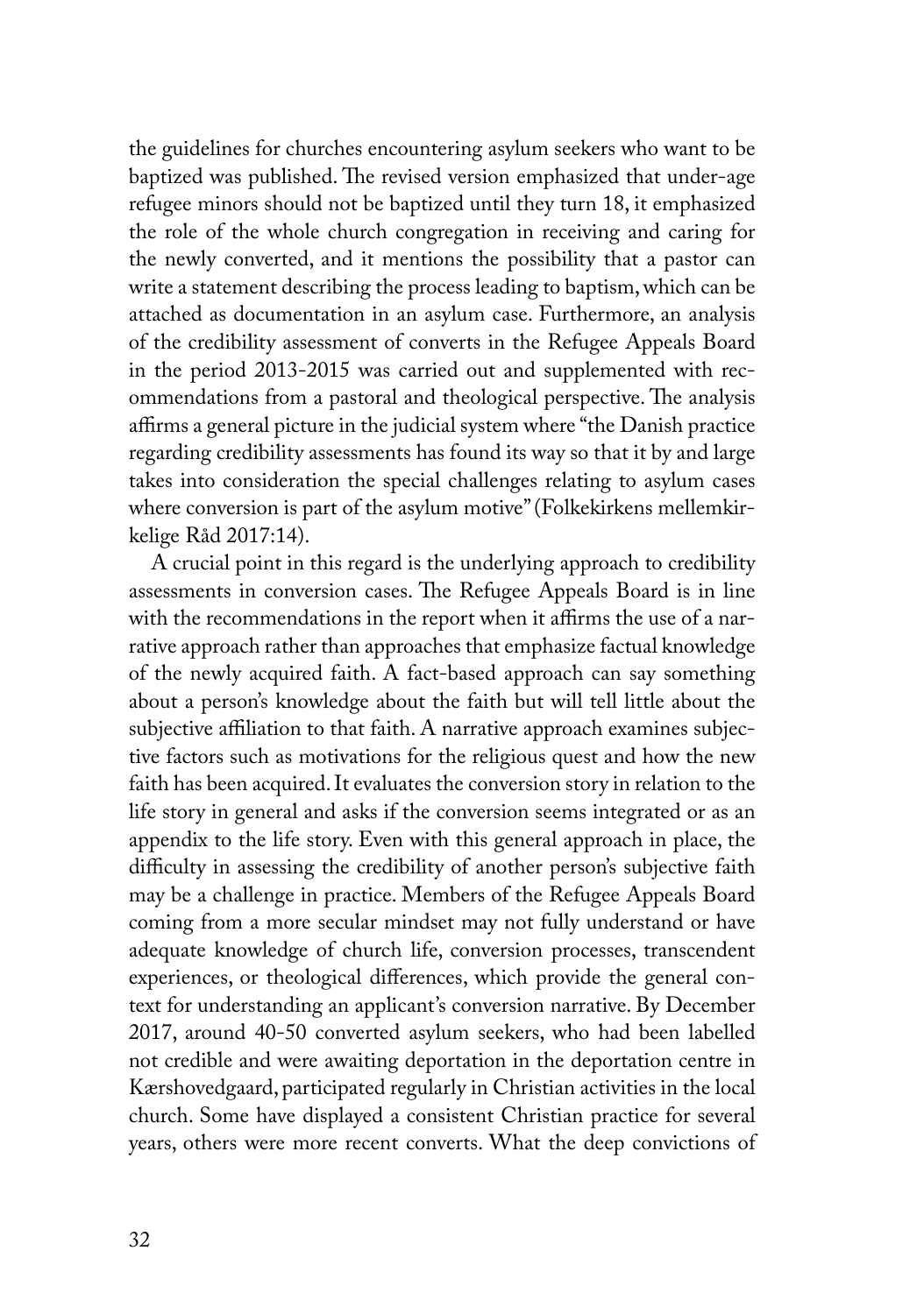the guidelines for churches encountering asylum seekers who want to be baptized was published. The revised version emphasized that under-age refugee minors should not be baptized until they turn 18, it emphasized the role of the whole church congregation in receiving and caring for the newly converted, and it mentions the possibility that a pastor can write a statement describing the process leading to baptism, which can be attached as documentation in an asylum case. Furthermore, an analysis of the credibility assessment of converts in the Refugee Appeals Board in the period 2013-2015 was carried out and supplemented with recommendations from a pastoral and theological perspective. The analysis affirms a general picture in the judicial system where "the Danish practice regarding credibility assessments has found its way so that it by and large takes into consideration the special challenges relating to asylum cases where conversion is part of the asylum motive" (Folkekirkens mellemkirkelige Råd 2017:14).

A crucial point in this regard is the underlying approach to credibility assessments in conversion cases. The Refugee Appeals Board is in line with the recommendations in the report when it affirms the use of a narrative approach rather than approaches that emphasize factual knowledge of the newly acquired faith. A fact-based approach can say something about a person's knowledge about the faith but will tell little about the subjective affiliation to that faith. A narrative approach examines subjective factors such as motivations for the religious quest and how the new faith has been acquired. It evaluates the conversion story in relation to the life story in general and asks if the conversion seems integrated or as an appendix to the life story. Even with this general approach in place, the difficulty in assessing the credibility of another person's subjective faith may be a challenge in practice. Members of the Refugee Appeals Board coming from a more secular mindset may not fully understand or have adequate knowledge of church life, conversion processes, transcendent experiences, or theological differences, which provide the general context for understanding an applicant's conversion narrative. By December 2017, around 40-50 converted asylum seekers, who had been labelled not credible and were awaiting deportation in the deportation centre in Kærshovedgaard, participated regularly in Christian activities in the local church. Some have displayed a consistent Christian practice for several years, others were more recent converts. What the deep convictions of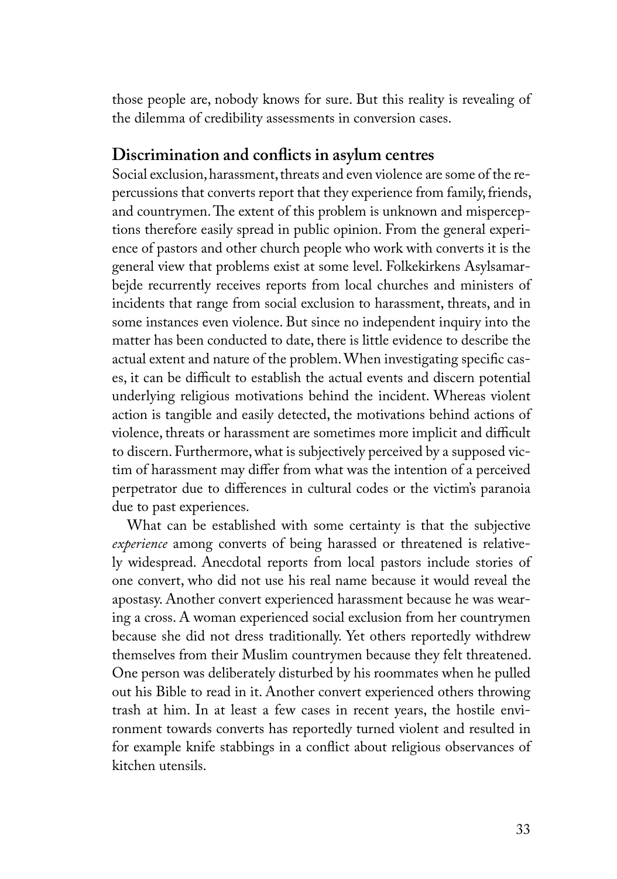those people are, nobody knows for sure. But this reality is revealing of the dilemma of credibility assessments in conversion cases.

## Discrimination and conflicts in asylum centres

Social exclusion, harassment, threats and even violence are some of the repercussions that converts report that they experience from family, friends, and countrymen. The extent of this problem is unknown and misperceptions therefore easily spread in public opinion. From the general experience of pastors and other church people who work with converts it is the general view that problems exist at some level. Folkekirkens Asylsamarbejde recurrently receives reports from local churches and ministers of incidents that range from social exclusion to harassment, threats, and in some instances even violence. But since no independent inquiry into the matter has been conducted to date, there is little evidence to describe the actual extent and nature of the problem. When investigating specific cases, it can be difficult to establish the actual events and discern potential underlying religious motivations behind the incident. Whereas violent action is tangible and easily detected, the motivations behind actions of violence, threats or harassment are sometimes more implicit and difficult to discern. Furthermore, what is subjectively perceived by a supposed victim of harassment may differ from what was the intention of a perceived perpetrator due to differences in cultural codes or the victim's paranoia due to past experiences.

What can be established with some certainty is that the subjective *experience* among converts of being harassed or threatened is relatively widespread. Anecdotal reports from local pastors include stories of one convert, who did not use his real name because it would reveal the apostasy. Another convert experienced harassment because he was wearing a cross. A woman experienced social exclusion from her countrymen because she did not dress traditionally. Yet others reportedly withdrew themselves from their Muslim countrymen because they felt threatened. One person was deliberately disturbed by his roommates when he pulled out his Bible to read in it. Another convert experienced others throwing trash at him. In at least a few cases in recent years, the hostile environment towards converts has reportedly turned violent and resulted in for example knife stabbings in a conflict about religious observances of kitchen utensils.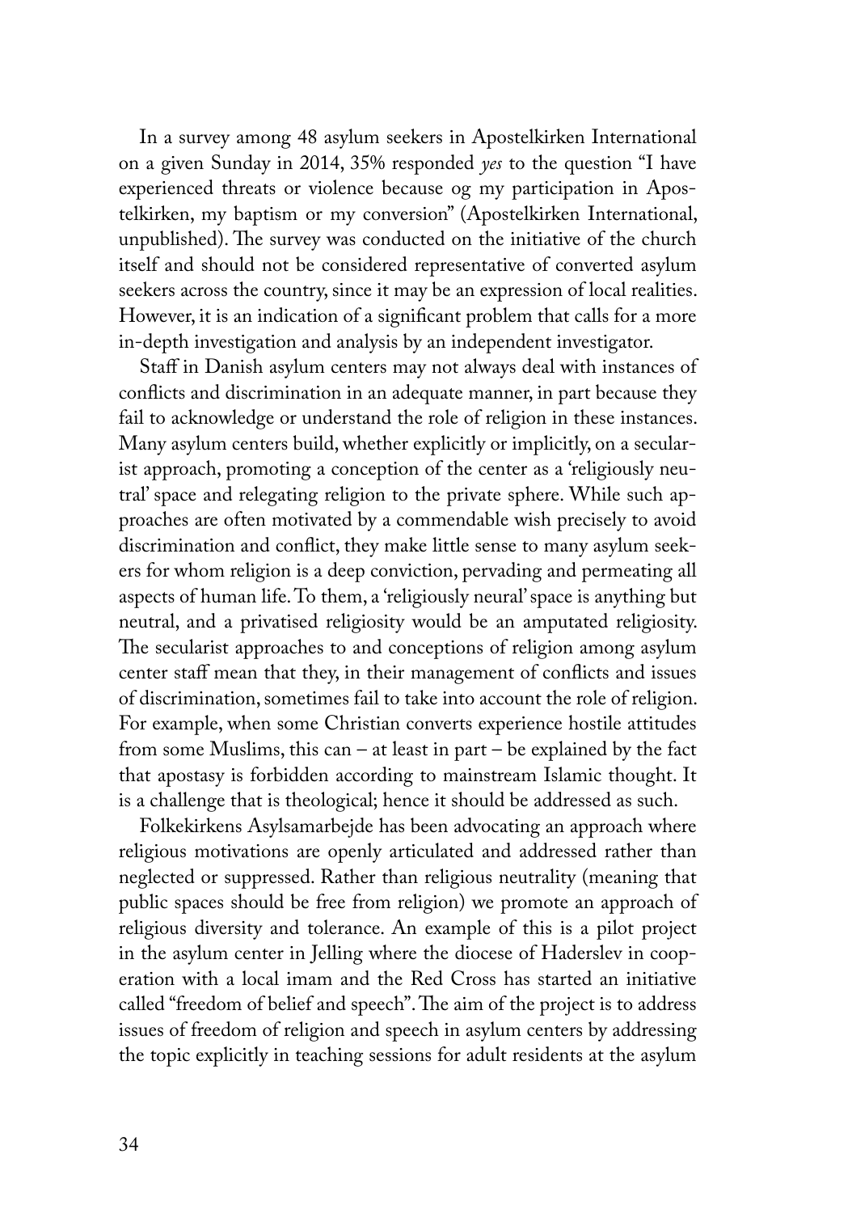In a survey among 48 asylum seekers in Apostelkirken International on a given Sunday in 2014, 35% responded *yes* to the question "I have experienced threats or violence because og my participation in Apostelkirken, my baptism or my conversion" (Apostelkirken International, unpublished). The survey was conducted on the initiative of the church itself and should not be considered representative of converted asylum seekers across the country, since it may be an expression of local realities. However, it is an indication of a significant problem that calls for a more in-depth investigation and analysis by an independent investigator.

Staff in Danish asylum centers may not always deal with instances of conflicts and discrimination in an adequate manner, in part because they fail to acknowledge or understand the role of religion in these instances. Many asylum centers build, whether explicitly or implicitly, on a secularist approach, promoting a conception of the center as a 'religiously neutral' space and relegating religion to the private sphere. While such approaches are often motivated by a commendable wish precisely to avoid discrimination and conflict, they make little sense to many asylum seekers for whom religion is a deep conviction, pervading and permeating all aspects of human life. To them, a 'religiously neural' space is anything but neutral, and a privatised religiosity would be an amputated religiosity. The secularist approaches to and conceptions of religion among asylum center staff mean that they, in their management of conflicts and issues of discrimination, sometimes fail to take into account the role of religion. For example, when some Christian converts experience hostile attitudes from some Muslims, this can – at least in part – be explained by the fact that apostasy is forbidden according to mainstream Islamic thought. It is a challenge that is theological; hence it should be addressed as such.

Folkekirkens Asylsamarbejde has been advocating an approach where religious motivations are openly articulated and addressed rather than neglected or suppressed. Rather than religious neutrality (meaning that public spaces should be free from religion) we promote an approach of religious diversity and tolerance. An example of this is a pilot project in the asylum center in Jelling where the diocese of Haderslev in cooperation with a local imam and the Red Cross has started an initiative called "freedom of belief and speech". The aim of the project is to address issues of freedom of religion and speech in asylum centers by addressing the topic explicitly in teaching sessions for adult residents at the asylum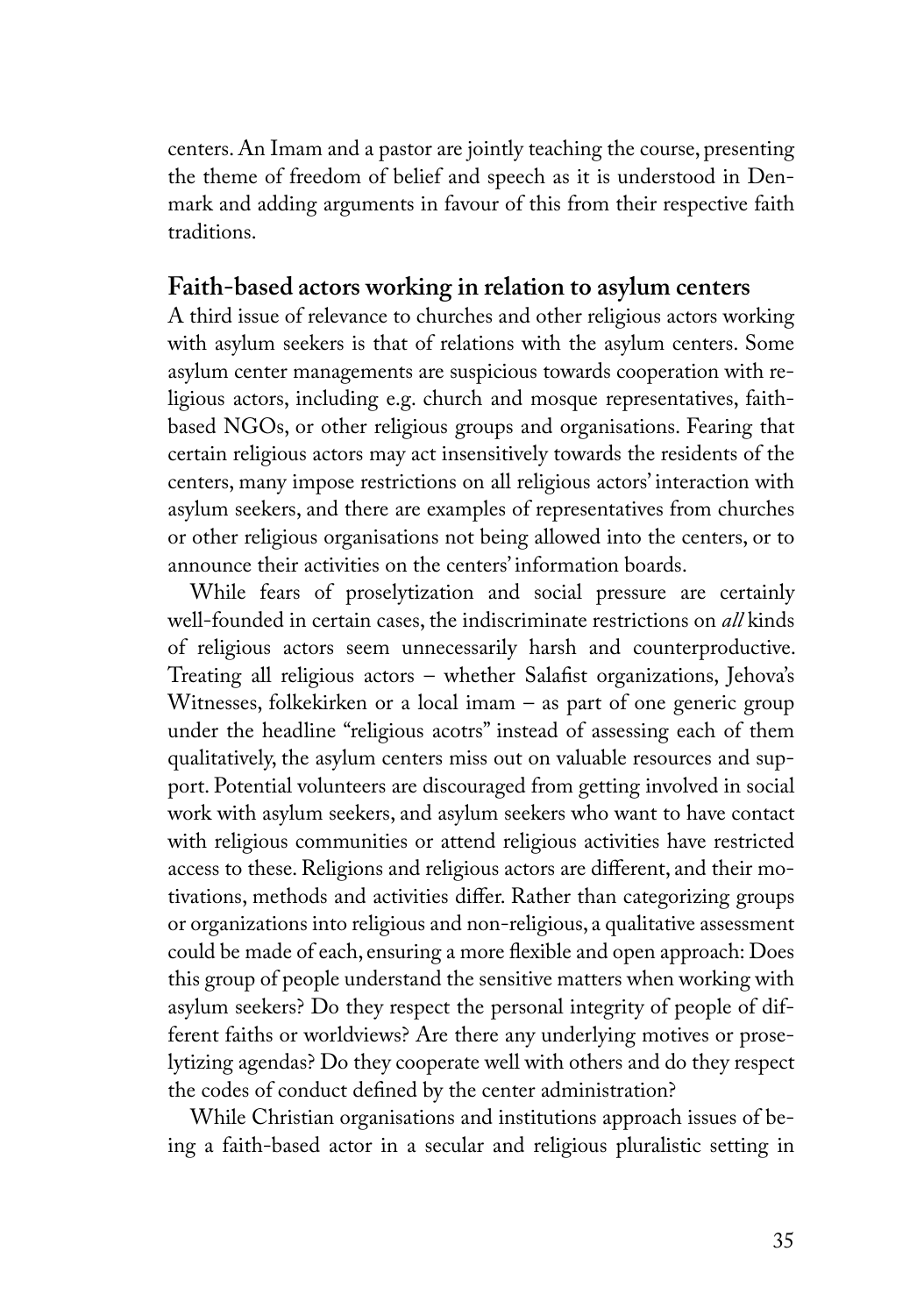centers. An Imam and a pastor are jointly teaching the course, presenting the theme of freedom of belief and speech as it is understood in Denmark and adding arguments in favour of this from their respective faith traditions.

## Faith-based actors working in relation to asylum centers

A third issue of relevance to churches and other religious actors working with asylum seekers is that of relations with the asylum centers. Some asylum center managements are suspicious towards cooperation with religious actors, including e.g. church and mosque representatives, faith-based NGOs, or other religious groups and organisations. Fearing that certain religious actors may act insensitively towards the residents of the centers, many impose restrictions on all religious actors' interaction with asylum seekers, and there are examples of representatives from churches or other religious organisations not being allowed into the centers, or to announce their activities on the centers' information boards.

While fears of proselytization and social pressure are certainly well-founded in certain cases, the indiscriminate restrictions on *all* kinds of religious actors seem unnecessarily harsh and counterproductive. Treating all religious actors – whether Salafist organizations, Jehova's Witnesses, folkekirken or a local imam – as part of one generic group under the headline "religious acotrs" instead of assessing each of them qualitatively, the asylum centers miss out on valuable resources and support. Potential volunteers are discouraged from getting involved in social work with asylum seekers, and asylum seekers who want to have contact with religious communities or attend religious activities have restricted access to these. Religions and religious actors are different, and their motivations, methods and activities differ. Rather than categorizing groups or organizations into religious and non-religious, a qualitative assessment could be made of each, ensuring a more flexible and open approach: Does this group of people understand the sensitive matters when working with asylum seekers? Do they respect the personal integrity of people of different faiths or worldviews? Are there any underlying motives or proselytizing agendas? Do they cooperate well with others and do they respect the codes of conduct defined by the center administration?

While Christian organisations and institutions approach issues of being a faith-based actor in a secular and religious pluralistic setting in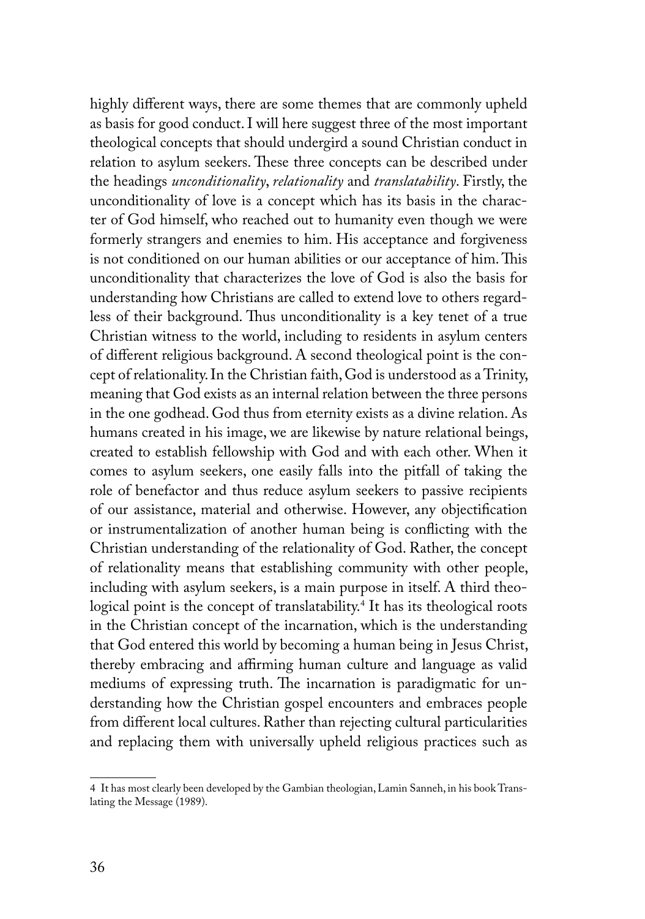highly different ways, there are some themes that are commonly upheld as basis for good conduct. I will here suggest three of the most important theological concepts that should undergird a sound Christian conduct in relation to asylum seekers. These three concepts can be described under the headings *unconditionality*, *relationality* and *translatability*. Firstly, the unconditionality of love is a concept which has its basis in the character of God himself, who reached out to humanity even though we were formerly strangers and enemies to him. His acceptance and forgiveness is not conditioned on our human abilities or our acceptance of him. This unconditionality that characterizes the love of God is also the basis for understanding how Christians are called to extend love to others regardless of their background. Thus unconditionality is a key tenet of a true Christian witness to the world, including to residents in asylum centers of different religious background. A second theological point is the concept of relationality. In the Christian faith, God is understood as a Trinity, meaning that God exists as an internal relation between the three persons in the one godhead. God thus from eternity exists as a divine relation. As humans created in his image, we are likewise by nature relational beings, created to establish fellowship with God and with each other. When it comes to asylum seekers, one easily falls into the pitfall of taking the role of benefactor and thus reduce asylum seekers to passive recipients of our assistance, material and otherwise. However, any objectification or instrumentalization of another human being is conflicting with the Christian understanding of the relationality of God. Rather, the concept of relationality means that establishing community with other people, including with asylum seekers, is a main purpose in itself. A third theological point is the concept of translatability.[4] It has its theological roots in the Christian concept of the incarnation, which is the understanding that God entered this world by becoming a human being in Jesus Christ, thereby embracing and affirming human culture and language as valid mediums of expressing truth. The incarnation is paradigmatic for understanding how the Christian gospel encounters and embraces people from different local cultures. Rather than rejecting cultural particularities and replacing them with universally upheld religious practices such as

4 It has most clearly been developed by the Gambian theologian, Lamin Sanneh, in his book Translating the Message (1989).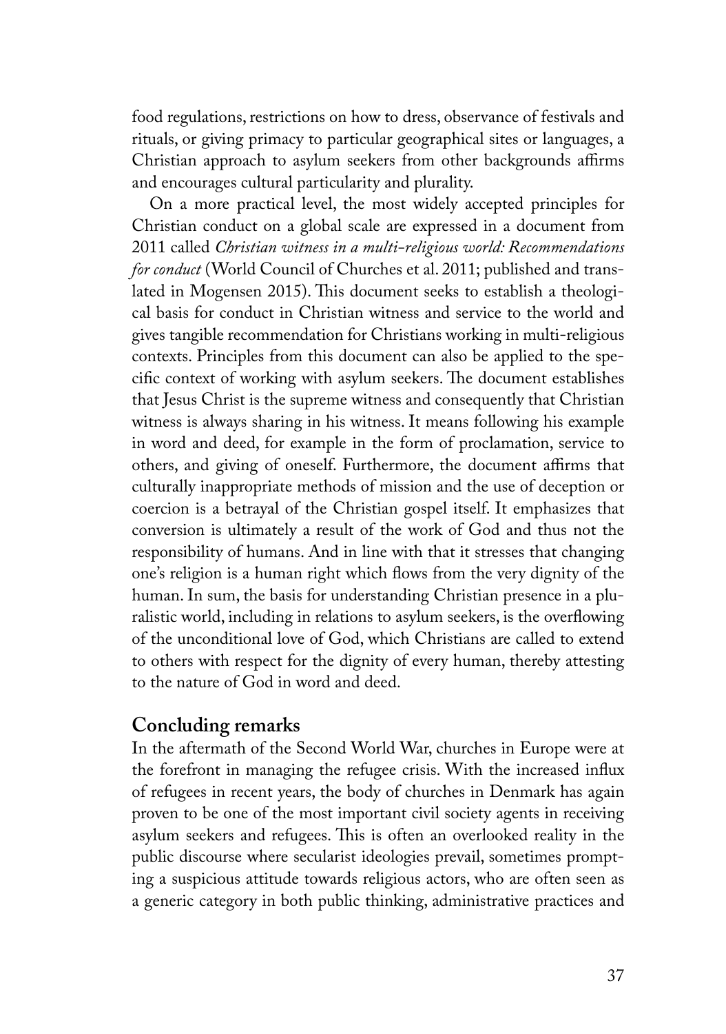food regulations, restrictions on how to dress, observance of festivals and rituals, or giving primacy to particular geographical sites or languages, a Christian approach to asylum seekers from other backgrounds affirms and encourages cultural particularity and plurality.

On a more practical level, the most widely accepted principles for Christian conduct on a global scale are expressed in a document from 2011 called *Christian witness in a multi-religious world: Recommendations for conduct* (World Council of Churches et al. 2011; published and translated in Mogensen 2015). This document seeks to establish a theological basis for conduct in Christian witness and service to the world and gives tangible recommendation for Christians working in multi-religious contexts. Principles from this document can also be applied to the specific context of working with asylum seekers. The document establishes that Jesus Christ is the supreme witness and consequently that Christian witness is always sharing in his witness. It means following his example in word and deed, for example in the form of proclamation, service to others, and giving of oneself. Furthermore, the document affirms that culturally inappropriate methods of mission and the use of deception or coercion is a betrayal of the Christian gospel itself. It emphasizes that conversion is ultimately a result of the work of God and thus not the responsibility of humans. And in line with that it stresses that changing one's religion is a human right which flows from the very dignity of the human. In sum, the basis for understanding Christian presence in a pluralistic world, including in relations to asylum seekers, is the overflowing of the unconditional love of God, which Christians are called to extend to others with respect for the dignity of every human, thereby attesting to the nature of God in word and deed.

## Concluding remarks

In the aftermath of the Second World War, churches in Europe were at the forefront in managing the refugee crisis. With the increased influx of refugees in recent years, the body of churches in Denmark has again proven to be one of the most important civil society agents in receiving asylum seekers and refugees. This is often an overlooked reality in the public discourse where secularist ideologies prevail, sometimes prompting a suspicious attitude towards religious actors, who are often seen as a generic category in both public thinking, administrative practices and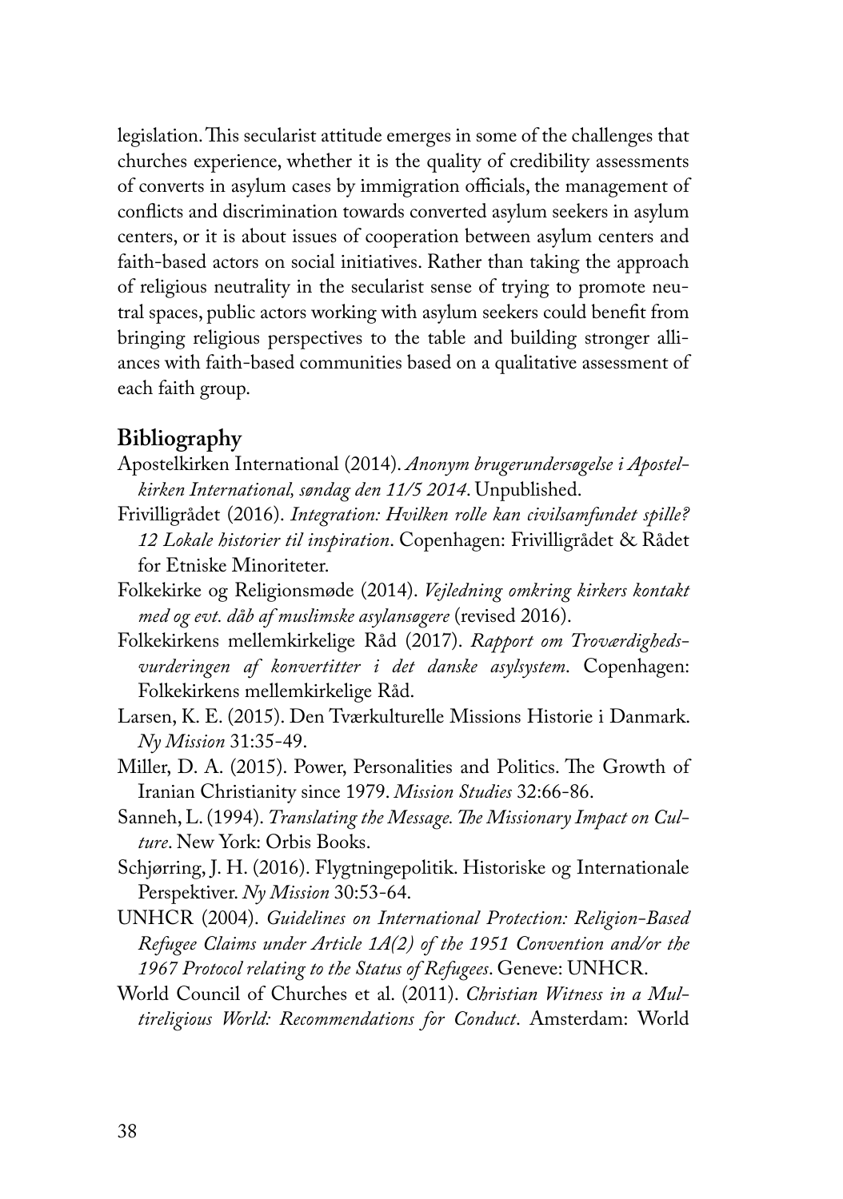legislation. This secularist attitude emerges in some of the challenges that churches experience, whether it is the quality of credibility assessments of converts in asylum cases by immigration officials, the management of conflicts and discrimination towards converted asylum seekers in asylum centers, or it is about issues of cooperation between asylum centers and faith-based actors on social initiatives. Rather than taking the approach of religious neutrality in the secularist sense of trying to promote neutral spaces, public actors working with asylum seekers could benefit from bringing religious perspectives to the table and building stronger alliances with faith-based communities based on a qualitative assessment of each faith group.

## Bibliography

Apostelkirken International (2014). *Anonym brugerundersøgelse i Apostelkirken International, søndag den 11/5 2014*. Unpublished.

Frivilligrådet (2016). *Integration: Hvilken rolle kan civilsamfundet spille? 12 Lokale historier til inspiration*. Copenhagen: Frivilligrådet & Rådet for Etniske Minoriteter.

Folkekirke og Religionsmøde (2014). *Vejledning omkring kirkers kontakt med og evt. dåb af muslimske asylansøgere* (revised 2016).

Folkekirkens mellemkirkelige Råd (2017). *Rapport om Troværdighedsvurderingen af konvertitter i det danske asylsystem*. Copenhagen: Folkekirkens mellemkirkelige Råd.

Larsen, K. E. (2015). Den Tværkulturelle Missions Historie i Danmark. *Ny Mission* 31:35-49.

Miller, D. A. (2015). Power, Personalities and Politics. The Growth of Iranian Christianity since 1979. *Mission Studies* 32:66-86.

Sanneh, L. (1994). *Translating the Message. The Missionary Impact on Culture*. New York: Orbis Books.

Schjørring, J. H. (2016). Flygtningepolitik. Historiske og Internationale Perspektiver. *Ny Mission* 30:53-64.

UNHCR (2004). *Guidelines on International Protection: Religion-Based Refugee Claims under Article 1A(2) of the 1951 Convention and/or the 1967 Protocol relating to the Status of Refugees*. Geneve: UNHCR.

World Council of Churches et al. (2011). *Christian Witness in a Multireligious World: Recommendations for Conduct*. Amsterdam: World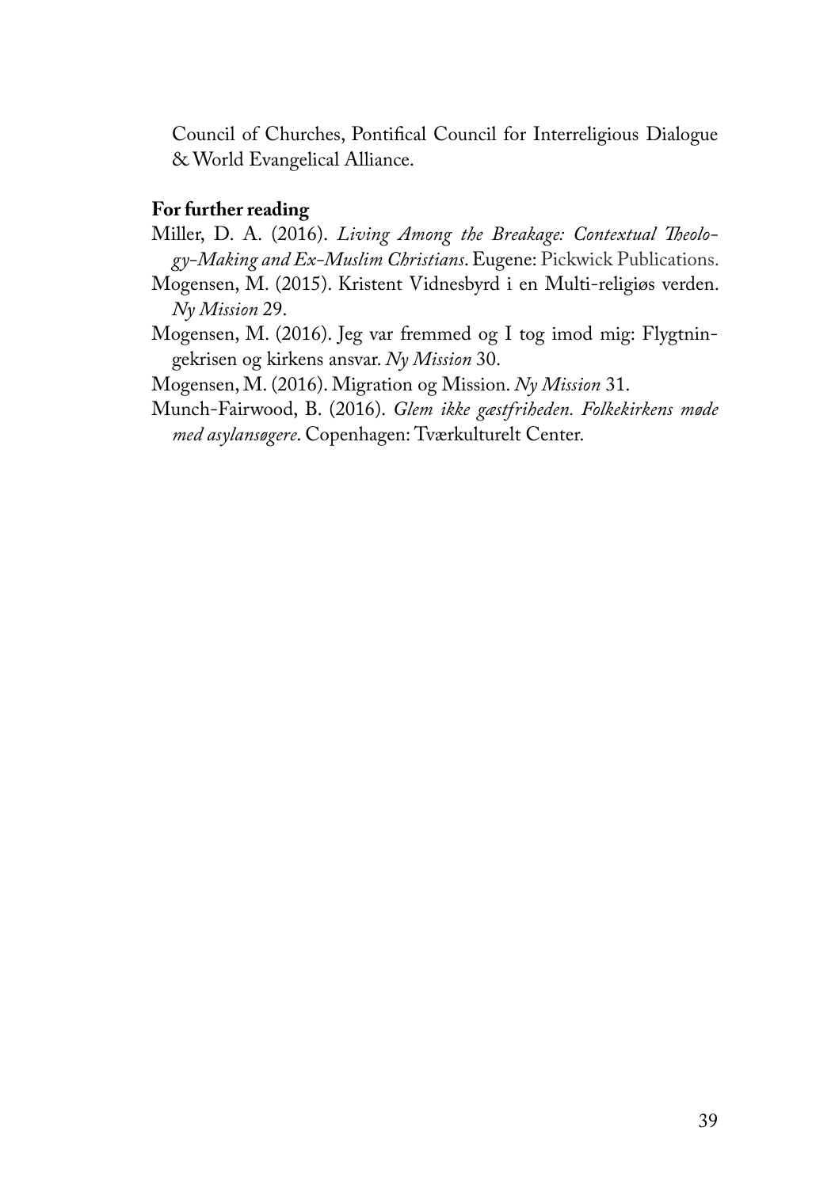Council of Churches, Pontifical Council for Interreligious Dialogue & World Evangelical Alliance.

**For further reading**

Miller, D. A. (2016). *Living Among the Breakage: Contextual Theology-Making and Ex-Muslim Christians*. Eugene: Pickwick Publications.

Mogensen, M. (2015). Kristent Vidnesbyrd i en Multi-religiøs verden. *Ny Mission* 29.

Mogensen, M. (2016). Jeg var fremmed og I tog imod mig: Flygtningekrisen og kirkens ansvar. *Ny Mission* 30.

Mogensen, M. (2016). Migration og Mission. *Ny Mission* 31.

Munch-Fairwood, B. (2016). *Glem ikke gæstfriheden. Folkekirkens møde med asylansøgere*. Copenhagen: Tværkulturelt Center.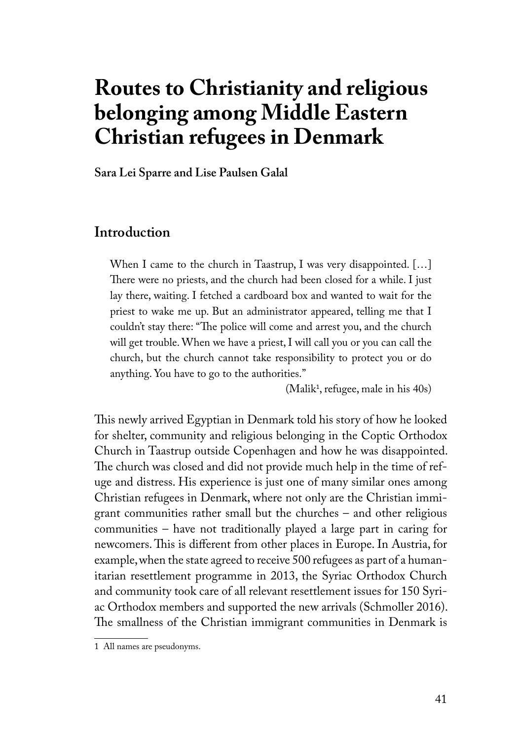# Routes to Christianity and religious belonging among Middle Eastern Christian refugees in Denmark

**Sara Lei Sparre and Lise Paulsen Galal**

## Introduction

> When I came to the church in Taastrup, I was very disappointed. […] There were no priests, and the church had been closed for a while. I just lay there, waiting. I fetched a cardboard box and wanted to wait for the priest to wake me up. But an administrator appeared, telling me that I couldn't stay there: "The police will come and arrest you, and the church will get trouble. When we have a priest, I will call you or you can call the church, but the church cannot take responsibility to protect you or do anything. You have to go to the authorities."
>
> (Malik[1], refugee, male in his 40s)

This newly arrived Egyptian in Denmark told his story of how he looked for shelter, community and religious belonging in the Coptic Orthodox Church in Taastrup outside Copenhagen and how he was disappointed. The church was closed and did not provide much help in the time of refuge and distress. His experience is just one of many similar ones among Christian refugees in Denmark, where not only are the Christian immigrant communities rather small but the churches – and other religious communities – have not traditionally played a large part in caring for newcomers. This is different from other places in Europe. In Austria, for example, when the state agreed to receive 500 refugees as part of a humanitarian resettlement programme in 2013, the Syriac Orthodox Church and community took care of all relevant resettlement issues for 150 Syriac Orthodox members and supported the new arrivals (Schmoller 2016). The smallness of the Christian immigrant communities in Denmark is

1 All names are pseudonyms.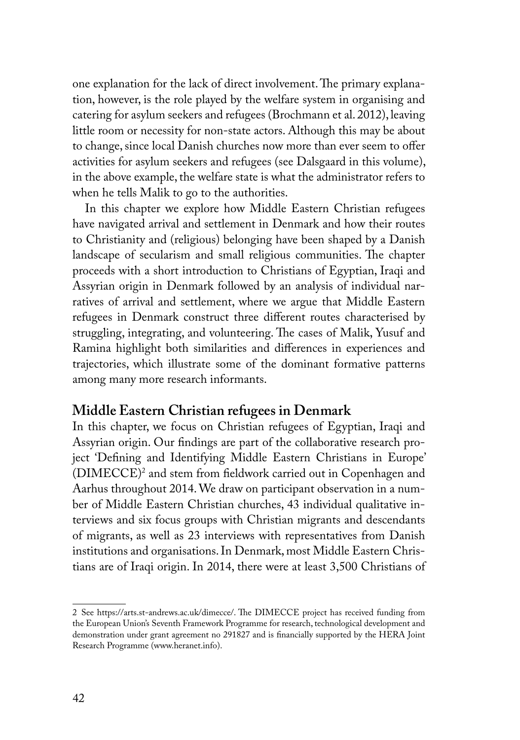one explanation for the lack of direct involvement. The primary explanation, however, is the role played by the welfare system in organising and catering for asylum seekers and refugees (Brochmann et al. 2012), leaving little room or necessity for non-state actors. Although this may be about to change, since local Danish churches now more than ever seem to offer activities for asylum seekers and refugees (see Dalsgaard in this volume), in the above example, the welfare state is what the administrator refers to when he tells Malik to go to the authorities.

In this chapter we explore how Middle Eastern Christian refugees have navigated arrival and settlement in Denmark and how their routes to Christianity and (religious) belonging have been shaped by a Danish landscape of secularism and small religious communities. The chapter proceeds with a short introduction to Christians of Egyptian, Iraqi and Assyrian origin in Denmark followed by an analysis of individual narratives of arrival and settlement, where we argue that Middle Eastern refugees in Denmark construct three different routes characterised by struggling, integrating, and volunteering. The cases of Malik, Yusuf and Ramina highlight both similarities and differences in experiences and trajectories, which illustrate some of the dominant formative patterns among many more research informants.

## Middle Eastern Christian refugees in Denmark

In this chapter, we focus on Christian refugees of Egyptian, Iraqi and Assyrian origin. Our findings are part of the collaborative research project 'Defining and Identifying Middle Eastern Christians in Europe' (DIMECCE)[2] and stem from fieldwork carried out in Copenhagen and Aarhus throughout 2014. We draw on participant observation in a number of Middle Eastern Christian churches, 43 individual qualitative interviews and six focus groups with Christian migrants and descendants of migrants, as well as 23 interviews with representatives from Danish institutions and organisations. In Denmark, most Middle Eastern Christians are of Iraqi origin. In 2014, there were at least 3,500 Christians of

---

2 See https://arts.st-andrews.ac.uk/dimecce/. The DIMECCE project has received funding from the European Union's Seventh Framework Programme for research, technological development and demonstration under grant agreement no 291827 and is financially supported by the HERA Joint Research Programme (www.heranet.info).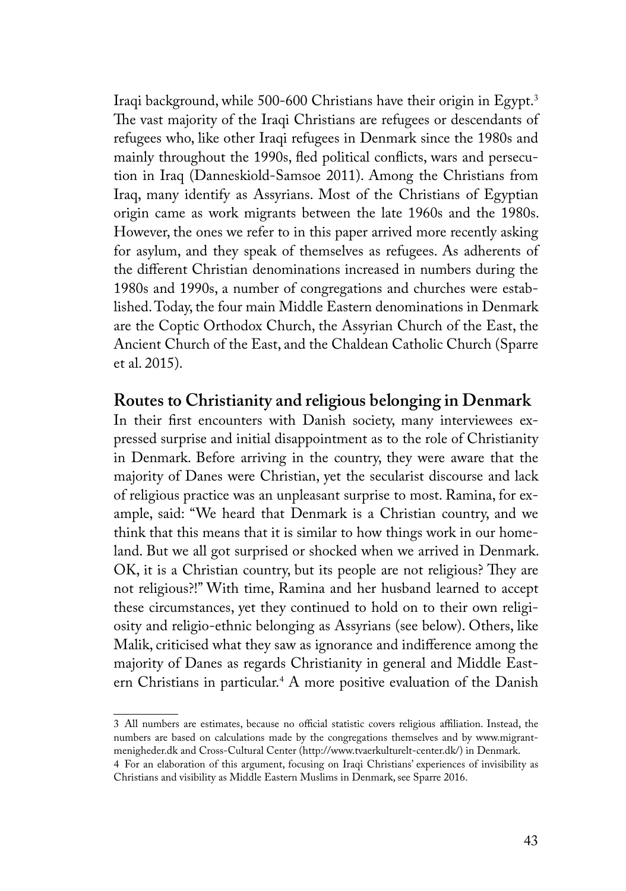Iraqi background, while 500-600 Christians have their origin in Egypt.[3] The vast majority of the Iraqi Christians are refugees or descendants of refugees who, like other Iraqi refugees in Denmark since the 1980s and mainly throughout the 1990s, fled political conflicts, wars and persecution in Iraq (Danneskiold-Samsoe 2011). Among the Christians from Iraq, many identify as Assyrians. Most of the Christians of Egyptian origin came as work migrants between the late 1960s and the 1980s. However, the ones we refer to in this paper arrived more recently asking for asylum, and they speak of themselves as refugees. As adherents of the different Christian denominations increased in numbers during the 1980s and 1990s, a number of congregations and churches were established. Today, the four main Middle Eastern denominations in Denmark are the Coptic Orthodox Church, the Assyrian Church of the East, the Ancient Church of the East, and the Chaldean Catholic Church (Sparre et al. 2015).

## Routes to Christianity and religious belonging in Denmark

In their first encounters with Danish society, many interviewees expressed surprise and initial disappointment as to the role of Christianity in Denmark. Before arriving in the country, they were aware that the majority of Danes were Christian, yet the secularist discourse and lack of religious practice was an unpleasant surprise to most. Ramina, for example, said: "We heard that Denmark is a Christian country, and we think that this means that it is similar to how things work in our homeland. But we all got surprised or shocked when we arrived in Denmark. OK, it is a Christian country, but its people are not religious? They are not religious?!" With time, Ramina and her husband learned to accept these circumstances, yet they continued to hold on to their own religiosity and religio-ethnic belonging as Assyrians (see below). Others, like Malik, criticised what they saw as ignorance and indifference among the majority of Danes as regards Christianity in general and Middle Eastern Christians in particular.[4] A more positive evaluation of the Danish

---

3 All numbers are estimates, because no official statistic covers religious affiliation. Instead, the numbers are based on calculations made by the congregations themselves and by www.migrantmenigheder.dk and Cross-Cultural Center (http://www.tvaerkulturelt-center.dk/) in Denmark.

4 For an elaboration of this argument, focusing on Iraqi Christians' experiences of invisibility as Christians and visibility as Middle Eastern Muslims in Denmark, see Sparre 2016.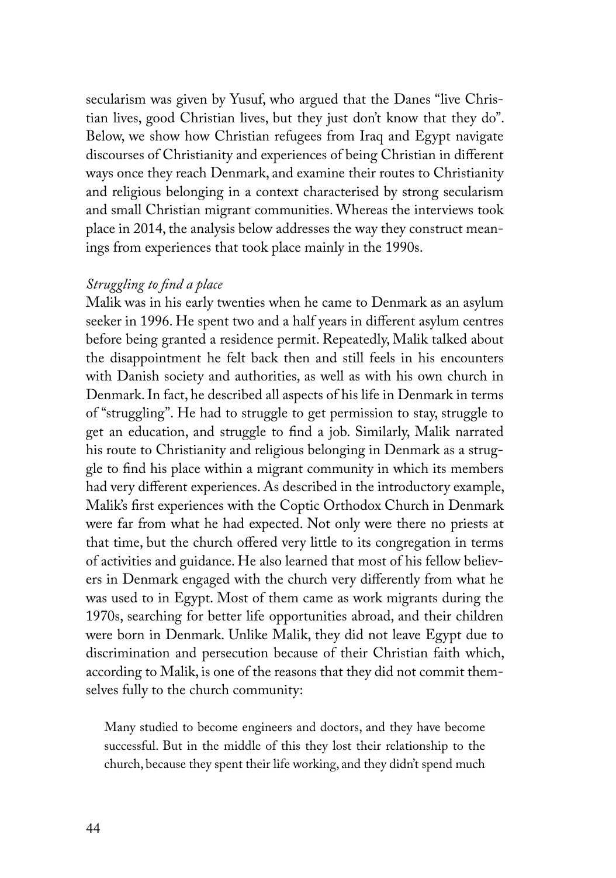secularism was given by Yusuf, who argued that the Danes "live Christian lives, good Christian lives, but they just don't know that they do". Below, we show how Christian refugees from Iraq and Egypt navigate discourses of Christianity and experiences of being Christian in different ways once they reach Denmark, and examine their routes to Christianity and religious belonging in a context characterised by strong secularism and small Christian migrant communities. Whereas the interviews took place in 2014, the analysis below addresses the way they construct meanings from experiences that took place mainly in the 1990s.

### *Struggling to find a place*

Malik was in his early twenties when he came to Denmark as an asylum seeker in 1996. He spent two and a half years in different asylum centres before being granted a residence permit. Repeatedly, Malik talked about the disappointment he felt back then and still feels in his encounters with Danish society and authorities, as well as with his own church in Denmark. In fact, he described all aspects of his life in Denmark in terms of "struggling". He had to struggle to get permission to stay, struggle to get an education, and struggle to find a job. Similarly, Malik narrated his route to Christianity and religious belonging in Denmark as a struggle to find his place within a migrant community in which its members had very different experiences. As described in the introductory example, Malik's first experiences with the Coptic Orthodox Church in Denmark were far from what he had expected. Not only were there no priests at that time, but the church offered very little to its congregation in terms of activities and guidance. He also learned that most of his fellow believers in Denmark engaged with the church very differently from what he was used to in Egypt. Most of them came as work migrants during the 1970s, searching for better life opportunities abroad, and their children were born in Denmark. Unlike Malik, they did not leave Egypt due to discrimination and persecution because of their Christian faith which, according to Malik, is one of the reasons that they did not commit themselves fully to the church community:

> Many studied to become engineers and doctors, and they have become successful. But in the middle of this they lost their relationship to the church, because they spent their life working, and they didn't spend much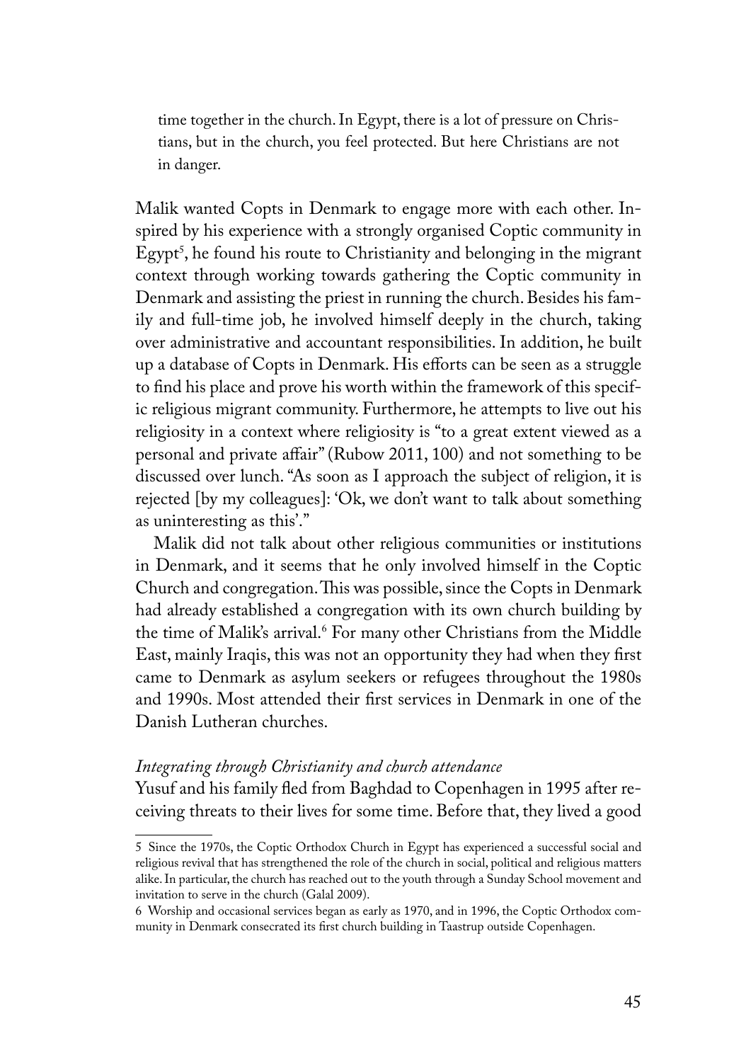time together in the church. In Egypt, there is a lot of pressure on Christians, but in the church, you feel protected. But here Christians are not in danger.

Malik wanted Copts in Denmark to engage more with each other. Inspired by his experience with a strongly organised Coptic community in Egypt[5], he found his route to Christianity and belonging in the migrant context through working towards gathering the Coptic community in Denmark and assisting the priest in running the church. Besides his family and full-time job, he involved himself deeply in the church, taking over administrative and accountant responsibilities. In addition, he built up a database of Copts in Denmark. His efforts can be seen as a struggle to find his place and prove his worth within the framework of this specific religious migrant community. Furthermore, he attempts to live out his religiosity in a context where religiosity is "to a great extent viewed as a personal and private affair" (Rubow 2011, 100) and not something to be discussed over lunch. "As soon as I approach the subject of religion, it is rejected [by my colleagues]: 'Ok, we don't want to talk about something as uninteresting as this'."

Malik did not talk about other religious communities or institutions in Denmark, and it seems that he only involved himself in the Coptic Church and congregation. This was possible, since the Copts in Denmark had already established a congregation with its own church building by the time of Malik's arrival.[6] For many other Christians from the Middle East, mainly Iraqis, this was not an opportunity they had when they first came to Denmark as asylum seekers or refugees throughout the 1980s and 1990s. Most attended their first services in Denmark in one of the Danish Lutheran churches.

*Integrating through Christianity and church attendance*

Yusuf and his family fled from Baghdad to Copenhagen in 1995 after receiving threats to their lives for some time. Before that, they lived a good

---

5 Since the 1970s, the Coptic Orthodox Church in Egypt has experienced a successful social and religious revival that has strengthened the role of the church in social, political and religious matters alike. In particular, the church has reached out to the youth through a Sunday School movement and invitation to serve in the church (Galal 2009).

6 Worship and occasional services began as early as 1970, and in 1996, the Coptic Orthodox community in Denmark consecrated its first church building in Taastrup outside Copenhagen.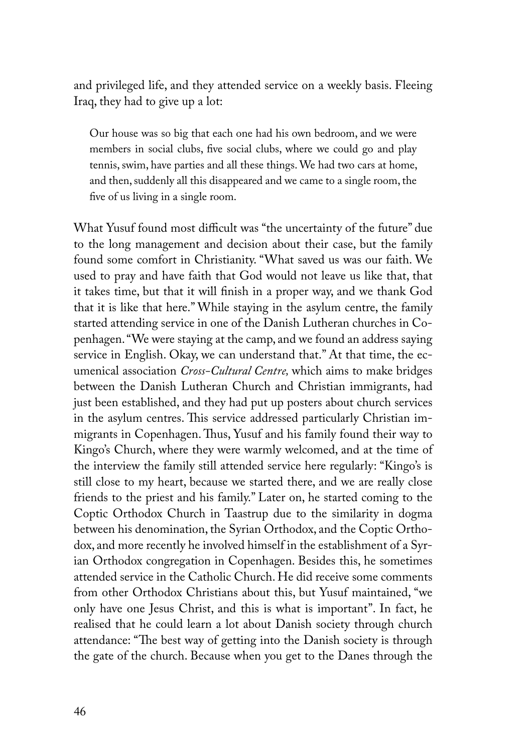and privileged life, and they attended service on a weekly basis. Fleeing Iraq, they had to give up a lot:

> Our house was so big that each one had his own bedroom, and we were members in social clubs, five social clubs, where we could go and play tennis, swim, have parties and all these things. We had two cars at home, and then, suddenly all this disappeared and we came to a single room, the five of us living in a single room.

What Yusuf found most difficult was "the uncertainty of the future" due to the long management and decision about their case, but the family found some comfort in Christianity. "What saved us was our faith. We used to pray and have faith that God would not leave us like that, that it takes time, but that it will finish in a proper way, and we thank God that it is like that here." While staying in the asylum centre, the family started attending service in one of the Danish Lutheran churches in Copenhagen. "We were staying at the camp, and we found an address saying service in English. Okay, we can understand that." At that time, the ecumenical association *Cross-Cultural Centre,* which aims to make bridges between the Danish Lutheran Church and Christian immigrants, had just been established, and they had put up posters about church services in the asylum centres. This service addressed particularly Christian immigrants in Copenhagen. Thus, Yusuf and his family found their way to Kingo's Church, where they were warmly welcomed, and at the time of the interview the family still attended service here regularly: "Kingo's is still close to my heart, because we started there, and we are really close friends to the priest and his family." Later on, he started coming to the Coptic Orthodox Church in Taastrup due to the similarity in dogma between his denomination, the Syrian Orthodox, and the Coptic Orthodox, and more recently he involved himself in the establishment of a Syrian Orthodox congregation in Copenhagen. Besides this, he sometimes attended service in the Catholic Church. He did receive some comments from other Orthodox Christians about this, but Yusuf maintained, "we only have one Jesus Christ, and this is what is important". In fact, he realised that he could learn a lot about Danish society through church attendance: "The best way of getting into the Danish society is through the gate of the church. Because when you get to the Danes through the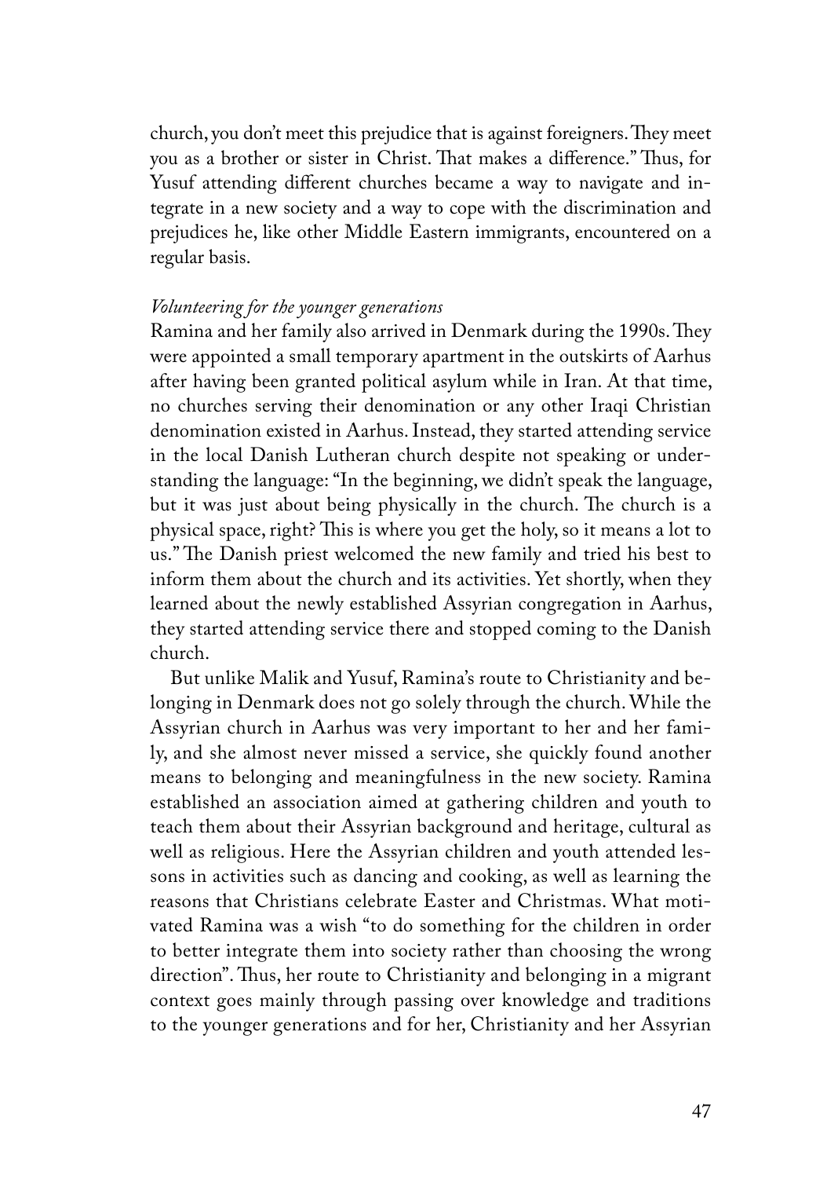church, you don't meet this prejudice that is against foreigners. They meet you as a brother or sister in Christ. That makes a difference." Thus, for Yusuf attending different churches became a way to navigate and integrate in a new society and a way to cope with the discrimination and prejudices he, like other Middle Eastern immigrants, encountered on a regular basis.

*Volunteering for the younger generations*

Ramina and her family also arrived in Denmark during the 1990s. They were appointed a small temporary apartment in the outskirts of Aarhus after having been granted political asylum while in Iran. At that time, no churches serving their denomination or any other Iraqi Christian denomination existed in Aarhus. Instead, they started attending service in the local Danish Lutheran church despite not speaking or understanding the language: "In the beginning, we didn't speak the language, but it was just about being physically in the church. The church is a physical space, right? This is where you get the holy, so it means a lot to us." The Danish priest welcomed the new family and tried his best to inform them about the church and its activities. Yet shortly, when they learned about the newly established Assyrian congregation in Aarhus, they started attending service there and stopped coming to the Danish church.

But unlike Malik and Yusuf, Ramina's route to Christianity and belonging in Denmark does not go solely through the church. While the Assyrian church in Aarhus was very important to her and her family, and she almost never missed a service, she quickly found another means to belonging and meaningfulness in the new society. Ramina established an association aimed at gathering children and youth to teach them about their Assyrian background and heritage, cultural as well as religious. Here the Assyrian children and youth attended lessons in activities such as dancing and cooking, as well as learning the reasons that Christians celebrate Easter and Christmas. What motivated Ramina was a wish "to do something for the children in order to better integrate them into society rather than choosing the wrong direction". Thus, her route to Christianity and belonging in a migrant context goes mainly through passing over knowledge and traditions to the younger generations and for her, Christianity and her Assyrian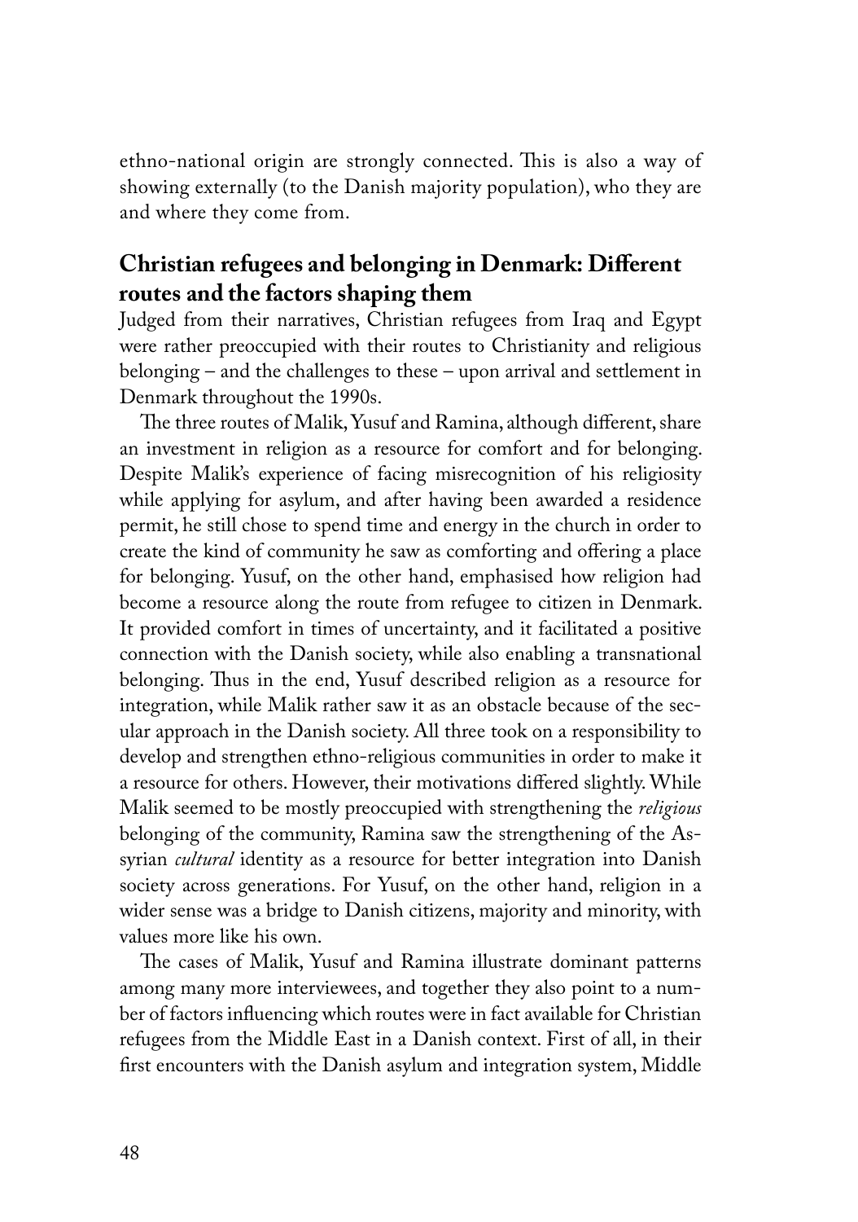ethno-national origin are strongly connected. This is also a way of showing externally (to the Danish majority population), who they are and where they come from.

## Christian refugees and belonging in Denmark: Different routes and the factors shaping them

Judged from their narratives, Christian refugees from Iraq and Egypt were rather preoccupied with their routes to Christianity and religious belonging – and the challenges to these – upon arrival and settlement in Denmark throughout the 1990s.

The three routes of Malik, Yusuf and Ramina, although different, share an investment in religion as a resource for comfort and for belonging. Despite Malik's experience of facing misrecognition of his religiosity while applying for asylum, and after having been awarded a residence permit, he still chose to spend time and energy in the church in order to create the kind of community he saw as comforting and offering a place for belonging. Yusuf, on the other hand, emphasised how religion had become a resource along the route from refugee to citizen in Denmark. It provided comfort in times of uncertainty, and it facilitated a positive connection with the Danish society, while also enabling a transnational belonging. Thus in the end, Yusuf described religion as a resource for integration, while Malik rather saw it as an obstacle because of the secular approach in the Danish society. All three took on a responsibility to develop and strengthen ethno-religious communities in order to make it a resource for others. However, their motivations differed slightly. While Malik seemed to be mostly preoccupied with strengthening the *religious* belonging of the community, Ramina saw the strengthening of the Assyrian *cultural* identity as a resource for better integration into Danish society across generations. For Yusuf, on the other hand, religion in a wider sense was a bridge to Danish citizens, majority and minority, with values more like his own.

The cases of Malik, Yusuf and Ramina illustrate dominant patterns among many more interviewees, and together they also point to a number of factors influencing which routes were in fact available for Christian refugees from the Middle East in a Danish context. First of all, in their first encounters with the Danish asylum and integration system, Middle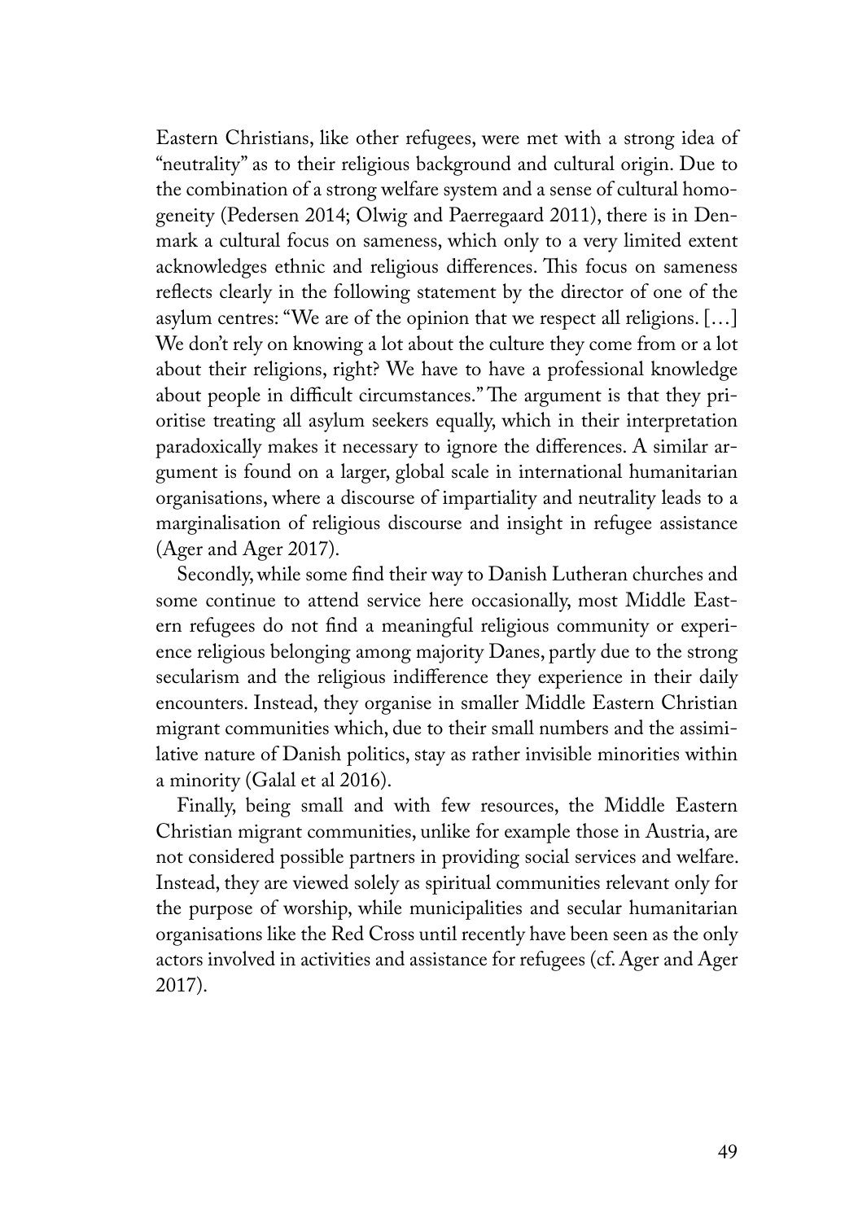Eastern Christians, like other refugees, were met with a strong idea of "neutrality" as to their religious background and cultural origin. Due to the combination of a strong welfare system and a sense of cultural homogeneity (Pedersen 2014; Olwig and Paerregaard 2011), there is in Denmark a cultural focus on sameness, which only to a very limited extent acknowledges ethnic and religious differences. This focus on sameness reflects clearly in the following statement by the director of one of the asylum centres: "We are of the opinion that we respect all religions. […] We don't rely on knowing a lot about the culture they come from or a lot about their religions, right? We have to have a professional knowledge about people in difficult circumstances." The argument is that they prioritise treating all asylum seekers equally, which in their interpretation paradoxically makes it necessary to ignore the differences. A similar argument is found on a larger, global scale in international humanitarian organisations, where a discourse of impartiality and neutrality leads to a marginalisation of religious discourse and insight in refugee assistance (Ager and Ager 2017).

Secondly, while some find their way to Danish Lutheran churches and some continue to attend service here occasionally, most Middle Eastern refugees do not find a meaningful religious community or experience religious belonging among majority Danes, partly due to the strong secularism and the religious indifference they experience in their daily encounters. Instead, they organise in smaller Middle Eastern Christian migrant communities which, due to their small numbers and the assimilative nature of Danish politics, stay as rather invisible minorities within a minority (Galal et al 2016).

Finally, being small and with few resources, the Middle Eastern Christian migrant communities, unlike for example those in Austria, are not considered possible partners in providing social services and welfare. Instead, they are viewed solely as spiritual communities relevant only for the purpose of worship, while municipalities and secular humanitarian organisations like the Red Cross until recently have been seen as the only actors involved in activities and assistance for refugees (cf. Ager and Ager 2017).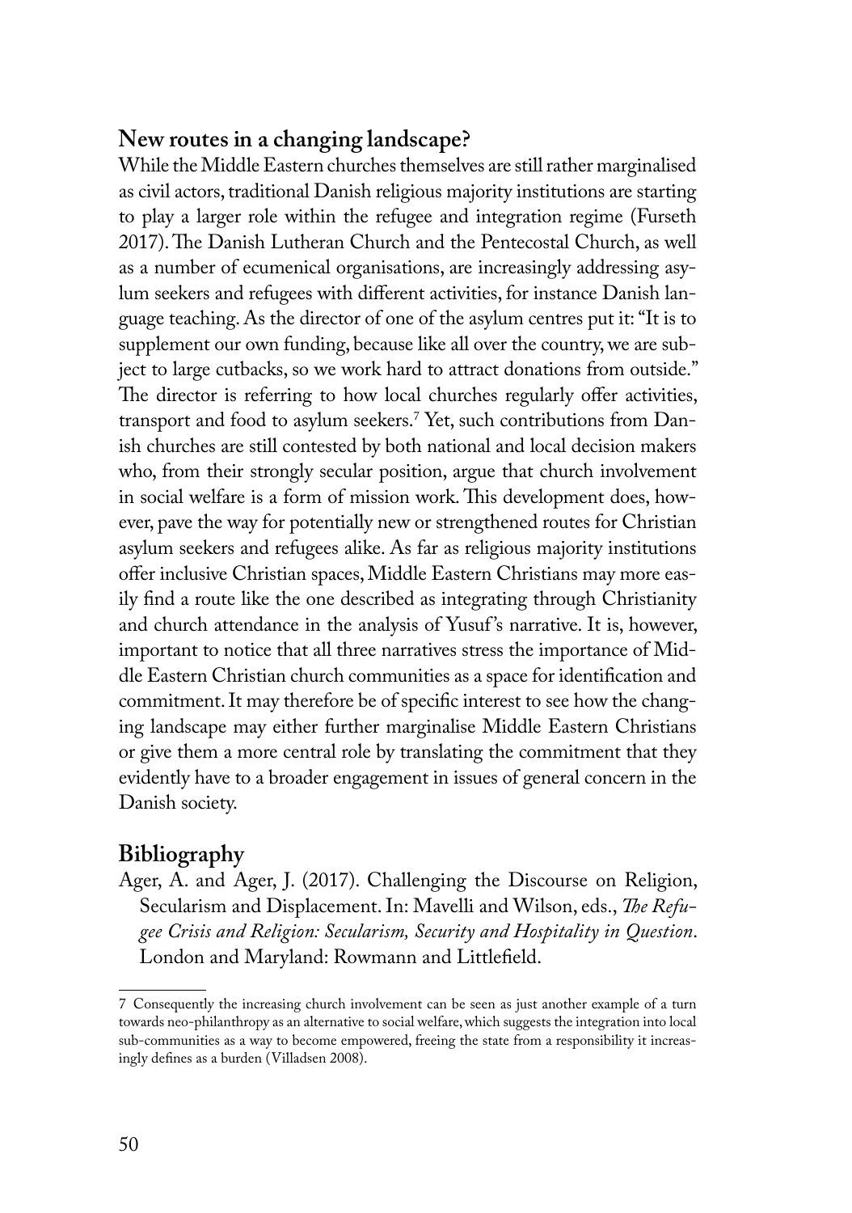## New routes in a changing landscape?

While the Middle Eastern churches themselves are still rather marginalised as civil actors, traditional Danish religious majority institutions are starting to play a larger role within the refugee and integration regime (Furseth 2017). The Danish Lutheran Church and the Pentecostal Church, as well as a number of ecumenical organisations, are increasingly addressing asylum seekers and refugees with different activities, for instance Danish language teaching. As the director of one of the asylum centres put it: "It is to supplement our own funding, because like all over the country, we are subject to large cutbacks, so we work hard to attract donations from outside." The director is referring to how local churches regularly offer activities, transport and food to asylum seekers.[7] Yet, such contributions from Danish churches are still contested by both national and local decision makers who, from their strongly secular position, argue that church involvement in social welfare is a form of mission work. This development does, however, pave the way for potentially new or strengthened routes for Christian asylum seekers and refugees alike. As far as religious majority institutions offer inclusive Christian spaces, Middle Eastern Christians may more easily find a route like the one described as integrating through Christianity and church attendance in the analysis of Yusuf's narrative. It is, however, important to notice that all three narratives stress the importance of Middle Eastern Christian church communities as a space for identification and commitment. It may therefore be of specific interest to see how the changing landscape may either further marginalise Middle Eastern Christians or give them a more central role by translating the commitment that they evidently have to a broader engagement in issues of general concern in the Danish society.

## Bibliography

Ager, A. and Ager, J. (2017). Challenging the Discourse on Religion, Secularism and Displacement. In: Mavelli and Wilson, eds., *The Refugee Crisis and Religion: Secularism, Security and Hospitality in Question*. London and Maryland: Rowmann and Littlefield.

---

7 Consequently the increasing church involvement can be seen as just another example of a turn towards neo-philanthropy as an alternative to social welfare, which suggests the integration into local sub-communities as a way to become empowered, freeing the state from a responsibility it increasingly defines as a burden (Villadsen 2008).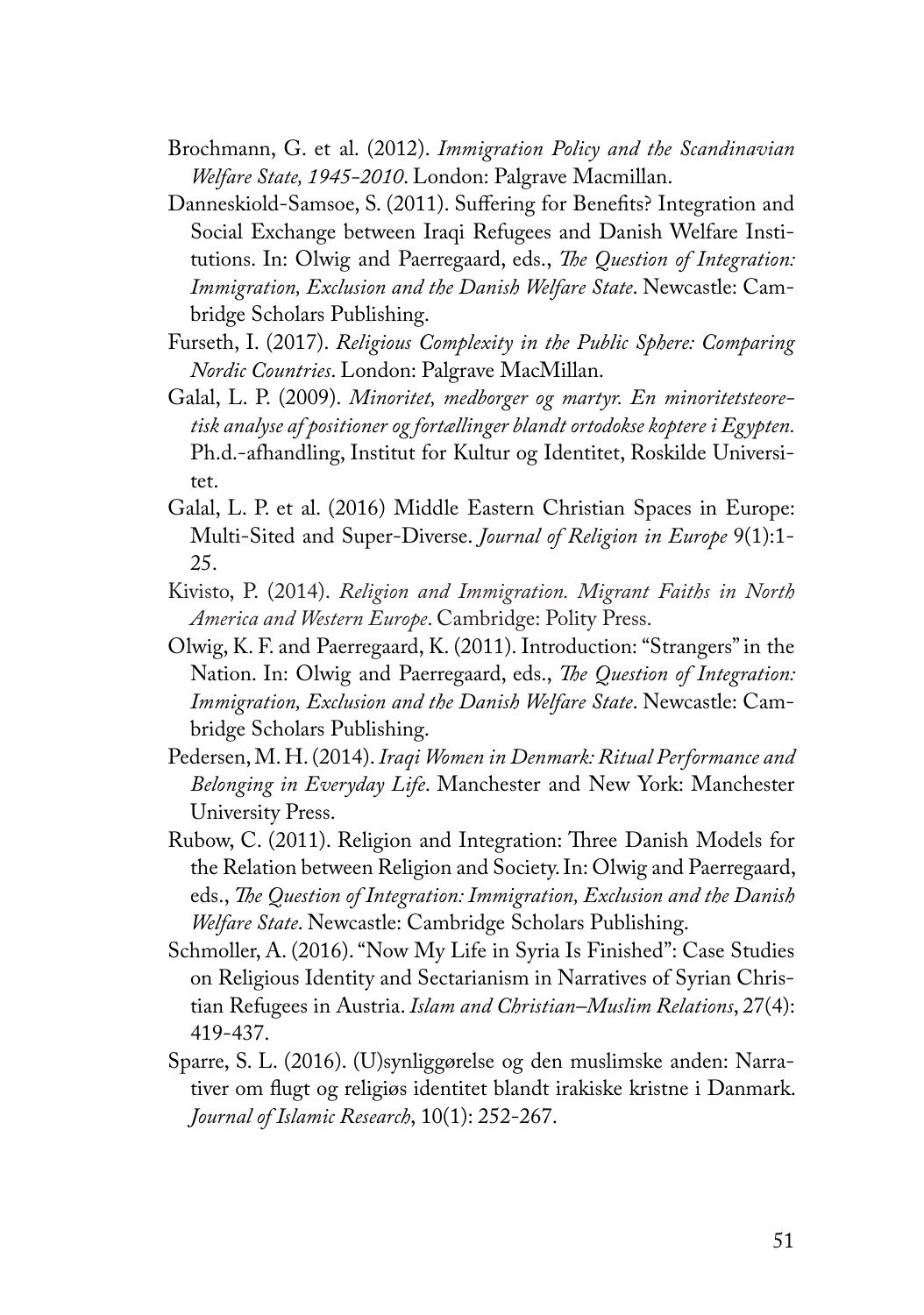Brochmann, G. et al. (2012). *Immigration Policy and the Scandinavian Welfare State, 1945-2010*. London: Palgrave Macmillan.

Danneskiold-Samsoe, S. (2011). Suffering for Benefits? Integration and Social Exchange between Iraqi Refugees and Danish Welfare Institutions. In: Olwig and Paerregaard, eds., *The Question of Integration: Immigration, Exclusion and the Danish Welfare State*. Newcastle: Cambridge Scholars Publishing.

Furseth, I. (2017). *Religious Complexity in the Public Sphere: Comparing Nordic Countries*. London: Palgrave MacMillan.

Galal, L. P. (2009). *Minoritet, medborger og martyr. En minoritetsteoretisk analyse af positioner og fortællinger blandt ortodokse koptere i Egypten.* Ph.d.-afhandling, Institut for Kultur og Identitet, Roskilde Universitet.

Galal, L. P. et al. (2016) Middle Eastern Christian Spaces in Europe: Multi-Sited and Super-Diverse. *Journal of Religion in Europe* 9(1):1-25.

Kivisto, P. (2014). *Religion and Immigration. Migrant Faiths in North America and Western Europe*. Cambridge: Polity Press.

Olwig, K. F. and Paerregaard, K. (2011). Introduction: "Strangers" in the Nation. In: Olwig and Paerregaard, eds., *The Question of Integration: Immigration, Exclusion and the Danish Welfare State*. Newcastle: Cambridge Scholars Publishing.

Pedersen, M. H. (2014). *Iraqi Women in Denmark: Ritual Performance and Belonging in Everyday Life*. Manchester and New York: Manchester University Press.

Rubow, C. (2011). Religion and Integration: Three Danish Models for the Relation between Religion and Society. In: Olwig and Paerregaard, eds., *The Question of Integration: Immigration, Exclusion and the Danish Welfare State*. Newcastle: Cambridge Scholars Publishing.

Schmoller, A. (2016). "Now My Life in Syria Is Finished": Case Studies on Religious Identity and Sectarianism in Narratives of Syrian Christian Refugees in Austria. *Islam and Christian–Muslim Relations*, 27(4): 419-437.

Sparre, S. L. (2016). (U)synliggørelse og den muslimske anden: Narrativer om flugt og religiøs identitet blandt irakiske kristne i Danmark. *Journal of Islamic Research*, 10(1): 252-267.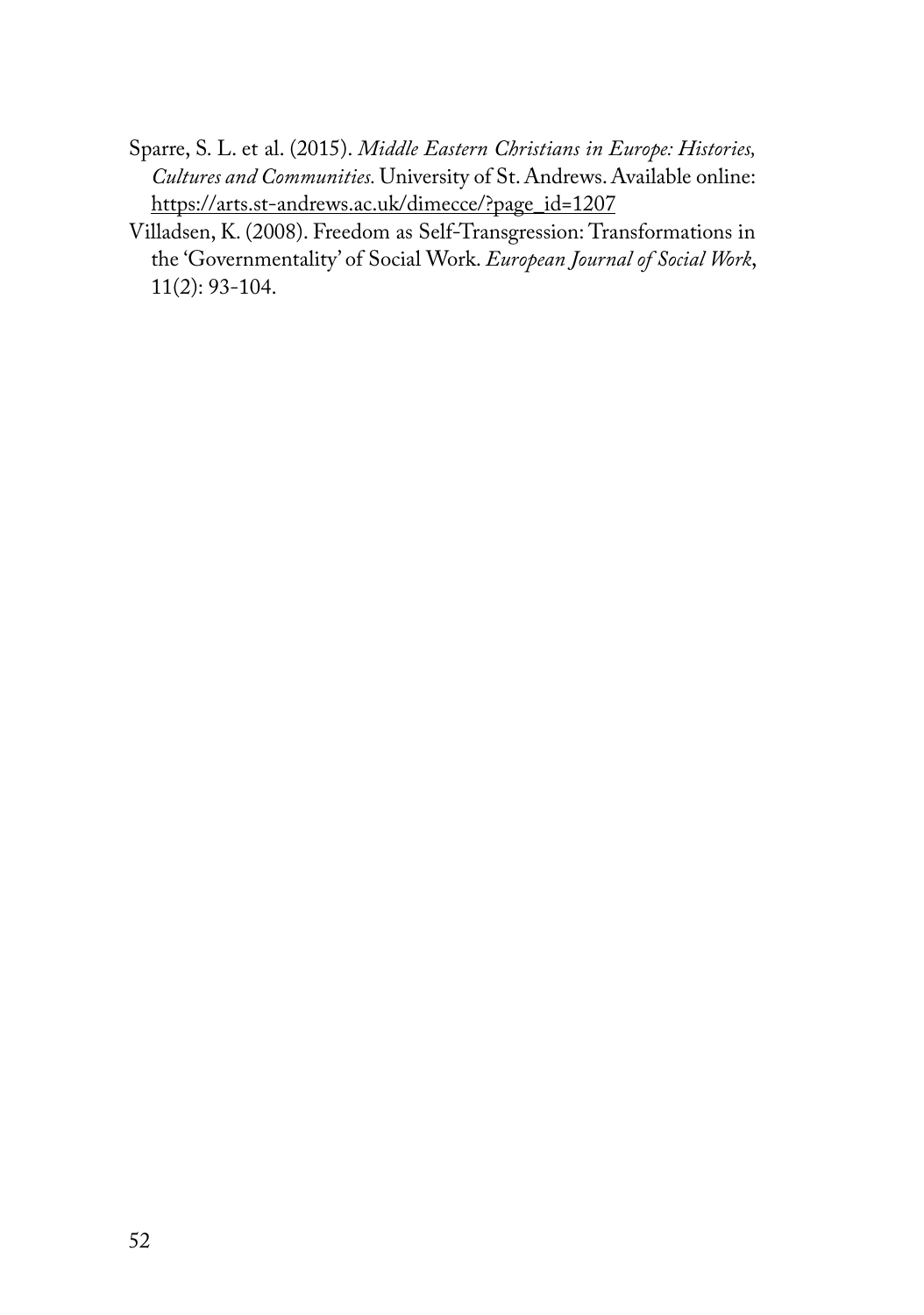Sparre, S. L. et al. (2015). *Middle Eastern Christians in Europe: Histories, Cultures and Communities.* University of St. Andrews. Available online: https://arts.st-andrews.ac.uk/dimecce/?page_id=1207

Villadsen, K. (2008). Freedom as Self-Transgression: Transformations in the 'Governmentality' of Social Work. *European Journal of Social Work*, 11(2): 93-104.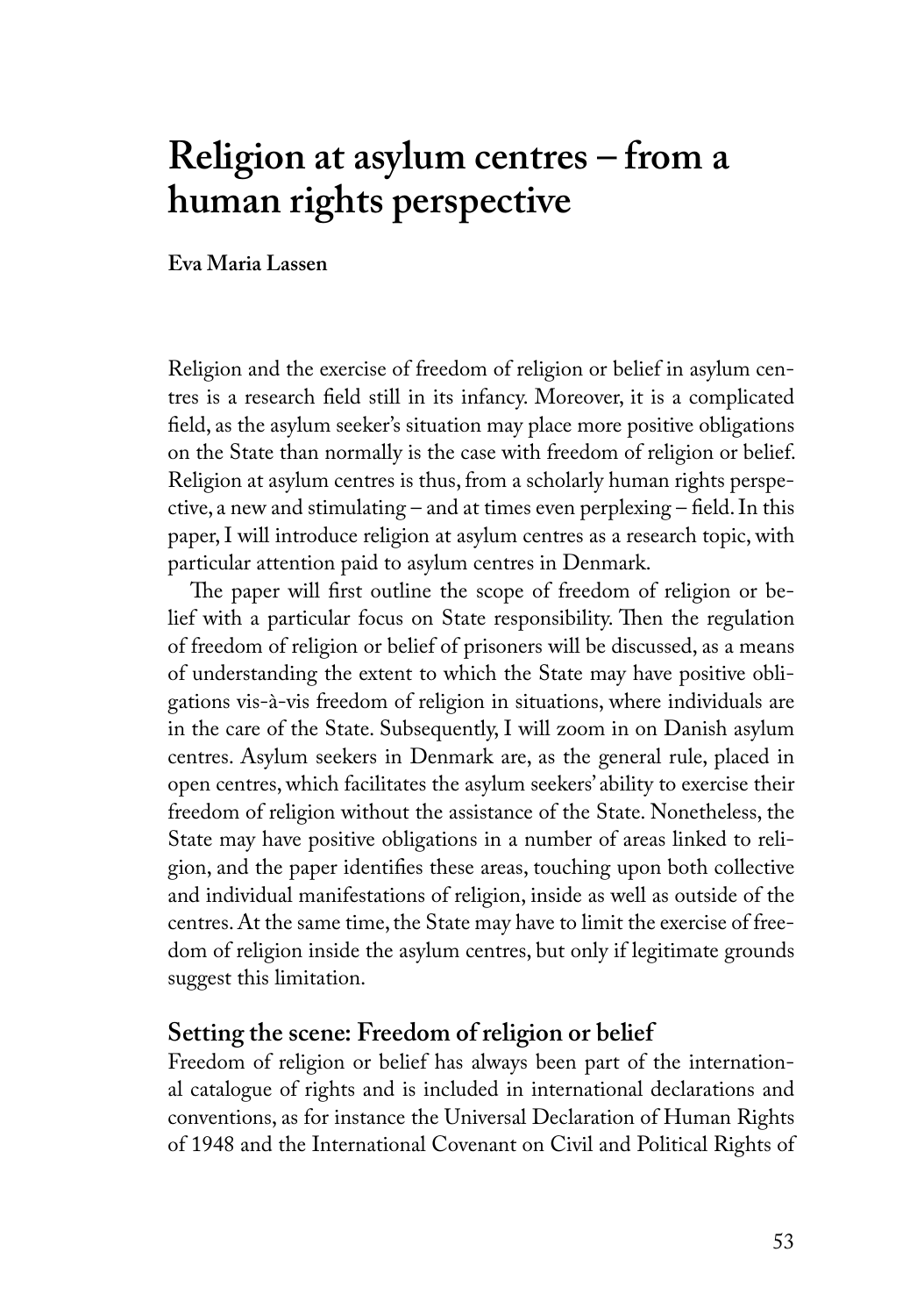# Religion at asylum centres – from a human rights perspective

**Eva Maria Lassen**

Religion and the exercise of freedom of religion or belief in asylum centres is a research field still in its infancy. Moreover, it is a complicated field, as the asylum seeker's situation may place more positive obligations on the State than normally is the case with freedom of religion or belief. Religion at asylum centres is thus, from a scholarly human rights perspective, a new and stimulating – and at times even perplexing – field. In this paper, I will introduce religion at asylum centres as a research topic, with particular attention paid to asylum centres in Denmark.

The paper will first outline the scope of freedom of religion or belief with a particular focus on State responsibility. Then the regulation of freedom of religion or belief of prisoners will be discussed, as a means of understanding the extent to which the State may have positive obligations vis-à-vis freedom of religion in situations, where individuals are in the care of the State. Subsequently, I will zoom in on Danish asylum centres. Asylum seekers in Denmark are, as the general rule, placed in open centres, which facilitates the asylum seekers' ability to exercise their freedom of religion without the assistance of the State. Nonetheless, the State may have positive obligations in a number of areas linked to religion, and the paper identifies these areas, touching upon both collective and individual manifestations of religion, inside as well as outside of the centres. At the same time, the State may have to limit the exercise of freedom of religion inside the asylum centres, but only if legitimate grounds suggest this limitation.

## Setting the scene: Freedom of religion or belief

Freedom of religion or belief has always been part of the international catalogue of rights and is included in international declarations and conventions, as for instance the Universal Declaration of Human Rights of 1948 and the International Covenant on Civil and Political Rights of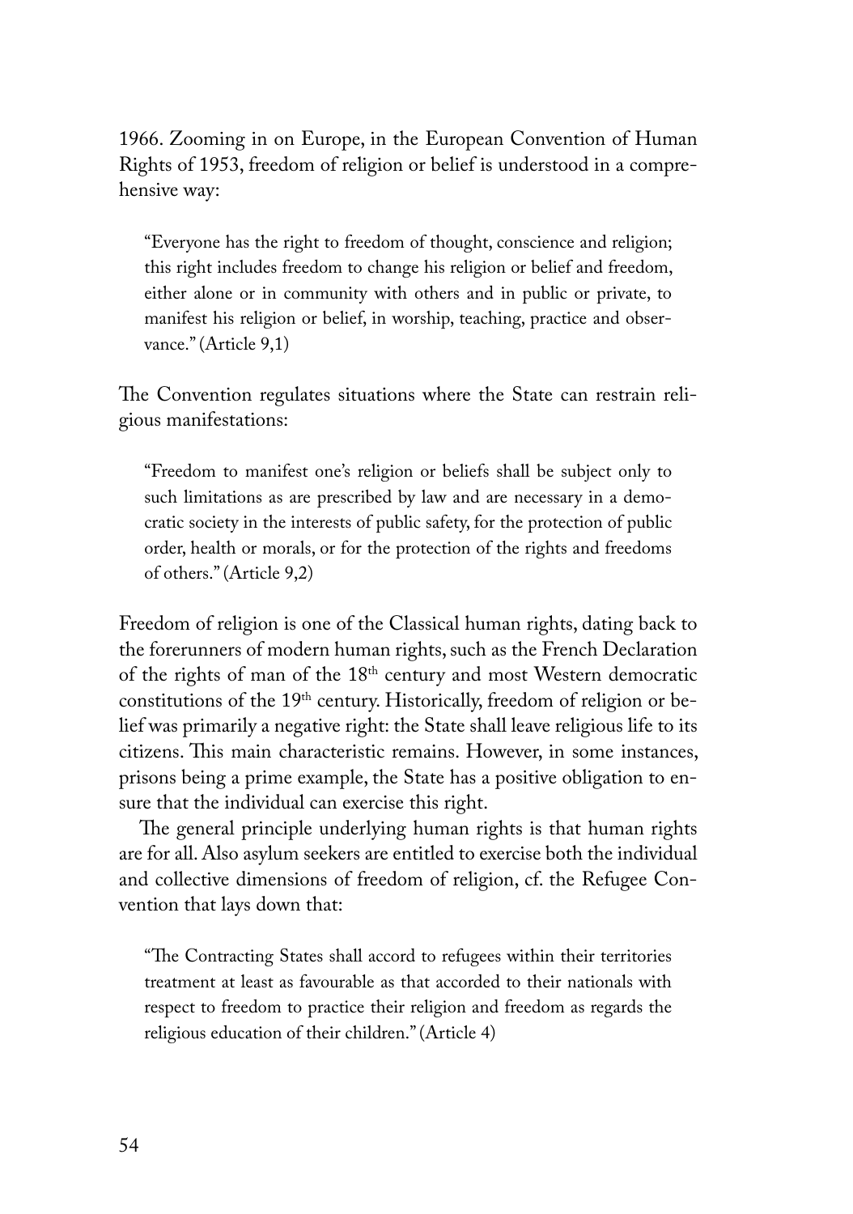1966. Zooming in on Europe, in the European Convention of Human Rights of 1953, freedom of religion or belief is understood in a comprehensive way:

> "Everyone has the right to freedom of thought, conscience and religion; this right includes freedom to change his religion or belief and freedom, either alone or in community with others and in public or private, to manifest his religion or belief, in worship, teaching, practice and observance." (Article 9,1)

The Convention regulates situations where the State can restrain religious manifestations:

> "Freedom to manifest one's religion or beliefs shall be subject only to such limitations as are prescribed by law and are necessary in a democratic society in the interests of public safety, for the protection of public order, health or morals, or for the protection of the rights and freedoms of others." (Article 9,2)

Freedom of religion is one of the Classical human rights, dating back to the forerunners of modern human rights, such as the French Declaration of the rights of man of the 18th century and most Western democratic constitutions of the 19th century. Historically, freedom of religion or belief was primarily a negative right: the State shall leave religious life to its citizens. This main characteristic remains. However, in some instances, prisons being a prime example, the State has a positive obligation to ensure that the individual can exercise this right.

The general principle underlying human rights is that human rights are for all. Also asylum seekers are entitled to exercise both the individual and collective dimensions of freedom of religion, cf. the Refugee Convention that lays down that:

> "The Contracting States shall accord to refugees within their territories treatment at least as favourable as that accorded to their nationals with respect to freedom to practice their religion and freedom as regards the religious education of their children." (Article 4)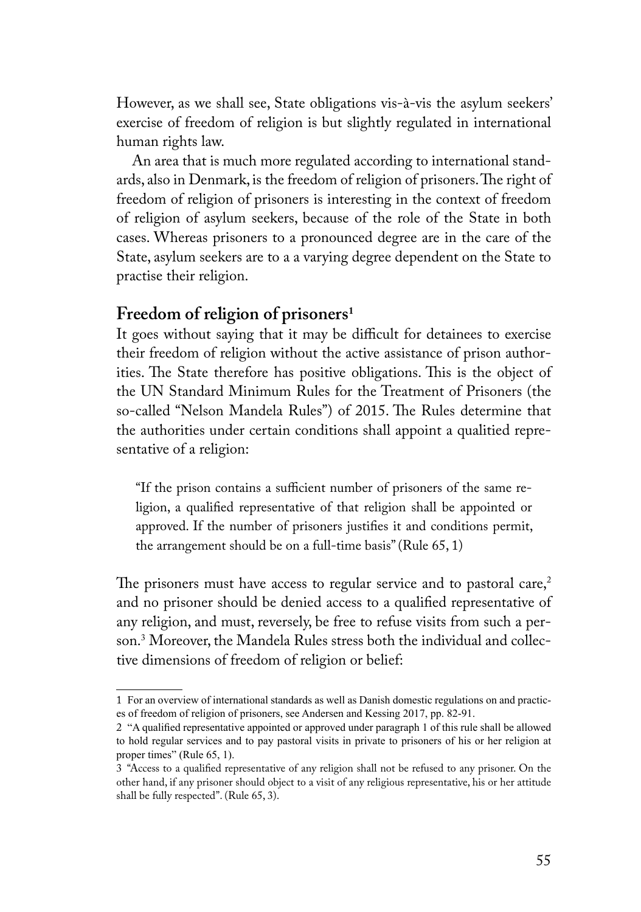However, as we shall see, State obligations vis-à-vis the asylum seekers' exercise of freedom of religion is but slightly regulated in international human rights law.

An area that is much more regulated according to international standards, also in Denmark, is the freedom of religion of prisoners. The right of freedom of religion of prisoners is interesting in the context of freedom of religion of asylum seekers, because of the role of the State in both cases. Whereas prisoners to a pronounced degree are in the care of the State, asylum seekers are to a a varying degree dependent on the State to practise their religion.

## Freedom of religion of prisoners[1]

It goes without saying that it may be difficult for detainees to exercise their freedom of religion without the active assistance of prison authorities. The State therefore has positive obligations. This is the object of the UN Standard Minimum Rules for the Treatment of Prisoners (the so-called "Nelson Mandela Rules") of 2015. The Rules determine that the authorities under certain conditions shall appoint a qualitied representative of a religion:

> "If the prison contains a sufficient number of prisoners of the same religion, a qualified representative of that religion shall be appointed or approved. If the number of prisoners justifies it and conditions permit, the arrangement should be on a full-time basis" (Rule 65, 1)

The prisoners must have access to regular service and to pastoral care,[2] and no prisoner should be denied access to a qualified representative of any religion, and must, reversely, be free to refuse visits from such a person.[3] Moreover, the Mandela Rules stress both the individual and collective dimensions of freedom of religion or belief:

---

1 For an overview of international standards as well as Danish domestic regulations on and practices of freedom of religion of prisoners, see Andersen and Kessing 2017, pp. 82-91.

2 "A qualified representative appointed or approved under paragraph 1 of this rule shall be allowed to hold regular services and to pay pastoral visits in private to prisoners of his or her religion at proper times" (Rule 65, 1).

3 "Access to a qualified representative of any religion shall not be refused to any prisoner. On the other hand, if any prisoner should object to a visit of any religious representative, his or her attitude shall be fully respected". (Rule 65, 3).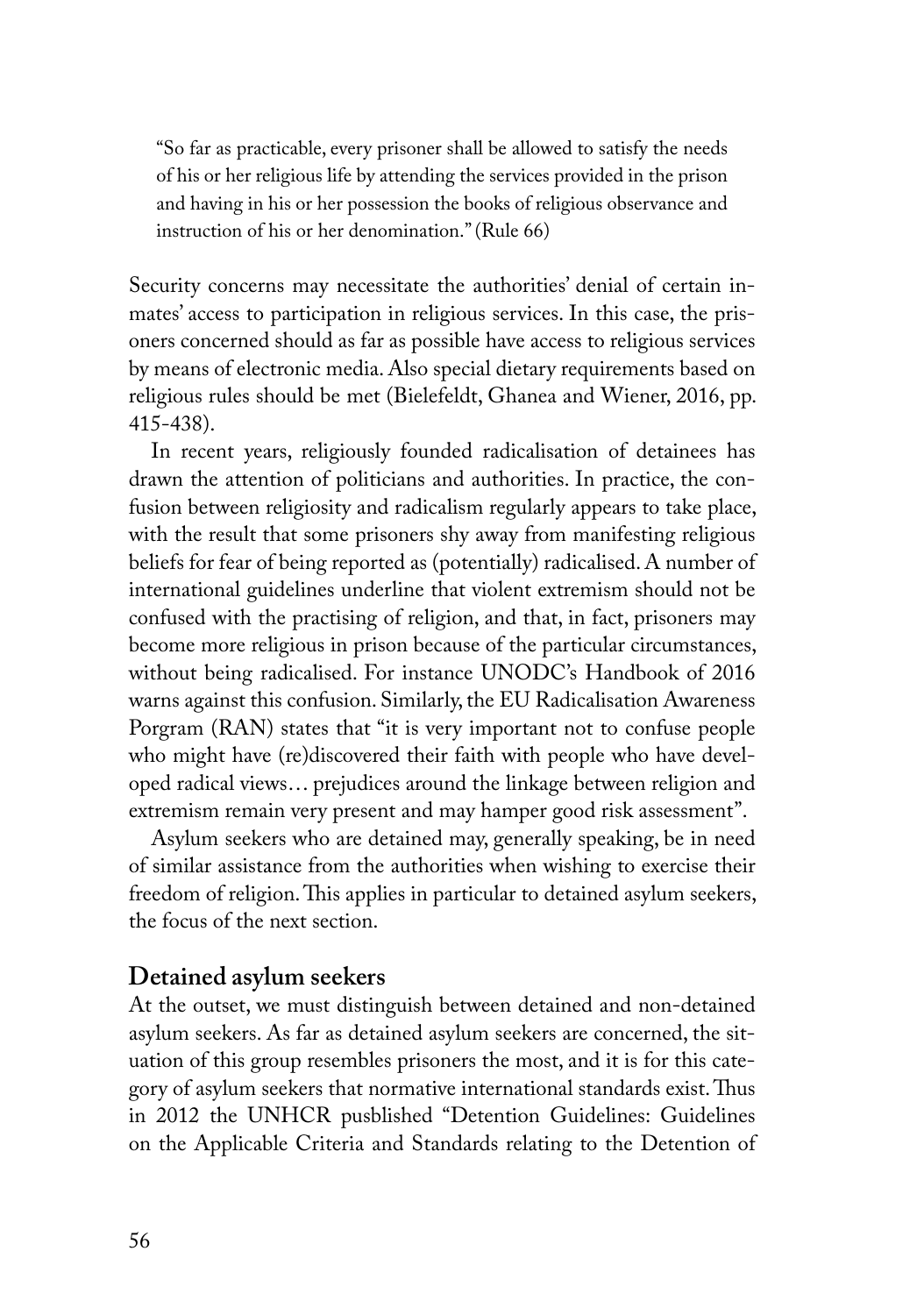> "So far as practicable, every prisoner shall be allowed to satisfy the needs of his or her religious life by attending the services provided in the prison and having in his or her possession the books of religious observance and instruction of his or her denomination." (Rule 66)

Security concerns may necessitate the authorities' denial of certain inmates' access to participation in religious services. In this case, the prisoners concerned should as far as possible have access to religious services by means of electronic media. Also special dietary requirements based on religious rules should be met (Bielefeldt, Ghanea and Wiener, 2016, pp. 415-438).

In recent years, religiously founded radicalisation of detainees has drawn the attention of politicians and authorities. In practice, the confusion between religiosity and radicalism regularly appears to take place, with the result that some prisoners shy away from manifesting religious beliefs for fear of being reported as (potentially) radicalised. A number of international guidelines underline that violent extremism should not be confused with the practising of religion, and that, in fact, prisoners may become more religious in prison because of the particular circumstances, without being radicalised. For instance UNODC's Handbook of 2016 warns against this confusion. Similarly, the EU Radicalisation Awareness Porgram (RAN) states that "it is very important not to confuse people who might have (re)discovered their faith with people who have developed radical views… prejudices around the linkage between religion and extremism remain very present and may hamper good risk assessment".

Asylum seekers who are detained may, generally speaking, be in need of similar assistance from the authorities when wishing to exercise their freedom of religion. This applies in particular to detained asylum seekers, the focus of the next section.

## Detained asylum seekers

At the outset, we must distinguish between detained and non-detained asylum seekers. As far as detained asylum seekers are concerned, the situation of this group resembles prisoners the most, and it is for this category of asylum seekers that normative international standards exist. Thus in 2012 the UNHCR pusblished "Detention Guidelines: Guidelines on the Applicable Criteria and Standards relating to the Detention of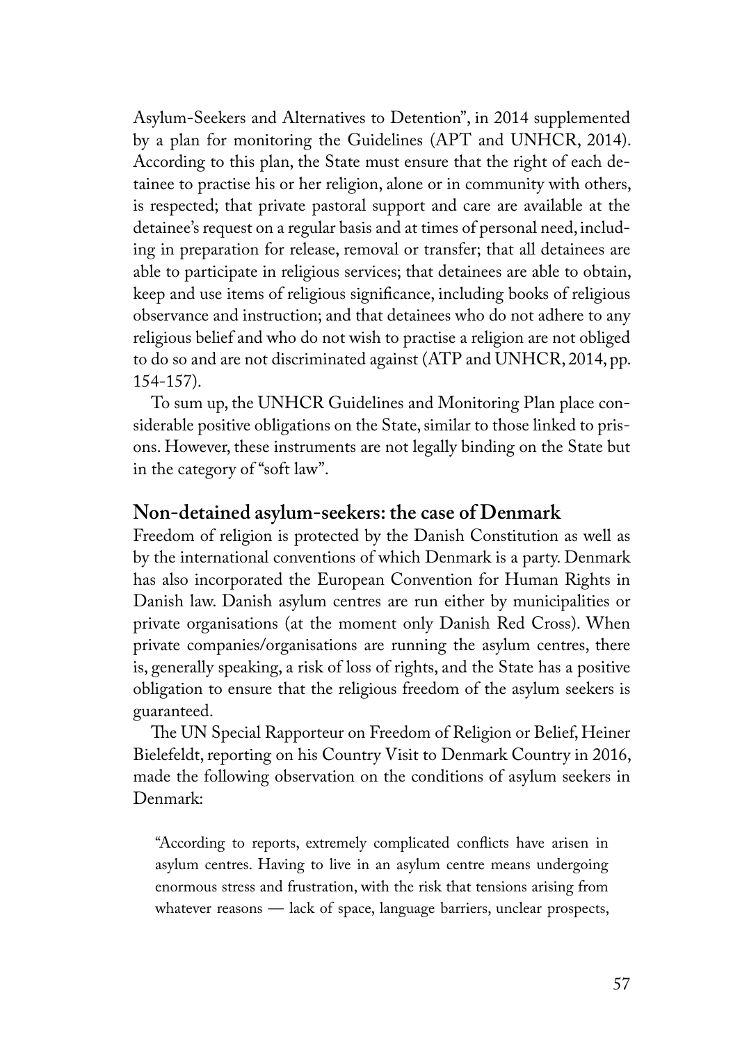Asylum-Seekers and Alternatives to Detention", in 2014 supplemented by a plan for monitoring the Guidelines (APT and UNHCR, 2014). According to this plan, the State must ensure that the right of each detainee to practise his or her religion, alone or in community with others, is respected; that private pastoral support and care are available at the detainee's request on a regular basis and at times of personal need, including in preparation for release, removal or transfer; that all detainees are able to participate in religious services; that detainees are able to obtain, keep and use items of religious significance, including books of religious observance and instruction; and that detainees who do not adhere to any religious belief and who do not wish to practise a religion are not obliged to do so and are not discriminated against (ATP and UNHCR, 2014, pp. 154-157).

To sum up, the UNHCR Guidelines and Monitoring Plan place considerable positive obligations on the State, similar to those linked to prisons. However, these instruments are not legally binding on the State but in the category of "soft law".

## Non-detained asylum-seekers: the case of Denmark

Freedom of religion is protected by the Danish Constitution as well as by the international conventions of which Denmark is a party. Denmark has also incorporated the European Convention for Human Rights in Danish law. Danish asylum centres are run either by municipalities or private organisations (at the moment only Danish Red Cross). When private companies/organisations are running the asylum centres, there is, generally speaking, a risk of loss of rights, and the State has a positive obligation to ensure that the religious freedom of the asylum seekers is guaranteed.

The UN Special Rapporteur on Freedom of Religion or Belief, Heiner Bielefeldt, reporting on his Country Visit to Denmark Country in 2016, made the following observation on the conditions of asylum seekers in Denmark:

> "According to reports, extremely complicated conflicts have arisen in asylum centres. Having to live in an asylum centre means undergoing enormous stress and frustration, with the risk that tensions arising from whatever reasons — lack of space, language barriers, unclear prospects,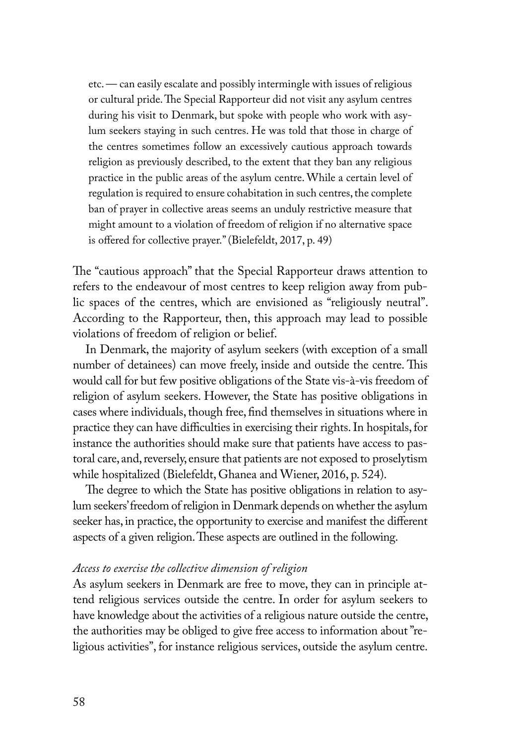etc. — can easily escalate and possibly intermingle with issues of religious or cultural pride. The Special Rapporteur did not visit any asylum centres during his visit to Denmark, but spoke with people who work with asylum seekers staying in such centres. He was told that those in charge of the centres sometimes follow an excessively cautious approach towards religion as previously described, to the extent that they ban any religious practice in the public areas of the asylum centre. While a certain level of regulation is required to ensure cohabitation in such centres, the complete ban of prayer in collective areas seems an unduly restrictive measure that might amount to a violation of freedom of religion if no alternative space is offered for collective prayer." (Bielefeldt, 2017, p. 49)

The "cautious approach" that the Special Rapporteur draws attention to refers to the endeavour of most centres to keep religion away from public spaces of the centres, which are envisioned as "religiously neutral". According to the Rapporteur, then, this approach may lead to possible violations of freedom of religion or belief.

In Denmark, the majority of asylum seekers (with exception of a small number of detainees) can move freely, inside and outside the centre. This would call for but few positive obligations of the State vis-à-vis freedom of religion of asylum seekers. However, the State has positive obligations in cases where individuals, though free, find themselves in situations where in practice they can have difficulties in exercising their rights. In hospitals, for instance the authorities should make sure that patients have access to pastoral care, and, reversely, ensure that patients are not exposed to proselytism while hospitalized (Bielefeldt, Ghanea and Wiener, 2016, p. 524).

The degree to which the State has positive obligations in relation to asylum seekers' freedom of religion in Denmark depends on whether the asylum seeker has, in practice, the opportunity to exercise and manifest the different aspects of a given religion. These aspects are outlined in the following.

*Access to exercise the collective dimension of religion*

As asylum seekers in Denmark are free to move, they can in principle attend religious services outside the centre. In order for asylum seekers to have knowledge about the activities of a religious nature outside the centre, the authorities may be obliged to give free access to information about "religious activities", for instance religious services, outside the asylum centre.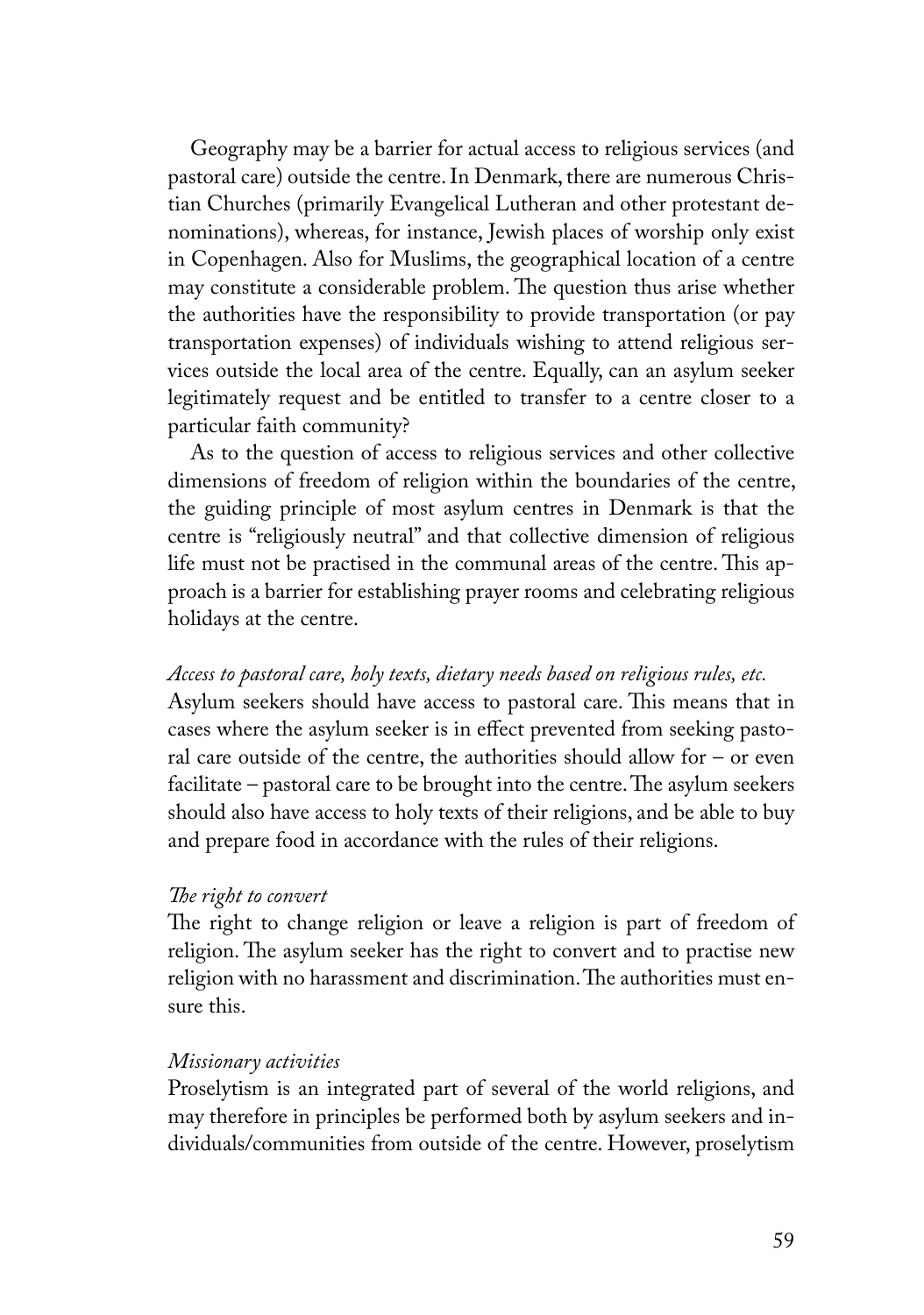Geography may be a barrier for actual access to religious services (and pastoral care) outside the centre. In Denmark, there are numerous Christian Churches (primarily Evangelical Lutheran and other protestant denominations), whereas, for instance, Jewish places of worship only exist in Copenhagen. Also for Muslims, the geographical location of a centre may constitute a considerable problem. The question thus arise whether the authorities have the responsibility to provide transportation (or pay transportation expenses) of individuals wishing to attend religious services outside the local area of the centre. Equally, can an asylum seeker legitimately request and be entitled to transfer to a centre closer to a particular faith community?

As to the question of access to religious services and other collective dimensions of freedom of religion within the boundaries of the centre, the guiding principle of most asylum centres in Denmark is that the centre is "religiously neutral" and that collective dimension of religious life must not be practised in the communal areas of the centre. This approach is a barrier for establishing prayer rooms and celebrating religious holidays at the centre.

*Access to pastoral care, holy texts, dietary needs based on religious rules, etc.*

Asylum seekers should have access to pastoral care. This means that in cases where the asylum seeker is in effect prevented from seeking pastoral care outside of the centre, the authorities should allow for – or even facilitate – pastoral care to be brought into the centre. The asylum seekers should also have access to holy texts of their religions, and be able to buy and prepare food in accordance with the rules of their religions.

*The right to convert*

The right to change religion or leave a religion is part of freedom of religion. The asylum seeker has the right to convert and to practise new religion with no harassment and discrimination. The authorities must ensure this.

*Missionary activities*

Proselytism is an integrated part of several of the world religions, and may therefore in principles be performed both by asylum seekers and individuals/communities from outside of the centre. However, proselytism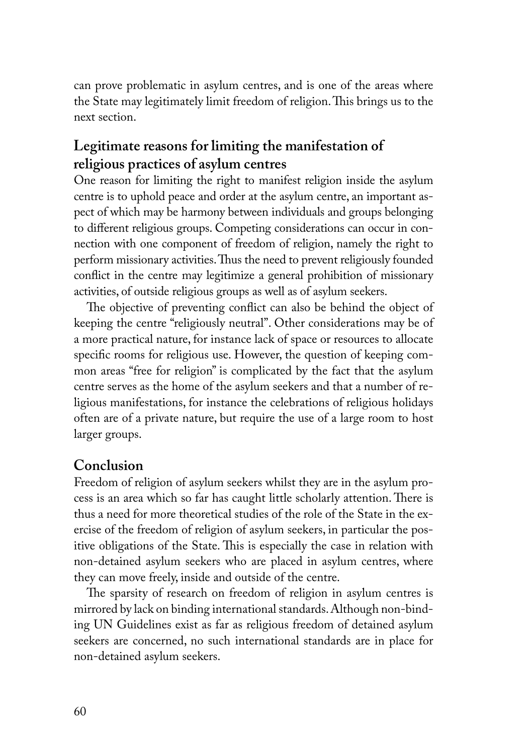can prove problematic in asylum centres, and is one of the areas where the State may legitimately limit freedom of religion. This brings us to the next section.

## Legitimate reasons for limiting the manifestation of religious practices of asylum centres

One reason for limiting the right to manifest religion inside the asylum centre is to uphold peace and order at the asylum centre, an important aspect of which may be harmony between individuals and groups belonging to different religious groups. Competing considerations can occur in connection with one component of freedom of religion, namely the right to perform missionary activities. Thus the need to prevent religiously founded conflict in the centre may legitimize a general prohibition of missionary activities, of outside religious groups as well as of asylum seekers.

The objective of preventing conflict can also be behind the object of keeping the centre "religiously neutral". Other considerations may be of a more practical nature, for instance lack of space or resources to allocate specific rooms for religious use. However, the question of keeping common areas "free for religion" is complicated by the fact that the asylum centre serves as the home of the asylum seekers and that a number of religious manifestations, for instance the celebrations of religious holidays often are of a private nature, but require the use of a large room to host larger groups.

## Conclusion

Freedom of religion of asylum seekers whilst they are in the asylum process is an area which so far has caught little scholarly attention. There is thus a need for more theoretical studies of the role of the State in the exercise of the freedom of religion of asylum seekers, in particular the positive obligations of the State. This is especially the case in relation with non-detained asylum seekers who are placed in asylum centres, where they can move freely, inside and outside of the centre.

The sparsity of research on freedom of religion in asylum centres is mirrored by lack on binding international standards. Although non-binding UN Guidelines exist as far as religious freedom of detained asylum seekers are concerned, no such international standards are in place for non-detained asylum seekers.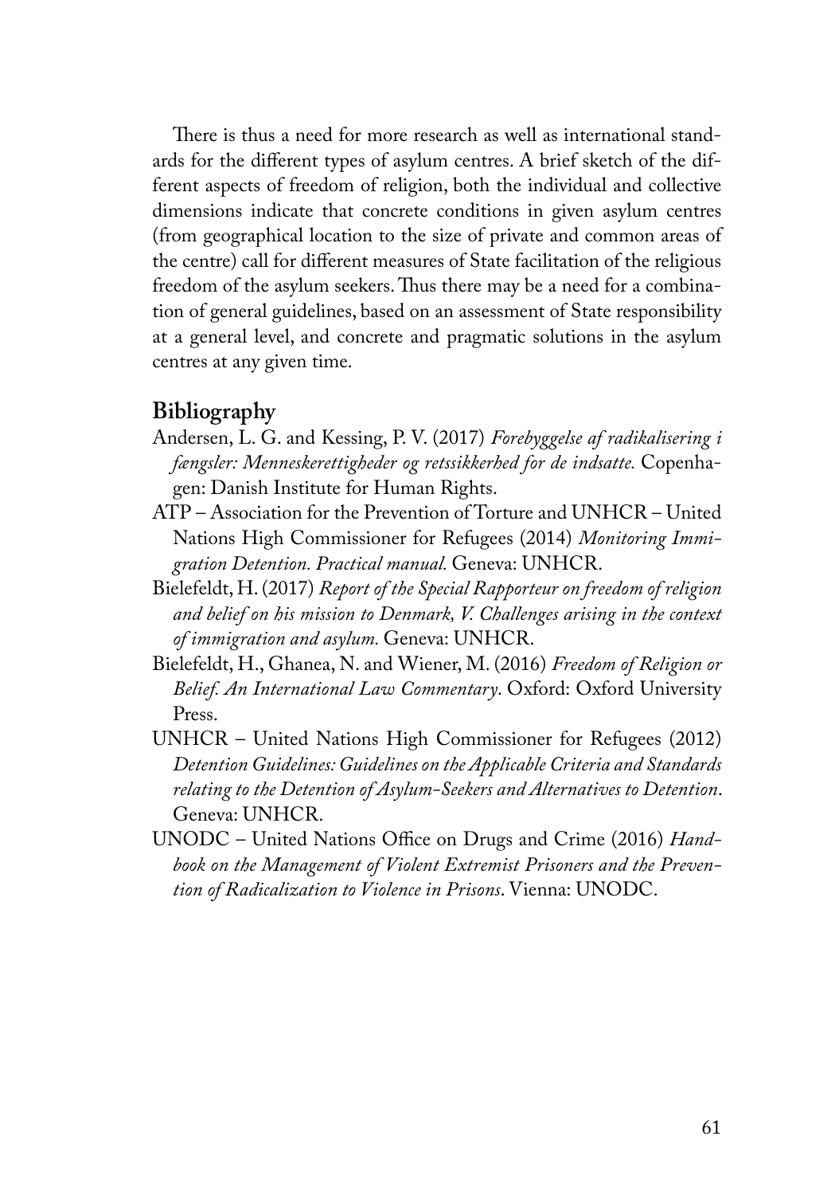There is thus a need for more research as well as international standards for the different types of asylum centres. A brief sketch of the different aspects of freedom of religion, both the individual and collective dimensions indicate that concrete conditions in given asylum centres (from geographical location to the size of private and common areas of the centre) call for different measures of State facilitation of the religious freedom of the asylum seekers. Thus there may be a need for a combination of general guidelines, based on an assessment of State responsibility at a general level, and concrete and pragmatic solutions in the asylum centres at any given time.

## Bibliography

Andersen, L. G. and Kessing, P. V. (2017) *Forebyggelse af radikalisering i fængsler: Menneskerettigheder og retssikkerhed for de indsatte.* Copenhagen: Danish Institute for Human Rights.

ATP – Association for the Prevention of Torture and UNHCR – United Nations High Commissioner for Refugees (2014) *Monitoring Immigration Detention. Practical manual.* Geneva: UNHCR.

Bielefeldt, H. (2017) *Report of the Special Rapporteur on freedom of religion and belief on his mission to Denmark, V. Challenges arising in the context of immigration and asylum.* Geneva: UNHCR.

Bielefeldt, H., Ghanea, N. and Wiener, M. (2016) *Freedom of Religion or Belief. An International Law Commentary*. Oxford: Oxford University Press.

UNHCR – United Nations High Commissioner for Refugees (2012) *Detention Guidelines: Guidelines on the Applicable Criteria and Standards relating to the Detention of Asylum-Seekers and Alternatives to Detention*. Geneva: UNHCR.

UNODC – United Nations Office on Drugs and Crime (2016) *Handbook on the Management of Violent Extremist Prisoners and the Prevention of Radicalization to Violence in Prisons*. Vienna: UNODC.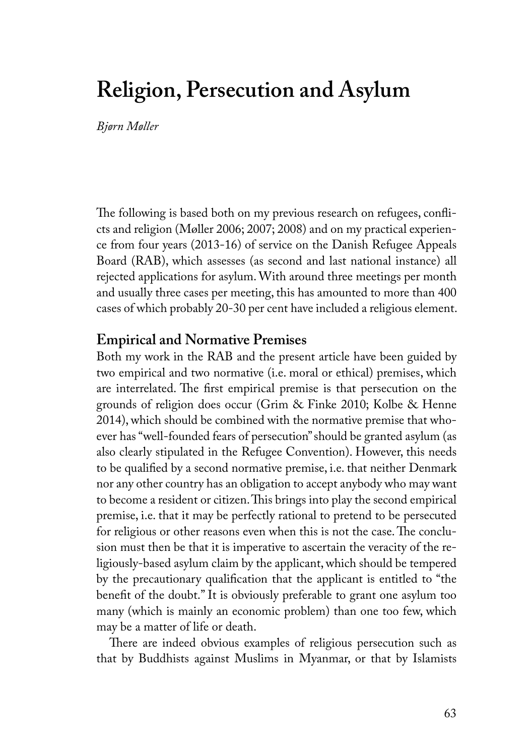# Religion, Persecution and Asylum

*Bjørn Møller*

The following is based both on my previous research on refugees, conflicts and religion (Møller 2006; 2007; 2008) and on my practical experience from four years (2013-16) of service on the Danish Refugee Appeals Board (RAB), which assesses (as second and last national instance) all rejected applications for asylum. With around three meetings per month and usually three cases per meeting, this has amounted to more than 400 cases of which probably 20-30 per cent have included a religious element.

## Empirical and Normative Premises

Both my work in the RAB and the present article have been guided by two empirical and two normative (i.e. moral or ethical) premises, which are interrelated. The first empirical premise is that persecution on the grounds of religion does occur (Grim & Finke 2010; Kolbe & Henne 2014), which should be combined with the normative premise that whoever has "well-founded fears of persecution" should be granted asylum (as also clearly stipulated in the Refugee Convention). However, this needs to be qualified by a second normative premise, i.e. that neither Denmark nor any other country has an obligation to accept anybody who may want to become a resident or citizen. This brings into play the second empirical premise, i.e. that it may be perfectly rational to pretend to be persecuted for religious or other reasons even when this is not the case. The conclusion must then be that it is imperative to ascertain the veracity of the religiously-based asylum claim by the applicant, which should be tempered by the precautionary qualification that the applicant is entitled to "the benefit of the doubt." It is obviously preferable to grant one asylum too many (which is mainly an economic problem) than one too few, which may be a matter of life or death.

There are indeed obvious examples of religious persecution such as that by Buddhists against Muslims in Myanmar, or that by Islamists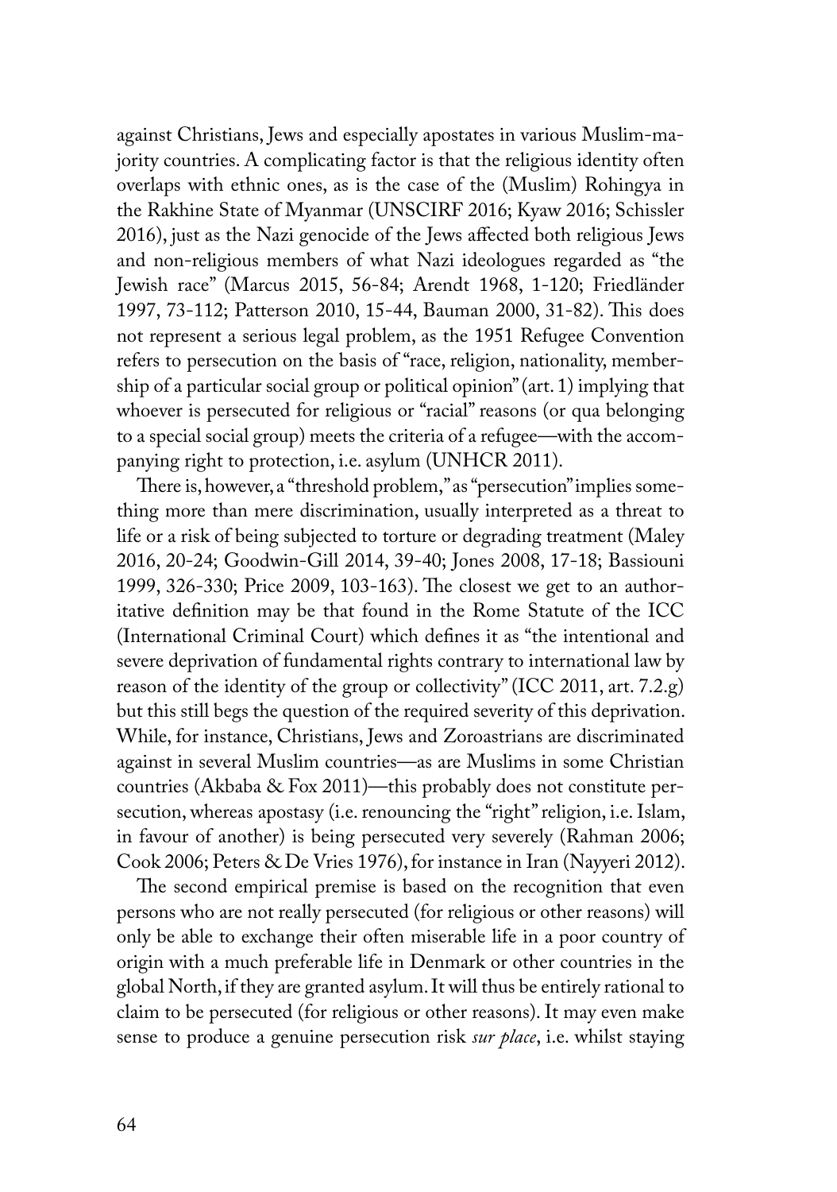against Christians, Jews and especially apostates in various Muslim-majority countries. A complicating factor is that the religious identity often overlaps with ethnic ones, as is the case of the (Muslim) Rohingya in the Rakhine State of Myanmar (UNSCIRF 2016; Kyaw 2016; Schissler 2016), just as the Nazi genocide of the Jews affected both religious Jews and non-religious members of what Nazi ideologues regarded as "the Jewish race" (Marcus 2015, 56-84; Arendt 1968, 1-120; Friedländer 1997, 73-112; Patterson 2010, 15-44, Bauman 2000, 31-82). This does not represent a serious legal problem, as the 1951 Refugee Convention refers to persecution on the basis of "race, religion, nationality, membership of a particular social group or political opinion" (art. 1) implying that whoever is persecuted for religious or "racial" reasons (or qua belonging to a special social group) meets the criteria of a refugee—with the accompanying right to protection, i.e. asylum (UNHCR 2011).

There is, however, a "threshold problem," as "persecution" implies something more than mere discrimination, usually interpreted as a threat to life or a risk of being subjected to torture or degrading treatment (Maley 2016, 20-24; Goodwin-Gill 2014, 39-40; Jones 2008, 17-18; Bassiouni 1999, 326-330; Price 2009, 103-163). The closest we get to an authoritative definition may be that found in the Rome Statute of the ICC (International Criminal Court) which defines it as "the intentional and severe deprivation of fundamental rights contrary to international law by reason of the identity of the group or collectivity" (ICC 2011, art. 7.2.g) but this still begs the question of the required severity of this deprivation. While, for instance, Christians, Jews and Zoroastrians are discriminated against in several Muslim countries—as are Muslims in some Christian countries (Akbaba & Fox 2011)—this probably does not constitute persecution, whereas apostasy (i.e. renouncing the "right" religion, i.e. Islam, in favour of another) is being persecuted very severely (Rahman 2006; Cook 2006; Peters & De Vries 1976), for instance in Iran (Nayyeri 2012).

The second empirical premise is based on the recognition that even persons who are not really persecuted (for religious or other reasons) will only be able to exchange their often miserable life in a poor country of origin with a much preferable life in Denmark or other countries in the global North, if they are granted asylum. It will thus be entirely rational to claim to be persecuted (for religious or other reasons). It may even make sense to produce a genuine persecution risk *sur place*, i.e. whilst staying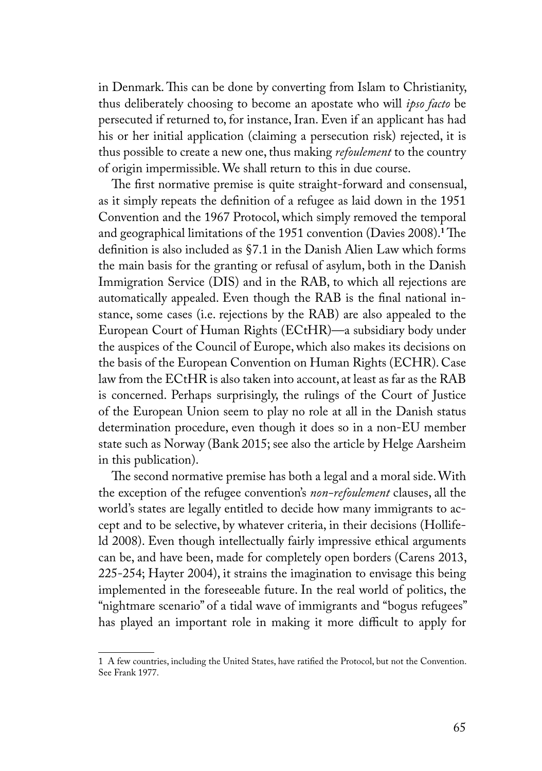in Denmark. This can be done by converting from Islam to Christianity, thus deliberately choosing to become an apostate who will *ipso facto* be persecuted if returned to, for instance, Iran. Even if an applicant has had his or her initial application (claiming a persecution risk) rejected, it is thus possible to create a new one, thus making *refoulement* to the country of origin impermissible. We shall return to this in due course.

The first normative premise is quite straight-forward and consensual, as it simply repeats the definition of a refugee as laid down in the 1951 Convention and the 1967 Protocol, which simply removed the temporal and geographical limitations of the 1951 convention (Davies 2008).[1] The definition is also included as §7.1 in the Danish Alien Law which forms the main basis for the granting or refusal of asylum, both in the Danish Immigration Service (DIS) and in the RAB, to which all rejections are automatically appealed. Even though the RAB is the final national instance, some cases (i.e. rejections by the RAB) are also appealed to the European Court of Human Rights (ECtHR)—a subsidiary body under the auspices of the Council of Europe, which also makes its decisions on the basis of the European Convention on Human Rights (ECHR). Case law from the ECtHR is also taken into account, at least as far as the RAB is concerned. Perhaps surprisingly, the rulings of the Court of Justice of the European Union seem to play no role at all in the Danish status determination procedure, even though it does so in a non-EU member state such as Norway (Bank 2015; see also the article by Helge Aarsheim in this publication).

The second normative premise has both a legal and a moral side. With the exception of the refugee convention's *non-refoulement* clauses, all the world's states are legally entitled to decide how many immigrants to accept and to be selective, by whatever criteria, in their decisions (Hollifeld 2008). Even though intellectually fairly impressive ethical arguments can be, and have been, made for completely open borders (Carens 2013, 225-254; Hayter 2004), it strains the imagination to envisage this being implemented in the foreseeable future. In the real world of politics, the "nightmare scenario" of a tidal wave of immigrants and "bogus refugees" has played an important role in making it more difficult to apply for

---

1 A few countries, including the United States, have ratified the Protocol, but not the Convention. See Frank 1977.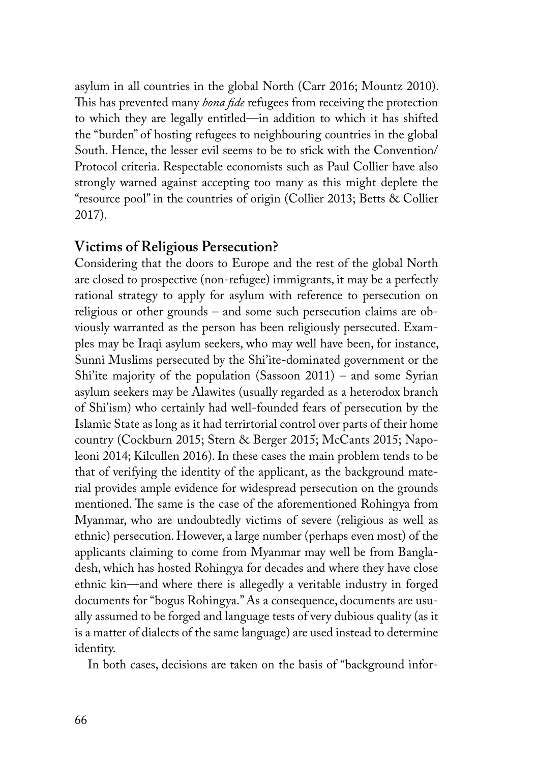asylum in all countries in the global North (Carr 2016; Mountz 2010). This has prevented many *bona fide* refugees from receiving the protection to which they are legally entitled—in addition to which it has shifted the "burden" of hosting refugees to neighbouring countries in the global South. Hence, the lesser evil seems to be to stick with the Convention/ Protocol criteria. Respectable economists such as Paul Collier have also strongly warned against accepting too many as this might deplete the "resource pool" in the countries of origin (Collier 2013; Betts & Collier 2017).

## Victims of Religious Persecution?

Considering that the doors to Europe and the rest of the global North are closed to prospective (non-refugee) immigrants, it may be a perfectly rational strategy to apply for asylum with reference to persecution on religious or other grounds – and some such persecution claims are obviously warranted as the person has been religiously persecuted. Examples may be Iraqi asylum seekers, who may well have been, for instance, Sunni Muslims persecuted by the Shi'ite-dominated government or the Shi'ite majority of the population (Sassoon 2011) – and some Syrian asylum seekers may be Alawites (usually regarded as a heterodox branch of Shi'ism) who certainly had well-founded fears of persecution by the Islamic State as long as it had terrirtorial control over parts of their home country (Cockburn 2015; Stern & Berger 2015; McCants 2015; Napoleoni 2014; Kilcullen 2016). In these cases the main problem tends to be that of verifying the identity of the applicant, as the background material provides ample evidence for widespread persecution on the grounds mentioned. The same is the case of the aforementioned Rohingya from Myanmar, who are undoubtedly victims of severe (religious as well as ethnic) persecution. However, a large number (perhaps even most) of the applicants claiming to come from Myanmar may well be from Bangladesh, which has hosted Rohingya for decades and where they have close ethnic kin—and where there is allegedly a veritable industry in forged documents for "bogus Rohingya." As a consequence, documents are usually assumed to be forged and language tests of very dubious quality (as it is a matter of dialects of the same language) are used instead to determine identity.

In both cases, decisions are taken on the basis of "background infor-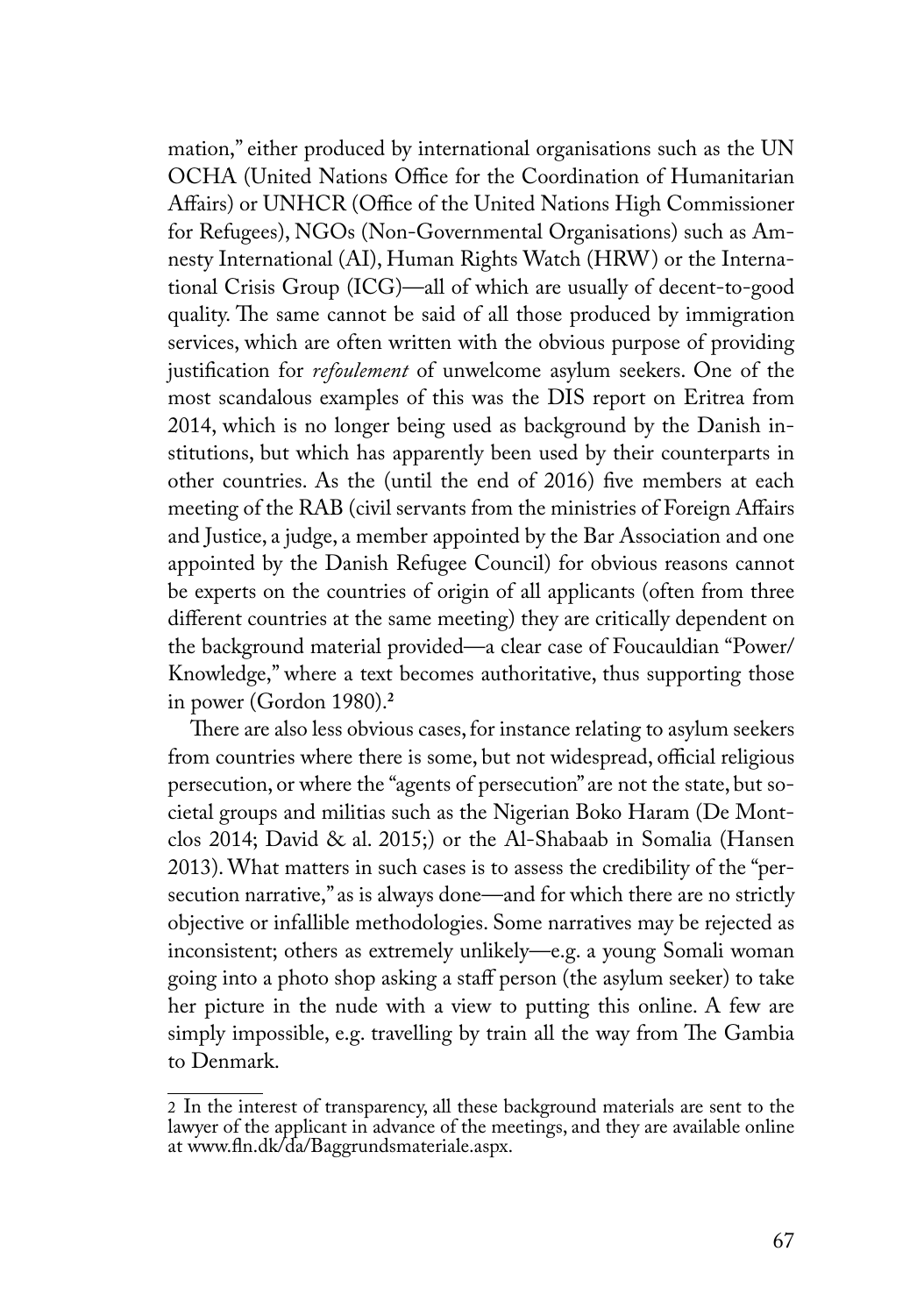mation," either produced by international organisations such as the UN OCHA (United Nations Office for the Coordination of Humanitarian Affairs) or UNHCR (Office of the United Nations High Commissioner for Refugees), NGOs (Non-Governmental Organisations) such as Amnesty International (AI), Human Rights Watch (HRW) or the International Crisis Group (ICG)—all of which are usually of decent-to-good quality. The same cannot be said of all those produced by immigration services, which are often written with the obvious purpose of providing justification for *refoulement* of unwelcome asylum seekers. One of the most scandalous examples of this was the DIS report on Eritrea from 2014, which is no longer being used as background by the Danish institutions, but which has apparently been used by their counterparts in other countries. As the (until the end of 2016) five members at each meeting of the RAB (civil servants from the ministries of Foreign Affairs and Justice, a judge, a member appointed by the Bar Association and one appointed by the Danish Refugee Council) for obvious reasons cannot be experts on the countries of origin of all applicants (often from three different countries at the same meeting) they are critically dependent on the background material provided—a clear case of Foucauldian "Power/Knowledge," where a text becomes authoritative, thus supporting those in power (Gordon 1980).[2]

There are also less obvious cases, for instance relating to asylum seekers from countries where there is some, but not widespread, official religious persecution, or where the "agents of persecution" are not the state, but societal groups and militias such as the Nigerian Boko Haram (De Montclos 2014; David & al. 2015;) or the Al-Shabaab in Somalia (Hansen 2013). What matters in such cases is to assess the credibility of the "persecution narrative," as is always done—and for which there are no strictly objective or infallible methodologies. Some narratives may be rejected as inconsistent; others as extremely unlikely—e.g. a young Somali woman going into a photo shop asking a staff person (the asylum seeker) to take her picture in the nude with a view to putting this online. A few are simply impossible, e.g. travelling by train all the way from The Gambia to Denmark.

2 In the interest of transparency, all these background materials are sent to the lawyer of the applicant in advance of the meetings, and they are available online at www.fln.dk/da/Baggrundsmateriale.aspx.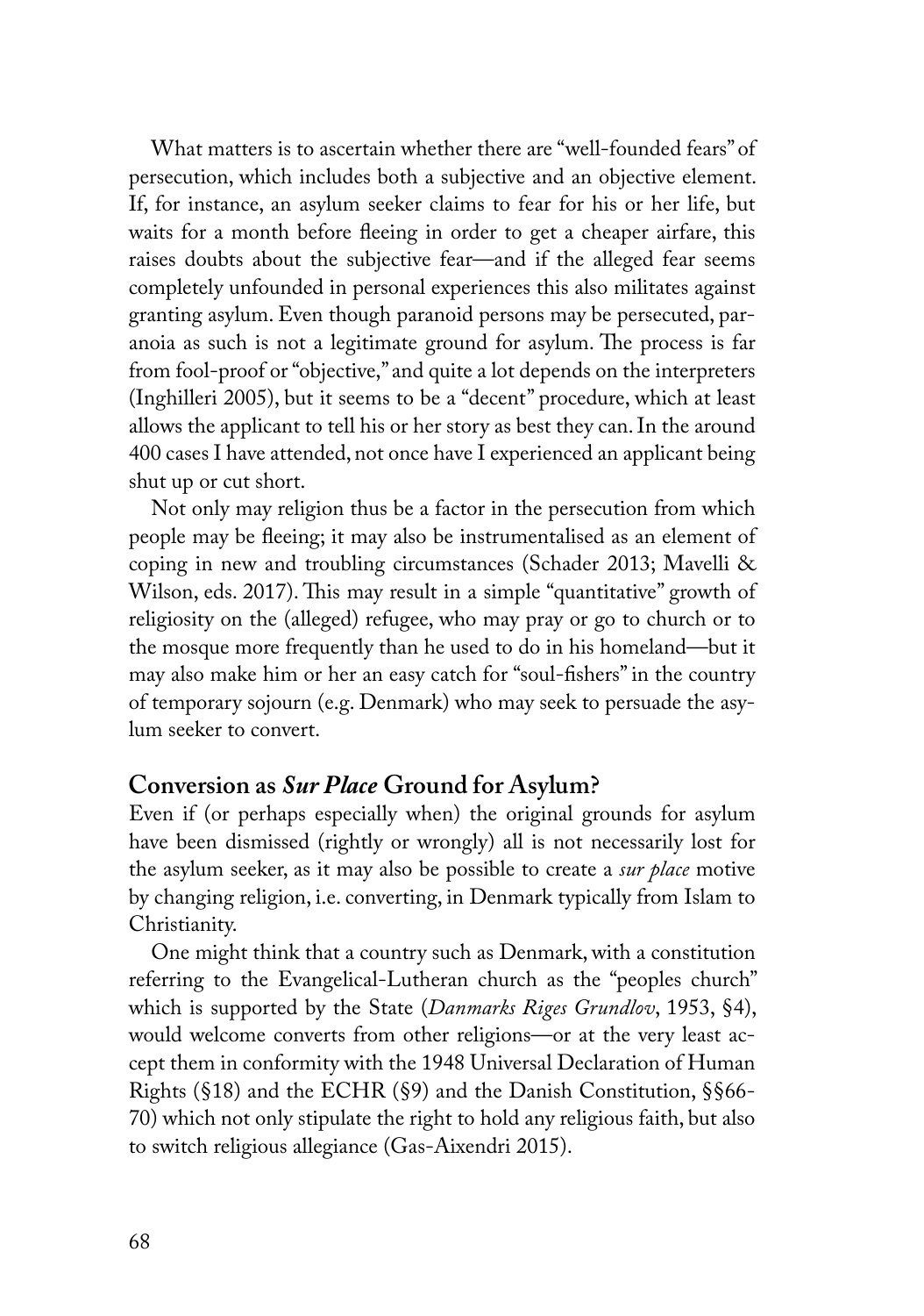What matters is to ascertain whether there are "well-founded fears" of persecution, which includes both a subjective and an objective element. If, for instance, an asylum seeker claims to fear for his or her life, but waits for a month before fleeing in order to get a cheaper airfare, this raises doubts about the subjective fear—and if the alleged fear seems completely unfounded in personal experiences this also militates against granting asylum. Even though paranoid persons may be persecuted, paranoia as such is not a legitimate ground for asylum. The process is far from fool-proof or "objective," and quite a lot depends on the interpreters (Inghilleri 2005), but it seems to be a "decent" procedure, which at least allows the applicant to tell his or her story as best they can. In the around 400 cases I have attended, not once have I experienced an applicant being shut up or cut short.

Not only may religion thus be a factor in the persecution from which people may be fleeing; it may also be instrumentalised as an element of coping in new and troubling circumstances (Schader 2013; Mavelli & Wilson, eds. 2017). This may result in a simple "quantitative" growth of religiosity on the (alleged) refugee, who may pray or go to church or to the mosque more frequently than he used to do in his homeland—but it may also make him or her an easy catch for "soul-fishers" in the country of temporary sojourn (e.g. Denmark) who may seek to persuade the asylum seeker to convert.

## Conversion as *Sur Place* Ground for Asylum?

Even if (or perhaps especially when) the original grounds for asylum have been dismissed (rightly or wrongly) all is not necessarily lost for the asylum seeker, as it may also be possible to create a *sur place* motive by changing religion, i.e. converting, in Denmark typically from Islam to Christianity.

One might think that a country such as Denmark, with a constitution referring to the Evangelical-Lutheran church as the "peoples church" which is supported by the State (*Danmarks Riges Grundlov*, 1953, §4), would welcome converts from other religions—or at the very least accept them in conformity with the 1948 Universal Declaration of Human Rights (§18) and the ECHR (§9) and the Danish Constitution, §§66-70) which not only stipulate the right to hold any religious faith, but also to switch religious allegiance (Gas-Aixendri 2015).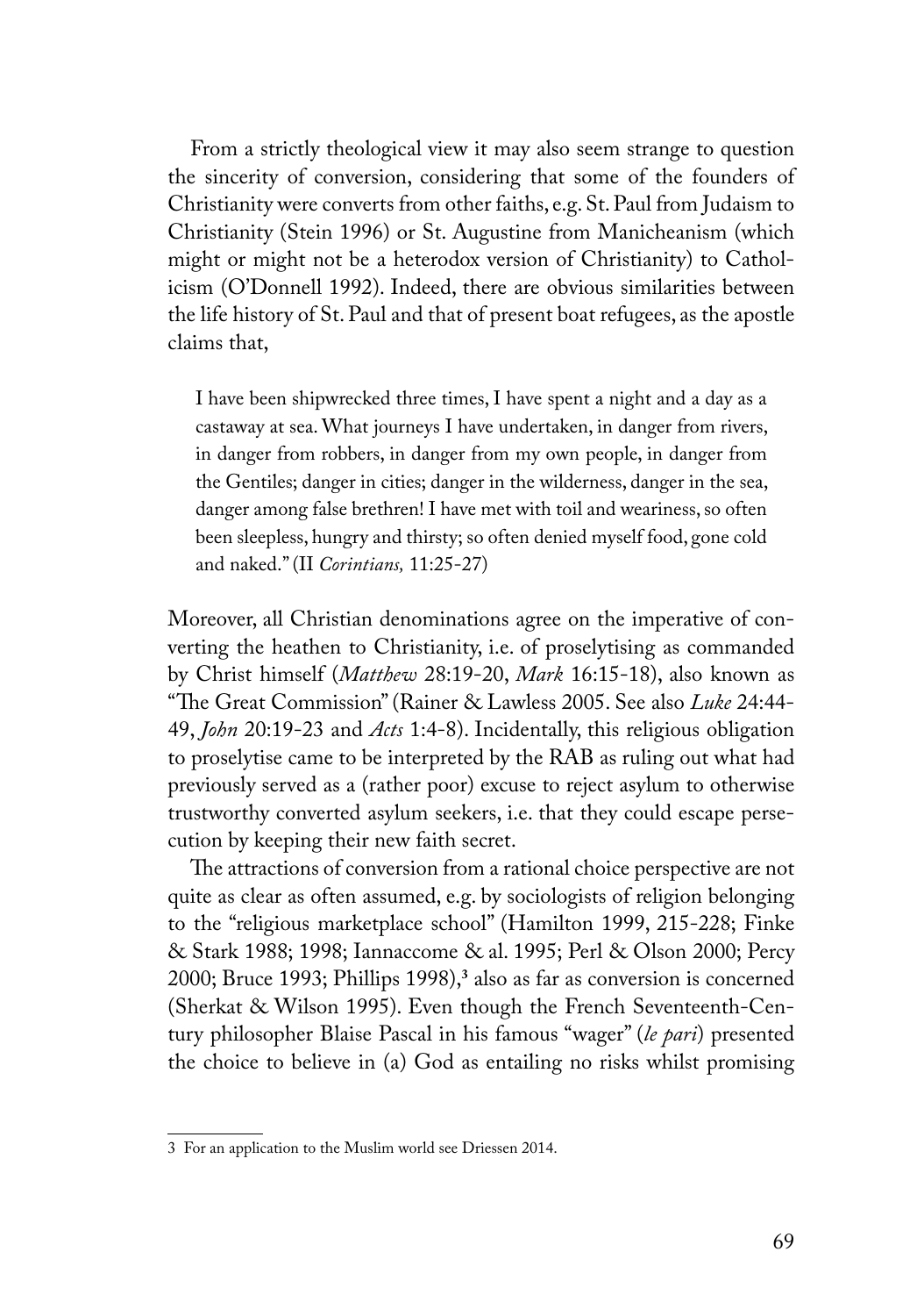From a strictly theological view it may also seem strange to question the sincerity of conversion, considering that some of the founders of Christianity were converts from other faiths, e.g. St. Paul from Judaism to Christianity (Stein 1996) or St. Augustine from Manicheanism (which might or might not be a heterodox version of Christianity) to Catholicism (O'Donnell 1992). Indeed, there are obvious similarities between the life history of St. Paul and that of present boat refugees, as the apostle claims that,

> I have been shipwrecked three times, I have spent a night and a day as a castaway at sea. What journeys I have undertaken, in danger from rivers, in danger from robbers, in danger from my own people, in danger from the Gentiles; danger in cities; danger in the wilderness, danger in the sea, danger among false brethren! I have met with toil and weariness, so often been sleepless, hungry and thirsty; so often denied myself food, gone cold and naked." (II *Corintians,* 11:25-27)

Moreover, all Christian denominations agree on the imperative of converting the heathen to Christianity, i.e. of proselytising as commanded by Christ himself (*Matthew* 28:19-20, *Mark* 16:15-18), also known as "The Great Commission" (Rainer & Lawless 2005. See also *Luke* 24:44-49, *John* 20:19-23 and *Acts* 1:4-8). Incidentally, this religious obligation to proselytise came to be interpreted by the RAB as ruling out what had previously served as a (rather poor) excuse to reject asylum to otherwise trustworthy converted asylum seekers, i.e. that they could escape persecution by keeping their new faith secret.

The attractions of conversion from a rational choice perspective are not quite as clear as often assumed, e.g. by sociologists of religion belonging to the "religious marketplace school" (Hamilton 1999, 215-228; Finke & Stark 1988; 1998; Iannaccome & al. 1995; Perl & Olson 2000; Percy 2000; Bruce 1993; Phillips 1998),[3] also as far as conversion is concerned (Sherkat & Wilson 1995). Even though the French Seventeenth-Century philosopher Blaise Pascal in his famous "wager" (*le pari*) presented the choice to believe in (a) God as entailing no risks whilst promising

---

3 For an application to the Muslim world see Driessen 2014.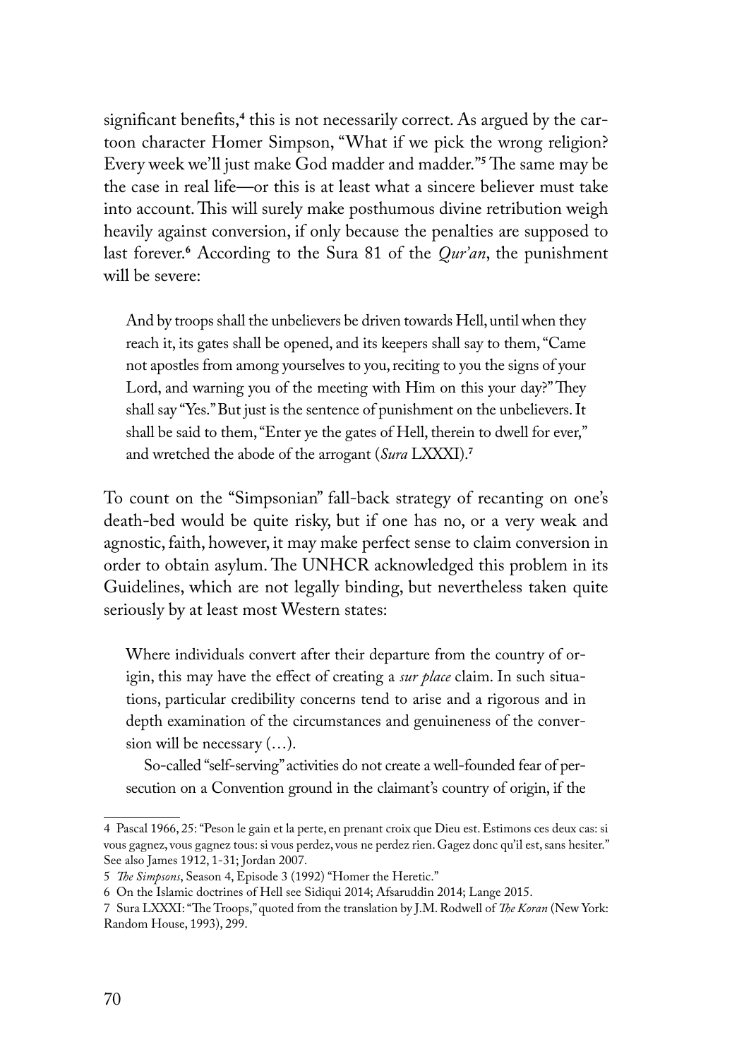significant benefits,[4] this is not necessarily correct. As argued by the cartoon character Homer Simpson, "What if we pick the wrong religion? Every week we'll just make God madder and madder."[5] The same may be the case in real life—or this is at least what a sincere believer must take into account. This will surely make posthumous divine retribution weigh heavily against conversion, if only because the penalties are supposed to last forever.[6] According to the Sura 81 of the *Qur'an*, the punishment will be severe:

> And by troops shall the unbelievers be driven towards Hell, until when they reach it, its gates shall be opened, and its keepers shall say to them, "Came not apostles from among yourselves to you, reciting to you the signs of your Lord, and warning you of the meeting with Him on this your day?" They shall say "Yes." But just is the sentence of punishment on the unbelievers. It shall be said to them, "Enter ye the gates of Hell, therein to dwell for ever," and wretched the abode of the arrogant (*Sura* LXXXI).[7]

To count on the "Simpsonian" fall-back strategy of recanting on one's death-bed would be quite risky, but if one has no, or a very weak and agnostic, faith, however, it may make perfect sense to claim conversion in order to obtain asylum. The UNHCR acknowledged this problem in its Guidelines, which are not legally binding, but nevertheless taken quite seriously by at least most Western states:

> Where individuals convert after their departure from the country of origin, this may have the effect of creating a *sur place* claim. In such situations, particular credibility concerns tend to arise and a rigorous and in depth examination of the circumstances and genuineness of the conversion will be necessary (…).
>
> So-called "self-serving" activities do not create a well-founded fear of persecution on a Convention ground in the claimant's country of origin, if the

---

4 Pascal 1966, 25: "Peson le gain et la perte, en prenant croix que Dieu est. Estimons ces deux cas: si vous gagnez, vous gagnez tous: si vous perdez, vous ne perdez rien. Gagez donc qu'il est, sans hesiter." See also James 1912, 1-31; Jordan 2007.

5 *The Simpsons*, Season 4, Episode 3 (1992) "Homer the Heretic."

6 On the Islamic doctrines of Hell see Sidiqui 2014; Afsaruddin 2014; Lange 2015.

7 Sura LXXXI: "The Troops," quoted from the translation by J.M. Rodwell of *The Koran* (New York: Random House, 1993), 299.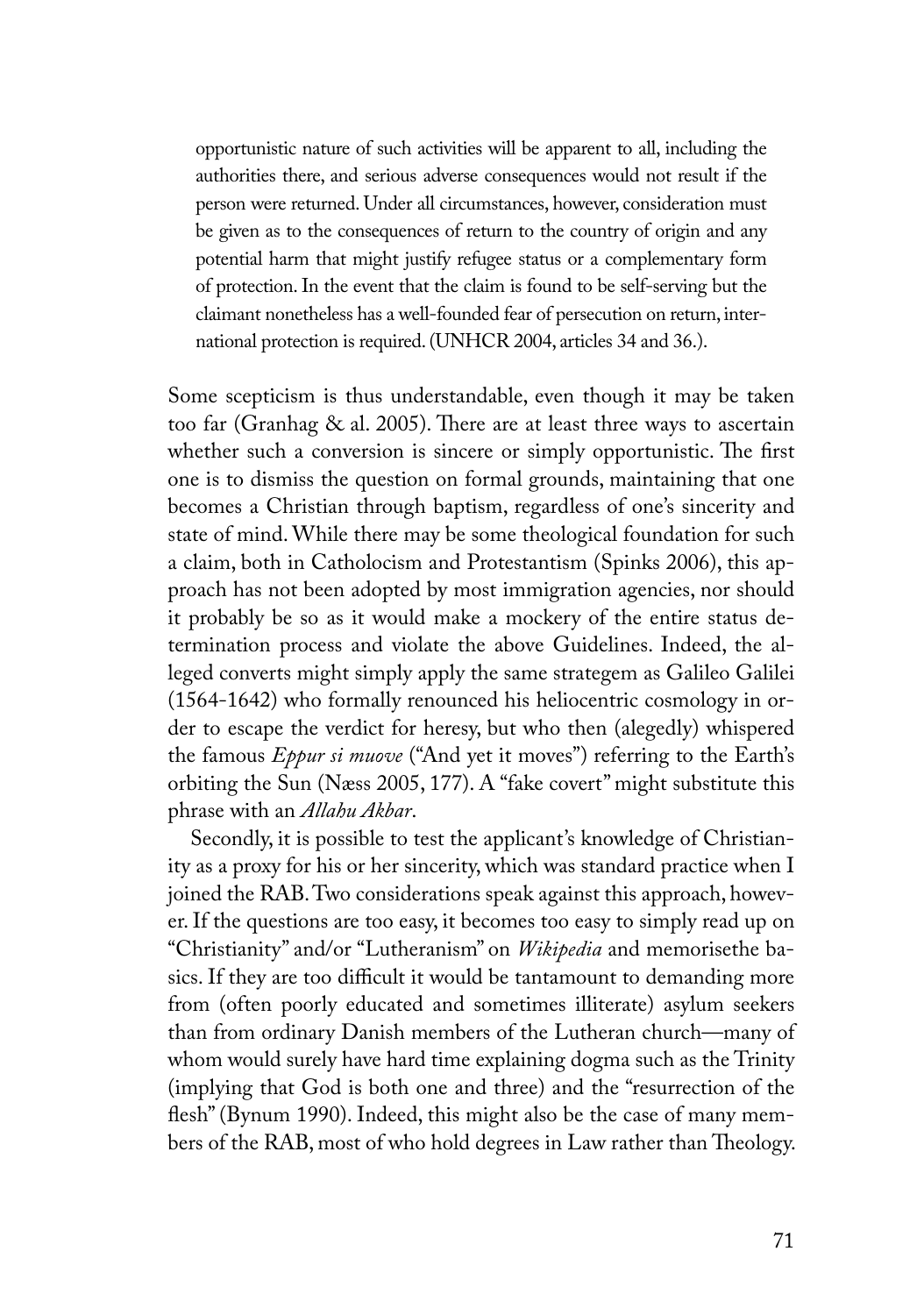> opportunistic nature of such activities will be apparent to all, including the authorities there, and serious adverse consequences would not result if the person were returned. Under all circumstances, however, consideration must be given as to the consequences of return to the country of origin and any potential harm that might justify refugee status or a complementary form of protection. In the event that the claim is found to be self-serving but the claimant nonetheless has a well-founded fear of persecution on return, international protection is required. (UNHCR 2004, articles 34 and 36.).

Some scepticism is thus understandable, even though it may be taken too far (Granhag & al. 2005). There are at least three ways to ascertain whether such a conversion is sincere or simply opportunistic. The first one is to dismiss the question on formal grounds, maintaining that one becomes a Christian through baptism, regardless of one's sincerity and state of mind. While there may be some theological foundation for such a claim, both in Catholocism and Protestantism (Spinks 2006), this approach has not been adopted by most immigration agencies, nor should it probably be so as it would make a mockery of the entire status determination process and violate the above Guidelines. Indeed, the alleged converts might simply apply the same strategem as Galileo Galilei (1564-1642) who formally renounced his heliocentric cosmology in order to escape the verdict for heresy, but who then (alegedly) whispered the famous *Eppur si muove* ("And yet it moves") referring to the Earth's orbiting the Sun (Næss 2005, 177). A "fake covert" might substitute this phrase with an *Allahu Akbar*.

Secondly, it is possible to test the applicant's knowledge of Christianity as a proxy for his or her sincerity, which was standard practice when I joined the RAB. Two considerations speak against this approach, however. If the questions are too easy, it becomes too easy to simply read up on "Christianity" and/or "Lutheranism" on *Wikipedia* and memorisethe basics. If they are too difficult it would be tantamount to demanding more from (often poorly educated and sometimes illiterate) asylum seekers than from ordinary Danish members of the Lutheran church—many of whom would surely have hard time explaining dogma such as the Trinity (implying that God is both one and three) and the "resurrection of the flesh" (Bynum 1990). Indeed, this might also be the case of many members of the RAB, most of who hold degrees in Law rather than Theology.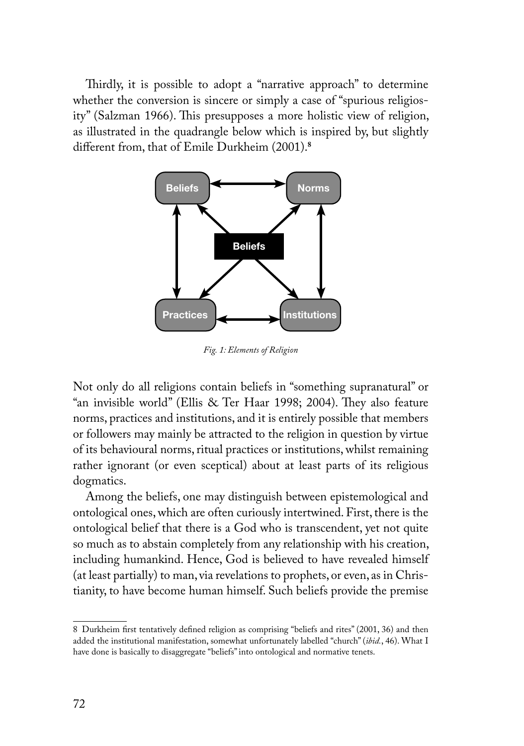Thirdly, it is possible to adopt a "narrative approach" to determine whether the conversion is sincere or simply a case of "spurious religiosity" (Salzman 1966). This presupposes a more holistic view of religion, as illustrated in the quadrangle below which is inspired by, but slightly different from, that of Emile Durkheim (2001).[8]

*Fig. 1: Elements of Religion*

Not only do all religions contain beliefs in "something supranatural" or "an invisible world" (Ellis & Ter Haar 1998; 2004). They also feature norms, practices and institutions, and it is entirely possible that members or followers may mainly be attracted to the religion in question by virtue of its behavioural norms, ritual practices or institutions, whilst remaining rather ignorant (or even sceptical) about at least parts of its religious dogmatics.

Among the beliefs, one may distinguish between epistemological and ontological ones, which are often curiously intertwined. First, there is the ontological belief that there is a God who is transcendent, yet not quite so much as to abstain completely from any relationship with his creation, including humankind. Hence, God is believed to have revealed himself (at least partially) to man, via revelations to prophets, or even, as in Christianity, to have become human himself. Such beliefs provide the premise

8 Durkheim first tentatively defined religion as comprising "beliefs and rites" (2001, 36) and then added the institutional manifestation, somewhat unfortunately labelled "church" (*ibid.*, 46). What I have done is basically to disaggregate "beliefs" into ontological and normative tenets.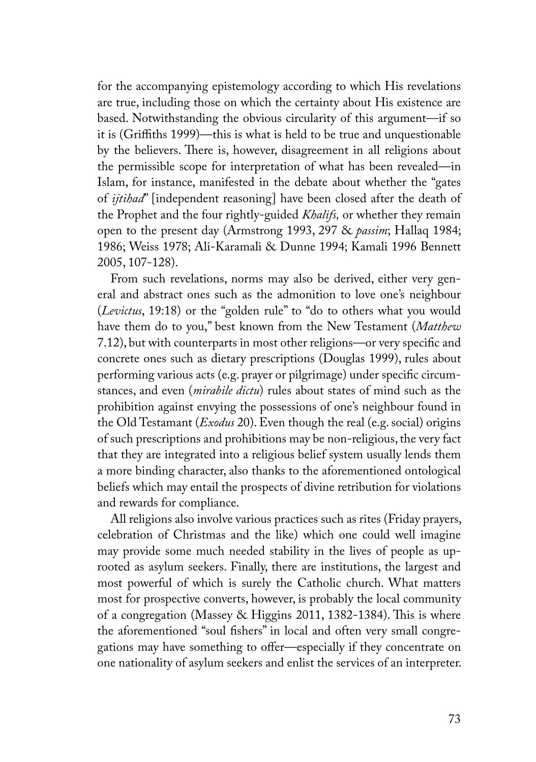for the accompanying epistemology according to which His revelations are true, including those on which the certainty about His existence are based. Notwithstanding the obvious circularity of this argument—if so it is (Griffiths 1999)—this is what is held to be true and unquestionable by the believers. There is, however, disagreement in all religions about the permissible scope for interpretation of what has been revealed—in Islam, for instance, manifested in the debate about whether the "gates of *ijtihad*" [independent reasoning] have been closed after the death of the Prophet and the four rightly-guided *Khalifs,* or whether they remain open to the present day (Armstrong 1993, 297 & *passim*; Hallaq 1984; 1986; Weiss 1978; Ali-Karamali & Dunne 1994; Kamali 1996 Bennett 2005, 107-128).

From such revelations, norms may also be derived, either very general and abstract ones such as the admonition to love one's neighbour (*Levictus*, 19:18) or the "golden rule" to "do to others what you would have them do to you," best known from the New Testament (*Matthew* 7.12), but with counterparts in most other religions—or very specific and concrete ones such as dietary prescriptions (Douglas 1999), rules about performing various acts (e.g. prayer or pilgrimage) under specific circumstances, and even (*mirabile dictu*) rules about states of mind such as the prohibition against envying the possessions of one's neighbour found in the Old Testamant (*Exodus* 20). Even though the real (e.g. social) origins of such prescriptions and prohibitions may be non-religious, the very fact that they are integrated into a religious belief system usually lends them a more binding character, also thanks to the aforementioned ontological beliefs which may entail the prospects of divine retribution for violations and rewards for compliance.

All religions also involve various practices such as rites (Friday prayers, celebration of Christmas and the like) which one could well imagine may provide some much needed stability in the lives of people as uprooted as asylum seekers. Finally, there are institutions, the largest and most powerful of which is surely the Catholic church. What matters most for prospective converts, however, is probably the local community of a congregation (Massey & Higgins 2011, 1382-1384). This is where the aforementioned "soul fishers" in local and often very small congregations may have something to offer—especially if they concentrate on one nationality of asylum seekers and enlist the services of an interpreter.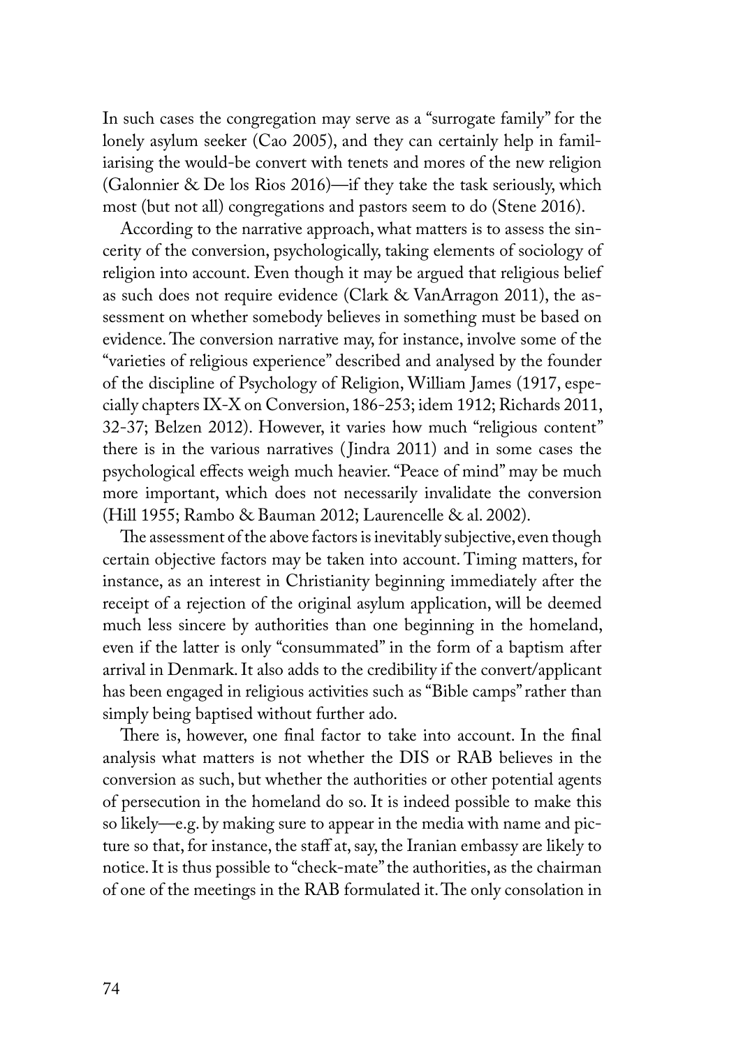In such cases the congregation may serve as a "surrogate family" for the lonely asylum seeker (Cao 2005), and they can certainly help in familiarising the would-be convert with tenets and mores of the new religion (Galonnier & De los Rios 2016)—if they take the task seriously, which most (but not all) congregations and pastors seem to do (Stene 2016).

According to the narrative approach, what matters is to assess the sincerity of the conversion, psychologically, taking elements of sociology of religion into account. Even though it may be argued that religious belief as such does not require evidence (Clark & VanArragon 2011), the assessment on whether somebody believes in something must be based on evidence. The conversion narrative may, for instance, involve some of the "varieties of religious experience" described and analysed by the founder of the discipline of Psychology of Religion, William James (1917, especially chapters IX-X on Conversion, 186-253; idem 1912; Richards 2011, 32-37; Belzen 2012). However, it varies how much "religious content" there is in the various narratives (Jindra 2011) and in some cases the psychological effects weigh much heavier. "Peace of mind" may be much more important, which does not necessarily invalidate the conversion (Hill 1955; Rambo & Bauman 2012; Laurencelle & al. 2002).

The assessment of the above factors is inevitably subjective, even though certain objective factors may be taken into account. Timing matters, for instance, as an interest in Christianity beginning immediately after the receipt of a rejection of the original asylum application, will be deemed much less sincere by authorities than one beginning in the homeland, even if the latter is only "consummated" in the form of a baptism after arrival in Denmark. It also adds to the credibility if the convert/applicant has been engaged in religious activities such as "Bible camps" rather than simply being baptised without further ado.

There is, however, one final factor to take into account. In the final analysis what matters is not whether the DIS or RAB believes in the conversion as such, but whether the authorities or other potential agents of persecution in the homeland do so. It is indeed possible to make this so likely—e.g. by making sure to appear in the media with name and picture so that, for instance, the staff at, say, the Iranian embassy are likely to notice. It is thus possible to "check-mate" the authorities, as the chairman of one of the meetings in the RAB formulated it. The only consolation in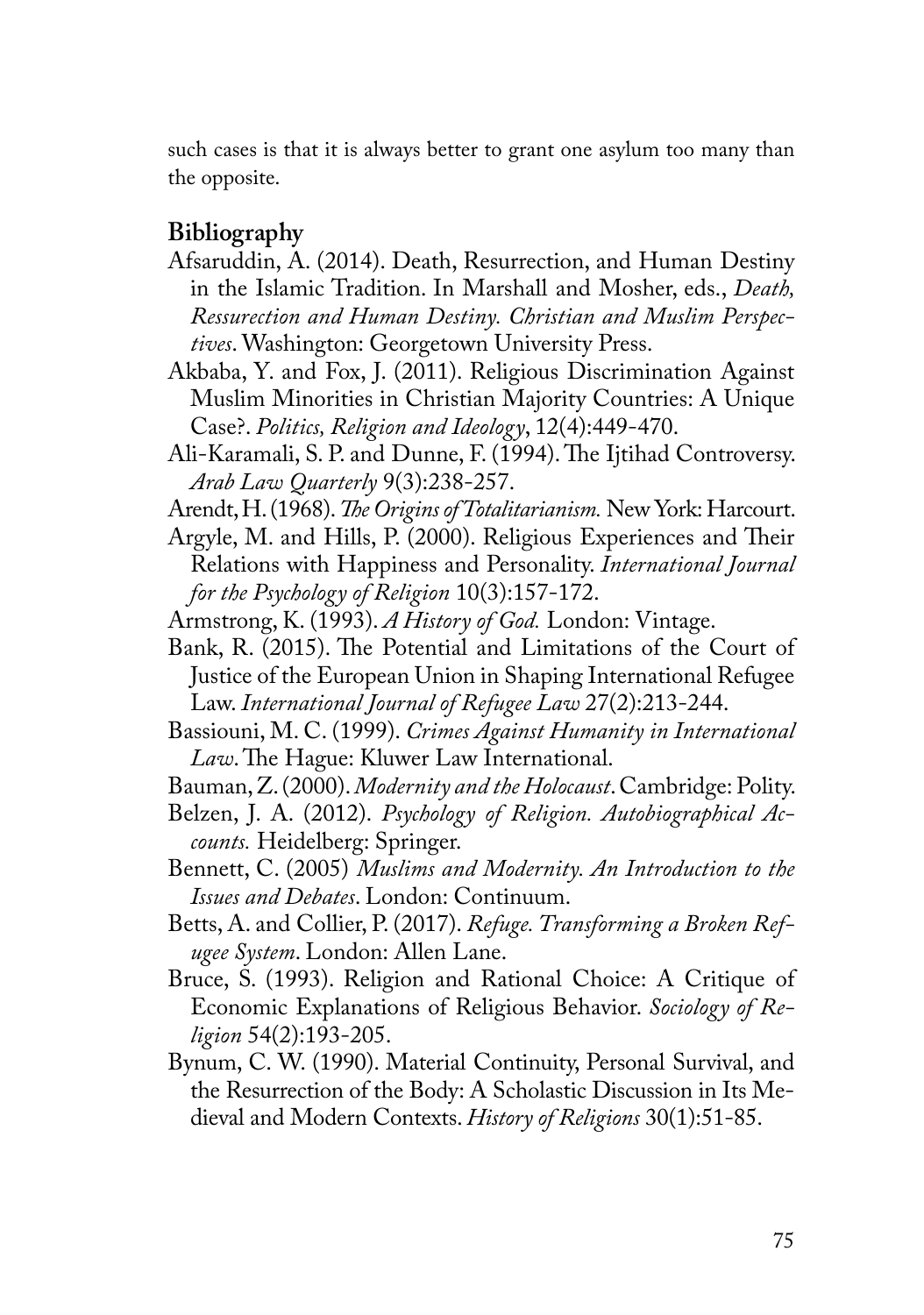such cases is that it is always better to grant one asylum too many than the opposite.

## Bibliography

Afsaruddin, A. (2014). Death, Resurrection, and Human Destiny in the Islamic Tradition. In Marshall and Mosher, eds., *Death, Ressurection and Human Destiny. Christian and Muslim Perspectives*. Washington: Georgetown University Press.

Akbaba, Y. and Fox, J. (2011). Religious Discrimination Against Muslim Minorities in Christian Majority Countries: A Unique Case?. *Politics, Religion and Ideology*, 12(4):449-470.

Ali-Karamali, S. P. and Dunne, F. (1994). The Ijtihad Controversy. *Arab Law Quarterly* 9(3):238-257.

Arendt, H. (1968). *The Origins of Totalitarianism.* New York: Harcourt.

Argyle, M. and Hills, P. (2000). Religious Experiences and Their Relations with Happiness and Personality. *International Journal for the Psychology of Religion* 10(3):157-172.

Armstrong, K. (1993). *A History of God.* London: Vintage.

Bank, R. (2015). The Potential and Limitations of the Court of Justice of the European Union in Shaping International Refugee Law. *International Journal of Refugee Law* 27(2):213-244.

Bassiouni, M. C. (1999). *Crimes Against Humanity in International Law*. The Hague: Kluwer Law International.

Bauman, Z. (2000). *Modernity and the Holocaust*. Cambridge: Polity.

Belzen, J. A. (2012). *Psychology of Religion. Autobiographical Accounts.* Heidelberg: Springer.

Bennett, C. (2005) *Muslims and Modernity. An Introduction to the Issues and Debates*. London: Continuum.

Betts, A. and Collier, P. (2017). *Refuge. Transforming a Broken Refugee System*. London: Allen Lane.

Bruce, S. (1993). Religion and Rational Choice: A Critique of Economic Explanations of Religious Behavior. *Sociology of Religion* 54(2):193-205.

Bynum, C. W. (1990). Material Continuity, Personal Survival, and the Resurrection of the Body: A Scholastic Discussion in Its Medieval and Modern Contexts. *History of Religions* 30(1):51-85.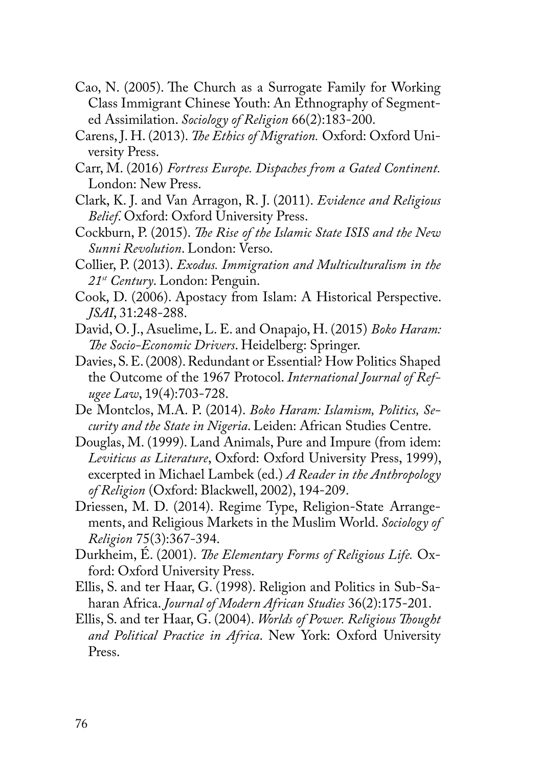Cao, N. (2005). The Church as a Surrogate Family for Working Class Immigrant Chinese Youth: An Ethnography of Segmented Assimilation. *Sociology of Religion* 66(2):183-200.

Carens, J. H. (2013). *The Ethics of Migration.* Oxford: Oxford University Press.

Carr, M. (2016) *Fortress Europe. Dispaches from a Gated Continent.* London: New Press.

Clark, K. J. and Van Arragon, R. J. (2011). *Evidence and Religious Belief*. Oxford: Oxford University Press.

Cockburn, P. (2015). *The Rise of the Islamic State ISIS and the New Sunni Revolution*. London: Verso.

Collier, P. (2013). *Exodus. Immigration and Multiculturalism in the 21st Century*. London: Penguin.

Cook, D. (2006). Apostacy from Islam: A Historical Perspective. *JSAI*, 31:248-288.

David, O. J., Asuelime, L. E. and Onapajo, H. (2015) *Boko Haram: The Socio-Economic Drivers*. Heidelberg: Springer.

Davies, S. E. (2008). Redundant or Essential? How Politics Shaped the Outcome of the 1967 Protocol. *International Journal of Refugee Law*, 19(4):703-728.

De Montclos, M.A. P. (2014). *Boko Haram: Islamism, Politics, Security and the State in Nigeria*. Leiden: African Studies Centre.

Douglas, M. (1999). Land Animals, Pure and Impure (from idem: *Leviticus as Literature*, Oxford: Oxford University Press, 1999), excerpted in Michael Lambek (ed.) *A Reader in the Anthropology of Religion* (Oxford: Blackwell, 2002), 194-209.

Driessen, M. D. (2014). Regime Type, Religion-State Arrangements, and Religious Markets in the Muslim World. *Sociology of Religion* 75(3):367-394.

Durkheim, É. (2001). *The Elementary Forms of Religious Life.* Oxford: Oxford University Press.

Ellis, S. and ter Haar, G. (1998). Religion and Politics in Sub-Saharan Africa. *Journal of Modern African Studies* 36(2):175-201.

Ellis, S. and ter Haar, G. (2004). *Worlds of Power. Religious Thought and Political Practice in Africa*. New York: Oxford University Press.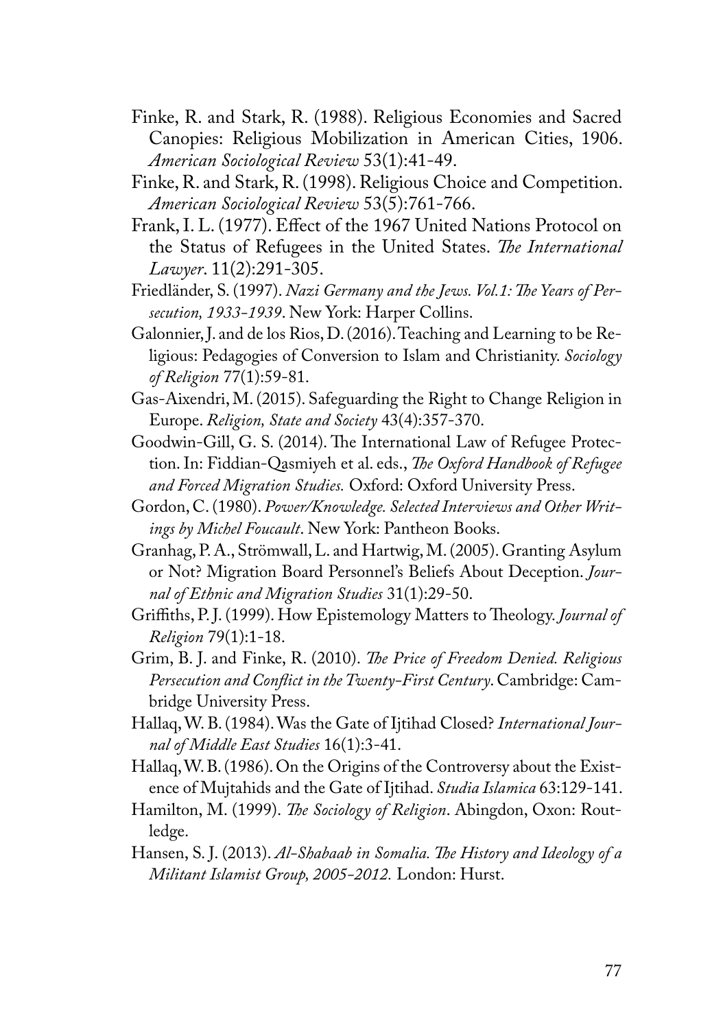Finke, R. and Stark, R. (1988). Religious Economies and Sacred Canopies: Religious Mobilization in American Cities, 1906. *American Sociological Review* 53(1):41-49.

Finke, R. and Stark, R. (1998). Religious Choice and Competition. *American Sociological Review* 53(5):761-766.

Frank, I. L. (1977). Effect of the 1967 United Nations Protocol on the Status of Refugees in the United States. *The International Lawyer*. 11(2):291-305.

Friedländer, S. (1997). *Nazi Germany and the Jews. Vol.1: The Years of Persecution, 1933-1939*. New York: Harper Collins.

Galonnier, J. and de los Rios, D. (2016). Teaching and Learning to be Religious: Pedagogies of Conversion to Islam and Christianity. *Sociology of Religion* 77(1):59-81.

Gas-Aixendri, M. (2015). Safeguarding the Right to Change Religion in Europe. *Religion, State and Society* 43(4):357-370.

Goodwin-Gill, G. S. (2014). The International Law of Refugee Protection. In: Fiddian-Qasmiyeh et al. eds., *The Oxford Handbook of Refugee and Forced Migration Studies.* Oxford: Oxford University Press.

Gordon, C. (1980). *Power/Knowledge. Selected Interviews and Other Writings by Michel Foucault*. New York: Pantheon Books.

Granhag, P. A., Strömwall, L. and Hartwig, M. (2005). Granting Asylum or Not? Migration Board Personnel's Beliefs About Deception. *Journal of Ethnic and Migration Studies* 31(1):29-50.

Griffiths, P. J. (1999). How Epistemology Matters to Theology. *Journal of Religion* 79(1):1-18.

Grim, B. J. and Finke, R. (2010). *The Price of Freedom Denied. Religious Persecution and Conflict in the Twenty-First Century*. Cambridge: Cambridge University Press.

Hallaq, W. B. (1984). Was the Gate of Ijtihad Closed? *International Journal of Middle East Studies* 16(1):3-41.

Hallaq, W. B. (1986). On the Origins of the Controversy about the Existence of Mujtahids and the Gate of Ijtihad. *Studia Islamica* 63:129-141.

Hamilton, M. (1999). *The Sociology of Religion*. Abingdon, Oxon: Routledge.

Hansen, S. J. (2013). *Al-Shabaab in Somalia. The History and Ideology of a Militant Islamist Group, 2005-2012.* London: Hurst.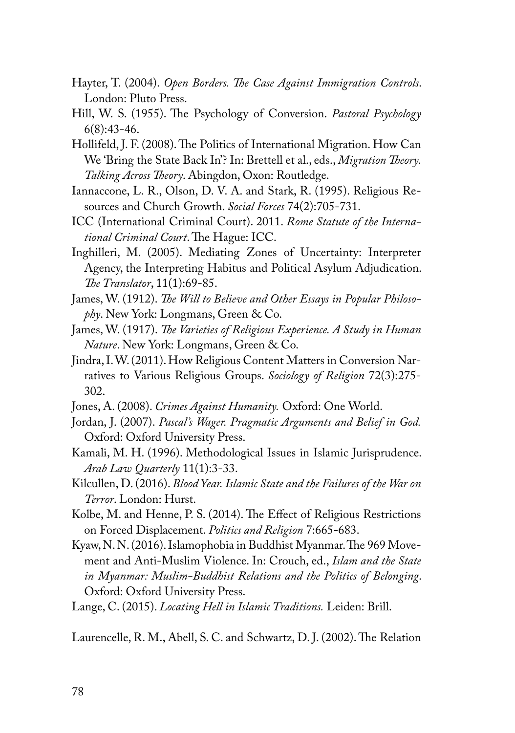Hayter, T. (2004). *Open Borders. The Case Against Immigration Controls*. London: Pluto Press.

Hill, W. S. (1955). The Psychology of Conversion. *Pastoral Psychology* 6(8):43-46.

Hollifeld, J. F. (2008). The Politics of International Migration. How Can We 'Bring the State Back In'? In: Brettell et al., eds., *Migration Theory. Talking Across Theory*. Abingdon, Oxon: Routledge.

Iannaccone, L. R., Olson, D. V. A. and Stark, R. (1995). Religious Resources and Church Growth. *Social Forces* 74(2):705-731.

ICC (International Criminal Court). 2011. *Rome Statute of the International Criminal Court*. The Hague: ICC.

Inghilleri, M. (2005). Mediating Zones of Uncertainty: Interpreter Agency, the Interpreting Habitus and Political Asylum Adjudication. *The Translator*, 11(1):69-85.

James, W. (1912). *The Will to Believe and Other Essays in Popular Philosophy*. New York: Longmans, Green & Co.

James, W. (1917). *The Varieties of Religious Experience. A Study in Human Nature*. New York: Longmans, Green & Co.

Jindra, I. W. (2011). How Religious Content Matters in Conversion Narratives to Various Religious Groups. *Sociology of Religion* 72(3):275-302.

Jones, A. (2008). *Crimes Against Humanity.* Oxford: One World.

Jordan, J. (2007). *Pascal's Wager. Pragmatic Arguments and Belief in God.* Oxford: Oxford University Press.

Kamali, M. H. (1996). Methodological Issues in Islamic Jurisprudence. *Arab Law Quarterly* 11(1):3-33.

Kilcullen, D. (2016). *Blood Year. Islamic State and the Failures of the War on Terror*. London: Hurst.

Kolbe, M. and Henne, P. S. (2014). The Effect of Religious Restrictions on Forced Displacement. *Politics and Religion* 7:665-683.

Kyaw, N. N. (2016). Islamophobia in Buddhist Myanmar. The 969 Movement and Anti-Muslim Violence. In: Crouch, ed., *Islam and the State in Myanmar: Muslim-Buddhist Relations and the Politics of Belonging*. Oxford: Oxford University Press.

Lange, C. (2015). *Locating Hell in Islamic Traditions.* Leiden: Brill.

Laurencelle, R. M., Abell, S. C. and Schwartz, D. J. (2002). The Relation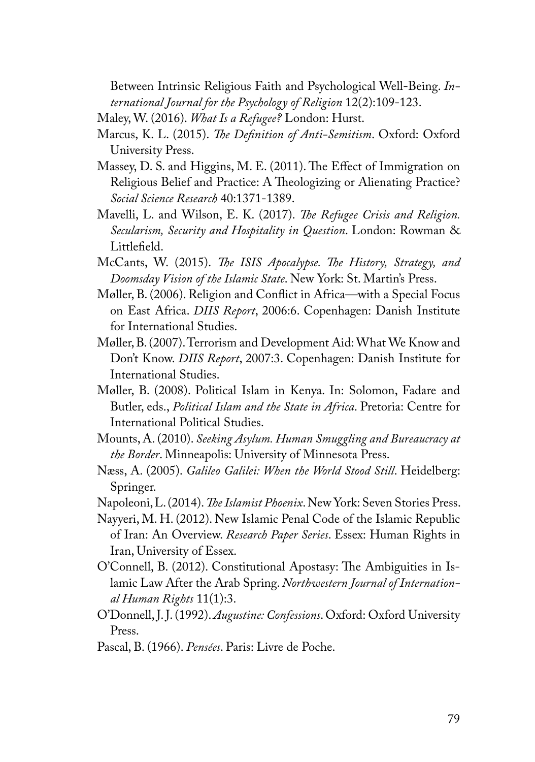Between Intrinsic Religious Faith and Psychological Well-Being. *International Journal for the Psychology of Religion* 12(2):109-123.

Maley, W. (2016). *What Is a Refugee?* London: Hurst.

Marcus, K. L. (2015). *The Definition of Anti-Semitism*. Oxford: Oxford University Press.

Massey, D. S. and Higgins, M. E. (2011). The Effect of Immigration on Religious Belief and Practice: A Theologizing or Alienating Practice? *Social Science Research* 40:1371-1389.

Mavelli, L. and Wilson, E. K. (2017). *The Refugee Crisis and Religion. Secularism, Security and Hospitality in Question*. London: Rowman & Littlefield.

McCants, W. (2015). *The ISIS Apocalypse. The History, Strategy, and Doomsday Vision of the Islamic State*. New York: St. Martin's Press.

Møller, B. (2006). Religion and Conflict in Africa—with a Special Focus on East Africa. *DIIS Report*, 2006:6. Copenhagen: Danish Institute for International Studies.

Møller, B. (2007). Terrorism and Development Aid: What We Know and Don't Know. *DIIS Report*, 2007:3. Copenhagen: Danish Institute for International Studies.

Møller, B. (2008). Political Islam in Kenya. In: Solomon, Fadare and Butler, eds., *Political Islam and the State in Africa*. Pretoria: Centre for International Political Studies.

Mounts, A. (2010). *Seeking Asylum. Human Smuggling and Bureaucracy at the Border*. Minneapolis: University of Minnesota Press.

Næss, A. (2005). *Galileo Galilei: When the World Stood Still*. Heidelberg: Springer.

Napoleoni, L. (2014). *The Islamist Phoenix*. New York: Seven Stories Press.

Nayyeri, M. H. (2012). New Islamic Penal Code of the Islamic Republic of Iran: An Overview. *Research Paper Series*. Essex: Human Rights in Iran, University of Essex.

O'Connell, B. (2012). Constitutional Apostasy: The Ambiguities in Islamic Law After the Arab Spring. *Northwestern Journal of International Human Rights* 11(1):3.

O'Donnell, J. J. (1992). *Augustine: Confessions*. Oxford: Oxford University Press.

Pascal, B. (1966). *Pensées*. Paris: Livre de Poche.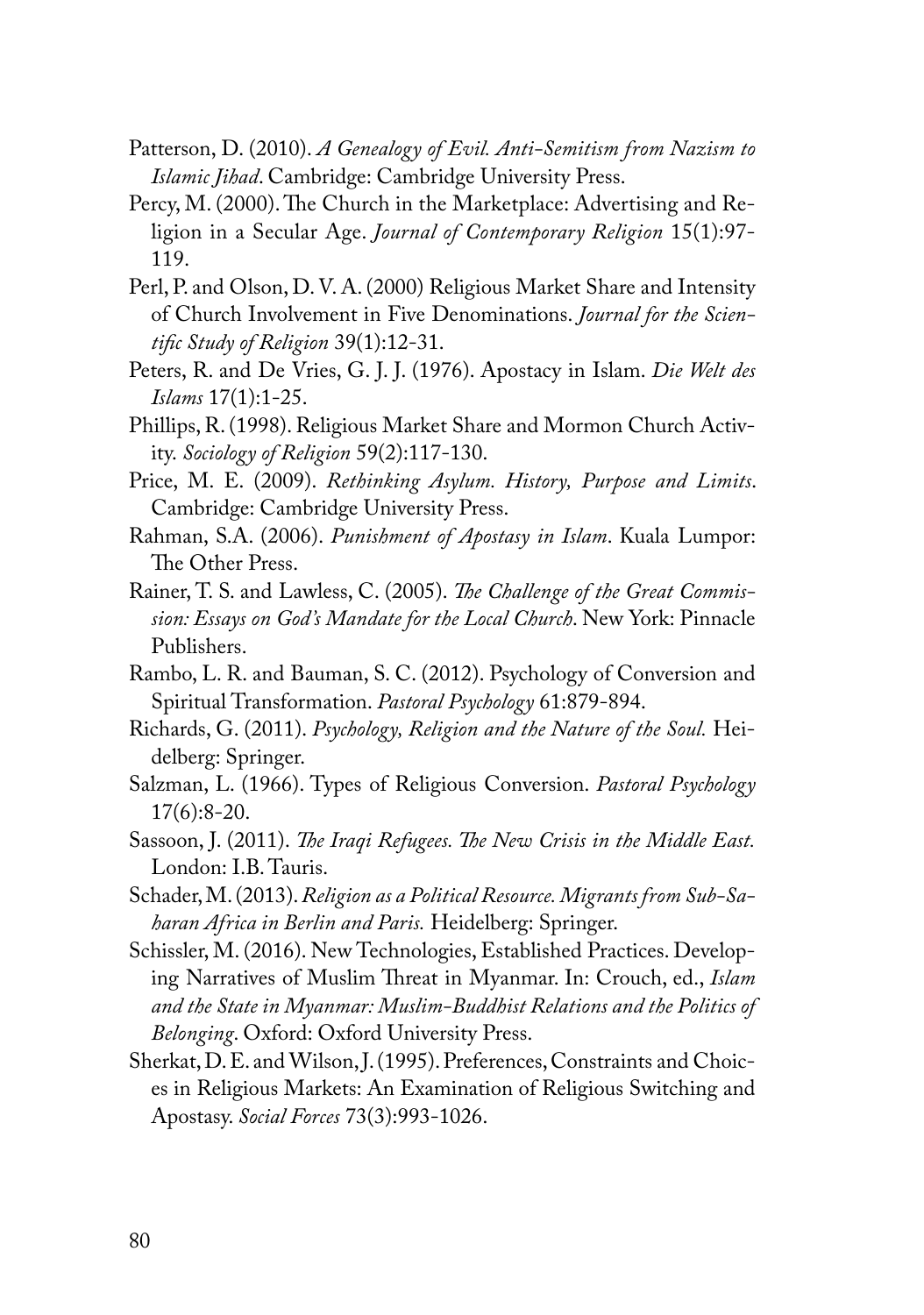Patterson, D. (2010). *A Genealogy of Evil. Anti-Semitism from Nazism to Islamic Jihad*. Cambridge: Cambridge University Press.

Percy, M. (2000). The Church in the Marketplace: Advertising and Religion in a Secular Age. *Journal of Contemporary Religion* 15(1):97-119.

Perl, P. and Olson, D. V. A. (2000) Religious Market Share and Intensity of Church Involvement in Five Denominations. *Journal for the Scientific Study of Religion* 39(1):12-31.

Peters, R. and De Vries, G. J. J. (1976). Apostacy in Islam. *Die Welt des Islams* 17(1):1-25.

Phillips, R. (1998). Religious Market Share and Mormon Church Activity. *Sociology of Religion* 59(2):117-130.

Price, M. E. (2009). *Rethinking Asylum. History, Purpose and Limits*. Cambridge: Cambridge University Press.

Rahman, S.A. (2006). *Punishment of Apostasy in Islam*. Kuala Lumpor: The Other Press.

Rainer, T. S. and Lawless, C. (2005). *The Challenge of the Great Commission: Essays on God's Mandate for the Local Church*. New York: Pinnacle Publishers.

Rambo, L. R. and Bauman, S. C. (2012). Psychology of Conversion and Spiritual Transformation. *Pastoral Psychology* 61:879-894.

Richards, G. (2011). *Psychology, Religion and the Nature of the Soul.* Heidelberg: Springer.

Salzman, L. (1966). Types of Religious Conversion. *Pastoral Psychology* 17(6):8-20.

Sassoon, J. (2011). *The Iraqi Refugees. The New Crisis in the Middle East.* London: I.B. Tauris.

Schader, M. (2013). *Religion as a Political Resource. Migrants from Sub-Saharan Africa in Berlin and Paris.* Heidelberg: Springer.

Schissler, M. (2016). New Technologies, Established Practices. Developing Narratives of Muslim Threat in Myanmar. In: Crouch, ed., *Islam and the State in Myanmar: Muslim-Buddhist Relations and the Politics of Belonging*. Oxford: Oxford University Press.

Sherkat, D. E. and Wilson, J. (1995). Preferences, Constraints and Choices in Religious Markets: An Examination of Religious Switching and Apostasy. *Social Forces* 73(3):993-1026.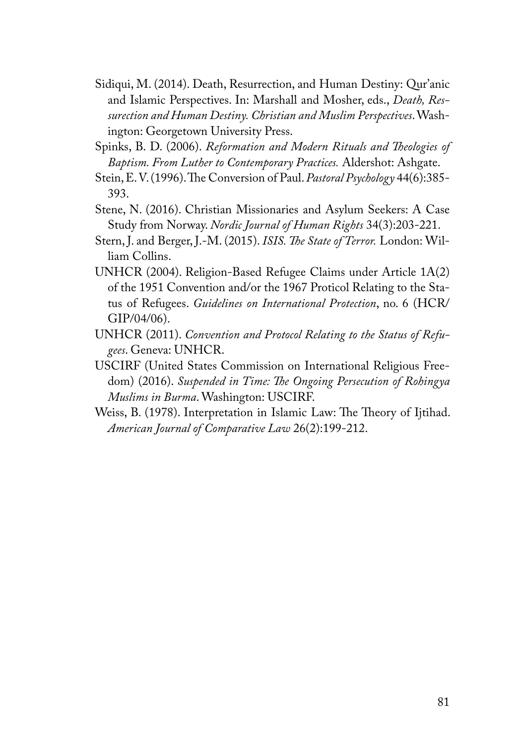Sidiqui, M. (2014). Death, Resurrection, and Human Destiny: Qur'anic and Islamic Perspectives. In: Marshall and Mosher, eds., *Death, Ressurection and Human Destiny. Christian and Muslim Perspectives*. Washington: Georgetown University Press.

Spinks, B. D. (2006). *Reformation and Modern Rituals and Theologies of Baptism. From Luther to Contemporary Practices.* Aldershot: Ashgate.

Stein, E. V. (1996). The Conversion of Paul. *Pastoral Psychology* 44(6):385-393.

Stene, N. (2016). Christian Missionaries and Asylum Seekers: A Case Study from Norway. *Nordic Journal of Human Rights* 34(3):203-221.

Stern, J. and Berger, J.-M. (2015). *ISIS. The State of Terror.* London: William Collins.

UNHCR (2004). Religion-Based Refugee Claims under Article 1A(2) of the 1951 Convention and/or the 1967 Proticol Relating to the Status of Refugees. *Guidelines on International Protection*, no. 6 (HCR/GIP/04/06).

UNHCR (2011). *Convention and Protocol Relating to the Status of Refugees*. Geneva: UNHCR.

USCIRF (United States Commission on International Religious Freedom) (2016). *Suspended in Time: The Ongoing Persecution of Rohingya Muslims in Burma*. Washington: USCIRF.

Weiss, B. (1978). Interpretation in Islamic Law: The Theory of Ijtihad. *American Journal of Comparative Law* 26(2):199-212.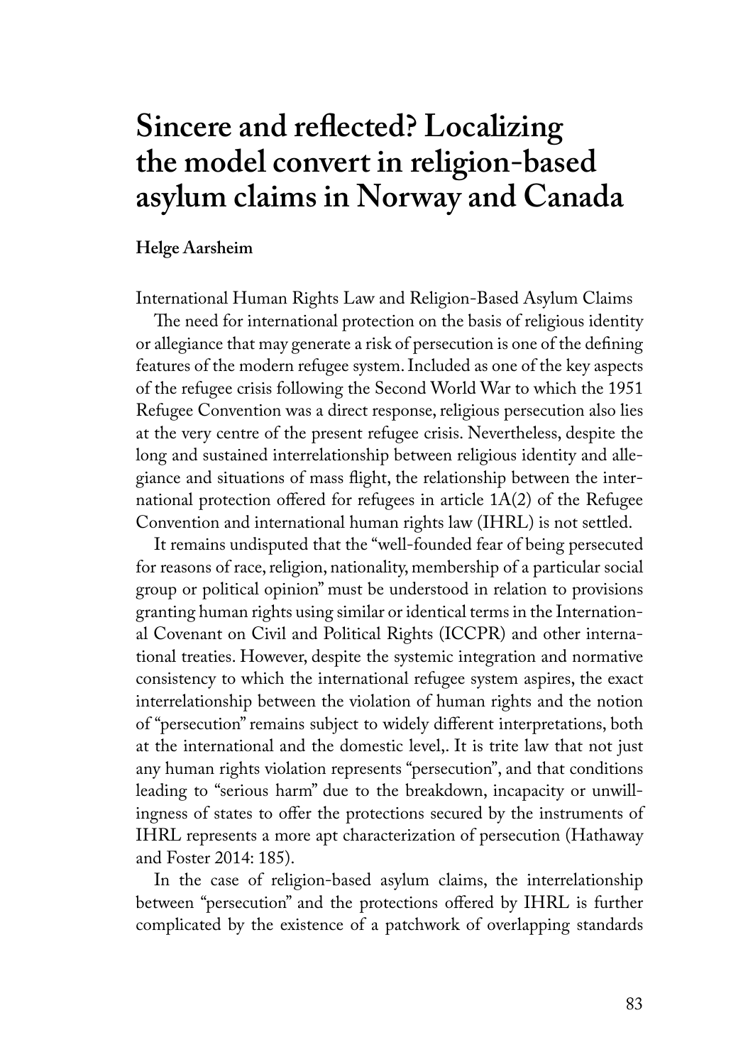# Sincere and reflected? Localizing the model convert in religion-based asylum claims in Norway and Canada

**Helge Aarsheim**

International Human Rights Law and Religion-Based Asylum Claims

The need for international protection on the basis of religious identity or allegiance that may generate a risk of persecution is one of the defining features of the modern refugee system. Included as one of the key aspects of the refugee crisis following the Second World War to which the 1951 Refugee Convention was a direct response, religious persecution also lies at the very centre of the present refugee crisis. Nevertheless, despite the long and sustained interrelationship between religious identity and allegiance and situations of mass flight, the relationship between the international protection offered for refugees in article 1A(2) of the Refugee Convention and international human rights law (IHRL) is not settled.

It remains undisputed that the "well-founded fear of being persecuted for reasons of race, religion, nationality, membership of a particular social group or political opinion" must be understood in relation to provisions granting human rights using similar or identical terms in the International Covenant on Civil and Political Rights (ICCPR) and other international treaties. However, despite the systemic integration and normative consistency to which the international refugee system aspires, the exact interrelationship between the violation of human rights and the notion of "persecution" remains subject to widely different interpretations, both at the international and the domestic level,. It is trite law that not just any human rights violation represents "persecution", and that conditions leading to "serious harm" due to the breakdown, incapacity or unwillingness of states to offer the protections secured by the instruments of IHRL represents a more apt characterization of persecution (Hathaway and Foster 2014: 185).

In the case of religion-based asylum claims, the interrelationship between "persecution" and the protections offered by IHRL is further complicated by the existence of a patchwork of overlapping standards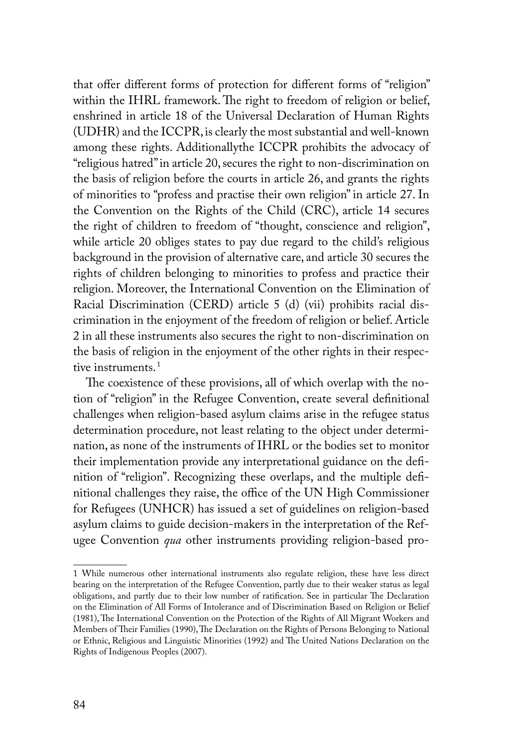that offer different forms of protection for different forms of "religion" within the IHRL framework. The right to freedom of religion or belief, enshrined in article 18 of the Universal Declaration of Human Rights (UDHR) and the ICCPR, is clearly the most substantial and well-known among these rights. Additionallythe ICCPR prohibits the advocacy of "religious hatred" in article 20, secures the right to non-discrimination on the basis of religion before the courts in article 26, and grants the rights of minorities to "profess and practise their own religion" in article 27. In the Convention on the Rights of the Child (CRC), article 14 secures the right of children to freedom of "thought, conscience and religion", while article 20 obliges states to pay due regard to the child's religious background in the provision of alternative care, and article 30 secures the rights of children belonging to minorities to profess and practice their religion. Moreover, the International Convention on the Elimination of Racial Discrimination (CERD) article 5 (d) (vii) prohibits racial discrimination in the enjoyment of the freedom of religion or belief. Article 2 in all these instruments also secures the right to non-discrimination on the basis of religion in the enjoyment of the other rights in their respective instruments.[1]

The coexistence of these provisions, all of which overlap with the notion of "religion" in the Refugee Convention, create several definitional challenges when religion-based asylum claims arise in the refugee status determination procedure, not least relating to the object under determination, as none of the instruments of IHRL or the bodies set to monitor their implementation provide any interpretational guidance on the definition of "religion". Recognizing these overlaps, and the multiple definitional challenges they raise, the office of the UN High Commissioner for Refugees (UNHCR) has issued a set of guidelines on religion-based asylum claims to guide decision-makers in the interpretation of the Refugee Convention *qua* other instruments providing religion-based pro-

---

1 While numerous other international instruments also regulate religion, these have less direct bearing on the interpretation of the Refugee Convention, partly due to their weaker status as legal obligations, and partly due to their low number of ratification. See in particular The Declaration on the Elimination of All Forms of Intolerance and of Discrimination Based on Religion or Belief (1981), The International Convention on the Protection of the Rights of All Migrant Workers and Members of Their Families (1990), The Declaration on the Rights of Persons Belonging to National or Ethnic, Religious and Linguistic Minorities (1992) and The United Nations Declaration on the Rights of Indigenous Peoples (2007).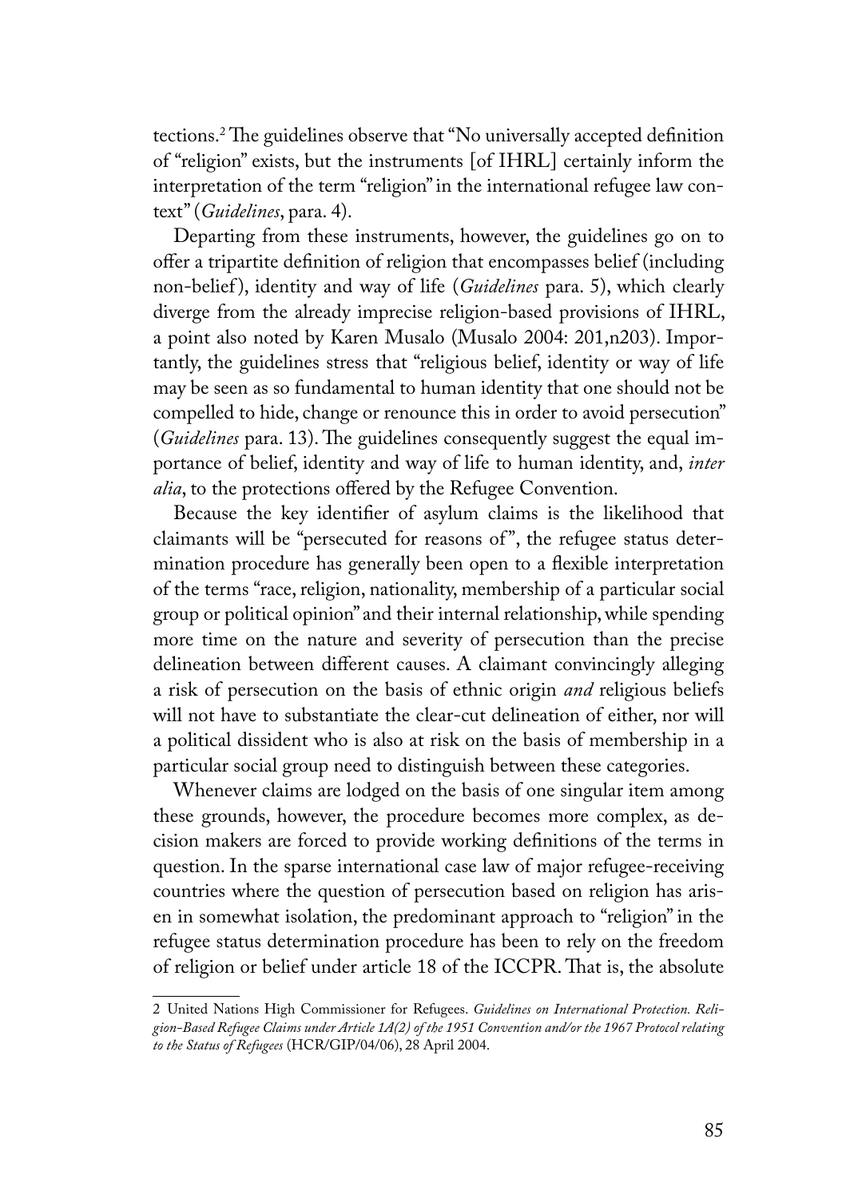tections.[2] The guidelines observe that "No universally accepted definition of "religion" exists, but the instruments [of IHRL] certainly inform the interpretation of the term "religion" in the international refugee law context" (*Guidelines*, para. 4).

Departing from these instruments, however, the guidelines go on to offer a tripartite definition of religion that encompasses belief (including non-belief), identity and way of life (*Guidelines* para. 5), which clearly diverge from the already imprecise religion-based provisions of IHRL, a point also noted by Karen Musalo (Musalo 2004: 201,n203). Importantly, the guidelines stress that "religious belief, identity or way of life may be seen as so fundamental to human identity that one should not be compelled to hide, change or renounce this in order to avoid persecution" (*Guidelines* para. 13). The guidelines consequently suggest the equal importance of belief, identity and way of life to human identity, and, *inter alia*, to the protections offered by the Refugee Convention.

Because the key identifier of asylum claims is the likelihood that claimants will be "persecuted for reasons of", the refugee status determination procedure has generally been open to a flexible interpretation of the terms "race, religion, nationality, membership of a particular social group or political opinion" and their internal relationship, while spending more time on the nature and severity of persecution than the precise delineation between different causes. A claimant convincingly alleging a risk of persecution on the basis of ethnic origin *and* religious beliefs will not have to substantiate the clear-cut delineation of either, nor will a political dissident who is also at risk on the basis of membership in a particular social group need to distinguish between these categories.

Whenever claims are lodged on the basis of one singular item among these grounds, however, the procedure becomes more complex, as decision makers are forced to provide working definitions of the terms in question. In the sparse international case law of major refugee-receiving countries where the question of persecution based on religion has arisen in somewhat isolation, the predominant approach to "religion" in the refugee status determination procedure has been to rely on the freedom of religion or belief under article 18 of the ICCPR. That is, the absolute

2 United Nations High Commissioner for Refugees. *Guidelines on International Protection. Religion-Based Refugee Claims under Article 1A(2) of the 1951 Convention and/or the 1967 Protocol relating to the Status of Refugees* (HCR/GIP/04/06), 28 April 2004.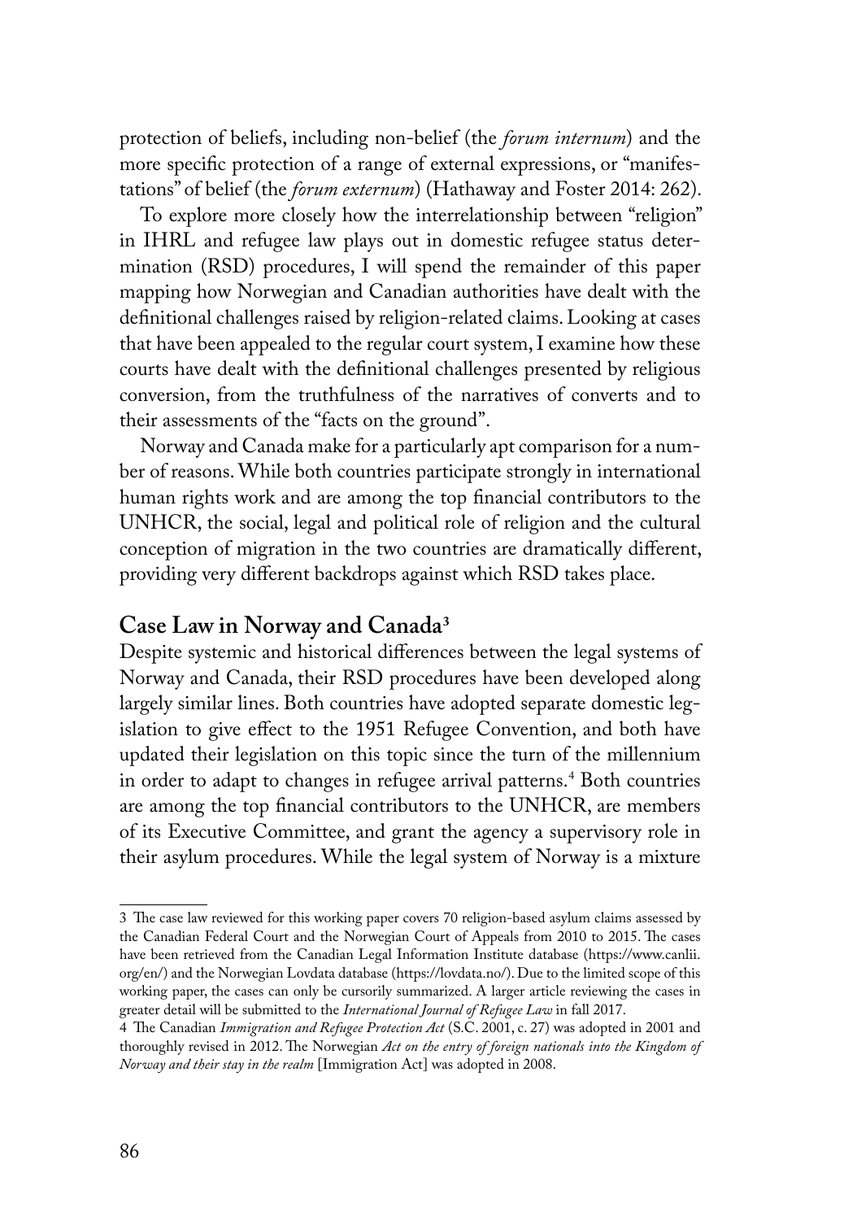protection of beliefs, including non-belief (the *forum internum*) and the more specific protection of a range of external expressions, or "manifestations" of belief (the *forum externum*) (Hathaway and Foster 2014: 262).

To explore more closely how the interrelationship between "religion" in IHRL and refugee law plays out in domestic refugee status determination (RSD) procedures, I will spend the remainder of this paper mapping how Norwegian and Canadian authorities have dealt with the definitional challenges raised by religion-related claims. Looking at cases that have been appealed to the regular court system, I examine how these courts have dealt with the definitional challenges presented by religious conversion, from the truthfulness of the narratives of converts and to their assessments of the "facts on the ground".

Norway and Canada make for a particularly apt comparison for a number of reasons. While both countries participate strongly in international human rights work and are among the top financial contributors to the UNHCR, the social, legal and political role of religion and the cultural conception of migration in the two countries are dramatically different, providing very different backdrops against which RSD takes place.

## Case Law in Norway and Canada[3]

Despite systemic and historical differences between the legal systems of Norway and Canada, their RSD procedures have been developed along largely similar lines. Both countries have adopted separate domestic legislation to give effect to the 1951 Refugee Convention, and both have updated their legislation on this topic since the turn of the millennium in order to adapt to changes in refugee arrival patterns.[4] Both countries are among the top financial contributors to the UNHCR, are members of its Executive Committee, and grant the agency a supervisory role in their asylum procedures. While the legal system of Norway is a mixture

---

3 The case law reviewed for this working paper covers 70 religion-based asylum claims assessed by the Canadian Federal Court and the Norwegian Court of Appeals from 2010 to 2015. The cases have been retrieved from the Canadian Legal Information Institute database (https://www.canlii.org/en/) and the Norwegian Lovdata database (https://lovdata.no/). Due to the limited scope of this working paper, the cases can only be cursorily summarized. A larger article reviewing the cases in greater detail will be submitted to the *International Journal of Refugee Law* in fall 2017.

4 The Canadian *Immigration and Refugee Protection Act* (S.C. 2001, c. 27) was adopted in 2001 and thoroughly revised in 2012. The Norwegian *Act on the entry of foreign nationals into the Kingdom of Norway and their stay in the realm* [Immigration Act] was adopted in 2008.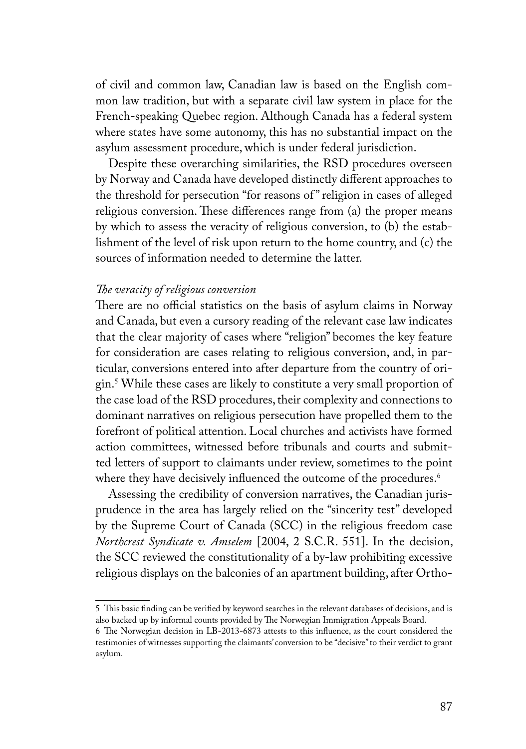of civil and common law, Canadian law is based on the English common law tradition, but with a separate civil law system in place for the French-speaking Quebec region. Although Canada has a federal system where states have some autonomy, this has no substantial impact on the asylum assessment procedure, which is under federal jurisdiction.

Despite these overarching similarities, the RSD procedures overseen by Norway and Canada have developed distinctly different approaches to the threshold for persecution "for reasons of" religion in cases of alleged religious conversion. These differences range from (a) the proper means by which to assess the veracity of religious conversion, to (b) the establishment of the level of risk upon return to the home country, and (c) the sources of information needed to determine the latter.

*The veracity of religious conversion*

There are no official statistics on the basis of asylum claims in Norway and Canada, but even a cursory reading of the relevant case law indicates that the clear majority of cases where "religion" becomes the key feature for consideration are cases relating to religious conversion, and, in particular, conversions entered into after departure from the country of origin.[5] While these cases are likely to constitute a very small proportion of the case load of the RSD procedures, their complexity and connections to dominant narratives on religious persecution have propelled them to the forefront of political attention. Local churches and activists have formed action committees, witnessed before tribunals and courts and submitted letters of support to claimants under review, sometimes to the point where they have decisively influenced the outcome of the procedures.[6]

Assessing the credibility of conversion narratives, the Canadian jurisprudence in the area has largely relied on the "sincerity test" developed by the Supreme Court of Canada (SCC) in the religious freedom case *Northcrest Syndicate v. Amselem* [2004, 2 S.C.R. 551]. In the decision, the SCC reviewed the constitutionality of a by-law prohibiting excessive religious displays on the balconies of an apartment building, after Ortho-

---

5 This basic finding can be verified by keyword searches in the relevant databases of decisions, and is also backed up by informal counts provided by The Norwegian Immigration Appeals Board.

6 The Norwegian decision in LB-2013-6873 attests to this influence, as the court considered the testimonies of witnesses supporting the claimants' conversion to be "decisive" to their verdict to grant asylum.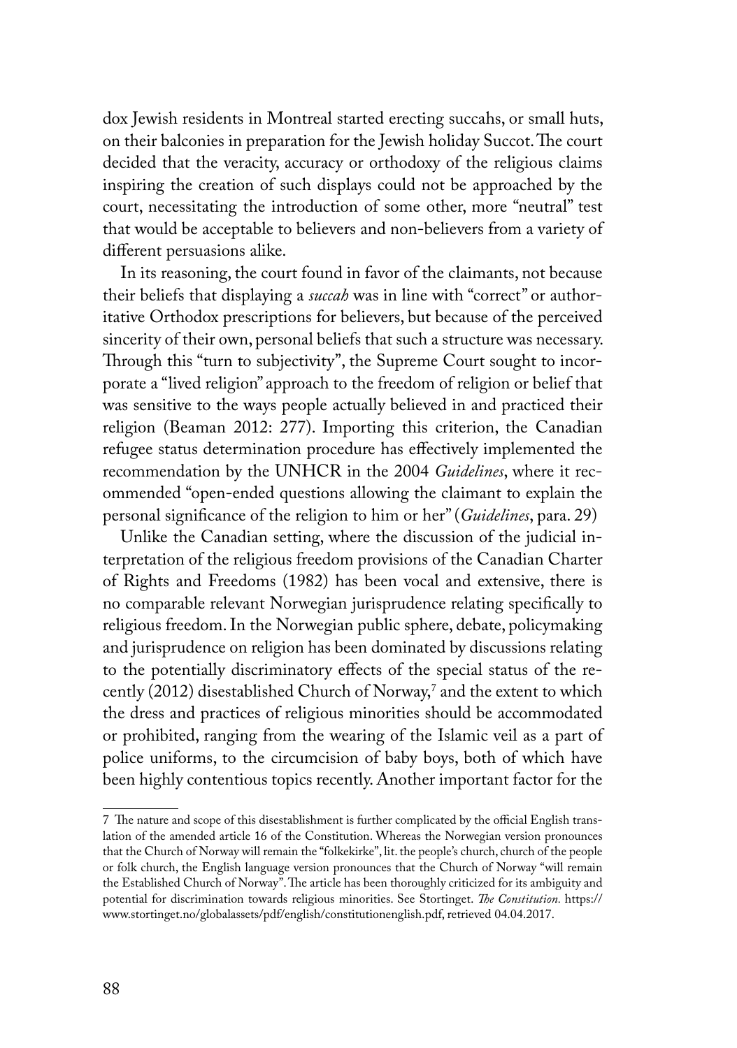dox Jewish residents in Montreal started erecting succahs, or small huts, on their balconies in preparation for the Jewish holiday Succot. The court decided that the veracity, accuracy or orthodoxy of the religious claims inspiring the creation of such displays could not be approached by the court, necessitating the introduction of some other, more "neutral" test that would be acceptable to believers and non-believers from a variety of different persuasions alike.

In its reasoning, the court found in favor of the claimants, not because their beliefs that displaying a *succah* was in line with "correct" or authoritative Orthodox prescriptions for believers, but because of the perceived sincerity of their own, personal beliefs that such a structure was necessary. Through this "turn to subjectivity", the Supreme Court sought to incorporate a "lived religion" approach to the freedom of religion or belief that was sensitive to the ways people actually believed in and practiced their religion (Beaman 2012: 277). Importing this criterion, the Canadian refugee status determination procedure has effectively implemented the recommendation by the UNHCR in the 2004 *Guidelines*, where it recommended "open-ended questions allowing the claimant to explain the personal significance of the religion to him or her" (*Guidelines*, para. 29)

Unlike the Canadian setting, where the discussion of the judicial interpretation of the religious freedom provisions of the Canadian Charter of Rights and Freedoms (1982) has been vocal and extensive, there is no comparable relevant Norwegian jurisprudence relating specifically to religious freedom. In the Norwegian public sphere, debate, policymaking and jurisprudence on religion has been dominated by discussions relating to the potentially discriminatory effects of the special status of the recently (2012) disestablished Church of Norway,[7] and the extent to which the dress and practices of religious minorities should be accommodated or prohibited, ranging from the wearing of the Islamic veil as a part of police uniforms, to the circumcision of baby boys, both of which have been highly contentious topics recently. Another important factor for the

7 The nature and scope of this disestablishment is further complicated by the official English translation of the amended article 16 of the Constitution. Whereas the Norwegian version pronounces that the Church of Norway will remain the "folkekirke", lit. the people's church, church of the people or folk church, the English language version pronounces that the Church of Norway "will remain the Established Church of Norway". The article has been thoroughly criticized for its ambiguity and potential for discrimination towards religious minorities. See Stortinget. *The Constitution.* https://www.stortinget.no/globalassets/pdf/english/constitutionenglish.pdf, retrieved 04.04.2017.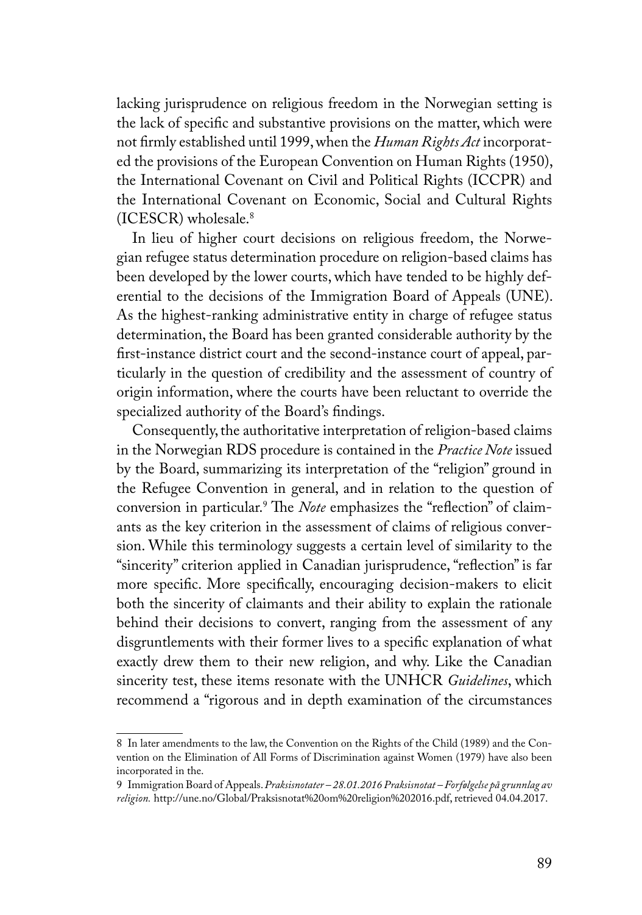lacking jurisprudence on religious freedom in the Norwegian setting is the lack of specific and substantive provisions on the matter, which were not firmly established until 1999, when the *Human Rights Act* incorporated the provisions of the European Convention on Human Rights (1950), the International Covenant on Civil and Political Rights (ICCPR) and the International Covenant on Economic, Social and Cultural Rights (ICESCR) wholesale.[8]

In lieu of higher court decisions on religious freedom, the Norwegian refugee status determination procedure on religion-based claims has been developed by the lower courts, which have tended to be highly deferential to the decisions of the Immigration Board of Appeals (UNE). As the highest-ranking administrative entity in charge of refugee status determination, the Board has been granted considerable authority by the first-instance district court and the second-instance court of appeal, particularly in the question of credibility and the assessment of country of origin information, where the courts have been reluctant to override the specialized authority of the Board's findings.

Consequently, the authoritative interpretation of religion-based claims in the Norwegian RDS procedure is contained in the *Practice Note* issued by the Board, summarizing its interpretation of the "religion" ground in the Refugee Convention in general, and in relation to the question of conversion in particular.[9] The *Note* emphasizes the "reflection" of claimants as the key criterion in the assessment of claims of religious conversion. While this terminology suggests a certain level of similarity to the "sincerity" criterion applied in Canadian jurisprudence, "reflection" is far more specific. More specifically, encouraging decision-makers to elicit both the sincerity of claimants and their ability to explain the rationale behind their decisions to convert, ranging from the assessment of any disgruntlements with their former lives to a specific explanation of what exactly drew them to their new religion, and why. Like the Canadian sincerity test, these items resonate with the UNHCR *Guidelines*, which recommend a "rigorous and in depth examination of the circumstances

---

8 In later amendments to the law, the Convention on the Rights of the Child (1989) and the Convention on the Elimination of All Forms of Discrimination against Women (1979) have also been incorporated in the.

9 Immigration Board of Appeals. *Praksisnotater – 28.01.2016 Praksisnotat – Forfølgelse på grunnlag av religion.* http://une.no/Global/Praksisnotat%20om%20religion%202016.pdf, retrieved 04.04.2017.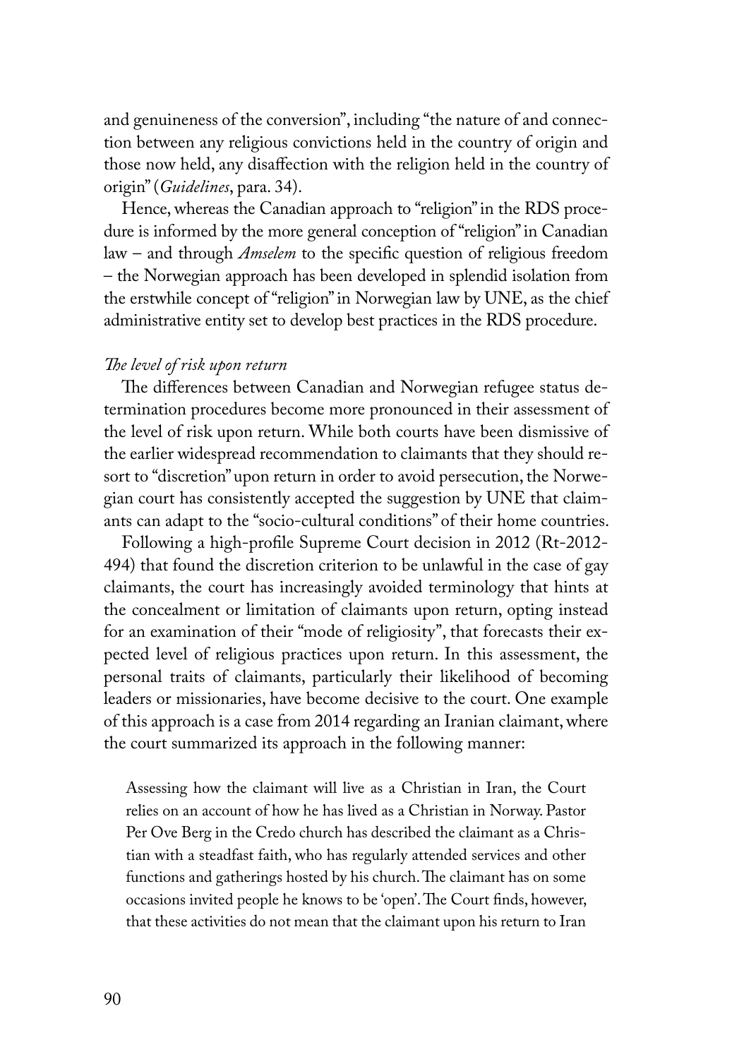and genuineness of the conversion", including "the nature of and connection between any religious convictions held in the country of origin and those now held, any disaffection with the religion held in the country of origin" (*Guidelines*, para. 34).

Hence, whereas the Canadian approach to "religion" in the RDS procedure is informed by the more general conception of "religion" in Canadian law – and through *Amselem* to the specific question of religious freedom – the Norwegian approach has been developed in splendid isolation from the erstwhile concept of "religion" in Norwegian law by UNE, as the chief administrative entity set to develop best practices in the RDS procedure.

*The level of risk upon return*

The differences between Canadian and Norwegian refugee status determination procedures become more pronounced in their assessment of the level of risk upon return. While both courts have been dismissive of the earlier widespread recommendation to claimants that they should resort to "discretion" upon return in order to avoid persecution, the Norwegian court has consistently accepted the suggestion by UNE that claimants can adapt to the "socio-cultural conditions" of their home countries.

Following a high-profile Supreme Court decision in 2012 (Rt-2012-494) that found the discretion criterion to be unlawful in the case of gay claimants, the court has increasingly avoided terminology that hints at the concealment or limitation of claimants upon return, opting instead for an examination of their "mode of religiosity", that forecasts their expected level of religious practices upon return. In this assessment, the personal traits of claimants, particularly their likelihood of becoming leaders or missionaries, have become decisive to the court. One example of this approach is a case from 2014 regarding an Iranian claimant, where the court summarized its approach in the following manner:

> Assessing how the claimant will live as a Christian in Iran, the Court relies on an account of how he has lived as a Christian in Norway. Pastor Per Ove Berg in the Credo church has described the claimant as a Christian with a steadfast faith, who has regularly attended services and other functions and gatherings hosted by his church. The claimant has on some occasions invited people he knows to be 'open'. The Court finds, however, that these activities do not mean that the claimant upon his return to Iran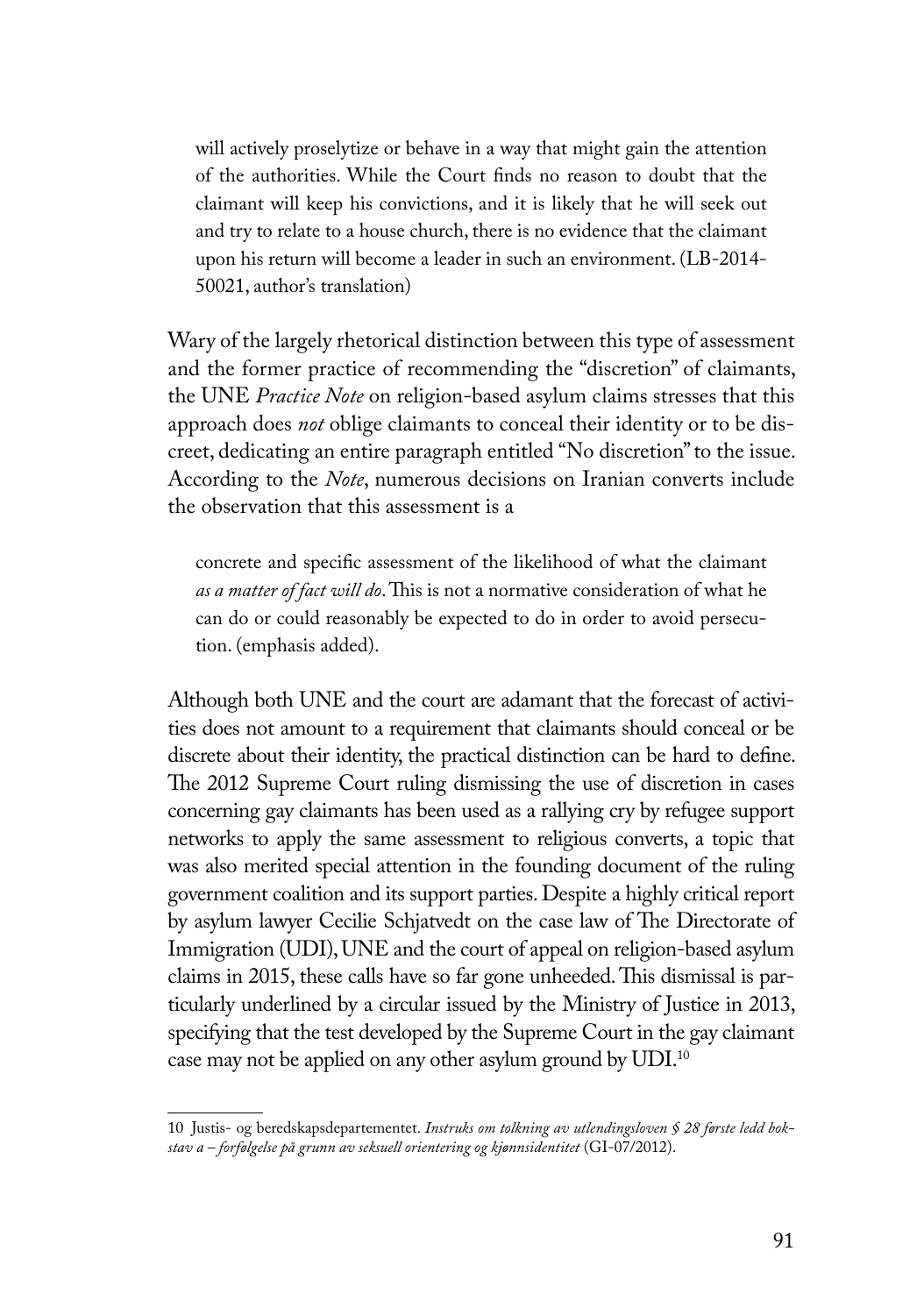> will actively proselytize or behave in a way that might gain the attention of the authorities. While the Court finds no reason to doubt that the claimant will keep his convictions, and it is likely that he will seek out and try to relate to a house church, there is no evidence that the claimant upon his return will become a leader in such an environment. (LB-2014-50021, author's translation)

Wary of the largely rhetorical distinction between this type of assessment and the former practice of recommending the "discretion" of claimants, the UNE *Practice Note* on religion-based asylum claims stresses that this approach does *not* oblige claimants to conceal their identity or to be discreet, dedicating an entire paragraph entitled "No discretion" to the issue. According to the *Note*, numerous decisions on Iranian converts include the observation that this assessment is a

> concrete and specific assessment of the likelihood of what the claimant *as a matter of fact will do*. This is not a normative consideration of what he can do or could reasonably be expected to do in order to avoid persecution. (emphasis added).

Although both UNE and the court are adamant that the forecast of activities does not amount to a requirement that claimants should conceal or be discrete about their identity, the practical distinction can be hard to define. The 2012 Supreme Court ruling dismissing the use of discretion in cases concerning gay claimants has been used as a rallying cry by refugee support networks to apply the same assessment to religious converts, a topic that was also merited special attention in the founding document of the ruling government coalition and its support parties. Despite a highly critical report by asylum lawyer Cecilie Schjatvedt on the case law of The Directorate of Immigration (UDI), UNE and the court of appeal on religion-based asylum claims in 2015, these calls have so far gone unheeded. This dismissal is particularly underlined by a circular issued by the Ministry of Justice in 2013, specifying that the test developed by the Supreme Court in the gay claimant case may not be applied on any other asylum ground by UDI.[10]

---

10 Justis- og beredskapsdepartementet. *Instruks om tolkning av utlendingsloven § 28 første ledd bokstav a – forfølgelse på grunn av seksuell orientering og kjønnsidentitet* (GI-07/2012).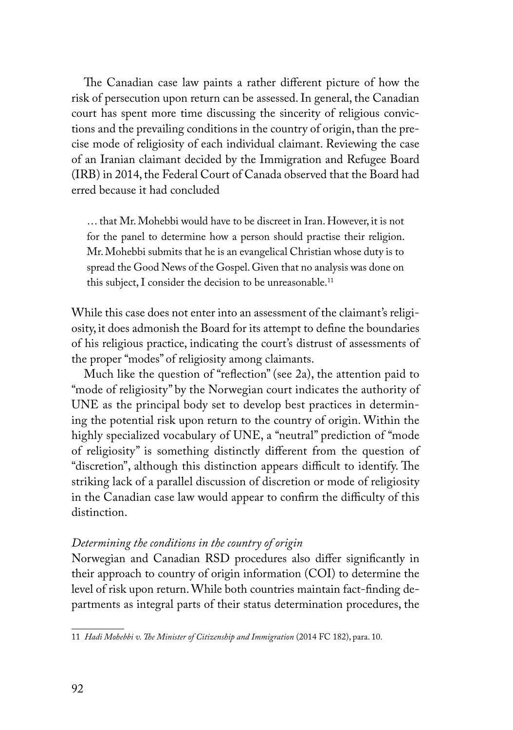The Canadian case law paints a rather different picture of how the risk of persecution upon return can be assessed. In general, the Canadian court has spent more time discussing the sincerity of religious convictions and the prevailing conditions in the country of origin, than the precise mode of religiosity of each individual claimant. Reviewing the case of an Iranian claimant decided by the Immigration and Refugee Board (IRB) in 2014, the Federal Court of Canada observed that the Board had erred because it had concluded

> … that Mr. Mohebbi would have to be discreet in Iran. However, it is not for the panel to determine how a person should practise their religion. Mr. Mohebbi submits that he is an evangelical Christian whose duty is to spread the Good News of the Gospel. Given that no analysis was done on this subject, I consider the decision to be unreasonable.[11]

While this case does not enter into an assessment of the claimant's religiosity, it does admonish the Board for its attempt to define the boundaries of his religious practice, indicating the court's distrust of assessments of the proper "modes" of religiosity among claimants.

Much like the question of "reflection" (see 2a), the attention paid to "mode of religiosity" by the Norwegian court indicates the authority of UNE as the principal body set to develop best practices in determining the potential risk upon return to the country of origin. Within the highly specialized vocabulary of UNE, a "neutral" prediction of "mode of religiosity" is something distinctly different from the question of "discretion", although this distinction appears difficult to identify. The striking lack of a parallel discussion of discretion or mode of religiosity in the Canadian case law would appear to confirm the difficulty of this distinction.

*Determining the conditions in the country of origin*

Norwegian and Canadian RSD procedures also differ significantly in their approach to country of origin information (COI) to determine the level of risk upon return. While both countries maintain fact-finding departments as integral parts of their status determination procedures, the

---

11 *Hadi Mohebbi v. The Minister of Citizenship and Immigration* (2014 FC 182), para. 10.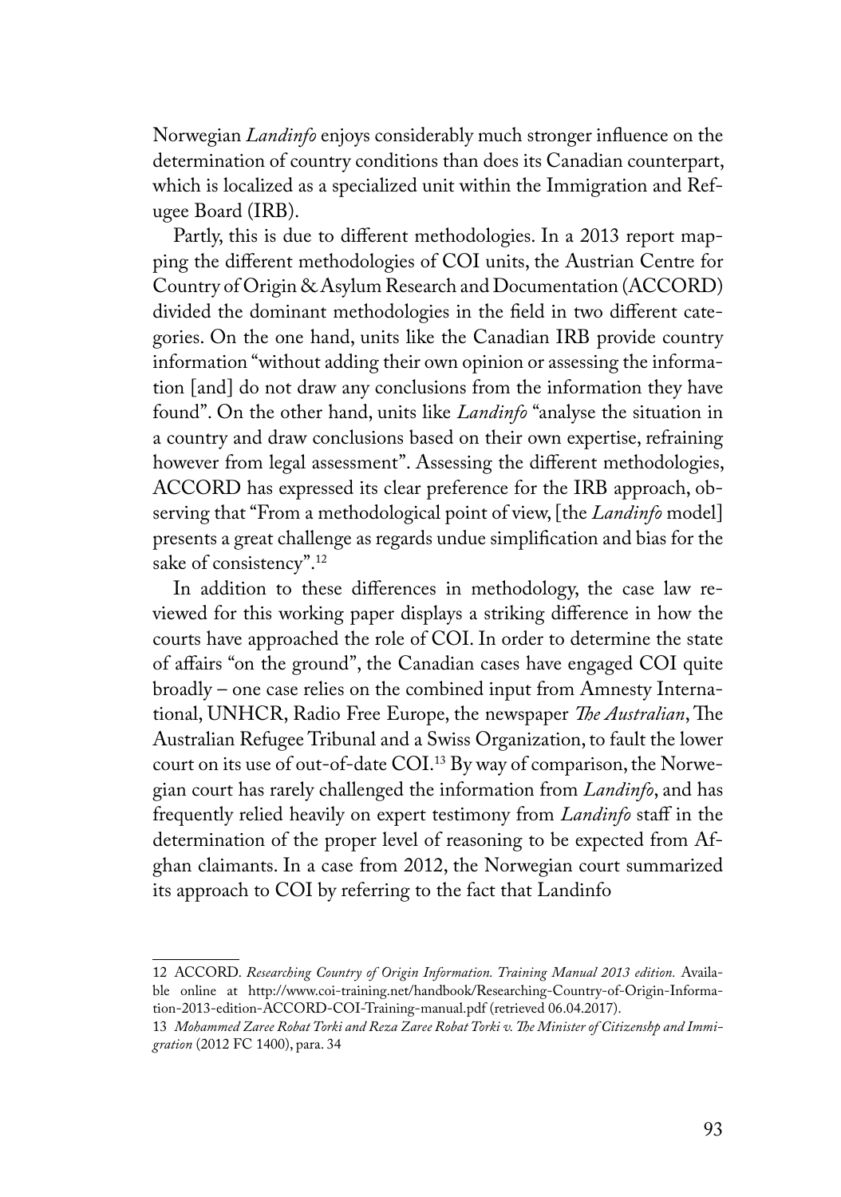Norwegian *Landinfo* enjoys considerably much stronger influence on the determination of country conditions than does its Canadian counterpart, which is localized as a specialized unit within the Immigration and Refugee Board (IRB).

Partly, this is due to different methodologies. In a 2013 report mapping the different methodologies of COI units, the Austrian Centre for Country of Origin & Asylum Research and Documentation (ACCORD) divided the dominant methodologies in the field in two different categories. On the one hand, units like the Canadian IRB provide country information "without adding their own opinion or assessing the information [and] do not draw any conclusions from the information they have found". On the other hand, units like *Landinfo* "analyse the situation in a country and draw conclusions based on their own expertise, refraining however from legal assessment". Assessing the different methodologies, ACCORD has expressed its clear preference for the IRB approach, observing that "From a methodological point of view, [the *Landinfo* model] presents a great challenge as regards undue simplification and bias for the sake of consistency".[12]

In addition to these differences in methodology, the case law reviewed for this working paper displays a striking difference in how the courts have approached the role of COI. In order to determine the state of affairs "on the ground", the Canadian cases have engaged COI quite broadly – one case relies on the combined input from Amnesty International, UNHCR, Radio Free Europe, the newspaper *The Australian*, The Australian Refugee Tribunal and a Swiss Organization, to fault the lower court on its use of out-of-date COI.[13] By way of comparison, the Norwegian court has rarely challenged the information from *Landinfo*, and has frequently relied heavily on expert testimony from *Landinfo* staff in the determination of the proper level of reasoning to be expected from Afghan claimants. In a case from 2012, the Norwegian court summarized its approach to COI by referring to the fact that Landinfo

---

12 ACCORD. *Researching Country of Origin Information. Training Manual 2013 edition.* Available online at http://www.coi-training.net/handbook/Researching-Country-of-Origin-Information-2013-edition-ACCORD-COI-Training-manual.pdf (retrieved 06.04.2017).

13 *Mohammed Zaree Robat Torki and Reza Zaree Robat Torki v. The Minister of Citizenshp and Immigration* (2012 FC 1400), para. 34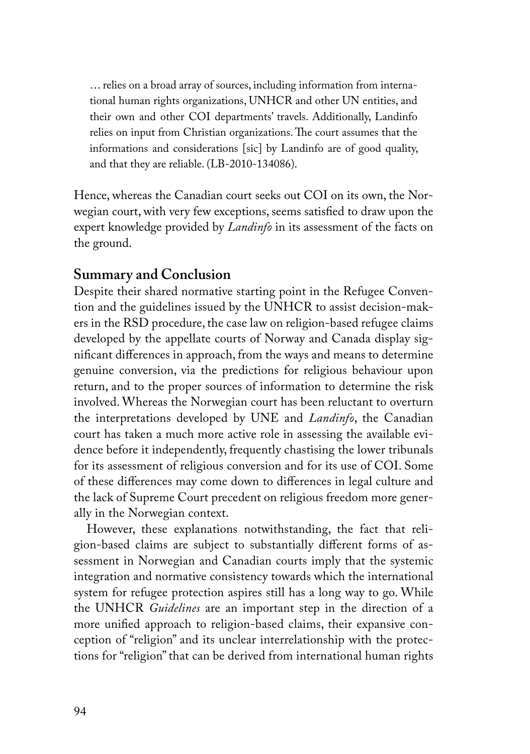> … relies on a broad array of sources, including information from international human rights organizations, UNHCR and other UN entities, and their own and other COI departments' travels. Additionally, Landinfo relies on input from Christian organizations. The court assumes that the informations and considerations [sic] by Landinfo are of good quality, and that they are reliable. (LB-2010-134086).

Hence, whereas the Canadian court seeks out COI on its own, the Norwegian court, with very few exceptions, seems satisfied to draw upon the expert knowledge provided by *Landinfo* in its assessment of the facts on the ground.

## Summary and Conclusion

Despite their shared normative starting point in the Refugee Convention and the guidelines issued by the UNHCR to assist decision-makers in the RSD procedure, the case law on religion-based refugee claims developed by the appellate courts of Norway and Canada display significant differences in approach, from the ways and means to determine genuine conversion, via the predictions for religious behaviour upon return, and to the proper sources of information to determine the risk involved. Whereas the Norwegian court has been reluctant to overturn the interpretations developed by UNE and *Landinfo*, the Canadian court has taken a much more active role in assessing the available evidence before it independently, frequently chastising the lower tribunals for its assessment of religious conversion and for its use of COI. Some of these differences may come down to differences in legal culture and the lack of Supreme Court precedent on religious freedom more generally in the Norwegian context.

However, these explanations notwithstanding, the fact that religion-based claims are subject to substantially different forms of assessment in Norwegian and Canadian courts imply that the systemic integration and normative consistency towards which the international system for refugee protection aspires still has a long way to go. While the UNHCR *Guidelines* are an important step in the direction of a more unified approach to religion-based claims, their expansive conception of "religion" and its unclear interrelationship with the protections for "religion" that can be derived from international human rights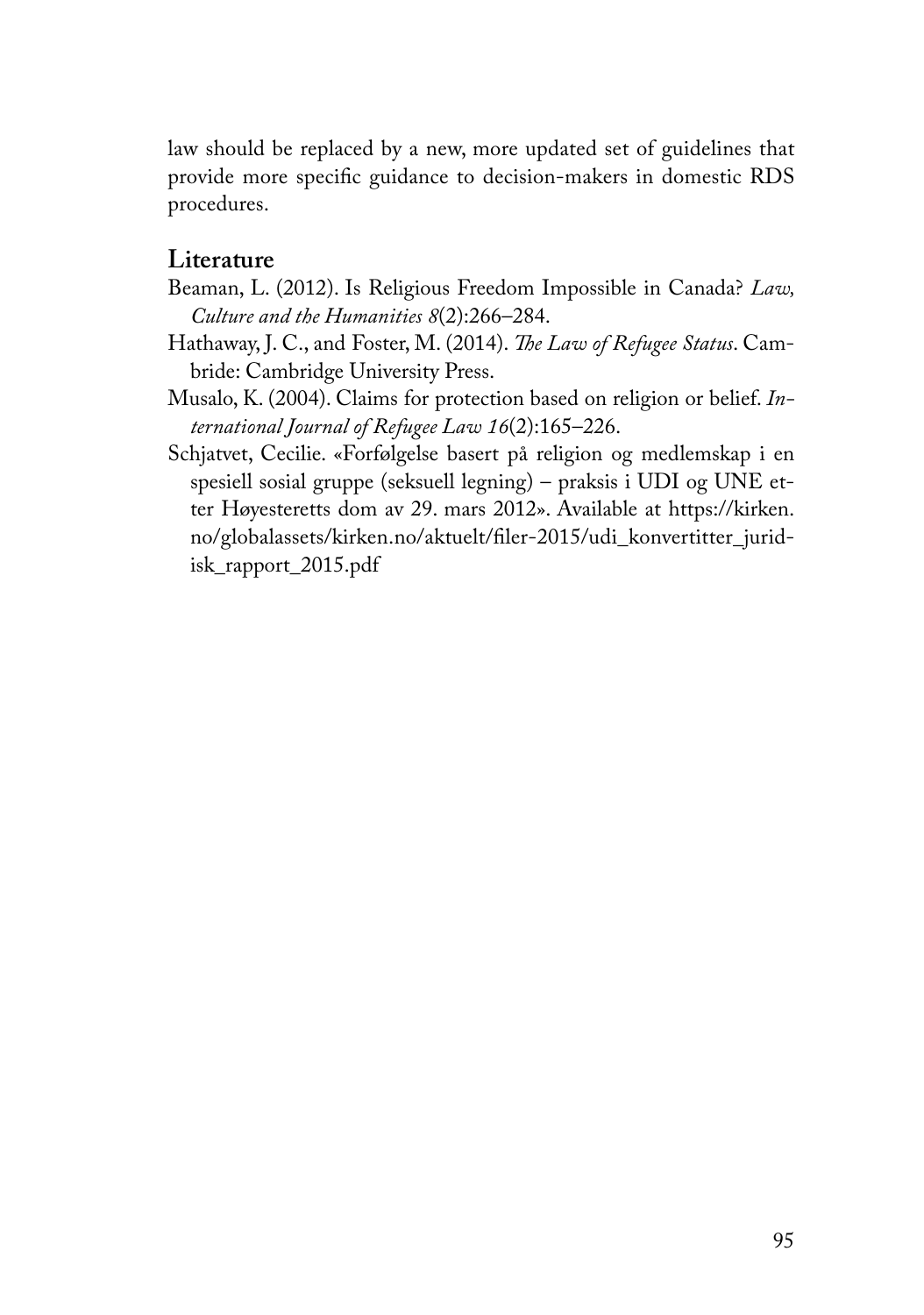law should be replaced by a new, more updated set of guidelines that provide more specific guidance to decision-makers in domestic RDS procedures.

## Literature

Beaman, L. (2012). Is Religious Freedom Impossible in Canada? *Law, Culture and the Humanities 8*(2):266–284.

Hathaway, J. C., and Foster, M. (2014). *The Law of Refugee Status*. Cambride: Cambridge University Press.

Musalo, K. (2004). Claims for protection based on religion or belief. *International Journal of Refugee Law 16*(2):165–226.

Schjatvet, Cecilie. «Forfølgelse basert på religion og medlemskap i en spesiell sosial gruppe (seksuell legning) – praksis i UDI og UNE etter Høyesteretts dom av 29. mars 2012». Available at https://kirken.no/globalassets/kirken.no/aktuelt/filer-2015/udi_konvertitter_juridisk_rapport_2015.pdf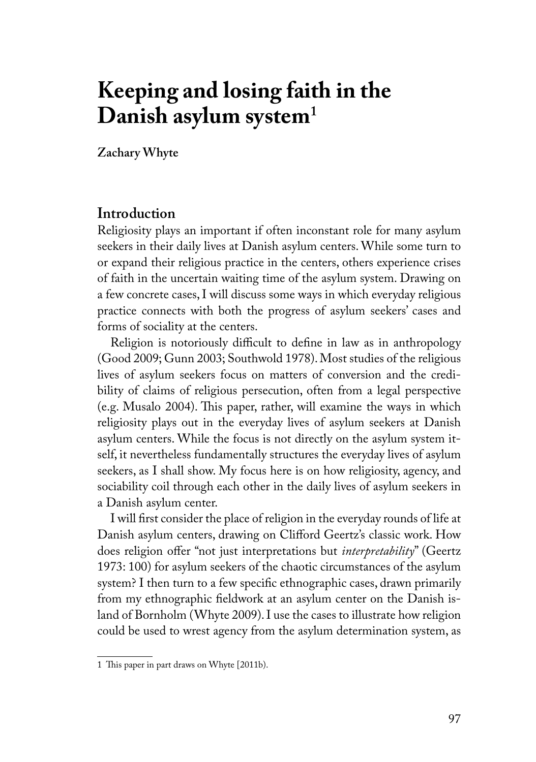# Keeping and losing faith in the Danish asylum system[1]

**Zachary Whyte**

## Introduction

Religiosity plays an important if often inconstant role for many asylum seekers in their daily lives at Danish asylum centers. While some turn to or expand their religious practice in the centers, others experience crises of faith in the uncertain waiting time of the asylum system. Drawing on a few concrete cases, I will discuss some ways in which everyday religious practice connects with both the progress of asylum seekers' cases and forms of sociality at the centers.

Religion is notoriously difficult to define in law as in anthropology (Good 2009; Gunn 2003; Southwold 1978). Most studies of the religious lives of asylum seekers focus on matters of conversion and the credibility of claims of religious persecution, often from a legal perspective (e.g. Musalo 2004). This paper, rather, will examine the ways in which religiosity plays out in the everyday lives of asylum seekers at Danish asylum centers. While the focus is not directly on the asylum system itself, it nevertheless fundamentally structures the everyday lives of asylum seekers, as I shall show. My focus here is on how religiosity, agency, and sociability coil through each other in the daily lives of asylum seekers in a Danish asylum center.

I will first consider the place of religion in the everyday rounds of life at Danish asylum centers, drawing on Clifford Geertz's classic work. How does religion offer "not just interpretations but *interpretability*" (Geertz 1973: 100) for asylum seekers of the chaotic circumstances of the asylum system? I then turn to a few specific ethnographic cases, drawn primarily from my ethnographic fieldwork at an asylum center on the Danish island of Bornholm (Whyte 2009). I use the cases to illustrate how religion could be used to wrest agency from the asylum determination system, as

---

1 This paper in part draws on Whyte [2011b).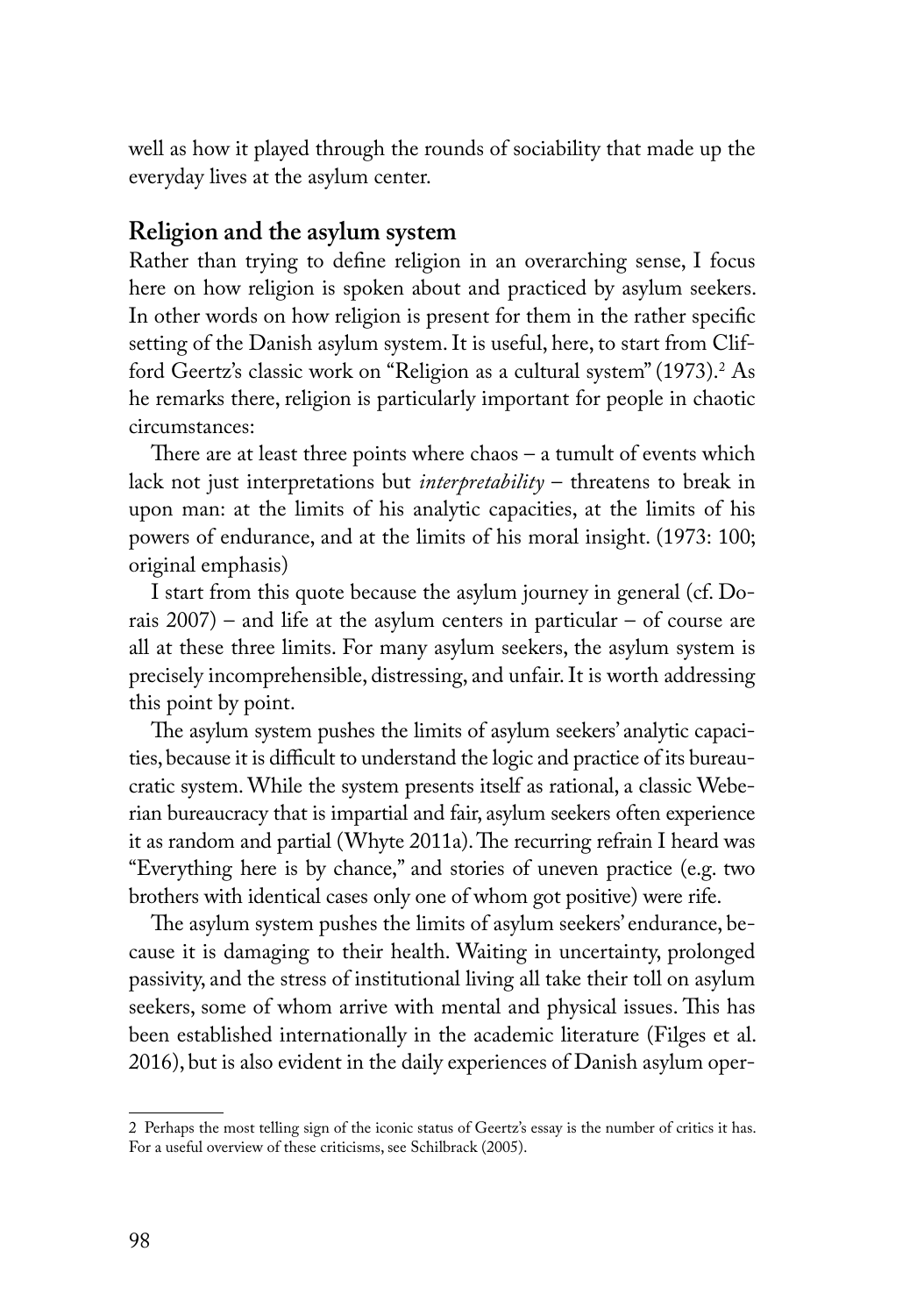well as how it played through the rounds of sociability that made up the everyday lives at the asylum center.

## Religion and the asylum system

Rather than trying to define religion in an overarching sense, I focus here on how religion is spoken about and practiced by asylum seekers. In other words on how religion is present for them in the rather specific setting of the Danish asylum system. It is useful, here, to start from Clifford Geertz's classic work on "Religion as a cultural system" (1973).[2] As he remarks there, religion is particularly important for people in chaotic circumstances:

There are at least three points where chaos – a tumult of events which lack not just interpretations but *interpretability* – threatens to break in upon man: at the limits of his analytic capacities, at the limits of his powers of endurance, and at the limits of his moral insight. (1973: 100; original emphasis)

I start from this quote because the asylum journey in general (cf. Dorais 2007) – and life at the asylum centers in particular – of course are all at these three limits. For many asylum seekers, the asylum system is precisely incomprehensible, distressing, and unfair. It is worth addressing this point by point.

The asylum system pushes the limits of asylum seekers' analytic capacities, because it is difficult to understand the logic and practice of its bureaucratic system. While the system presents itself as rational, a classic Weberian bureaucracy that is impartial and fair, asylum seekers often experience it as random and partial (Whyte 2011a). The recurring refrain I heard was "Everything here is by chance," and stories of uneven practice (e.g. two brothers with identical cases only one of whom got positive) were rife.

The asylum system pushes the limits of asylum seekers' endurance, because it is damaging to their health. Waiting in uncertainty, prolonged passivity, and the stress of institutional living all take their toll on asylum seekers, some of whom arrive with mental and physical issues. This has been established internationally in the academic literature (Filges et al. 2016), but is also evident in the daily experiences of Danish asylum oper-

---

2 Perhaps the most telling sign of the iconic status of Geertz's essay is the number of critics it has. For a useful overview of these criticisms, see Schilbrack (2005).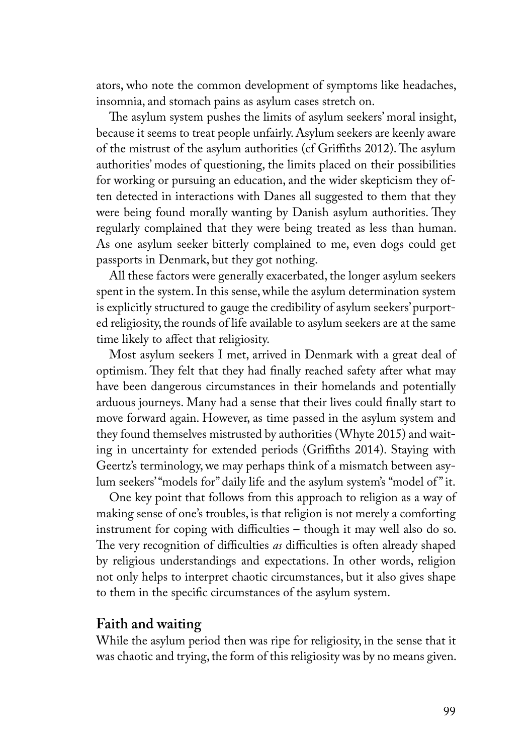ators, who note the common development of symptoms like headaches, insomnia, and stomach pains as asylum cases stretch on.

The asylum system pushes the limits of asylum seekers' moral insight, because it seems to treat people unfairly. Asylum seekers are keenly aware of the mistrust of the asylum authorities (cf Griffiths 2012). The asylum authorities' modes of questioning, the limits placed on their possibilities for working or pursuing an education, and the wider skepticism they often detected in interactions with Danes all suggested to them that they were being found morally wanting by Danish asylum authorities. They regularly complained that they were being treated as less than human. As one asylum seeker bitterly complained to me, even dogs could get passports in Denmark, but they got nothing.

All these factors were generally exacerbated, the longer asylum seekers spent in the system. In this sense, while the asylum determination system is explicitly structured to gauge the credibility of asylum seekers' purported religiosity, the rounds of life available to asylum seekers are at the same time likely to affect that religiosity.

Most asylum seekers I met, arrived in Denmark with a great deal of optimism. They felt that they had finally reached safety after what may have been dangerous circumstances in their homelands and potentially arduous journeys. Many had a sense that their lives could finally start to move forward again. However, as time passed in the asylum system and they found themselves mistrusted by authorities (Whyte 2015) and waiting in uncertainty for extended periods (Griffiths 2014). Staying with Geertz's terminology, we may perhaps think of a mismatch between asylum seekers' "models for" daily life and the asylum system's "model of" it.

One key point that follows from this approach to religion as a way of making sense of one's troubles, is that religion is not merely a comforting instrument for coping with difficulties – though it may well also do so. The very recognition of difficulties *as* difficulties is often already shaped by religious understandings and expectations. In other words, religion not only helps to interpret chaotic circumstances, but it also gives shape to them in the specific circumstances of the asylum system.

## Faith and waiting

While the asylum period then was ripe for religiosity, in the sense that it was chaotic and trying, the form of this religiosity was by no means given.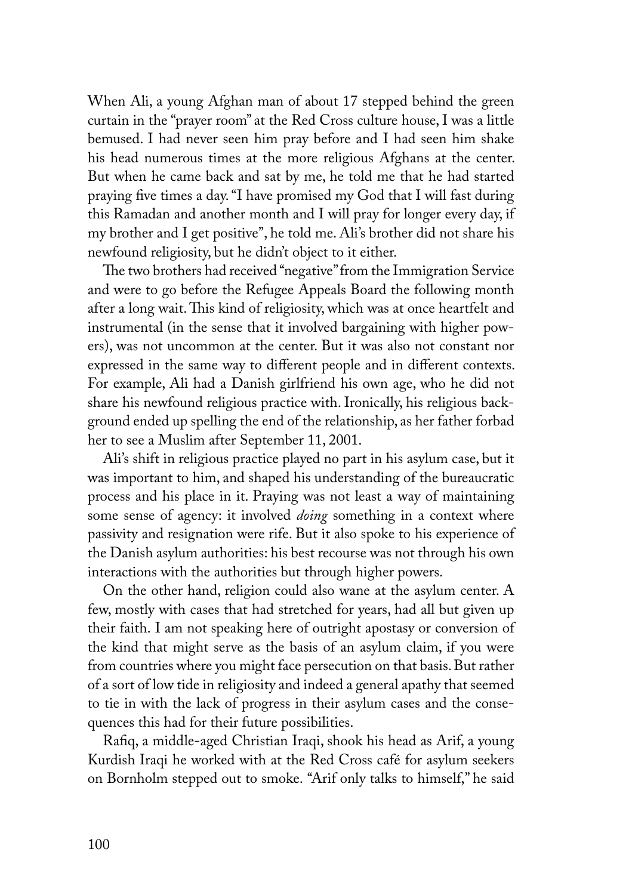When Ali, a young Afghan man of about 17 stepped behind the green curtain in the "prayer room" at the Red Cross culture house, I was a little bemused. I had never seen him pray before and I had seen him shake his head numerous times at the more religious Afghans at the center. But when he came back and sat by me, he told me that he had started praying five times a day. "I have promised my God that I will fast during this Ramadan and another month and I will pray for longer every day, if my brother and I get positive", he told me. Ali's brother did not share his newfound religiosity, but he didn't object to it either.

The two brothers had received "negative" from the Immigration Service and were to go before the Refugee Appeals Board the following month after a long wait. This kind of religiosity, which was at once heartfelt and instrumental (in the sense that it involved bargaining with higher powers), was not uncommon at the center. But it was also not constant nor expressed in the same way to different people and in different contexts. For example, Ali had a Danish girlfriend his own age, who he did not share his newfound religious practice with. Ironically, his religious background ended up spelling the end of the relationship, as her father forbad her to see a Muslim after September 11, 2001.

Ali's shift in religious practice played no part in his asylum case, but it was important to him, and shaped his understanding of the bureaucratic process and his place in it. Praying was not least a way of maintaining some sense of agency: it involved *doing* something in a context where passivity and resignation were rife. But it also spoke to his experience of the Danish asylum authorities: his best recourse was not through his own interactions with the authorities but through higher powers.

On the other hand, religion could also wane at the asylum center. A few, mostly with cases that had stretched for years, had all but given up their faith. I am not speaking here of outright apostasy or conversion of the kind that might serve as the basis of an asylum claim, if you were from countries where you might face persecution on that basis. But rather of a sort of low tide in religiosity and indeed a general apathy that seemed to tie in with the lack of progress in their asylum cases and the consequences this had for their future possibilities.

Rafiq, a middle-aged Christian Iraqi, shook his head as Arif, a young Kurdish Iraqi he worked with at the Red Cross café for asylum seekers on Bornholm stepped out to smoke. "Arif only talks to himself," he said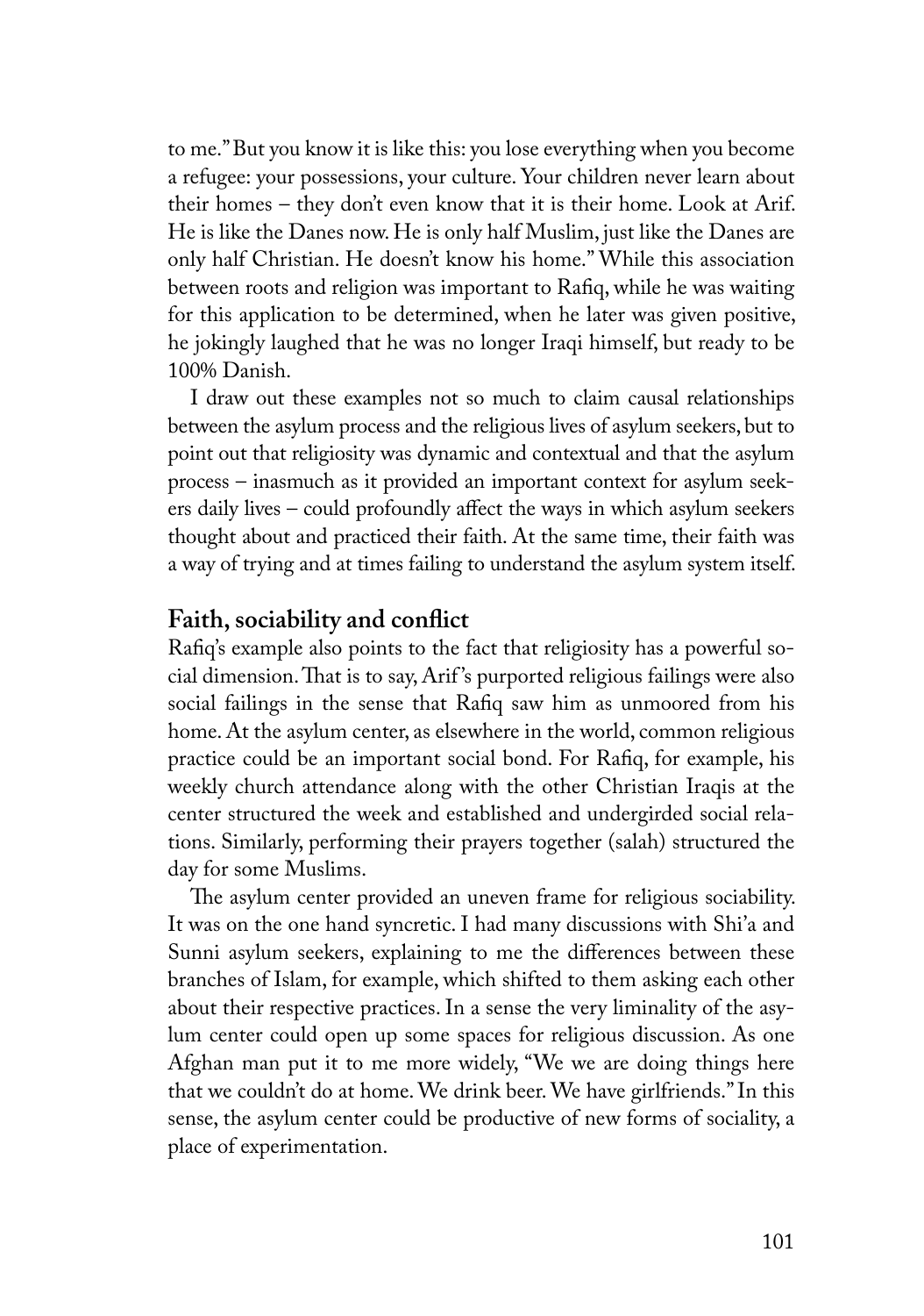to me." But you know it is like this: you lose everything when you become a refugee: your possessions, your culture. Your children never learn about their homes – they don't even know that it is their home. Look at Arif. He is like the Danes now. He is only half Muslim, just like the Danes are only half Christian. He doesn't know his home." While this association between roots and religion was important to Rafiq, while he was waiting for this application to be determined, when he later was given positive, he jokingly laughed that he was no longer Iraqi himself, but ready to be 100% Danish.

I draw out these examples not so much to claim causal relationships between the asylum process and the religious lives of asylum seekers, but to point out that religiosity was dynamic and contextual and that the asylum process – inasmuch as it provided an important context for asylum seekers daily lives – could profoundly affect the ways in which asylum seekers thought about and practiced their faith. At the same time, their faith was a way of trying and at times failing to understand the asylum system itself.

## Faith, sociability and conflict

Rafiq's example also points to the fact that religiosity has a powerful social dimension. That is to say, Arif's purported religious failings were also social failings in the sense that Rafiq saw him as unmoored from his home. At the asylum center, as elsewhere in the world, common religious practice could be an important social bond. For Rafiq, for example, his weekly church attendance along with the other Christian Iraqis at the center structured the week and established and undergirded social relations. Similarly, performing their prayers together (salah) structured the day for some Muslims.

The asylum center provided an uneven frame for religious sociability. It was on the one hand syncretic. I had many discussions with Shi'a and Sunni asylum seekers, explaining to me the differences between these branches of Islam, for example, which shifted to them asking each other about their respective practices. In a sense the very liminality of the asylum center could open up some spaces for religious discussion. As one Afghan man put it to me more widely, "We we are doing things here that we couldn't do at home. We drink beer. We have girlfriends." In this sense, the asylum center could be productive of new forms of sociality, a place of experimentation.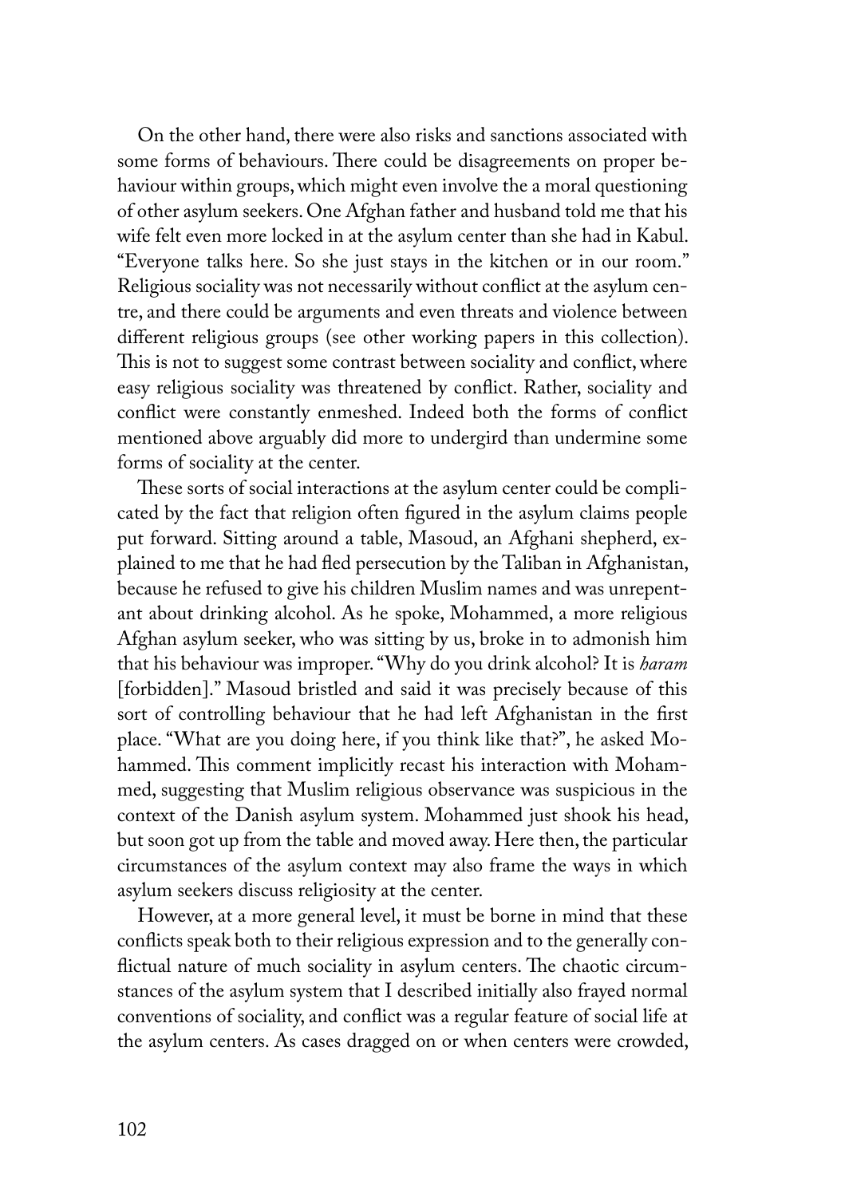On the other hand, there were also risks and sanctions associated with some forms of behaviours. There could be disagreements on proper behaviour within groups, which might even involve the a moral questioning of other asylum seekers. One Afghan father and husband told me that his wife felt even more locked in at the asylum center than she had in Kabul. "Everyone talks here. So she just stays in the kitchen or in our room." Religious sociality was not necessarily without conflict at the asylum centre, and there could be arguments and even threats and violence between different religious groups (see other working papers in this collection). This is not to suggest some contrast between sociality and conflict, where easy religious sociality was threatened by conflict. Rather, sociality and conflict were constantly enmeshed. Indeed both the forms of conflict mentioned above arguably did more to undergird than undermine some forms of sociality at the center.

These sorts of social interactions at the asylum center could be complicated by the fact that religion often figured in the asylum claims people put forward. Sitting around a table, Masoud, an Afghani shepherd, explained to me that he had fled persecution by the Taliban in Afghanistan, because he refused to give his children Muslim names and was unrepentant about drinking alcohol. As he spoke, Mohammed, a more religious Afghan asylum seeker, who was sitting by us, broke in to admonish him that his behaviour was improper. "Why do you drink alcohol? It is *haram* [forbidden]." Masoud bristled and said it was precisely because of this sort of controlling behaviour that he had left Afghanistan in the first place. "What are you doing here, if you think like that?", he asked Mohammed. This comment implicitly recast his interaction with Mohammed, suggesting that Muslim religious observance was suspicious in the context of the Danish asylum system. Mohammed just shook his head, but soon got up from the table and moved away. Here then, the particular circumstances of the asylum context may also frame the ways in which asylum seekers discuss religiosity at the center.

However, at a more general level, it must be borne in mind that these conflicts speak both to their religious expression and to the generally conflictual nature of much sociality in asylum centers. The chaotic circumstances of the asylum system that I described initially also frayed normal conventions of sociality, and conflict was a regular feature of social life at the asylum centers. As cases dragged on or when centers were crowded,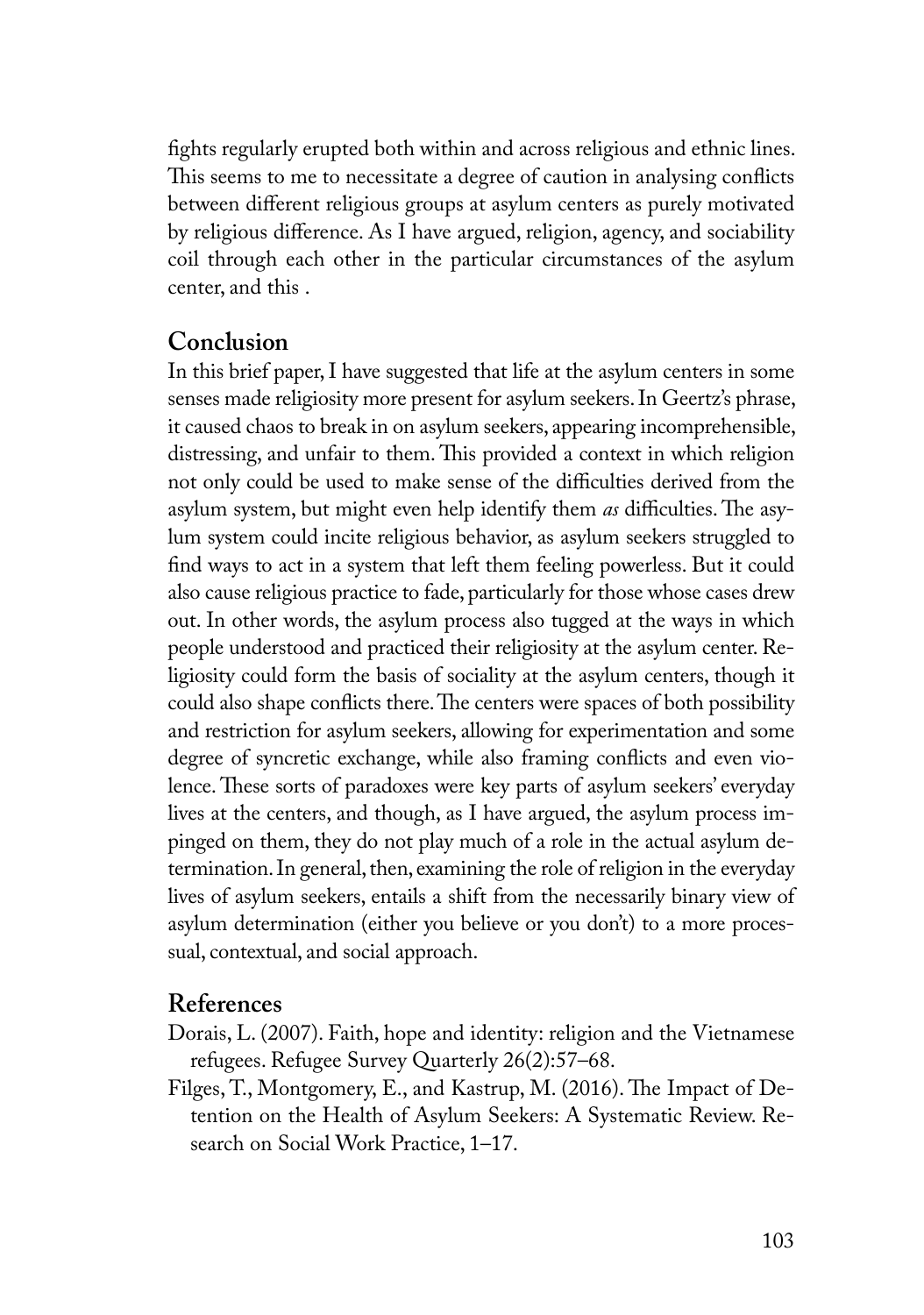fights regularly erupted both within and across religious and ethnic lines. This seems to me to necessitate a degree of caution in analysing conflicts between different religious groups at asylum centers as purely motivated by religious difference. As I have argued, religion, agency, and sociability coil through each other in the particular circumstances of the asylum center, and this .

## Conclusion

In this brief paper, I have suggested that life at the asylum centers in some senses made religiosity more present for asylum seekers. In Geertz's phrase, it caused chaos to break in on asylum seekers, appearing incomprehensible, distressing, and unfair to them. This provided a context in which religion not only could be used to make sense of the difficulties derived from the asylum system, but might even help identify them *as* difficulties. The asylum system could incite religious behavior, as asylum seekers struggled to find ways to act in a system that left them feeling powerless. But it could also cause religious practice to fade, particularly for those whose cases drew out. In other words, the asylum process also tugged at the ways in which people understood and practiced their religiosity at the asylum center. Religiosity could form the basis of sociality at the asylum centers, though it could also shape conflicts there. The centers were spaces of both possibility and restriction for asylum seekers, allowing for experimentation and some degree of syncretic exchange, while also framing conflicts and even violence. These sorts of paradoxes were key parts of asylum seekers' everyday lives at the centers, and though, as I have argued, the asylum process impinged on them, they do not play much of a role in the actual asylum determination. In general, then, examining the role of religion in the everyday lives of asylum seekers, entails a shift from the necessarily binary view of asylum determination (either you believe or you don't) to a more processual, contextual, and social approach.

## References

Dorais, L. (2007). Faith, hope and identity: religion and the Vietnamese refugees. Refugee Survey Quarterly 26(2):57–68.

Filges, T., Montgomery, E., and Kastrup, M. (2016). The Impact of Detention on the Health of Asylum Seekers: A Systematic Review. Research on Social Work Practice, 1–17.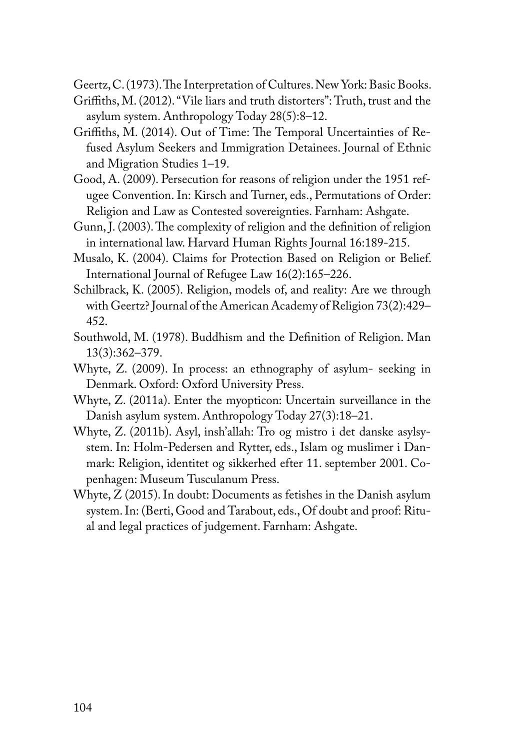Geertz, C. (1973). The Interpretation of Cultures. New York: Basic Books.

Griffiths, M. (2012). "Vile liars and truth distorters": Truth, trust and the asylum system. Anthropology Today 28(5):8–12.

Griffiths, M. (2014). Out of Time: The Temporal Uncertainties of Refused Asylum Seekers and Immigration Detainees. Journal of Ethnic and Migration Studies 1–19.

Good, A. (2009). Persecution for reasons of religion under the 1951 refugee Convention. In: Kirsch and Turner, eds., Permutations of Order: Religion and Law as Contested sovereignties. Farnham: Ashgate.

Gunn, J. (2003). The complexity of religion and the definition of religion in international law. Harvard Human Rights Journal 16:189-215.

Musalo, K. (2004). Claims for Protection Based on Religion or Belief. International Journal of Refugee Law 16(2):165–226.

Schilbrack, K. (2005). Religion, models of, and reality: Are we through with Geertz? Journal of the American Academy of Religion 73(2):429–452.

Southwold, M. (1978). Buddhism and the Definition of Religion. Man 13(3):362–379.

Whyte, Z. (2009). In process: an ethnography of asylum- seeking in Denmark. Oxford: Oxford University Press.

Whyte, Z. (2011a). Enter the myopticon: Uncertain surveillance in the Danish asylum system. Anthropology Today 27(3):18–21.

Whyte, Z. (2011b). Asyl, insh'allah: Tro og mistro i det danske asylsystem. In: Holm-Pedersen and Rytter, eds., Islam og muslimer i Danmark: Religion, identitet og sikkerhed efter 11. september 2001. Copenhagen: Museum Tusculanum Press.

Whyte, Z (2015). In doubt: Documents as fetishes in the Danish asylum system. In: (Berti, Good and Tarabout, eds., Of doubt and proof: Ritual and legal practices of judgement. Farnham: Ashgate.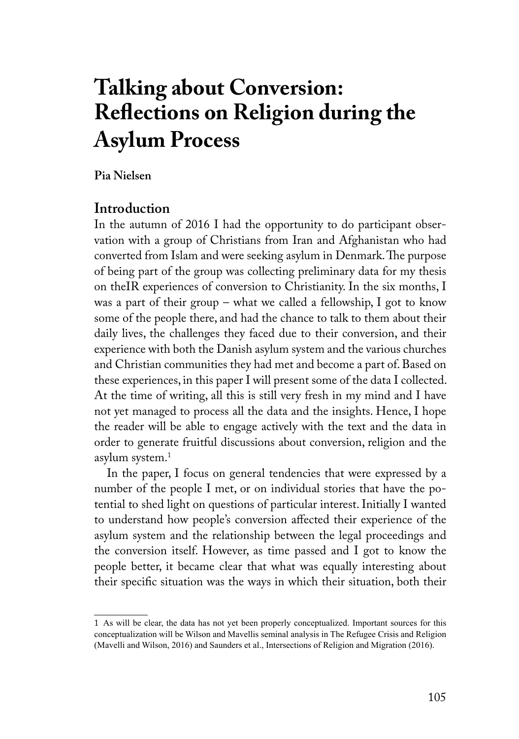# Talking about Conversion: Reflections on Religion during the Asylum Process

**Pia Nielsen**

## Introduction

In the autumn of 2016 I had the opportunity to do participant observation with a group of Christians from Iran and Afghanistan who had converted from Islam and were seeking asylum in Denmark. The purpose of being part of the group was collecting preliminary data for my thesis on theIR experiences of conversion to Christianity. In the six months, I was a part of their group – what we called a fellowship, I got to know some of the people there, and had the chance to talk to them about their daily lives, the challenges they faced due to their conversion, and their experience with both the Danish asylum system and the various churches and Christian communities they had met and become a part of. Based on these experiences, in this paper I will present some of the data I collected. At the time of writing, all this is still very fresh in my mind and I have not yet managed to process all the data and the insights. Hence, I hope the reader will be able to engage actively with the text and the data in order to generate fruitful discussions about conversion, religion and the asylum system.[1]

In the paper, I focus on general tendencies that were expressed by a number of the people I met, or on individual stories that have the potential to shed light on questions of particular interest. Initially I wanted to understand how people's conversion affected their experience of the asylum system and the relationship between the legal proceedings and the conversion itself. However, as time passed and I got to know the people better, it became clear that what was equally interesting about their specific situation was the ways in which their situation, both their

---

1 As will be clear, the data has not yet been properly conceptualized. Important sources for this conceptualization will be Wilson and Mavellis seminal analysis in The Refugee Crisis and Religion (Mavelli and Wilson, 2016) and Saunders et al., Intersections of Religion and Migration (2016).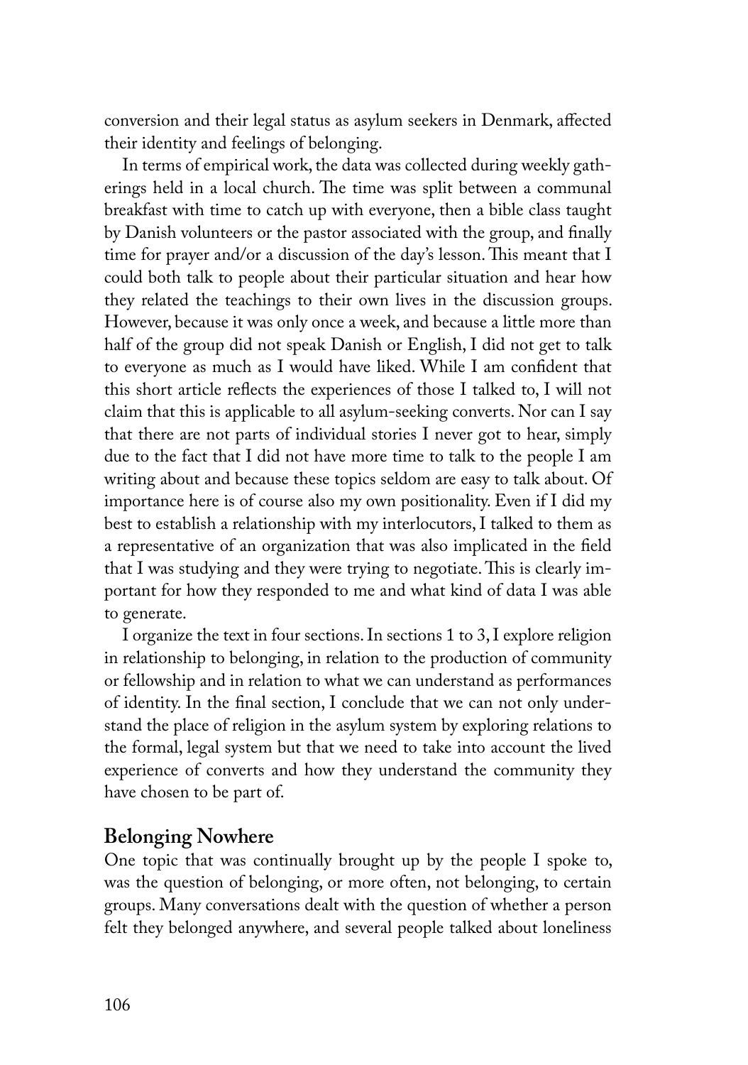conversion and their legal status as asylum seekers in Denmark, affected their identity and feelings of belonging.

In terms of empirical work, the data was collected during weekly gatherings held in a local church. The time was split between a communal breakfast with time to catch up with everyone, then a bible class taught by Danish volunteers or the pastor associated with the group, and finally time for prayer and/or a discussion of the day's lesson. This meant that I could both talk to people about their particular situation and hear how they related the teachings to their own lives in the discussion groups. However, because it was only once a week, and because a little more than half of the group did not speak Danish or English, I did not get to talk to everyone as much as I would have liked. While I am confident that this short article reflects the experiences of those I talked to, I will not claim that this is applicable to all asylum-seeking converts. Nor can I say that there are not parts of individual stories I never got to hear, simply due to the fact that I did not have more time to talk to the people I am writing about and because these topics seldom are easy to talk about. Of importance here is of course also my own positionality. Even if I did my best to establish a relationship with my interlocutors, I talked to them as a representative of an organization that was also implicated in the field that I was studying and they were trying to negotiate. This is clearly important for how they responded to me and what kind of data I was able to generate.

I organize the text in four sections. In sections 1 to 3, I explore religion in relationship to belonging, in relation to the production of community or fellowship and in relation to what we can understand as performances of identity. In the final section, I conclude that we can not only understand the place of religion in the asylum system by exploring relations to the formal, legal system but that we need to take into account the lived experience of converts and how they understand the community they have chosen to be part of.

## Belonging Nowhere

One topic that was continually brought up by the people I spoke to, was the question of belonging, or more often, not belonging, to certain groups. Many conversations dealt with the question of whether a person felt they belonged anywhere, and several people talked about loneliness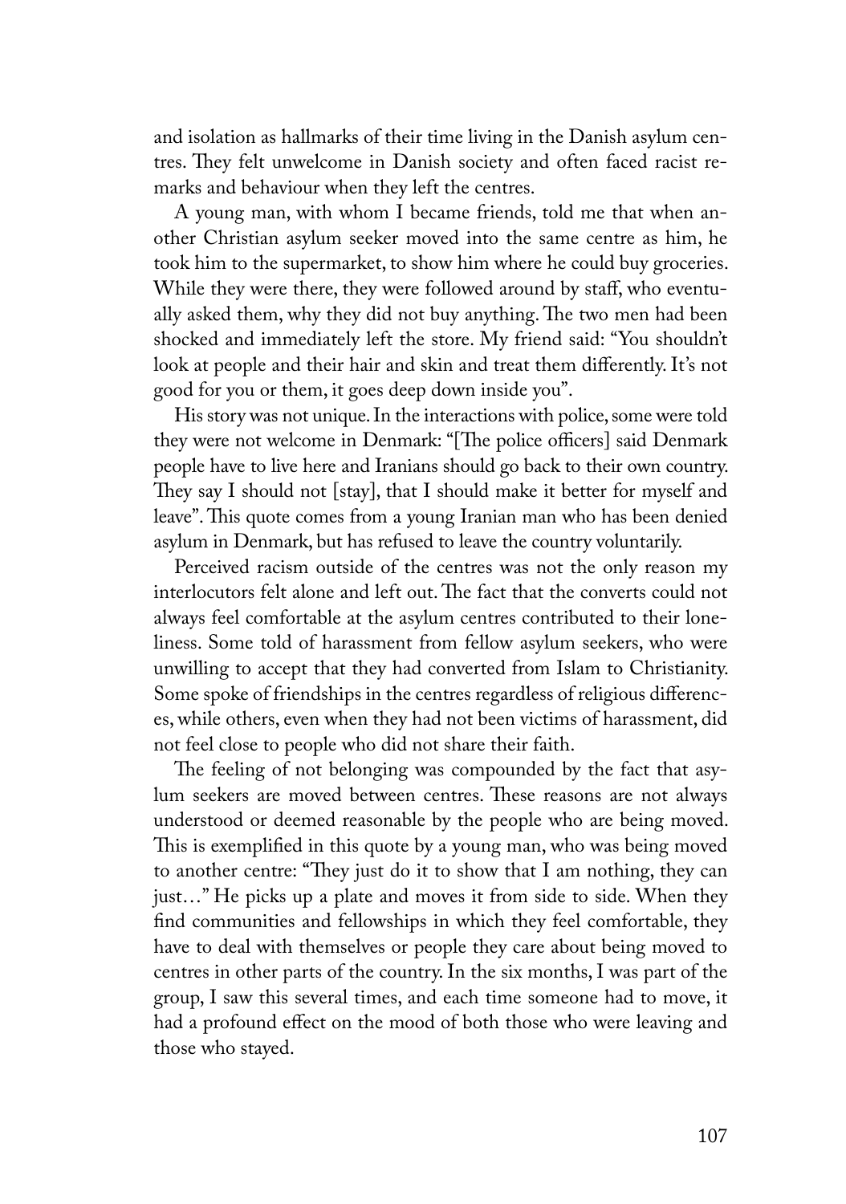and isolation as hallmarks of their time living in the Danish asylum centres. They felt unwelcome in Danish society and often faced racist remarks and behaviour when they left the centres.

A young man, with whom I became friends, told me that when another Christian asylum seeker moved into the same centre as him, he took him to the supermarket, to show him where he could buy groceries. While they were there, they were followed around by staff, who eventually asked them, why they did not buy anything. The two men had been shocked and immediately left the store. My friend said: "You shouldn't look at people and their hair and skin and treat them differently. It's not good for you or them, it goes deep down inside you".

His story was not unique. In the interactions with police, some were told they were not welcome in Denmark: "[The police officers] said Denmark people have to live here and Iranians should go back to their own country. They say I should not [stay], that I should make it better for myself and leave". This quote comes from a young Iranian man who has been denied asylum in Denmark, but has refused to leave the country voluntarily.

Perceived racism outside of the centres was not the only reason my interlocutors felt alone and left out. The fact that the converts could not always feel comfortable at the asylum centres contributed to their loneliness. Some told of harassment from fellow asylum seekers, who were unwilling to accept that they had converted from Islam to Christianity. Some spoke of friendships in the centres regardless of religious differences, while others, even when they had not been victims of harassment, did not feel close to people who did not share their faith.

The feeling of not belonging was compounded by the fact that asylum seekers are moved between centres. These reasons are not always understood or deemed reasonable by the people who are being moved. This is exemplified in this quote by a young man, who was being moved to another centre: "They just do it to show that I am nothing, they can just…" He picks up a plate and moves it from side to side. When they find communities and fellowships in which they feel comfortable, they have to deal with themselves or people they care about being moved to centres in other parts of the country. In the six months, I was part of the group, I saw this several times, and each time someone had to move, it had a profound effect on the mood of both those who were leaving and those who stayed.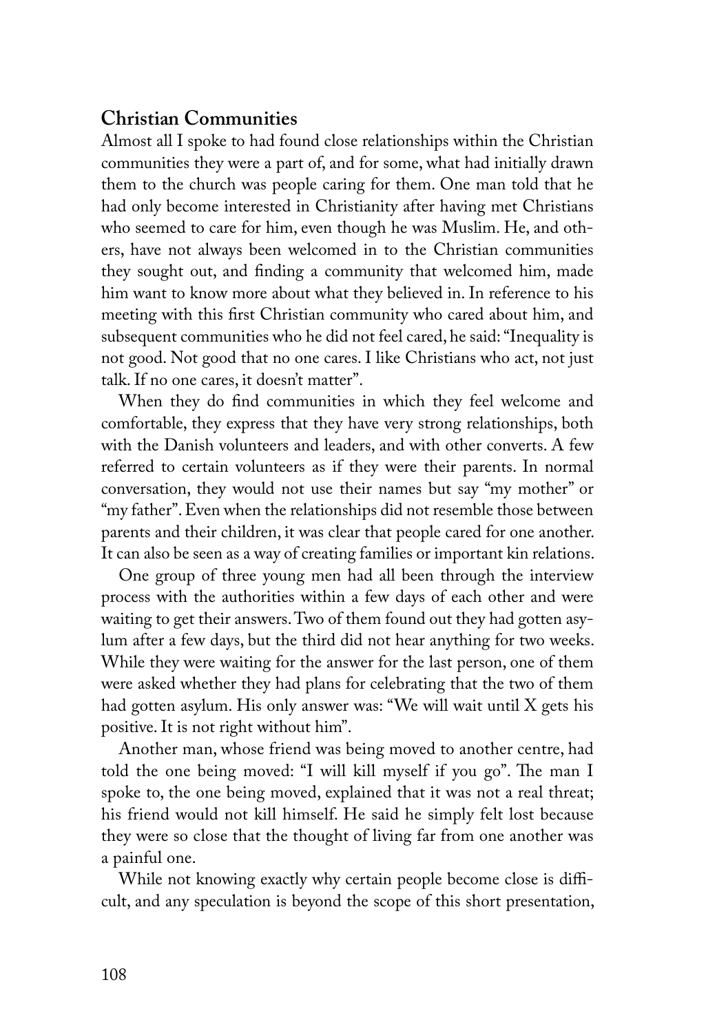## Christian Communities

Almost all I spoke to had found close relationships within the Christian communities they were a part of, and for some, what had initially drawn them to the church was people caring for them. One man told that he had only become interested in Christianity after having met Christians who seemed to care for him, even though he was Muslim. He, and others, have not always been welcomed in to the Christian communities they sought out, and finding a community that welcomed him, made him want to know more about what they believed in. In reference to his meeting with this first Christian community who cared about him, and subsequent communities who he did not feel cared, he said: "Inequality is not good. Not good that no one cares. I like Christians who act, not just talk. If no one cares, it doesn't matter".

When they do find communities in which they feel welcome and comfortable, they express that they have very strong relationships, both with the Danish volunteers and leaders, and with other converts. A few referred to certain volunteers as if they were their parents. In normal conversation, they would not use their names but say "my mother" or "my father". Even when the relationships did not resemble those between parents and their children, it was clear that people cared for one another. It can also be seen as a way of creating families or important kin relations.

One group of three young men had all been through the interview process with the authorities within a few days of each other and were waiting to get their answers. Two of them found out they had gotten asylum after a few days, but the third did not hear anything for two weeks. While they were waiting for the answer for the last person, one of them were asked whether they had plans for celebrating that the two of them had gotten asylum. His only answer was: "We will wait until X gets his positive. It is not right without him".

Another man, whose friend was being moved to another centre, had told the one being moved: "I will kill myself if you go". The man I spoke to, the one being moved, explained that it was not a real threat; his friend would not kill himself. He said he simply felt lost because they were so close that the thought of living far from one another was a painful one.

While not knowing exactly why certain people become close is difficult, and any speculation is beyond the scope of this short presentation,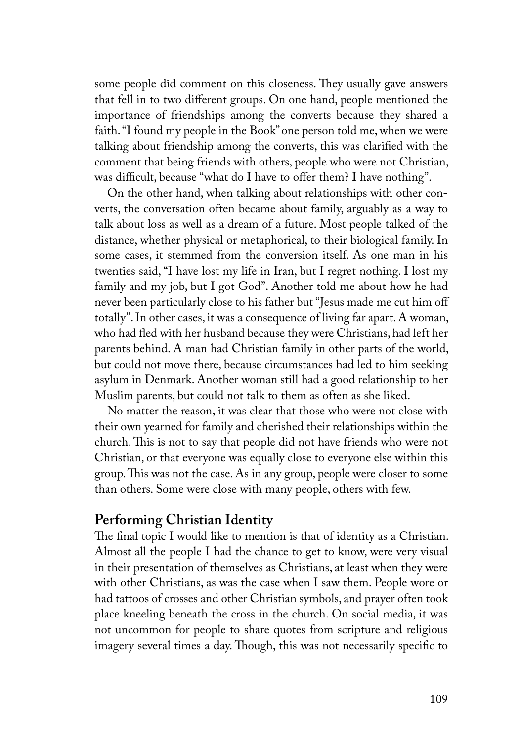some people did comment on this closeness. They usually gave answers that fell in to two different groups. On one hand, people mentioned the importance of friendships among the converts because they shared a faith. "I found my people in the Book" one person told me, when we were talking about friendship among the converts, this was clarified with the comment that being friends with others, people who were not Christian, was difficult, because "what do I have to offer them? I have nothing".

On the other hand, when talking about relationships with other converts, the conversation often became about family, arguably as a way to talk about loss as well as a dream of a future. Most people talked of the distance, whether physical or metaphorical, to their biological family. In some cases, it stemmed from the conversion itself. As one man in his twenties said, "I have lost my life in Iran, but I regret nothing. I lost my family and my job, but I got God". Another told me about how he had never been particularly close to his father but "Jesus made me cut him off totally". In other cases, it was a consequence of living far apart. A woman, who had fled with her husband because they were Christians, had left her parents behind. A man had Christian family in other parts of the world, but could not move there, because circumstances had led to him seeking asylum in Denmark. Another woman still had a good relationship to her Muslim parents, but could not talk to them as often as she liked.

No matter the reason, it was clear that those who were not close with their own yearned for family and cherished their relationships within the church. This is not to say that people did not have friends who were not Christian, or that everyone was equally close to everyone else within this group. This was not the case. As in any group, people were closer to some than others. Some were close with many people, others with few.

## Performing Christian Identity

The final topic I would like to mention is that of identity as a Christian. Almost all the people I had the chance to get to know, were very visual in their presentation of themselves as Christians, at least when they were with other Christians, as was the case when I saw them. People wore or had tattoos of crosses and other Christian symbols, and prayer often took place kneeling beneath the cross in the church. On social media, it was not uncommon for people to share quotes from scripture and religious imagery several times a day. Though, this was not necessarily specific to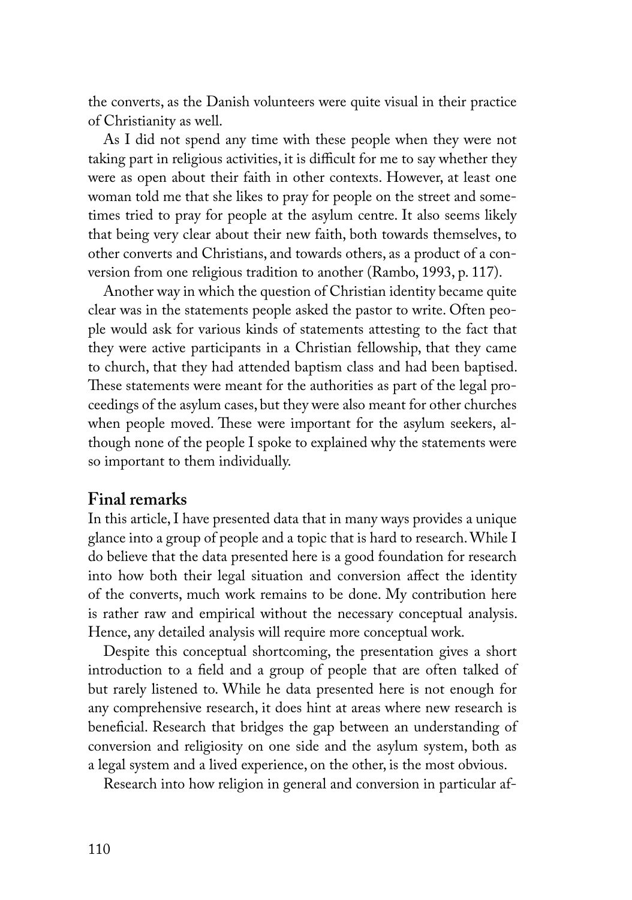the converts, as the Danish volunteers were quite visual in their practice of Christianity as well.

As I did not spend any time with these people when they were not taking part in religious activities, it is difficult for me to say whether they were as open about their faith in other contexts. However, at least one woman told me that she likes to pray for people on the street and sometimes tried to pray for people at the asylum centre. It also seems likely that being very clear about their new faith, both towards themselves, to other converts and Christians, and towards others, as a product of a conversion from one religious tradition to another (Rambo, 1993, p. 117).

Another way in which the question of Christian identity became quite clear was in the statements people asked the pastor to write. Often people would ask for various kinds of statements attesting to the fact that they were active participants in a Christian fellowship, that they came to church, that they had attended baptism class and had been baptised. These statements were meant for the authorities as part of the legal proceedings of the asylum cases, but they were also meant for other churches when people moved. These were important for the asylum seekers, although none of the people I spoke to explained why the statements were so important to them individually.

## Final remarks

In this article, I have presented data that in many ways provides a unique glance into a group of people and a topic that is hard to research. While I do believe that the data presented here is a good foundation for research into how both their legal situation and conversion affect the identity of the converts, much work remains to be done. My contribution here is rather raw and empirical without the necessary conceptual analysis. Hence, any detailed analysis will require more conceptual work.

Despite this conceptual shortcoming, the presentation gives a short introduction to a field and a group of people that are often talked of but rarely listened to. While he data presented here is not enough for any comprehensive research, it does hint at areas where new research is beneficial. Research that bridges the gap between an understanding of conversion and religiosity on one side and the asylum system, both as a legal system and a lived experience, on the other, is the most obvious.

Research into how religion in general and conversion in particular af-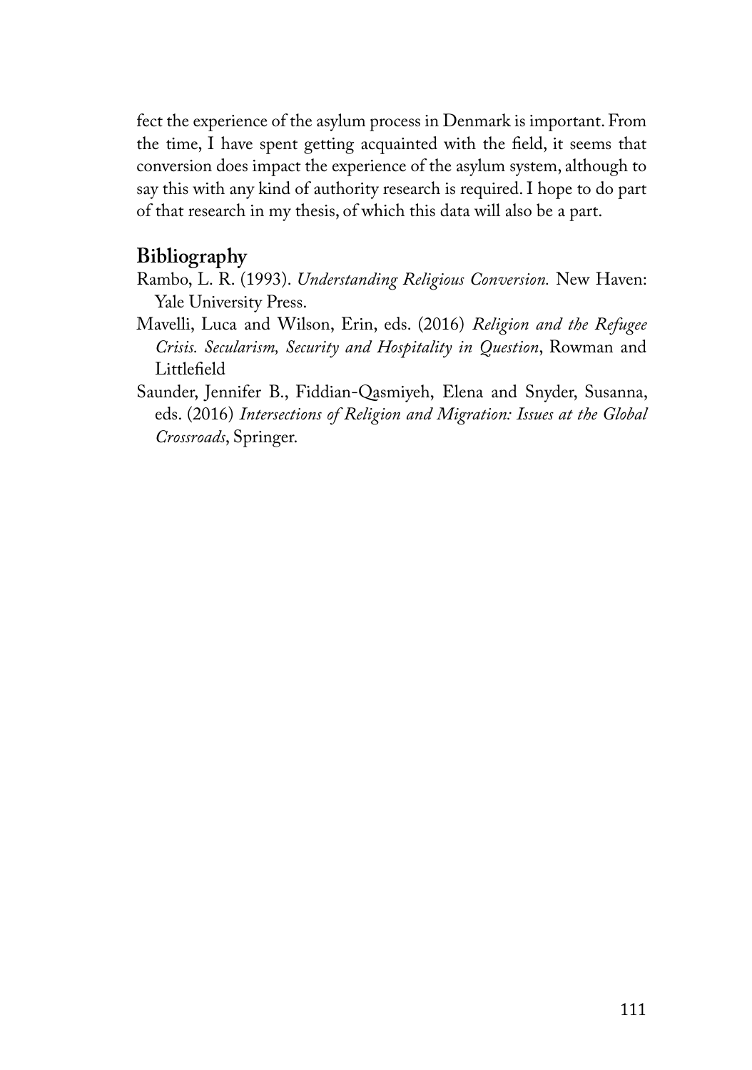fect the experience of the asylum process in Denmark is important. From the time, I have spent getting acquainted with the field, it seems that conversion does impact the experience of the asylum system, although to say this with any kind of authority research is required. I hope to do part of that research in my thesis, of which this data will also be a part.

## Bibliography

Rambo, L. R. (1993). *Understanding Religious Conversion.* New Haven: Yale University Press.

Mavelli, Luca and Wilson, Erin, eds. (2016) *Religion and the Refugee Crisis. Secularism, Security and Hospitality in Question*, Rowman and Littlefield

Saunder, Jennifer B., Fiddian-Qasmiyeh, Elena and Snyder, Susanna, eds. (2016) *Intersections of Religion and Migration: Issues at the Global Crossroads*, Springer.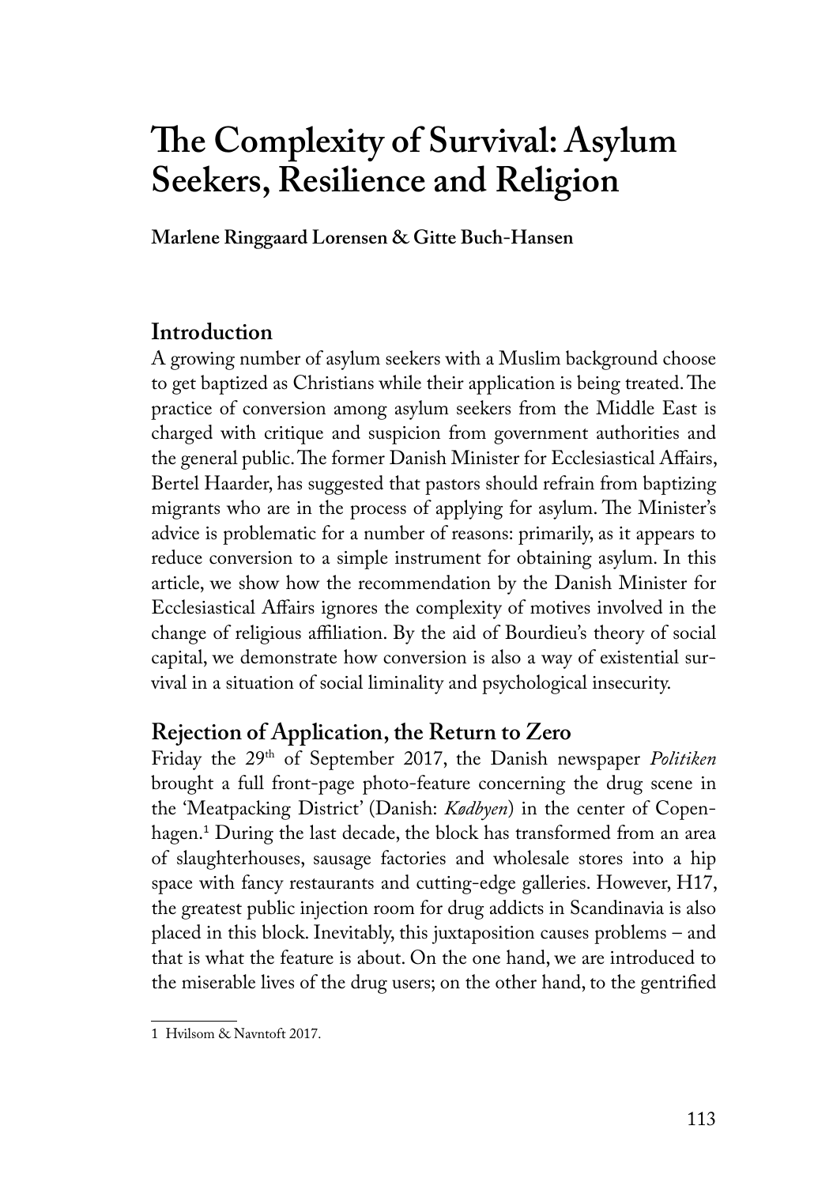# The Complexity of Survival: Asylum Seekers, Resilience and Religion

**Marlene Ringgaard Lorensen & Gitte Buch-Hansen**

## Introduction

A growing number of asylum seekers with a Muslim background choose to get baptized as Christians while their application is being treated. The practice of conversion among asylum seekers from the Middle East is charged with critique and suspicion from government authorities and the general public. The former Danish Minister for Ecclesiastical Affairs, Bertel Haarder, has suggested that pastors should refrain from baptizing migrants who are in the process of applying for asylum. The Minister's advice is problematic for a number of reasons: primarily, as it appears to reduce conversion to a simple instrument for obtaining asylum. In this article, we show how the recommendation by the Danish Minister for Ecclesiastical Affairs ignores the complexity of motives involved in the change of religious affiliation. By the aid of Bourdieu's theory of social capital, we demonstrate how conversion is also a way of existential survival in a situation of social liminality and psychological insecurity.

## Rejection of Application, the Return to Zero

Friday the 29th of September 2017, the Danish newspaper *Politiken* brought a full front-page photo-feature concerning the drug scene in the 'Meatpacking District' (Danish: *Kødbyen*) in the center of Copenhagen.[1] During the last decade, the block has transformed from an area of slaughterhouses, sausage factories and wholesale stores into a hip space with fancy restaurants and cutting-edge galleries. However, H17, the greatest public injection room for drug addicts in Scandinavia is also placed in this block. Inevitably, this juxtaposition causes problems – and that is what the feature is about. On the one hand, we are introduced to the miserable lives of the drug users; on the other hand, to the gentrified

---

1 Hvilsom & Navntoft 2017.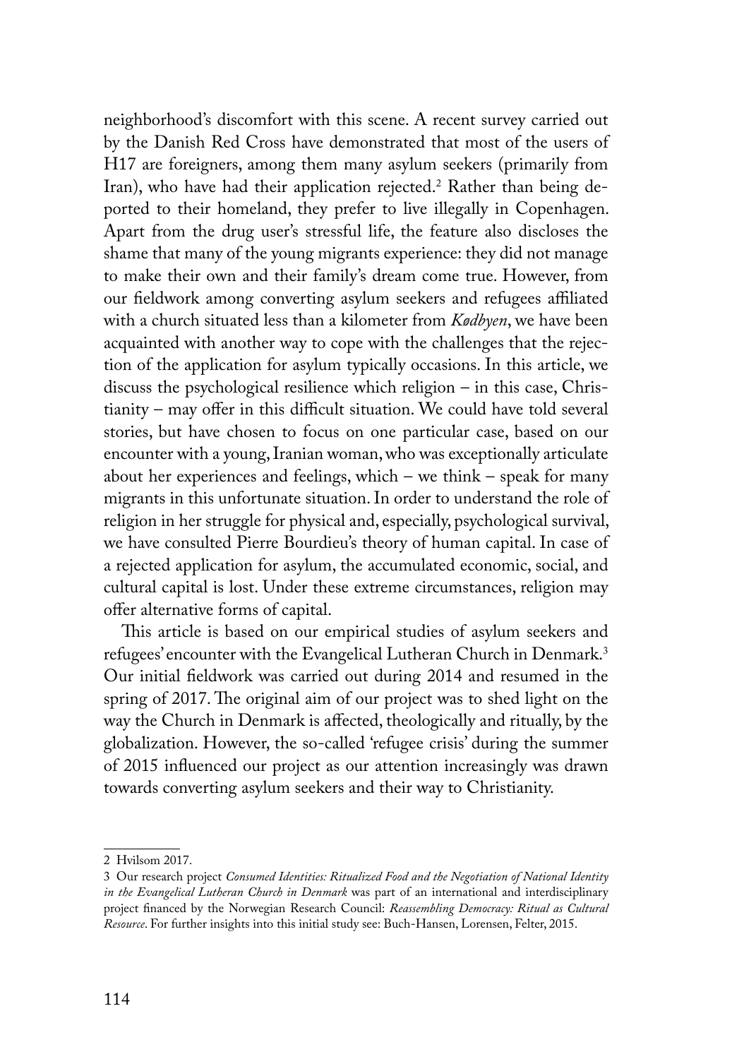neighborhood's discomfort with this scene. A recent survey carried out by the Danish Red Cross have demonstrated that most of the users of H17 are foreigners, among them many asylum seekers (primarily from Iran), who have had their application rejected.[2] Rather than being deported to their homeland, they prefer to live illegally in Copenhagen. Apart from the drug user's stressful life, the feature also discloses the shame that many of the young migrants experience: they did not manage to make their own and their family's dream come true. However, from our fieldwork among converting asylum seekers and refugees affiliated with a church situated less than a kilometer from *Kødbyen*, we have been acquainted with another way to cope with the challenges that the rejection of the application for asylum typically occasions. In this article, we discuss the psychological resilience which religion – in this case, Christianity – may offer in this difficult situation. We could have told several stories, but have chosen to focus on one particular case, based on our encounter with a young, Iranian woman, who was exceptionally articulate about her experiences and feelings, which – we think – speak for many migrants in this unfortunate situation. In order to understand the role of religion in her struggle for physical and, especially, psychological survival, we have consulted Pierre Bourdieu's theory of human capital. In case of a rejected application for asylum, the accumulated economic, social, and cultural capital is lost. Under these extreme circumstances, religion may offer alternative forms of capital.

This article is based on our empirical studies of asylum seekers and refugees' encounter with the Evangelical Lutheran Church in Denmark.[3] Our initial fieldwork was carried out during 2014 and resumed in the spring of 2017. The original aim of our project was to shed light on the way the Church in Denmark is affected, theologically and ritually, by the globalization. However, the so-called 'refugee crisis' during the summer of 2015 influenced our project as our attention increasingly was drawn towards converting asylum seekers and their way to Christianity.

---

2 Hvilsom 2017.

3 Our research project *Consumed Identities: Ritualized Food and the Negotiation of National Identity in the Evangelical Lutheran Church in Denmark* was part of an international and interdisciplinary project financed by the Norwegian Research Council: *Reassembling Democracy: Ritual as Cultural Resource*. For further insights into this initial study see: Buch-Hansen, Lorensen, Felter, 2015.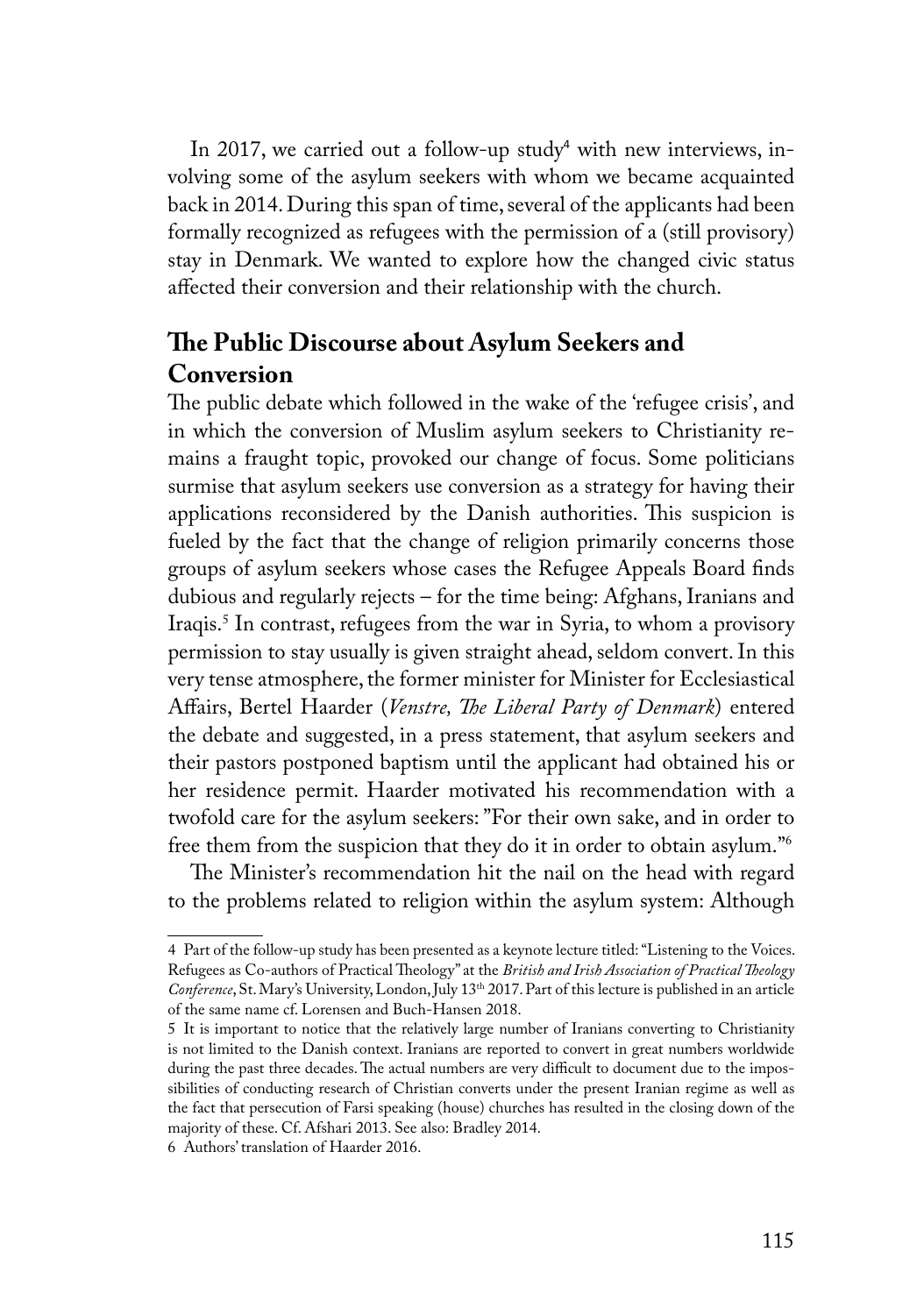In 2017, we carried out a follow-up study[4] with new interviews, involving some of the asylum seekers with whom we became acquainted back in 2014. During this span of time, several of the applicants had been formally recognized as refugees with the permission of a (still provisory) stay in Denmark. We wanted to explore how the changed civic status affected their conversion and their relationship with the church.

## The Public Discourse about Asylum Seekers and Conversion

The public debate which followed in the wake of the 'refugee crisis', and in which the conversion of Muslim asylum seekers to Christianity remains a fraught topic, provoked our change of focus. Some politicians surmise that asylum seekers use conversion as a strategy for having their applications reconsidered by the Danish authorities. This suspicion is fueled by the fact that the change of religion primarily concerns those groups of asylum seekers whose cases the Refugee Appeals Board finds dubious and regularly rejects – for the time being: Afghans, Iranians and Iraqis.[5] In contrast, refugees from the war in Syria, to whom a provisory permission to stay usually is given straight ahead, seldom convert. In this very tense atmosphere, the former minister for Minister for Ecclesiastical Affairs, Bertel Haarder (*Venstre, The Liberal Party of Denmark*) entered the debate and suggested, in a press statement, that asylum seekers and their pastors postponed baptism until the applicant had obtained his or her residence permit. Haarder motivated his recommendation with a twofold care for the asylum seekers: "For their own sake, and in order to free them from the suspicion that they do it in order to obtain asylum."[6]

The Minister's recommendation hit the nail on the head with regard to the problems related to religion within the asylum system: Although

---

4 Part of the follow-up study has been presented as a keynote lecture titled: "Listening to the Voices. Refugees as Co-authors of Practical Theology" at the *British and Irish Association of Practical Theology Conference*, St. Mary's University, London, July 13th 2017. Part of this lecture is published in an article of the same name cf. Lorensen and Buch-Hansen 2018.

5 It is important to notice that the relatively large number of Iranians converting to Christianity is not limited to the Danish context. Iranians are reported to convert in great numbers worldwide during the past three decades. The actual numbers are very difficult to document due to the impossibilities of conducting research of Christian converts under the present Iranian regime as well as the fact that persecution of Farsi speaking (house) churches has resulted in the closing down of the majority of these. Cf. Afshari 2013. See also: Bradley 2014.

6 Authors' translation of Haarder 2016.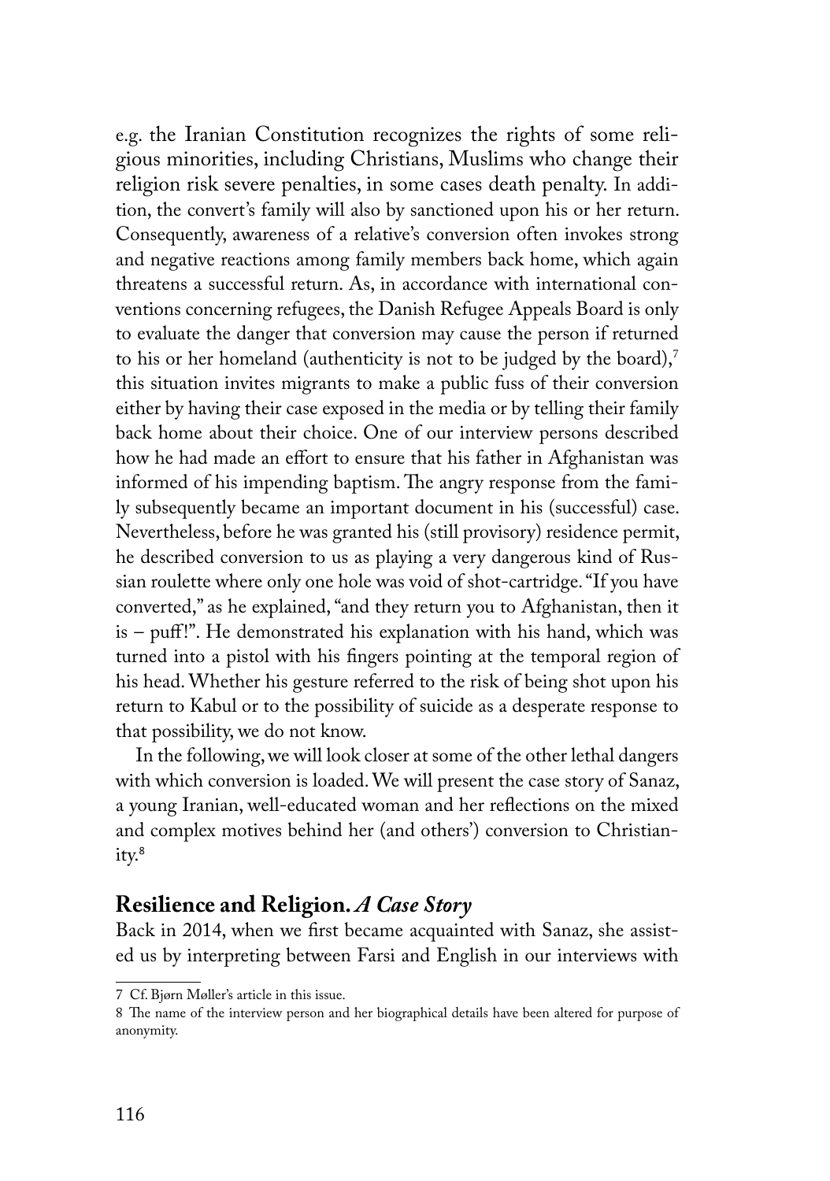e.g. the Iranian Constitution recognizes the rights of some religious minorities, including Christians, Muslims who change their religion risk severe penalties, in some cases death penalty. In addition, the convert's family will also by sanctioned upon his or her return. Consequently, awareness of a relative's conversion often invokes strong and negative reactions among family members back home, which again threatens a successful return. As, in accordance with international conventions concerning refugees, the Danish Refugee Appeals Board is only to evaluate the danger that conversion may cause the person if returned to his or her homeland (authenticity is not to be judged by the board),[7] this situation invites migrants to make a public fuss of their conversion either by having their case exposed in the media or by telling their family back home about their choice. One of our interview persons described how he had made an effort to ensure that his father in Afghanistan was informed of his impending baptism. The angry response from the family subsequently became an important document in his (successful) case. Nevertheless, before he was granted his (still provisory) residence permit, he described conversion to us as playing a very dangerous kind of Russian roulette where only one hole was void of shot-cartridge. "If you have converted," as he explained, "and they return you to Afghanistan, then it is – puff!". He demonstrated his explanation with his hand, which was turned into a pistol with his fingers pointing at the temporal region of his head. Whether his gesture referred to the risk of being shot upon his return to Kabul or to the possibility of suicide as a desperate response to that possibility, we do not know.

In the following, we will look closer at some of the other lethal dangers with which conversion is loaded. We will present the case story of Sanaz, a young Iranian, well-educated woman and her reflections on the mixed and complex motives behind her (and others') conversion to Christianity.[8]

## Resilience and Religion. *A Case Story*

Back in 2014, when we first became acquainted with Sanaz, she assisted us by interpreting between Farsi and English in our interviews with

---

7 Cf. Bjørn Møller's article in this issue.

8 The name of the interview person and her biographical details have been altered for purpose of anonymity.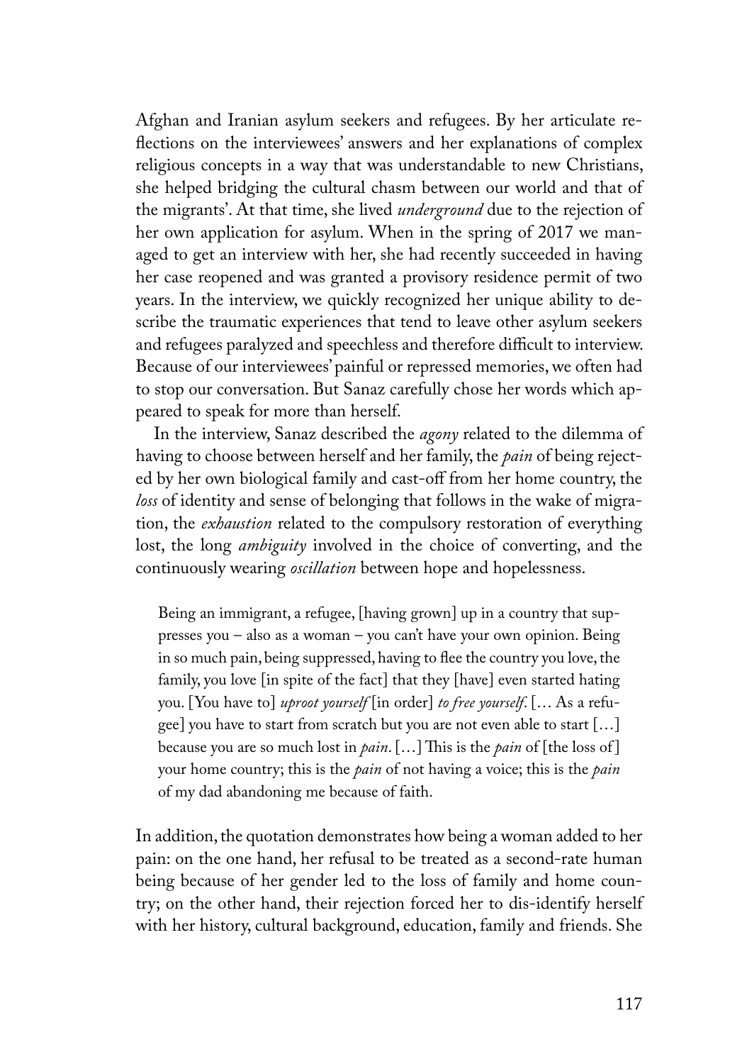Afghan and Iranian asylum seekers and refugees. By her articulate reflections on the interviewees' answers and her explanations of complex religious concepts in a way that was understandable to new Christians, she helped bridging the cultural chasm between our world and that of the migrants'. At that time, she lived *underground* due to the rejection of her own application for asylum. When in the spring of 2017 we managed to get an interview with her, she had recently succeeded in having her case reopened and was granted a provisory residence permit of two years. In the interview, we quickly recognized her unique ability to describe the traumatic experiences that tend to leave other asylum seekers and refugees paralyzed and speechless and therefore difficult to interview. Because of our interviewees' painful or repressed memories, we often had to stop our conversation. But Sanaz carefully chose her words which appeared to speak for more than herself.

In the interview, Sanaz described the *agony* related to the dilemma of having to choose between herself and her family, the *pain* of being rejected by her own biological family and cast-off from her home country, the *loss* of identity and sense of belonging that follows in the wake of migration, the *exhaustion* related to the compulsory restoration of everything lost, the long *ambiguity* involved in the choice of converting, and the continuously wearing *oscillation* between hope and hopelessness.

> Being an immigrant, a refugee, [having grown] up in a country that suppresses you – also as a woman – you can't have your own opinion. Being in so much pain, being suppressed, having to flee the country you love, the family, you love [in spite of the fact] that they [have] even started hating you. [You have to] *uproot yourself* [in order] *to free yourself*. [… As a refugee] you have to start from scratch but you are not even able to start […] because you are so much lost in *pain*. […] This is the *pain* of [the loss of] your home country; this is the *pain* of not having a voice; this is the *pain* of my dad abandoning me because of faith.

In addition, the quotation demonstrates how being a woman added to her pain: on the one hand, her refusal to be treated as a second-rate human being because of her gender led to the loss of family and home country; on the other hand, their rejection forced her to dis-identify herself with her history, cultural background, education, family and friends. She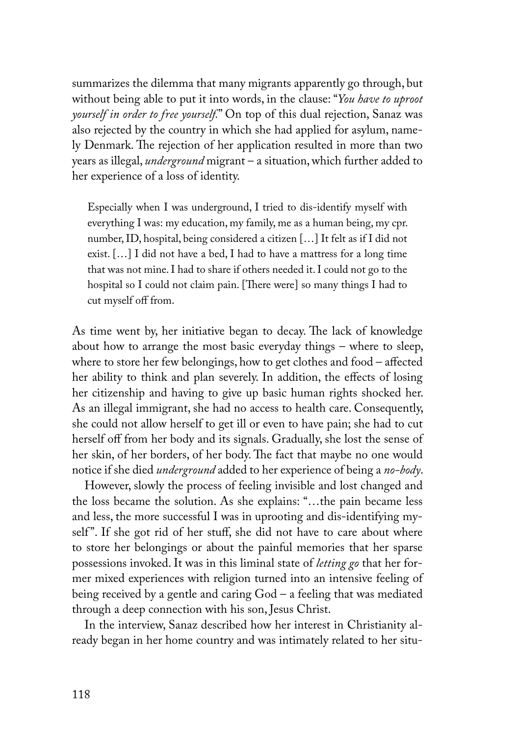summarizes the dilemma that many migrants apparently go through, but without being able to put it into words, in the clause: "*You have to uproot yourself in order to free yourself.*" On top of this dual rejection, Sanaz was also rejected by the country in which she had applied for asylum, namely Denmark. The rejection of her application resulted in more than two years as illegal, *underground* migrant – a situation, which further added to her experience of a loss of identity.

> Especially when I was underground, I tried to dis-identify myself with everything I was: my education, my family, me as a human being, my cpr. number, ID, hospital, being considered a citizen […] It felt as if I did not exist. […] I did not have a bed, I had to have a mattress for a long time that was not mine. I had to share if others needed it. I could not go to the hospital so I could not claim pain. [There were] so many things I had to cut myself off from.

As time went by, her initiative began to decay. The lack of knowledge about how to arrange the most basic everyday things – where to sleep, where to store her few belongings, how to get clothes and food – affected her ability to think and plan severely. In addition, the effects of losing her citizenship and having to give up basic human rights shocked her. As an illegal immigrant, she had no access to health care. Consequently, she could not allow herself to get ill or even to have pain; she had to cut herself off from her body and its signals. Gradually, she lost the sense of her skin, of her borders, of her body. The fact that maybe no one would notice if she died *underground* added to her experience of being a *no-body*.

However, slowly the process of feeling invisible and lost changed and the loss became the solution. As she explains: "…the pain became less and less, the more successful I was in uprooting and dis-identifying myself". If she got rid of her stuff, she did not have to care about where to store her belongings or about the painful memories that her sparse possessions invoked. It was in this liminal state of *letting go* that her former mixed experiences with religion turned into an intensive feeling of being received by a gentle and caring God – a feeling that was mediated through a deep connection with his son, Jesus Christ.

In the interview, Sanaz described how her interest in Christianity already began in her home country and was intimately related to her situ-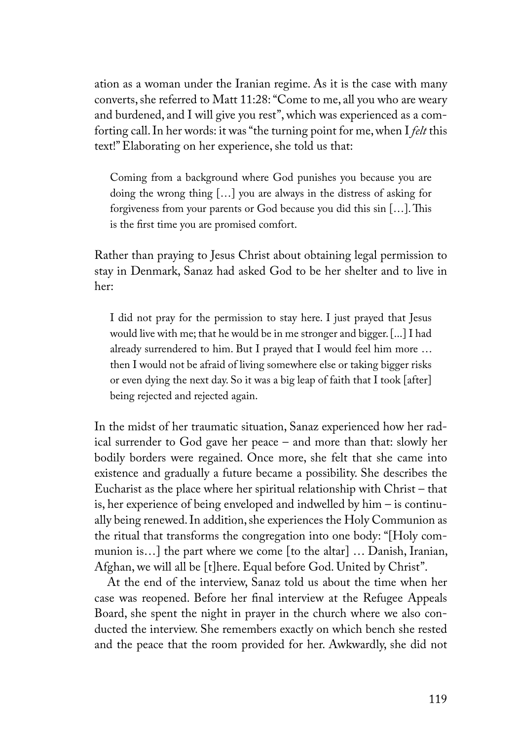ation as a woman under the Iranian regime. As it is the case with many converts, she referred to Matt 11:28: "Come to me, all you who are weary and burdened, and I will give you rest", which was experienced as a comforting call. In her words: it was "the turning point for me, when I *felt* this text!" Elaborating on her experience, she told us that:

> Coming from a background where God punishes you because you are doing the wrong thing […] you are always in the distress of asking for forgiveness from your parents or God because you did this sin […]. This is the first time you are promised comfort.

Rather than praying to Jesus Christ about obtaining legal permission to stay in Denmark, Sanaz had asked God to be her shelter and to live in her:

> I did not pray for the permission to stay here. I just prayed that Jesus would live with me; that he would be in me stronger and bigger. [...] I had already surrendered to him. But I prayed that I would feel him more … then I would not be afraid of living somewhere else or taking bigger risks or even dying the next day. So it was a big leap of faith that I took [after] being rejected and rejected again.

In the midst of her traumatic situation, Sanaz experienced how her radical surrender to God gave her peace – and more than that: slowly her bodily borders were regained. Once more, she felt that she came into existence and gradually a future became a possibility. She describes the Eucharist as the place where her spiritual relationship with Christ – that is, her experience of being enveloped and indwelled by him – is continually being renewed. In addition, she experiences the Holy Communion as the ritual that transforms the congregation into one body: "[Holy communion is…] the part where we come [to the altar] … Danish, Iranian, Afghan, we will all be [t]here. Equal before God. United by Christ".

At the end of the interview, Sanaz told us about the time when her case was reopened. Before her final interview at the Refugee Appeals Board, she spent the night in prayer in the church where we also conducted the interview. She remembers exactly on which bench she rested and the peace that the room provided for her. Awkwardly, she did not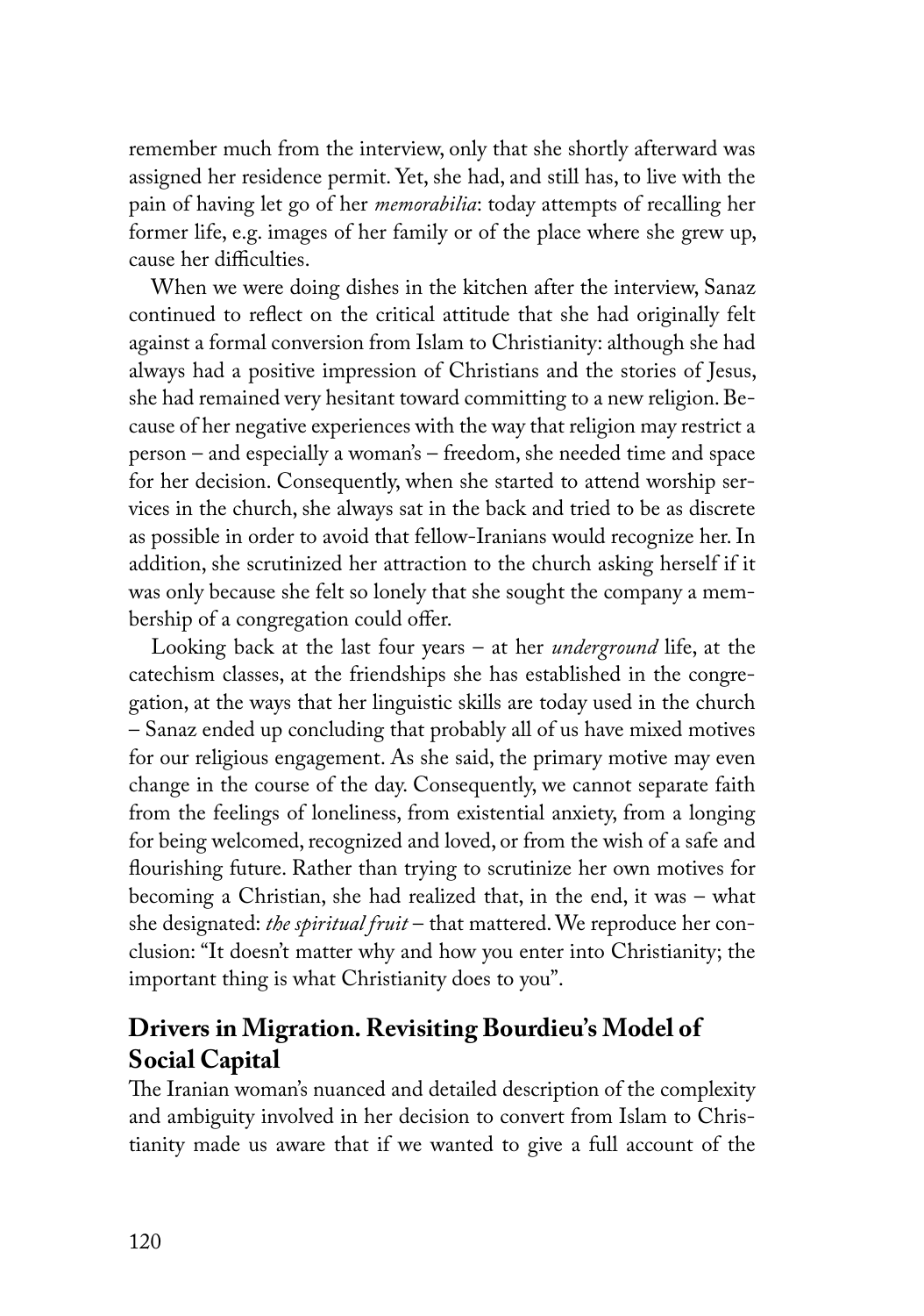remember much from the interview, only that she shortly afterward was assigned her residence permit. Yet, she had, and still has, to live with the pain of having let go of her *memorabilia*: today attempts of recalling her former life, e.g. images of her family or of the place where she grew up, cause her difficulties.

When we were doing dishes in the kitchen after the interview, Sanaz continued to reflect on the critical attitude that she had originally felt against a formal conversion from Islam to Christianity: although she had always had a positive impression of Christians and the stories of Jesus, she had remained very hesitant toward committing to a new religion. Because of her negative experiences with the way that religion may restrict a person – and especially a woman's – freedom, she needed time and space for her decision. Consequently, when she started to attend worship services in the church, she always sat in the back and tried to be as discrete as possible in order to avoid that fellow-Iranians would recognize her. In addition, she scrutinized her attraction to the church asking herself if it was only because she felt so lonely that she sought the company a membership of a congregation could offer.

Looking back at the last four years – at her *underground* life, at the catechism classes, at the friendships she has established in the congregation, at the ways that her linguistic skills are today used in the church – Sanaz ended up concluding that probably all of us have mixed motives for our religious engagement. As she said, the primary motive may even change in the course of the day. Consequently, we cannot separate faith from the feelings of loneliness, from existential anxiety, from a longing for being welcomed, recognized and loved, or from the wish of a safe and flourishing future. Rather than trying to scrutinize her own motives for becoming a Christian, she had realized that, in the end, it was – what she designated: *the spiritual fruit* – that mattered. We reproduce her conclusion: "It doesn't matter why and how you enter into Christianity; the important thing is what Christianity does to you".

## Drivers in Migration. Revisiting Bourdieu's Model of Social Capital

The Iranian woman's nuanced and detailed description of the complexity and ambiguity involved in her decision to convert from Islam to Christianity made us aware that if we wanted to give a full account of the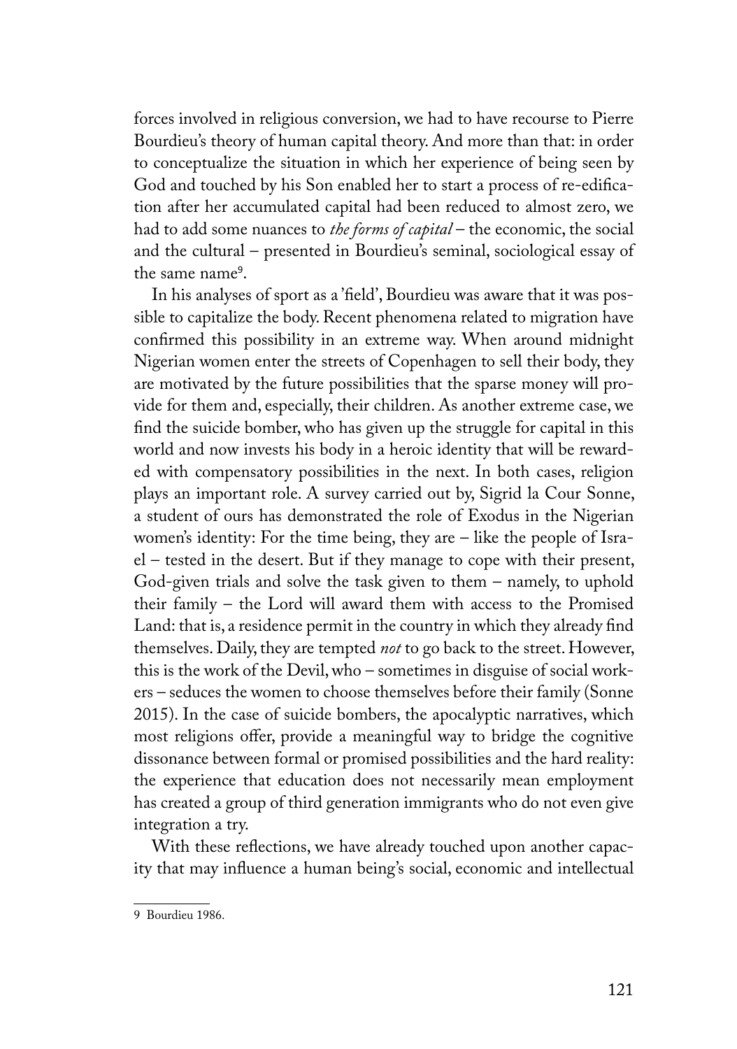forces involved in religious conversion, we had to have recourse to Pierre Bourdieu's theory of human capital theory. And more than that: in order to conceptualize the situation in which her experience of being seen by God and touched by his Son enabled her to start a process of re-edification after her accumulated capital had been reduced to almost zero, we had to add some nuances to *the forms of capital* – the economic, the social and the cultural – presented in Bourdieu's seminal, sociological essay of the same name[9].

In his analyses of sport as a 'field', Bourdieu was aware that it was possible to capitalize the body. Recent phenomena related to migration have confirmed this possibility in an extreme way. When around midnight Nigerian women enter the streets of Copenhagen to sell their body, they are motivated by the future possibilities that the sparse money will provide for them and, especially, their children. As another extreme case, we find the suicide bomber, who has given up the struggle for capital in this world and now invests his body in a heroic identity that will be rewarded with compensatory possibilities in the next. In both cases, religion plays an important role. A survey carried out by, Sigrid la Cour Sonne, a student of ours has demonstrated the role of Exodus in the Nigerian women's identity: For the time being, they are – like the people of Israel – tested in the desert. But if they manage to cope with their present, God-given trials and solve the task given to them – namely, to uphold their family – the Lord will award them with access to the Promised Land: that is, a residence permit in the country in which they already find themselves. Daily, they are tempted *not* to go back to the street. However, this is the work of the Devil, who – sometimes in disguise of social workers – seduces the women to choose themselves before their family (Sonne 2015). In the case of suicide bombers, the apocalyptic narratives, which most religions offer, provide a meaningful way to bridge the cognitive dissonance between formal or promised possibilities and the hard reality: the experience that education does not necessarily mean employment has created a group of third generation immigrants who do not even give integration a try.

With these reflections, we have already touched upon another capacity that may influence a human being's social, economic and intellectual

---

9 Bourdieu 1986.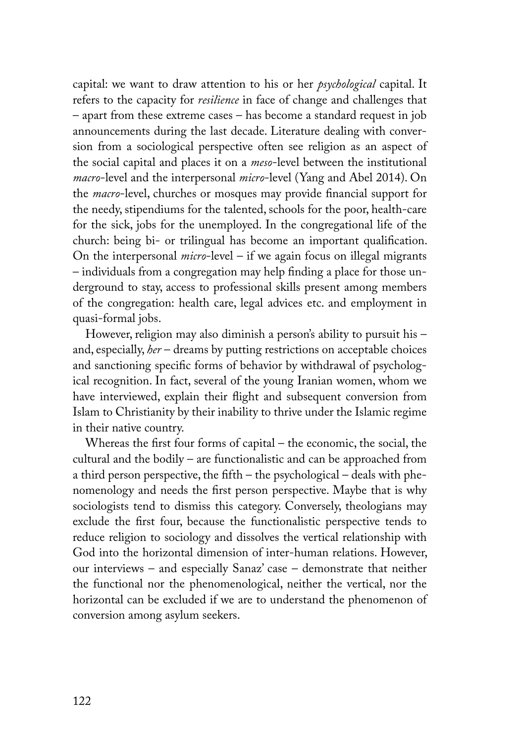capital: we want to draw attention to his or her *psychological* capital. It refers to the capacity for *resilience* in face of change and challenges that – apart from these extreme cases – has become a standard request in job announcements during the last decade. Literature dealing with conversion from a sociological perspective often see religion as an aspect of the social capital and places it on a *meso*-level between the institutional *macro*-level and the interpersonal *micro*-level (Yang and Abel 2014). On the *macro*-level, churches or mosques may provide financial support for the needy, stipendiums for the talented, schools for the poor, health-care for the sick, jobs for the unemployed. In the congregational life of the church: being bi- or trilingual has become an important qualification. On the interpersonal *micro*-level – if we again focus on illegal migrants – individuals from a congregation may help finding a place for those underground to stay, access to professional skills present among members of the congregation: health care, legal advices etc. and employment in quasi-formal jobs.

However, religion may also diminish a person's ability to pursuit his – and, especially, *her* – dreams by putting restrictions on acceptable choices and sanctioning specific forms of behavior by withdrawal of psychological recognition. In fact, several of the young Iranian women, whom we have interviewed, explain their flight and subsequent conversion from Islam to Christianity by their inability to thrive under the Islamic regime in their native country.

Whereas the first four forms of capital – the economic, the social, the cultural and the bodily – are functionalistic and can be approached from a third person perspective, the fifth – the psychological – deals with phenomenology and needs the first person perspective. Maybe that is why sociologists tend to dismiss this category. Conversely, theologians may exclude the first four, because the functionalistic perspective tends to reduce religion to sociology and dissolves the vertical relationship with God into the horizontal dimension of inter-human relations. However, our interviews – and especially Sanaz' case – demonstrate that neither the functional nor the phenomenological, neither the vertical, nor the horizontal can be excluded if we are to understand the phenomenon of conversion among asylum seekers.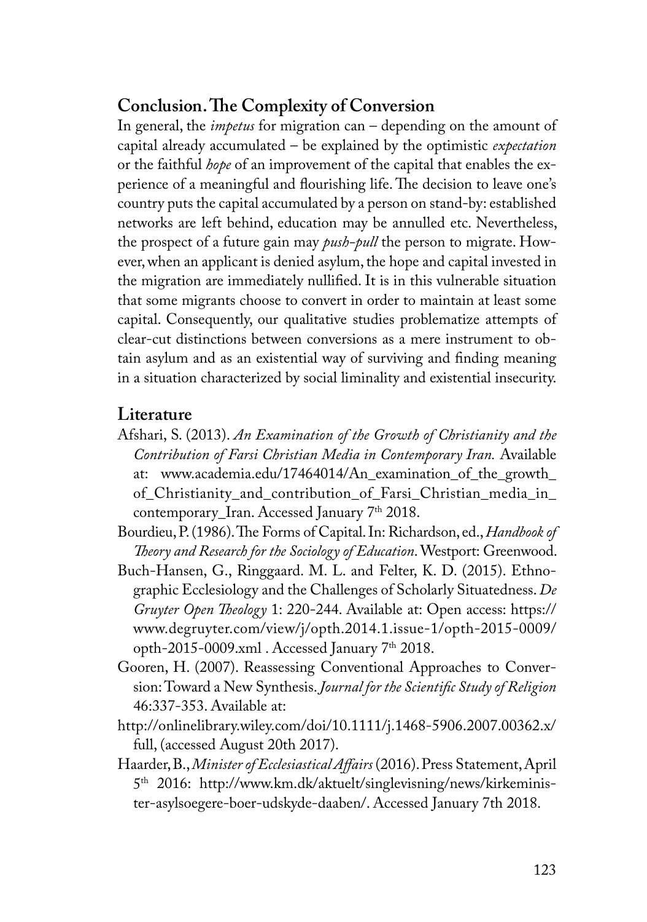## Conclusion. The Complexity of Conversion

In general, the *impetus* for migration can – depending on the amount of capital already accumulated – be explained by the optimistic *expectation* or the faithful *hope* of an improvement of the capital that enables the experience of a meaningful and flourishing life. The decision to leave one's country puts the capital accumulated by a person on stand-by: established networks are left behind, education may be annulled etc. Nevertheless, the prospect of a future gain may *push-pull* the person to migrate. However, when an applicant is denied asylum, the hope and capital invested in the migration are immediately nullified. It is in this vulnerable situation that some migrants choose to convert in order to maintain at least some capital. Consequently, our qualitative studies problematize attempts of clear-cut distinctions between conversions as a mere instrument to obtain asylum and as an existential way of surviving and finding meaning in a situation characterized by social liminality and existential insecurity.

## Literature

Afshari, S. (2013). *An Examination of the Growth of Christianity and the Contribution of Farsi Christian Media in Contemporary Iran.* Available at: www.academia.edu/17464014/An_examination_of_the_growth_of_Christianity_and_contribution_of_Farsi_Christian_media_in_contemporary_Iran. Accessed January 7th 2018.

Bourdieu, P. (1986). The Forms of Capital. In: Richardson, ed., *Handbook of Theory and Research for the Sociology of Education*. Westport: Greenwood.

Buch-Hansen, G., Ringgaard. M. L. and Felter, K. D. (2015). Ethnographic Ecclesiology and the Challenges of Scholarly Situatedness. *De Gruyter Open Theology* 1: 220-244. Available at: Open access: https://www.degruyter.com/view/j/opth.2014.1.issue-1/opth-2015-0009/opth-2015-0009.xml . Accessed January 7th 2018.

Gooren, H. (2007). Reassessing Conventional Approaches to Conversion: Toward a New Synthesis. *Journal for the Scientific Study of Religion* 46:337-353. Available at:
http://onlinelibrary.wiley.com/doi/10.1111/j.1468-5906.2007.00362.x/full, (accessed August 20th 2017).

Haarder, B., *Minister of Ecclesiastical Affairs* (2016). Press Statement, April 5th 2016: http://www.km.dk/aktuelt/singlevisning/news/kirkeminister-asylsoegere-boer-udskyde-daaben/. Accessed January 7th 2018.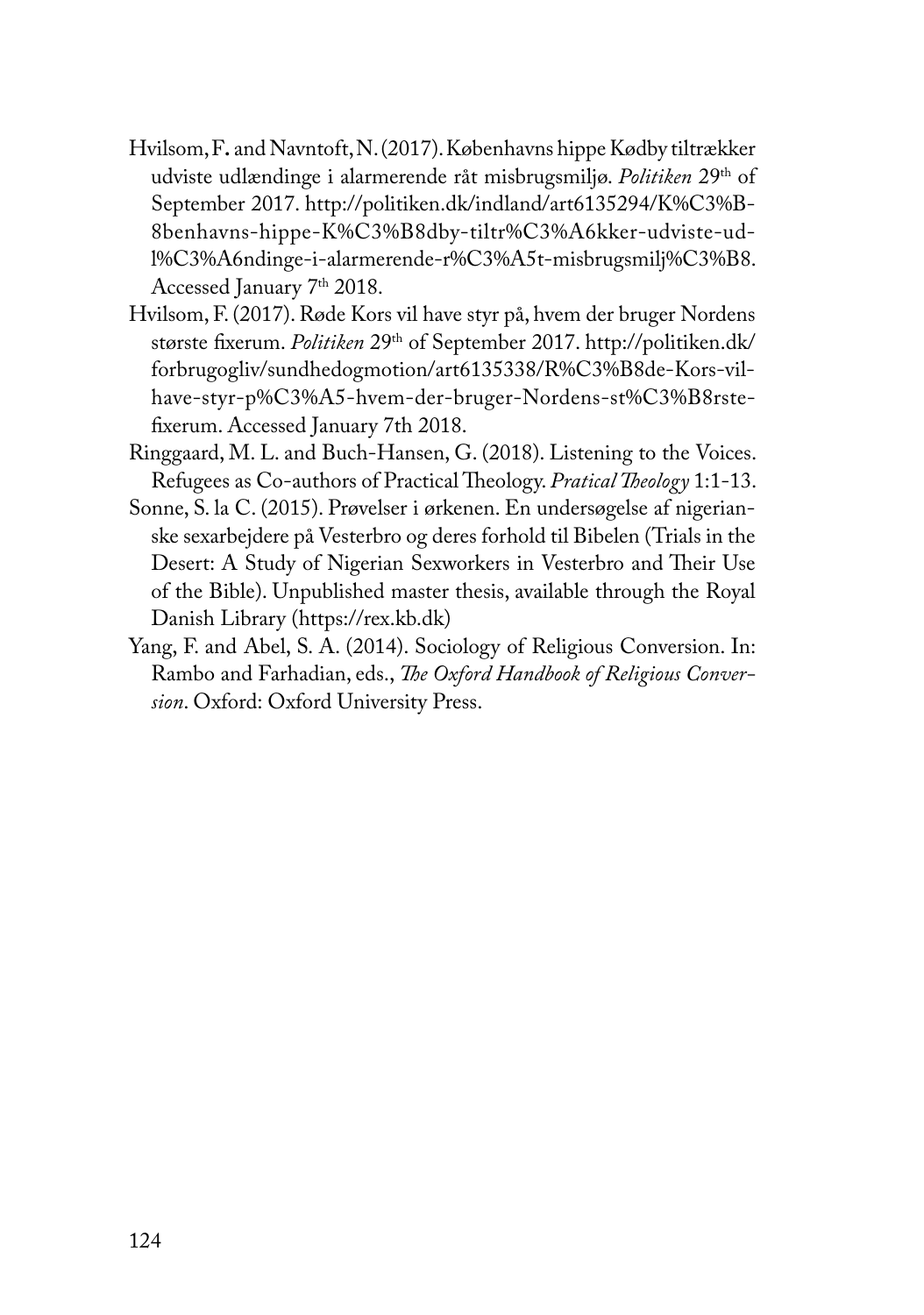Hvilsom, F. and Navntoft, N. (2017). Københavns hippe Kødby tiltrækker udviste udlændinge i alarmerende råt misbrugsmiljø. *Politiken* 29th of September 2017. http://politiken.dk/indland/art6135294/K%C3%B8benhavns-hippe-K%C3%B8dby-tiltr%C3%A6kker-udviste-udl%C3%A6ndinge-i-alarmerende-r%C3%A5t-misbrugsmilj%C3%B8. Accessed January 7th 2018.

Hvilsom, F. (2017). Røde Kors vil have styr på, hvem der bruger Nordens største fixerum. *Politiken* 29th of September 2017. http://politiken.dk/forbrugogliv/sundhedogmotion/art6135338/R%C3%B8de-Kors-vil-have-styr-p%C3%A5-hvem-der-bruger-Nordens-st%C3%B8rste-fixerum. Accessed January 7th 2018.

Ringgaard, M. L. and Buch-Hansen, G. (2018). Listening to the Voices. Refugees as Co-authors of Practical Theology. *Pratical Theology* 1:1-13.

Sonne, S. la C. (2015). Prøvelser i ørkenen. En undersøgelse af nigerianske sexarbejdere på Vesterbro og deres forhold til Bibelen (Trials in the Desert: A Study of Nigerian Sexworkers in Vesterbro and Their Use of the Bible). Unpublished master thesis, available through the Royal Danish Library (https://rex.kb.dk)

Yang, F. and Abel, S. A. (2014). Sociology of Religious Conversion. In: Rambo and Farhadian, eds., *The Oxford Handbook of Religious Conversion*. Oxford: Oxford University Press.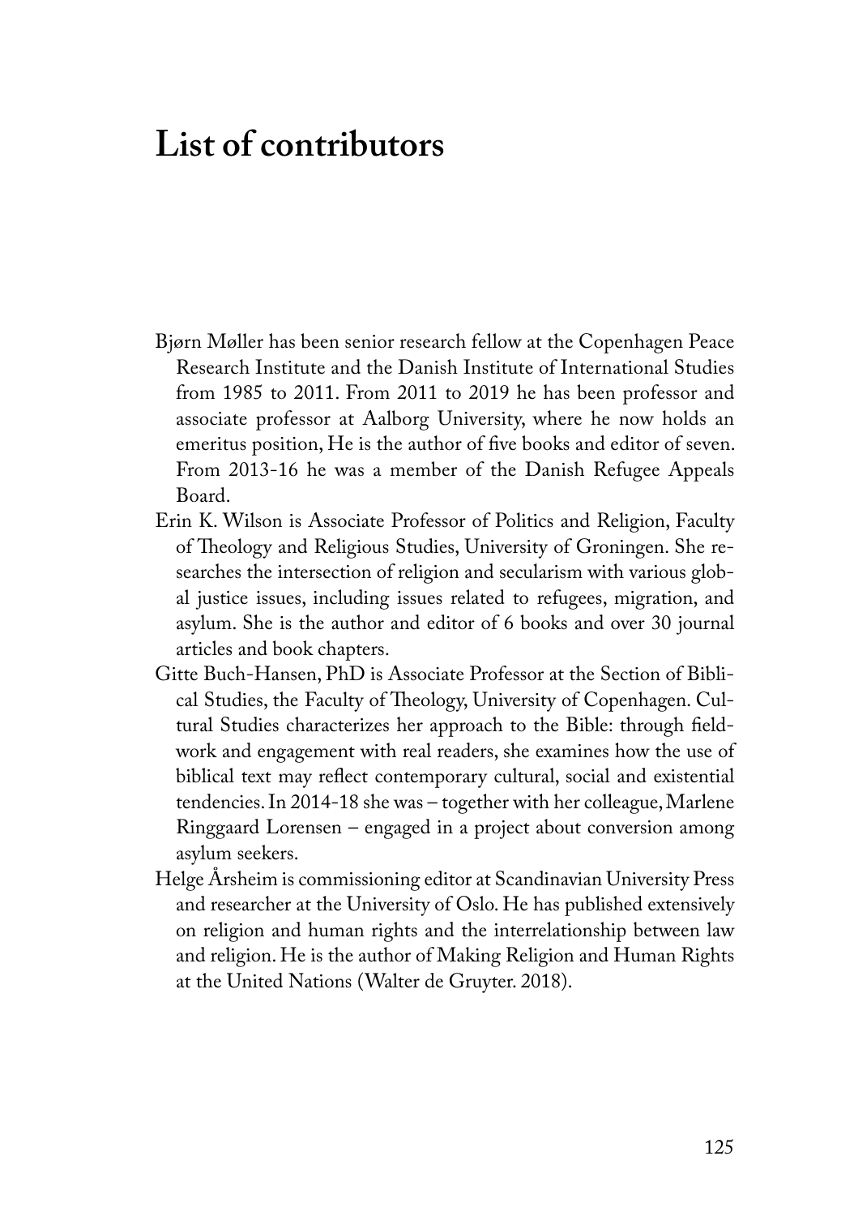# List of contributors

Bjørn Møller has been senior research fellow at the Copenhagen Peace Research Institute and the Danish Institute of International Studies from 1985 to 2011. From 2011 to 2019 he has been professor and associate professor at Aalborg University, where he now holds an emeritus position, He is the author of five books and editor of seven. From 2013-16 he was a member of the Danish Refugee Appeals Board.

Erin K. Wilson is Associate Professor of Politics and Religion, Faculty of Theology and Religious Studies, University of Groningen. She researches the intersection of religion and secularism with various global justice issues, including issues related to refugees, migration, and asylum. She is the author and editor of 6 books and over 30 journal articles and book chapters.

Gitte Buch-Hansen, PhD is Associate Professor at the Section of Biblical Studies, the Faculty of Theology, University of Copenhagen. Cultural Studies characterizes her approach to the Bible: through fieldwork and engagement with real readers, she examines how the use of biblical text may reflect contemporary cultural, social and existential tendencies. In 2014-18 she was – together with her colleague, Marlene Ringgaard Lorensen – engaged in a project about conversion among asylum seekers.

Helge Årsheim is commissioning editor at Scandinavian University Press and researcher at the University of Oslo. He has published extensively on religion and human rights and the interrelationship between law and religion. He is the author of Making Religion and Human Rights at the United Nations (Walter de Gruyter. 2018).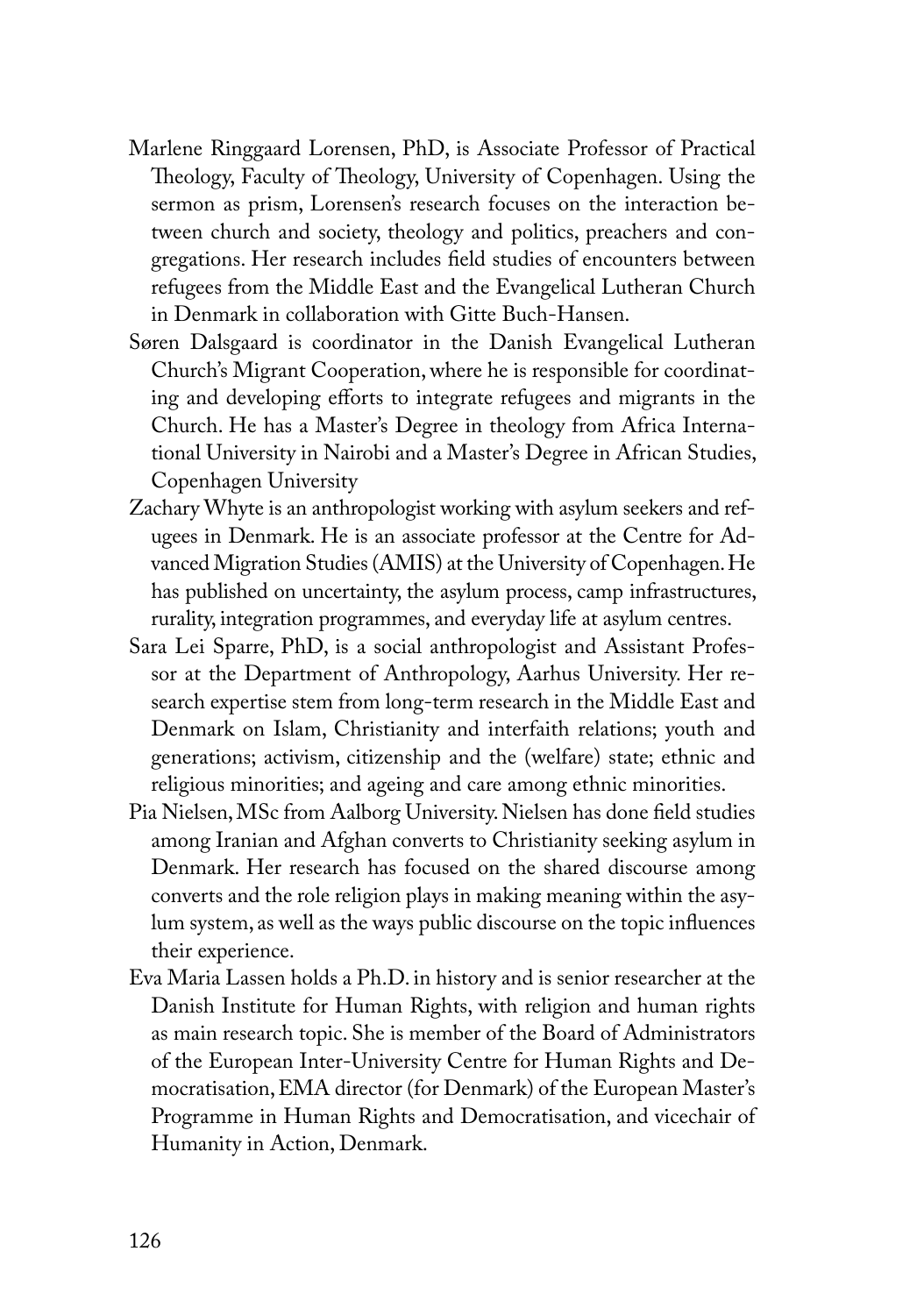Marlene Ringgaard Lorensen, PhD, is Associate Professor of Practical Theology, Faculty of Theology, University of Copenhagen. Using the sermon as prism, Lorensen's research focuses on the interaction between church and society, theology and politics, preachers and congregations. Her research includes field studies of encounters between refugees from the Middle East and the Evangelical Lutheran Church in Denmark in collaboration with Gitte Buch-Hansen.

Søren Dalsgaard is coordinator in the Danish Evangelical Lutheran Church's Migrant Cooperation, where he is responsible for coordinating and developing efforts to integrate refugees and migrants in the Church. He has a Master's Degree in theology from Africa International University in Nairobi and a Master's Degree in African Studies, Copenhagen University

Zachary Whyte is an anthropologist working with asylum seekers and refugees in Denmark. He is an associate professor at the Centre for Advanced Migration Studies (AMIS) at the University of Copenhagen. He has published on uncertainty, the asylum process, camp infrastructures, rurality, integration programmes, and everyday life at asylum centres.

Sara Lei Sparre, PhD, is a social anthropologist and Assistant Professor at the Department of Anthropology, Aarhus University. Her research expertise stem from long-term research in the Middle East and Denmark on Islam, Christianity and interfaith relations; youth and generations; activism, citizenship and the (welfare) state; ethnic and religious minorities; and ageing and care among ethnic minorities.

Pia Nielsen, MSc from Aalborg University. Nielsen has done field studies among Iranian and Afghan converts to Christianity seeking asylum in Denmark. Her research has focused on the shared discourse among converts and the role religion plays in making meaning within the asylum system, as well as the ways public discourse on the topic influences their experience.

Eva Maria Lassen holds a Ph.D. in history and is senior researcher at the Danish Institute for Human Rights, with religion and human rights as main research topic. She is member of the Board of Administrators of the European Inter-University Centre for Human Rights and Democratisation, EMA director (for Denmark) of the European Master's Programme in Human Rights and Democratisation, and vicechair of Humanity in Action, Denmark.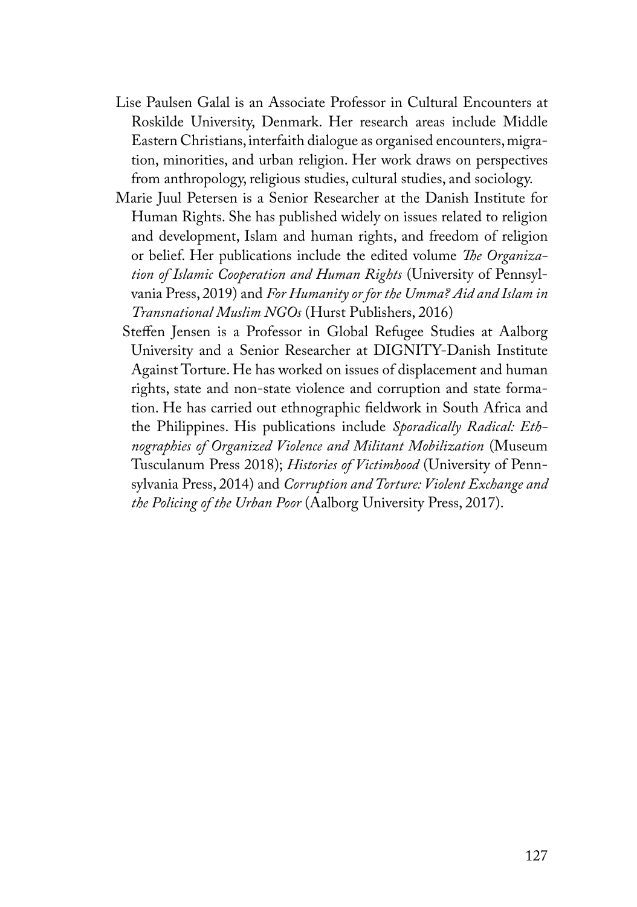Lise Paulsen Galal is an Associate Professor in Cultural Encounters at Roskilde University, Denmark. Her research areas include Middle Eastern Christians, interfaith dialogue as organised encounters, migration, minorities, and urban religion. Her work draws on perspectives from anthropology, religious studies, cultural studies, and sociology.

Marie Juul Petersen is a Senior Researcher at the Danish Institute for Human Rights. She has published widely on issues related to religion and development, Islam and human rights, and freedom of religion or belief. Her publications include the edited volume *The Organization of Islamic Cooperation and Human Rights* (University of Pennsylvania Press, 2019) and *For Humanity or for the Umma? Aid and Islam in Transnational Muslim NGOs* (Hurst Publishers, 2016)

Steffen Jensen is a Professor in Global Refugee Studies at Aalborg University and a Senior Researcher at DIGNITY-Danish Institute Against Torture. He has worked on issues of displacement and human rights, state and non-state violence and corruption and state formation. He has carried out ethnographic fieldwork in South Africa and the Philippines. His publications include *Sporadically Radical: Ethnographies of Organized Violence and Militant Mobilization* (Museum Tusculanum Press 2018); *Histories of Victimhood* (University of Pennsylvania Press, 2014) and *Corruption and Torture: Violent Exchange and the Policing of the Urban Poor* (Aalborg University Press, 2017).